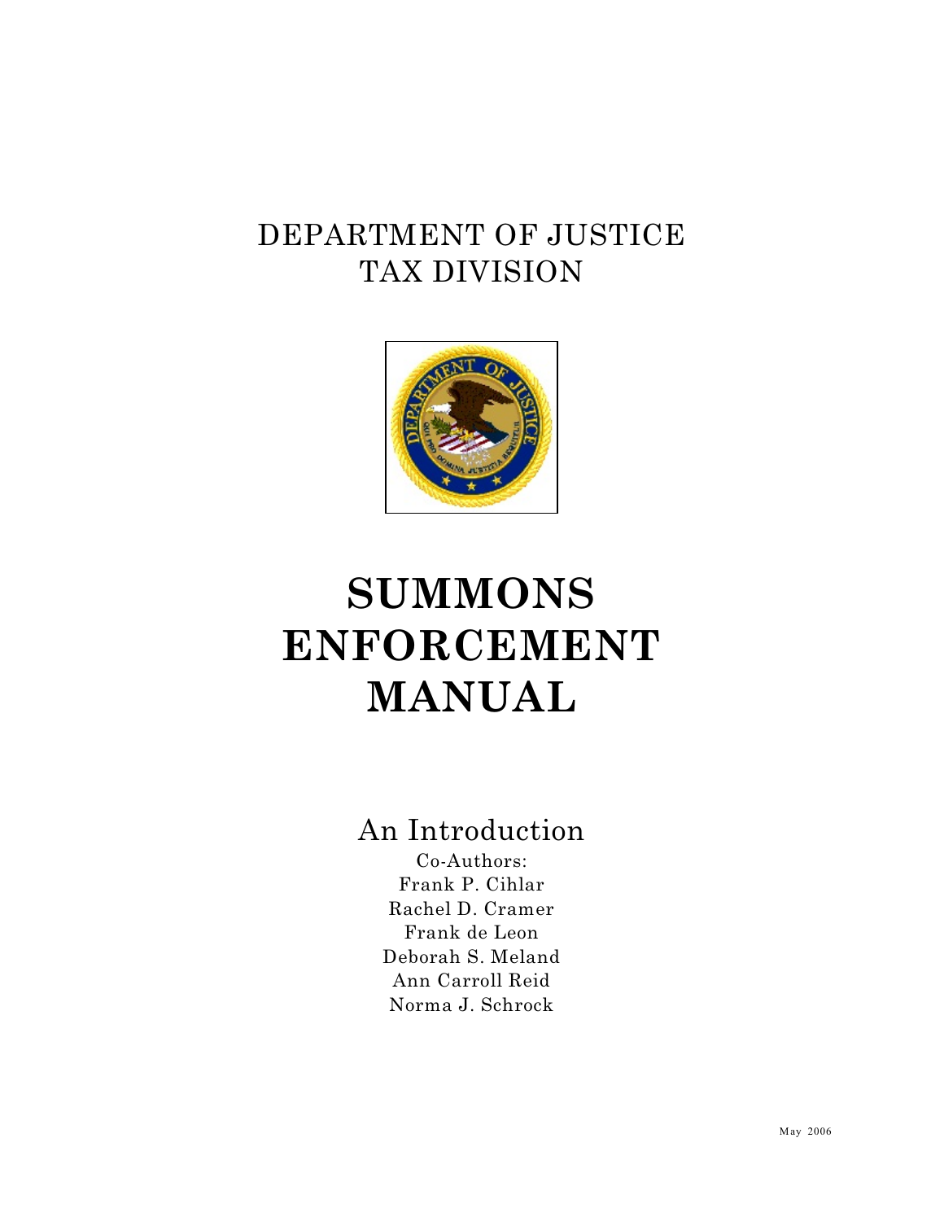DEPARTMENT OF JUSTICE
TAX DIVISION

# SUMMONS ENFORCEMENT MANUAL

## An Introduction

Co-Authors:
Frank P. Cihlar
Rachel D. Cramer
Frank de Leon
Deborah S. Meland
Ann Carroll Reid
Norma J. Schrock

May 2006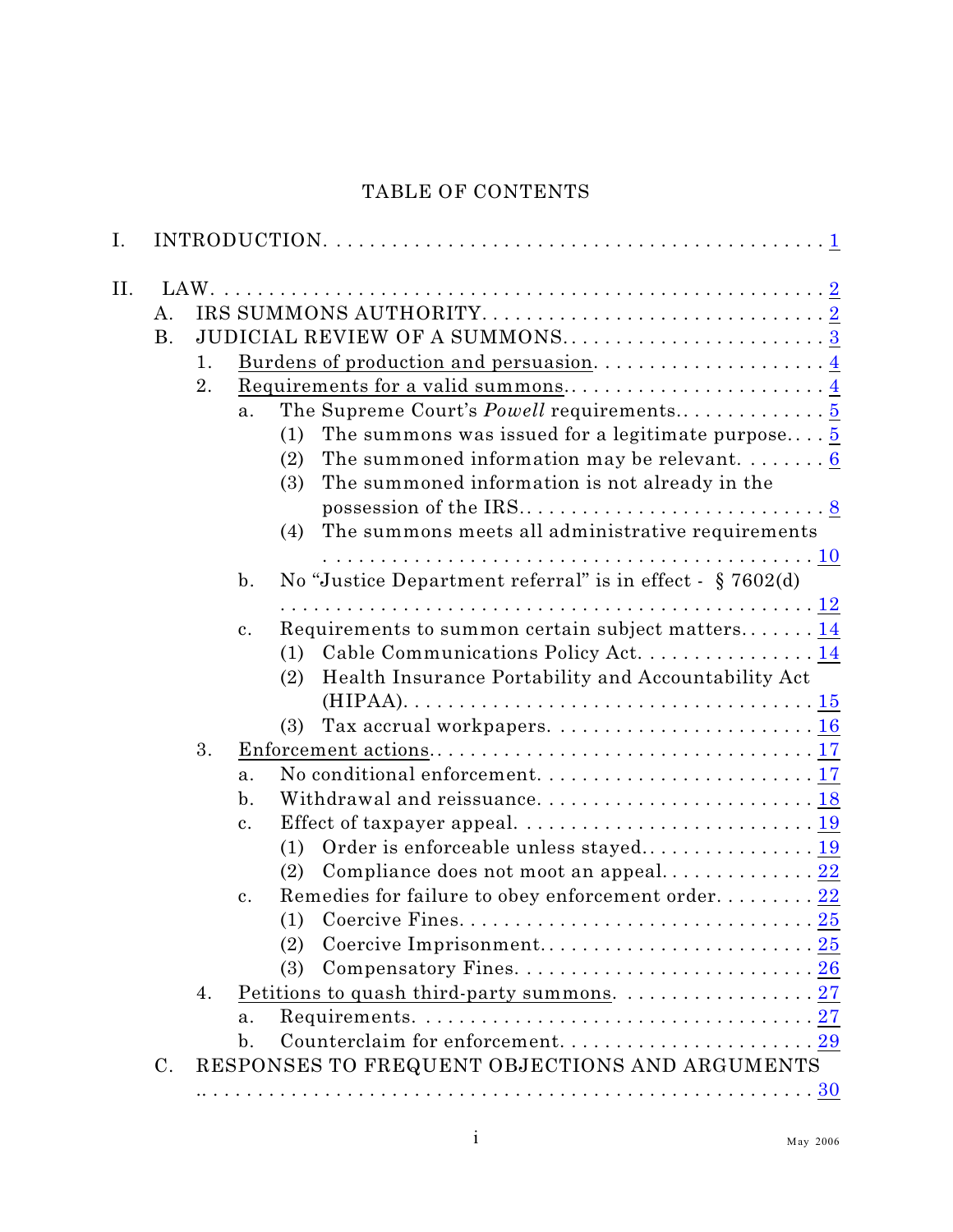# TABLE OF CONTENTS

I. INTRODUCTION. . . . . . . . . . . . . . . . . . . . . . . . . . . . . . . . . . . . . . . . . . . . . 1

II. LAW. . . . . . . . . . . . . . . . . . . . . . . . . . . . . . . . . . . . . . . . . . . . . . . . . . . 2
- A. IRS SUMMONS AUTHORITY. . . . . . . . . . . . . . . . . . . . . . . . . . . . . . . 2
- B. JUDICIAL REVIEW OF A SUMMONS. . . . . . . . . . . . . . . . . . . . . . . . . 3
  - 1. Burdens of production and persuasion. . . . . . . . . . . . . . . . . . . . . 4
  - 2. Requirements for a valid summons. . . . . . . . . . . . . . . . . . . . . . . . 4
    - a. The Supreme Court's *Powell* requirements.. . . . . . . . . . . . . . 5
      - (1) The summons was issued for a legitimate purpose. . . . 5
      - (2) The summoned information may be relevant. . . . . . . . 6
      - (3) The summoned information is not already in the possession of the IRS.. . . . . . . . . . . . . . . . . . . . . . . . . . . 8
      - (4) The summons meets all administrative requirements . . . . . . . . . . . . . . . . . . . . . . . . . . . . . . . . . . . . . . . . . . . . . . 10
    - b. No "Justice Department referral" is in effect - § 7602(d) . . . . . . . . . . . . . . . . . . . . . . . . . . . . . . . . . . . . . . . . . . . . . . 12
    - c. Requirements to summon certain subject matters. . . . . . . . 14
      - (1) Cable Communications Policy Act. . . . . . . . . . . . . . . . 14
      - (2) Health Insurance Portability and Accountability Act (HIPAA). . . . . . . . . . . . . . . . . . . . . . . . . . . . . . . . . . . . . 15
      - (3) Tax accrual workpapers. . . . . . . . . . . . . . . . . . . . . . . . 16
  - 3. Enforcement actions. . . . . . . . . . . . . . . . . . . . . . . . . . . . . . . . . . . 17
    - a. No conditional enforcement. . . . . . . . . . . . . . . . . . . . . . . . . 17
    - b. Withdrawal and reissuance. . . . . . . . . . . . . . . . . . . . . . . . . 18
    - c. Effect of taxpayer appeal. . . . . . . . . . . . . . . . . . . . . . . . . . 19
      - (1) Order is enforceable unless stayed. . . . . . . . . . . . . . . . 19
      - (2) Compliance does not moot an appeal. . . . . . . . . . . . . . 22
    - c. Remedies for failure to obey enforcement order. . . . . . . . . 22
      - (1) Coercive Fines. . . . . . . . . . . . . . . . . . . . . . . . . . . . . . . 25
      - (2) Coercive Imprisonment. . . . . . . . . . . . . . . . . . . . . . . . . 25
      - (3) Compensatory Fines. . . . . . . . . . . . . . . . . . . . . . . . . . 26
  - 4. Petitions to quash third-party summons. . . . . . . . . . . . . . . . . . . 27
    - a. Requirements. . . . . . . . . . . . . . . . . . . . . . . . . . . . . . . . . . . 27
    - b. Counterclaim for enforcement. . . . . . . . . . . . . . . . . . . . . . . 29
- C. RESPONSES TO FREQUENT OBJECTIONS AND ARGUMENTS . . . . . . . . . . . . . . . . . . . . . . . . . . . . . . . . . . . . . . . . . . . . . . . . . . . . . . 30

May 2006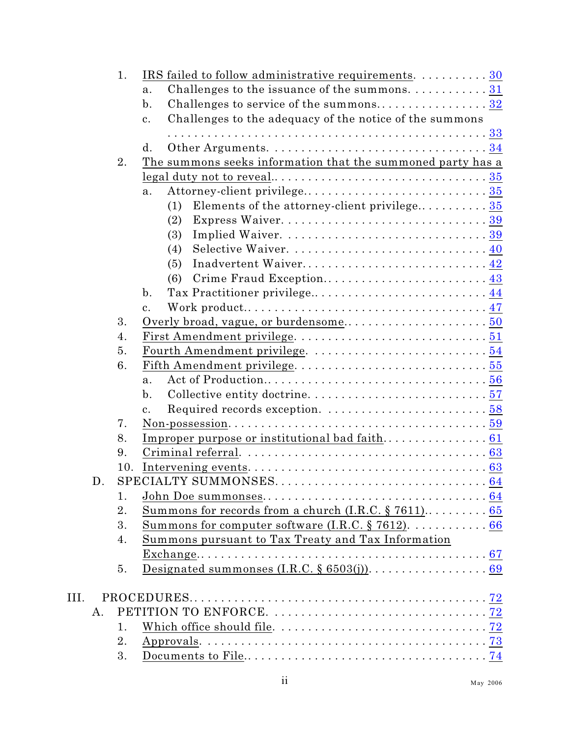1. IRS failed to follow administrative requirements. . . . . . . . . . . 30
   - a. Challenges to the issuance of the summons. . . . . . . . . . . . 31
   - b. Challenges to service of the summons. . . . . . . . . . . . . . . . . 32
   - c. Challenges to the adequacy of the notice of the summons . . . . . . . . . . . . . . . . . . . . . . . . . . . . . . . . . . . . . . . . . . . . 33
   - d. Other Arguments. . . . . . . . . . . . . . . . . . . . . . . . . . . . . . . 34
2. The summons seeks information that the summoned party has a legal duty not to reveal. . . . . . . . . . . . . . . . . . . . . . . . . . . . . . 35
   - a. Attorney-client privilege. . . . . . . . . . . . . . . . . . . . . . . . . . . 35
     - (1) Elements of the attorney-client privilege. . . . . . . . . . . 35
     - (2) Express Waiver. . . . . . . . . . . . . . . . . . . . . . . . . . . . . 39
     - (3) Implied Waiver. . . . . . . . . . . . . . . . . . . . . . . . . . . . . 39
     - (4) Selective Waiver. . . . . . . . . . . . . . . . . . . . . . . . . . . . 40
     - (5) Inadvertent Waiver. . . . . . . . . . . . . . . . . . . . . . . . . . 42
     - (6) Crime Fraud Exception. . . . . . . . . . . . . . . . . . . . . . . . 43
   - b. Tax Practitioner privilege. . . . . . . . . . . . . . . . . . . . . . . . . 44
   - c. Work product. . . . . . . . . . . . . . . . . . . . . . . . . . . . . . . . . . 47
3. Overly broad, vague, or burdensome. . . . . . . . . . . . . . . . . . . . . 50
4. First Amendment privilege. . . . . . . . . . . . . . . . . . . . . . . . . . . 51
5. Fourth Amendment privilege. . . . . . . . . . . . . . . . . . . . . . . . . . 54
6. Fifth Amendment privilege. . . . . . . . . . . . . . . . . . . . . . . . . . . 55
   - a. Act of Production. . . . . . . . . . . . . . . . . . . . . . . . . . . . . . . . 56
   - b. Collective entity doctrine. . . . . . . . . . . . . . . . . . . . . . . . . . 57
   - c. Required records exception. . . . . . . . . . . . . . . . . . . . . . . . 58
7. Non-possession. . . . . . . . . . . . . . . . . . . . . . . . . . . . . . . . . . . . 59
8. Improper purpose or institutional bad faith. . . . . . . . . . . . . . . . 61
9. Criminal referral. . . . . . . . . . . . . . . . . . . . . . . . . . . . . . . . . . . 63
10. Intervening events. . . . . . . . . . . . . . . . . . . . . . . . . . . . . . . . . 63

D. SPECIALTY SUMMONSES. . . . . . . . . . . . . . . . . . . . . . . . . . . . . . 64

1. John Doe summonses. . . . . . . . . . . . . . . . . . . . . . . . . . . . . . . . 64
2. Summons for records from a church (I.R.C. § 7611). . . . . . . . . . 65
3. Summons for computer software (I.R.C. § 7612). . . . . . . . . . . . 66
4. Summons pursuant to Tax Treaty and Tax Information Exchange. . . . . . . . . . . . . . . . . . . . . . . . . . . . . . . . . . . . . . . . . 67
5. Designated summonses (I.R.C. § 6503(j)). . . . . . . . . . . . . . . . . 69

III. PROCEDURES. . . . . . . . . . . . . . . . . . . . . . . . . . . . . . . . . . . . . . . . . 72

A. PETITION TO ENFORCE. . . . . . . . . . . . . . . . . . . . . . . . . . . . . . . . 72

1. Which office should file. . . . . . . . . . . . . . . . . . . . . . . . . . . . . . . 72
2. Approvals. . . . . . . . . . . . . . . . . . . . . . . . . . . . . . . . . . . . . . . . . 73
3. Documents to File. . . . . . . . . . . . . . . . . . . . . . . . . . . . . . . . . . . 74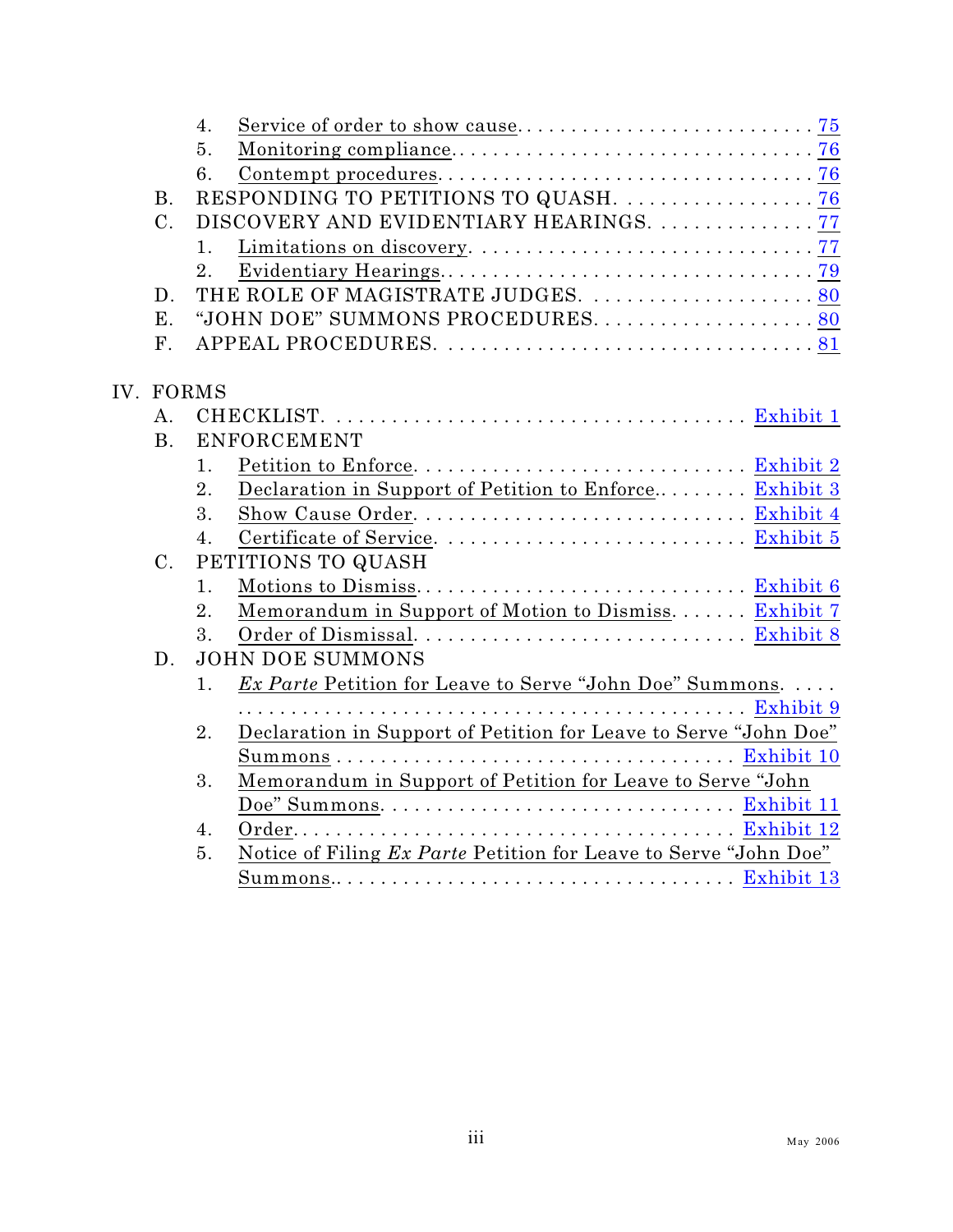4. Service of order to show cause. . . . . . . . . . . . . . . . . . . . . . . . . . . 75
5. Monitoring compliance. . . . . . . . . . . . . . . . . . . . . . . . . . . . . . . . 76
6. Contempt procedures. . . . . . . . . . . . . . . . . . . . . . . . . . . . . . . . . 76

B. RESPONDING TO PETITIONS TO QUASH. . . . . . . . . . . . . . . . . . 76

C. DISCOVERY AND EVIDENTIARY HEARINGS. . . . . . . . . . . . . . . 77
1. Limitations on discovery. . . . . . . . . . . . . . . . . . . . . . . . . . . . . . 77
2. Evidentiary Hearings. . . . . . . . . . . . . . . . . . . . . . . . . . . . . . . . . 79

D. THE ROLE OF MAGISTRATE JUDGES. . . . . . . . . . . . . . . . . . . . 80

E. "JOHN DOE" SUMMONS PROCEDURES. . . . . . . . . . . . . . . . . . . . 80

F. APPEAL PROCEDURES. . . . . . . . . . . . . . . . . . . . . . . . . . . . . . . . . 81

IV. FORMS

A. CHECKLIST. . . . . . . . . . . . . . . . . . . . . . . . . . . . . . . . . . . . . Exhibit 1

B. ENFORCEMENT
1. Petition to Enforce. . . . . . . . . . . . . . . . . . . . . . . . . . . . . . Exhibit 2
2. Declaration in Support of Petition to Enforce.. . . . . . . . . Exhibit 3
3. Show Cause Order. . . . . . . . . . . . . . . . . . . . . . . . . . . . . Exhibit 4
4. Certificate of Service. . . . . . . . . . . . . . . . . . . . . . . . . . . Exhibit 5

C. PETITIONS TO QUASH
1. Motions to Dismiss. . . . . . . . . . . . . . . . . . . . . . . . . . . . . Exhibit 6
2. Memorandum in Support of Motion to Dismiss. . . . . . . Exhibit 7
3. Order of Dismissal. . . . . . . . . . . . . . . . . . . . . . . . . . . . Exhibit 8

D. JOHN DOE SUMMONS
1. *Ex Parte* Petition for Leave to Serve "John Doe" Summons. . . . . . . . . . . . . . . . . . . . . . . . . . . . . . . . . . . . . . . . . . . . . . . . Exhibit 9
2. Declaration in Support of Petition for Leave to Serve "John Doe" Summons . . . . . . . . . . . . . . . . . . . . . . . . . . . . . . . . . . . Exhibit 10
3. Memorandum in Support of Petition for Leave to Serve "John Doe" Summons. . . . . . . . . . . . . . . . . . . . . . . . . . . . . . Exhibit 11
4. Order. . . . . . . . . . . . . . . . . . . . . . . . . . . . . . . . . . . . . . . . Exhibit 12
5. Notice of Filing *Ex Parte* Petition for Leave to Serve "John Doe" Summons.. . . . . . . . . . . . . . . . . . . . . . . . . . . . . . . . . . . Exhibit 13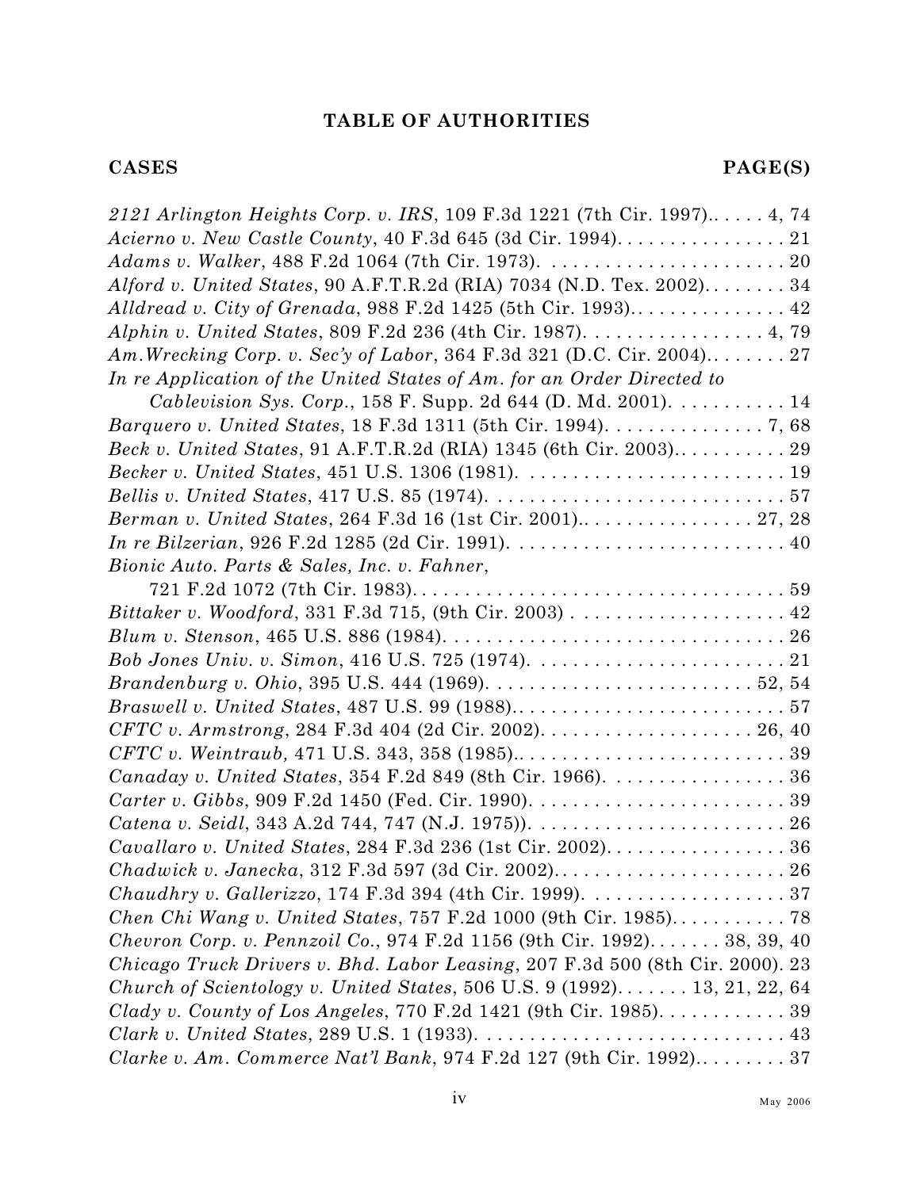## TABLE OF AUTHORITIES

**CASES** **PAGE(S)**

*2121 Arlington Heights Corp. v. IRS*, 109 F.3d 1221 (7th Cir. 1997)...... 4, 74
*Acierno v. New Castle County*, 40 F.3d 645 (3d Cir. 1994)................ 21
*Adams v. Walker*, 488 F.2d 1064 (7th Cir. 1973). ....................... 20
*Alford v. United States*, 90 A.F.T.R.2d (RIA) 7034 (N.D. Tex. 2002)........ 34
*Alldread v. City of Grenada*, 988 F.2d 1425 (5th Cir. 1993).............. 42
*Alphin v. United States*, 809 F.2d 236 (4th Cir. 1987). ................. 4, 79
*Am.Wrecking Corp. v. Sec'y of Labor*, 364 F.3d 321 (D.C. Cir. 2004)........ 27
*In re Application of the United States of Am. for an Order Directed to Cablevision Sys. Corp.*, 158 F. Supp. 2d 644 (D. Md. 2001). .......... 14
*Barquero v. United States*, 18 F.3d 1311 (5th Cir. 1994). .............. 7, 68
*Beck v. United States*, 91 A.F.T.R.2d (RIA) 1345 (6th Cir. 2003)........... 29
*Becker v. United States*, 451 U.S. 1306 (1981). ......................... 19
*Bellis v. United States*, 417 U.S. 85 (1974). ........................... 57
*Berman v. United States*, 264 F.3d 16 (1st Cir. 2001)................. 27, 28
*In re Bilzerian*, 926 F.2d 1285 (2d Cir. 1991). .......................... 40
*Bionic Auto. Parts & Sales, Inc. v. Fahner*, 721 F.2d 1072 (7th Cir. 1983)................................... 59
*Bittaker v. Woodford*, 331 F.3d 715, (9th Cir. 2003) .................... 42
*Blum v. Stenson*, 465 U.S. 886 (1984). ................................ 26
*Bob Jones Univ. v. Simon*, 416 U.S. 725 (1974). ........................ 21
*Brandenburg v. Ohio*, 395 U.S. 444 (1969). ......................... 52, 54
*Braswell v. United States*, 487 U.S. 99 (1988).......................... 57
*CFTC v. Armstrong*, 284 F.3d 404 (2d Cir. 2002). .................... 26, 40
*CFTC v. Weintraub,* 471 U.S. 343, 358 (1985).......................... 39
*Canaday v. United States*, 354 F.2d 849 (8th Cir. 1966). ................. 36
*Carter v. Gibbs*, 909 F.2d 1450 (Fed. Cir. 1990). ........................ 39
*Catena v. Seidl*, 343 A.2d 744, 747 (N.J. 1975)). ........................ 26
*Cavallaro v. United States*, 284 F.3d 236 (1st Cir. 2002)................. 36
*Chadwick v. Janecka*, 312 F.3d 597 (3d Cir. 2002)....................... 26
*Chaudhry v. Gallerizzo*, 174 F.3d 394 (4th Cir. 1999). ................... 37
*Chen Chi Wang v. United States*, 757 F.2d 1000 (9th Cir. 1985)........... 78
*Chevron Corp. v. Pennzoil Co.*, 974 F.2d 1156 (9th Cir. 1992)....... 38, 39, 40
*Chicago Truck Drivers v. Bhd. Labor Leasing*, 207 F.3d 500 (8th Cir. 2000). 23
*Church of Scientology v. United States*, 506 U.S. 9 (1992)....... 13, 21, 22, 64
*Clady v. County of Los Angeles*, 770 F.2d 1421 (9th Cir. 1985)............ 39
*Clark v. United States*, 289 U.S. 1 (1933). ............................ 43
*Clarke v. Am. Commerce Nat'l Bank*, 974 F.2d 127 (9th Cir. 1992)......... 37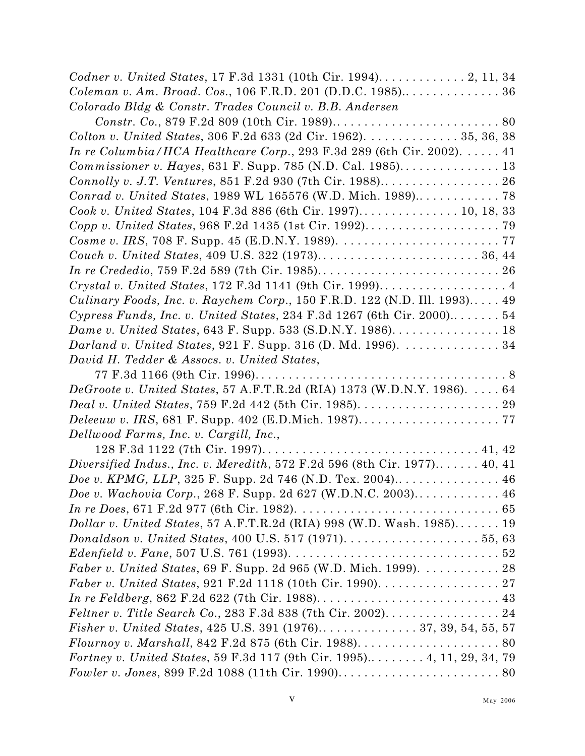*Codner v. United States*, 17 F.3d 1331 (10th Cir. 1994). . . . . . . . . . . . . 2, 11, 34
*Coleman v. Am. Broad. Cos.*, 106 F.R.D. 201 (D.D.C. 1985). . . . . . . . . . . . . . . 36
*Colorado Bldg & Constr. Trades Council v. B.B. Andersen Constr. Co.*, 879 F.2d 809 (10th Cir. 1989). . . . . . . . . . . . . . . . . . . . . . . . . 80
*Colton v. United States*, 306 F.2d 633 (2d Cir. 1962). . . . . . . . . . . . . . 35, 36, 38
*In re Columbia/HCA Healthcare Corp.*, 293 F.3d 289 (6th Cir. 2002). . . . . . 41
*Commissioner v. Hayes*, 631 F. Supp. 785 (N.D. Cal. 1985). . . . . . . . . . . . . . . 13
*Connolly v. J.T. Ventures*, 851 F.2d 930 (7th Cir. 1988). . . . . . . . . . . . . . . . . 26
*Conrad v. United States*, 1989 WL 165576 (W.D. Mich. 1989). . . . . . . . . . . . 78
*Cook v. United States*, 104 F.3d 886 (6th Cir. 1997). . . . . . . . . . . . . . . 10, 18, 33
*Copp v. United States*, 968 F.2d 1435 (1st Cir. 1992). . . . . . . . . . . . . . . . . . . . 79
*Cosme v. IRS*, 708 F. Supp. 45 (E.D.N.Y. 1989). . . . . . . . . . . . . . . . . . . . . . . . 77
*Couch v. United States*, 409 U.S. 322 (1973). . . . . . . . . . . . . . . . . . . . . . . . 36, 44
*In re Crededio*, 759 F.2d 589 (7th Cir. 1985). . . . . . . . . . . . . . . . . . . . . . . . . . 26
*Crystal v. United States*, 172 F.3d 1141 (9th Cir. 1999). . . . . . . . . . . . . . . . . . . 4
*Culinary Foods, Inc. v. Raychem Corp.*, 150 F.R.D. 122 (N.D. Ill. 1993). . . . . 49
*Cypress Funds, Inc. v. United States*, 234 F.3d 1267 (6th Cir. 2000). . . . . . . 54
*Dame v. United States*, 643 F. Supp. 533 (S.D.N.Y. 1986). . . . . . . . . . . . . . . . 18
*Darland v. United States*, 921 F. Supp. 316 (D. Md. 1996). . . . . . . . . . . . . . . 34
*David H. Tedder & Assocs. v. United States*, 77 F.3d 1166 (9th Cir. 1996). . . . . . . . . . . . . . . . . . . . . . . . . . . . . . . . . . . . 8
*DeGroote v. United States*, 57 A.F.T.R.2d (RIA) 1373 (W.D.N.Y. 1986). . . . . 64
*Deal v. United States*, 759 F.2d 442 (5th Cir. 1985). . . . . . . . . . . . . . . . . . . . . 29
*Deleeuw v. IRS*, 681 F. Supp. 402 (E.D.Mich. 1987). . . . . . . . . . . . . . . . . . . . . 77
*Dellwood Farms, Inc. v. Cargill, Inc.*, 128 F.3d 1122 (7th Cir. 1997). . . . . . . . . . . . . . . . . . . . . . . . . . . . . . . . 41, 42
*Diversified Indus., Inc. v. Meredith*, 572 F.2d 596 (8th Cir. 1977). . . . . . . 40, 41
*Doe v. KPMG, LLP*, 325 F. Supp. 2d 746 (N.D. Tex. 2004). . . . . . . . . . . . . . . . 46
*Doe v. Wachovia Corp.*, 268 F. Supp. 2d 627 (W.D.N.C. 2003). . . . . . . . . . . . . 46
*In re Does*, 671 F.2d 977 (6th Cir. 1982). . . . . . . . . . . . . . . . . . . . . . . . . . . . . 65
*Dollar v. United States*, 57 A.F.T.R.2d (RIA) 998 (W.D. Wash. 1985). . . . . . . 19
*Donaldson v. United States*, 400 U.S. 517 (1971). . . . . . . . . . . . . . . . . . . . 55, 63
*Edenfield v. Fane*, 507 U.S. 761 (1993). . . . . . . . . . . . . . . . . . . . . . . . . . . . . . 52
*Faber v. United States*, 69 F. Supp. 2d 965 (W.D. Mich. 1999). . . . . . . . . . . . 28
*Faber v. United States*, 921 F.2d 1118 (10th Cir. 1990). . . . . . . . . . . . . . . . . . 27
*In re Feldberg*, 862 F.2d 622 (7th Cir. 1988). . . . . . . . . . . . . . . . . . . . . . . . . . 43
*Feltner v. Title Search Co.*, 283 F.3d 838 (7th Cir. 2002). . . . . . . . . . . . . . . . . 24
*Fisher v. United States*, 425 U.S. 391 (1976). . . . . . . . . . . . . . . 37, 39, 54, 55, 57
*Flournoy v. Marshall*, 842 F.2d 875 (6th Cir. 1988). . . . . . . . . . . . . . . . . . . . . 80
*Fortney v. United States*, 59 F.3d 117 (9th Cir. 1995). . . . . . . . . 4, 11, 29, 34, 79
*Fowler v. Jones*, 899 F.2d 1088 (11th Cir. 1990). . . . . . . . . . . . . . . . . . . . . . . . 80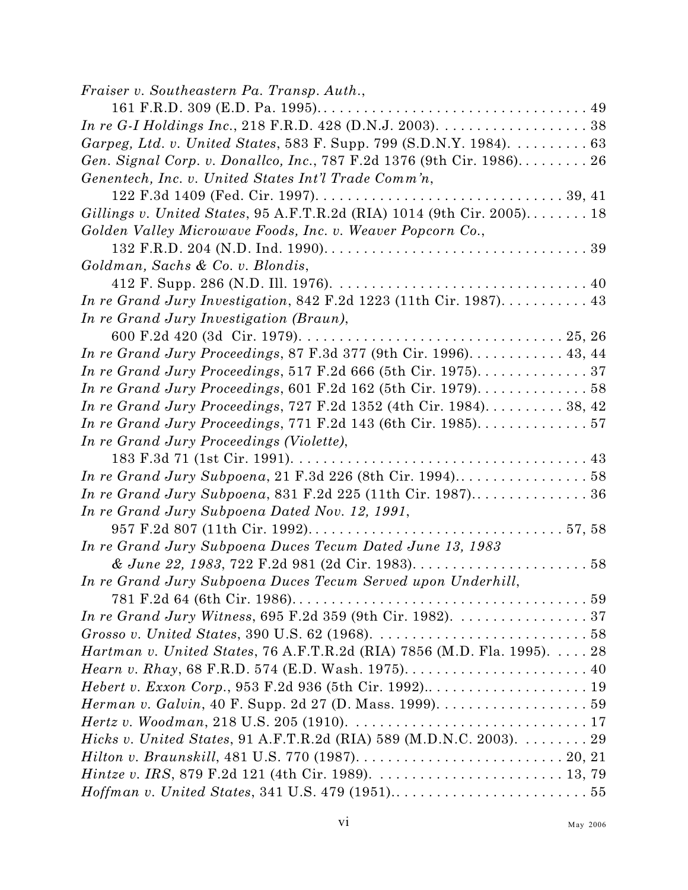*Fraiser v. Southeastern Pa. Transp. Auth.*,
161 F.R.D. 309 (E.D. Pa. 1995). . . . . . . . . . . . . . . . . . . . . . . . . . . . . . . . . . 49

*In re G-I Holdings Inc.*, 218 F.R.D. 428 (D.N.J. 2003). . . . . . . . . . . . . . . . . . . 38

*Garpeg, Ltd. v. United States*, 583 F. Supp. 799 (S.D.N.Y. 1984). . . . . . . . . . 63

*Gen. Signal Corp. v. Donallco, Inc.*, 787 F.2d 1376 (9th Cir. 1986). . . . . . . . . 26

*Genentech, Inc. v. United States Int'l Trade Comm'n*,
122 F.3d 1409 (Fed. Cir. 1997). . . . . . . . . . . . . . . . . . . . . . . . . . . . . . 39, 41

*Gillings v. United States*, 95 A.F.T.R.2d (RIA) 1014 (9th Cir. 2005). . . . . . . . 18

*Golden Valley Microwave Foods, Inc. v. Weaver Popcorn Co.*,
132 F.R.D. 204 (N.D. Ind. 1990). . . . . . . . . . . . . . . . . . . . . . . . . . . . . . . . . 39

*Goldman, Sachs & Co. v. Blondis*,
412 F. Supp. 286 (N.D. Ill. 1976). . . . . . . . . . . . . . . . . . . . . . . . . . . . . . . . 40

*In re Grand Jury Investigation*, 842 F.2d 1223 (11th Cir. 1987). . . . . . . . . . . 43

*In re Grand Jury Investigation (Braun)*,
600 F.2d 420 (3d Cir. 1979). . . . . . . . . . . . . . . . . . . . . . . . . . . . . . . . . 25, 26

*In re Grand Jury Proceedings*, 87 F.3d 377 (9th Cir. 1996). . . . . . . . . . . . 43, 44

*In re Grand Jury Proceedings*, 517 F.2d 666 (5th Cir. 1975). . . . . . . . . . . . . . 37

*In re Grand Jury Proceedings*, 601 F.2d 162 (5th Cir. 1979). . . . . . . . . . . . . . 58

*In re Grand Jury Proceedings*, 727 F.2d 1352 (4th Cir. 1984). . . . . . . . . . 38, 42

*In re Grand Jury Proceedings*, 771 F.2d 143 (6th Cir. 1985). . . . . . . . . . . . . . 57

*In re Grand Jury Proceedings (Violette)*,
183 F.3d 71 (1st Cir. 1991). . . . . . . . . . . . . . . . . . . . . . . . . . . . . . . . . . . . 43

*In re Grand Jury Subpoena*, 21 F.3d 226 (8th Cir. 1994).. . . . . . . . . . . . . . . . 58

*In re Grand Jury Subpoena*, 831 F.2d 225 (11th Cir. 1987).. . . . . . . . . . . . . . 36

*In re Grand Jury Subpoena Dated Nov. 12, 1991*,
957 F.2d 807 (11th Cir. 1992). . . . . . . . . . . . . . . . . . . . . . . . . . . . . . . 57, 58

*In re Grand Jury Subpoena Duces Tecum Dated June 13, 1983 & June 22, 1983*, 722 F.2d 981 (2d Cir. 1983). . . . . . . . . . . . . . . . . . . . . . 58

*In re Grand Jury Subpoena Duces Tecum Served upon Underhill*,
781 F.2d 64 (6th Cir. 1986). . . . . . . . . . . . . . . . . . . . . . . . . . . . . . . . . . . . 59

*In re Grand Jury Witness*, 695 F.2d 359 (9th Cir. 1982). . . . . . . . . . . . . . . . . 37

*Grosso v. United States*, 390 U.S. 62 (1968). . . . . . . . . . . . . . . . . . . . . . . . . . 58

*Hartman v. United States*, 76 A.F.T.R.2d (RIA) 7856 (M.D. Fla. 1995). . . . . 28

*Hearn v. Rhay*, 68 F.R.D. 574 (E.D. Wash. 1975). . . . . . . . . . . . . . . . . . . . . . 40

*Hebert v. Exxon Corp.*, 953 F.2d 936 (5th Cir. 1992).. . . . . . . . . . . . . . . . . . . 19

*Herman v. Galvin*, 40 F. Supp. 2d 27 (D. Mass. 1999). . . . . . . . . . . . . . . . . . 59

*Hertz v. Woodman*, 218 U.S. 205 (1910). . . . . . . . . . . . . . . . . . . . . . . . . . . . . 17

*Hicks v. United States*, 91 A.F.T.R.2d (RIA) 589 (M.D.N.C. 2003). . . . . . . . . 29

*Hilton v. Braunskill*, 481 U.S. 770 (1987). . . . . . . . . . . . . . . . . . . . . . . . . 20, 21

*Hintze v. IRS*, 879 F.2d 121 (4th Cir. 1989). . . . . . . . . . . . . . . . . . . . . . . 13, 79

*Hoffman v. United States*, 341 U.S. 479 (1951).. . . . . . . . . . . . . . . . . . . . . . . . 55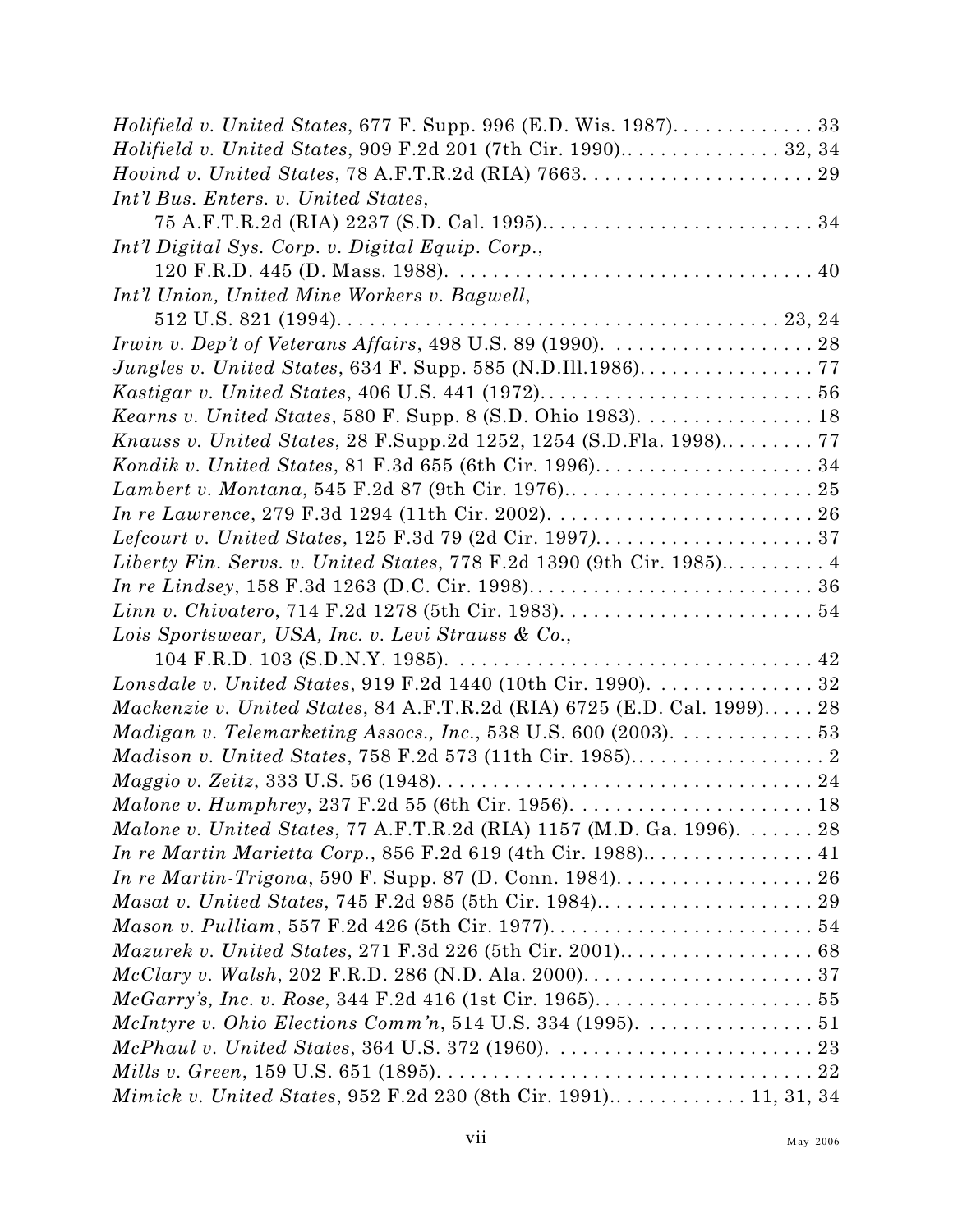*Holifield v. United States*, 677 F. Supp. 996 (E.D. Wis. 1987). . . . . . . . . . . . . 33

*Holifield v. United States*, 909 F.2d 201 (7th Cir. 1990).. . . . . . . . . . . . . . . 32, 34

*Hovind v. United States*, 78 A.F.T.R.2d (RIA) 7663. . . . . . . . . . . . . . . . . . . . . 29

*Int'l Bus. Enters. v. United States*,
    75 A.F.T.R.2d (RIA) 2237 (S.D. Cal. 1995).. . . . . . . . . . . . . . . . . . . . . . . . 34

*Int'l Digital Sys. Corp. v. Digital Equip. Corp.*,
    120 F.R.D. 445 (D. Mass. 1988). . . . . . . . . . . . . . . . . . . . . . . . . . . . . . . . 40

*Int'l Union, United Mine Workers v. Bagwell*,
    512 U.S. 821 (1994). . . . . . . . . . . . . . . . . . . . . . . . . . . . . . . . . . . . . . . 23, 24

*Irwin v. Dep't of Veterans Affairs*, 498 U.S. 89 (1990). . . . . . . . . . . . . . . . . . . 28

*Jungles v. United States*, 634 F. Supp. 585 (N.D.Ill.1986). . . . . . . . . . . . . . . . 77

*Kastigar v. United States*, 406 U.S. 441 (1972). . . . . . . . . . . . . . . . . . . . . . . . 56

*Kearns v. United States*, 580 F. Supp. 8 (S.D. Ohio 1983). . . . . . . . . . . . . . . . 18

*Knauss v. United States*, 28 F.Supp.2d 1252, 1254 (S.D.Fla. 1998).. . . . . . . . . 77

*Kondik v. United States*, 81 F.3d 655 (6th Cir. 1996). . . . . . . . . . . . . . . . . . . . 34

*Lambert v. Montana*, 545 F.2d 87 (9th Cir. 1976).. . . . . . . . . . . . . . . . . . . . . . 25

*In re Lawrence*, 279 F.3d 1294 (11th Cir. 2002). . . . . . . . . . . . . . . . . . . . . . . . 26

*Lefcourt v. United States*, 125 F.3d 79 (2d Cir. 1997). . . . . . . . . . . . . . . . . . . . 37

*Liberty Fin. Servs. v. United States*, 778 F.2d 1390 (9th Cir. 1985).. . . . . . . . . 4

*In re Lindsey*, 158 F.3d 1263 (D.C. Cir. 1998). . . . . . . . . . . . . . . . . . . . . . . . . . 36

*Linn v. Chivatero*, 714 F.2d 1278 (5th Cir. 1983). . . . . . . . . . . . . . . . . . . . . . . 54

*Lois Sportswear, USA, Inc. v. Levi Strauss & Co.*,
    104 F.R.D. 103 (S.D.N.Y. 1985). . . . . . . . . . . . . . . . . . . . . . . . . . . . . . . . 42

*Lonsdale v. United States*, 919 F.2d 1440 (10th Cir. 1990). . . . . . . . . . . . . . . 32

*Mackenzie v. United States*, 84 A.F.T.R.2d (RIA) 6725 (E.D. Cal. 1999). . . . . 28

*Madigan v. Telemarketing Assocs., Inc.*, 538 U.S. 600 (2003). . . . . . . . . . . . . 53

*Madison v. United States*, 758 F.2d 573 (11th Cir. 1985).. . . . . . . . . . . . . . . . . . 2

*Maggio v. Zeitz*, 333 U.S. 56 (1948). . . . . . . . . . . . . . . . . . . . . . . . . . . . . . . . . 24

*Malone v. Humphrey*, 237 F.2d 55 (6th Cir. 1956). . . . . . . . . . . . . . . . . . . . . . 18

*Malone v. United States*, 77 A.F.T.R.2d (RIA) 1157 (M.D. Ga. 1996). . . . . . . 28

*In re Martin Marietta Corp.*, 856 F.2d 619 (4th Cir. 1988).. . . . . . . . . . . . . . . 41

*In re Martin-Trigona*, 590 F. Supp. 87 (D. Conn. 1984). . . . . . . . . . . . . . . . . . 26

*Masat v. United States*, 745 F.2d 985 (5th Cir. 1984).. . . . . . . . . . . . . . . . . . . . 29

*Mason v. Pulliam*, 557 F.2d 426 (5th Cir. 1977). . . . . . . . . . . . . . . . . . . . . . . . 54

*Mazurek v. United States*, 271 F.3d 226 (5th Cir. 2001).. . . . . . . . . . . . . . . . . 68

*McClary v. Walsh*, 202 F.R.D. 286 (N.D. Ala. 2000). . . . . . . . . . . . . . . . . . . . . 37

*McGarry's, Inc. v. Rose*, 344 F.2d 416 (1st Cir. 1965). . . . . . . . . . . . . . . . . . . . 55

*McIntyre v. Ohio Elections Comm'n*, 514 U.S. 334 (1995). . . . . . . . . . . . . . . . 51

*McPhaul v. United States*, 364 U.S. 372 (1960). . . . . . . . . . . . . . . . . . . . . . . . 23

*Mills v. Green*, 159 U.S. 651 (1895). . . . . . . . . . . . . . . . . . . . . . . . . . . . . . . . . 22

*Mimick v. United States*, 952 F.2d 230 (8th Cir. 1991).. . . . . . . . . . . . . 11, 31, 34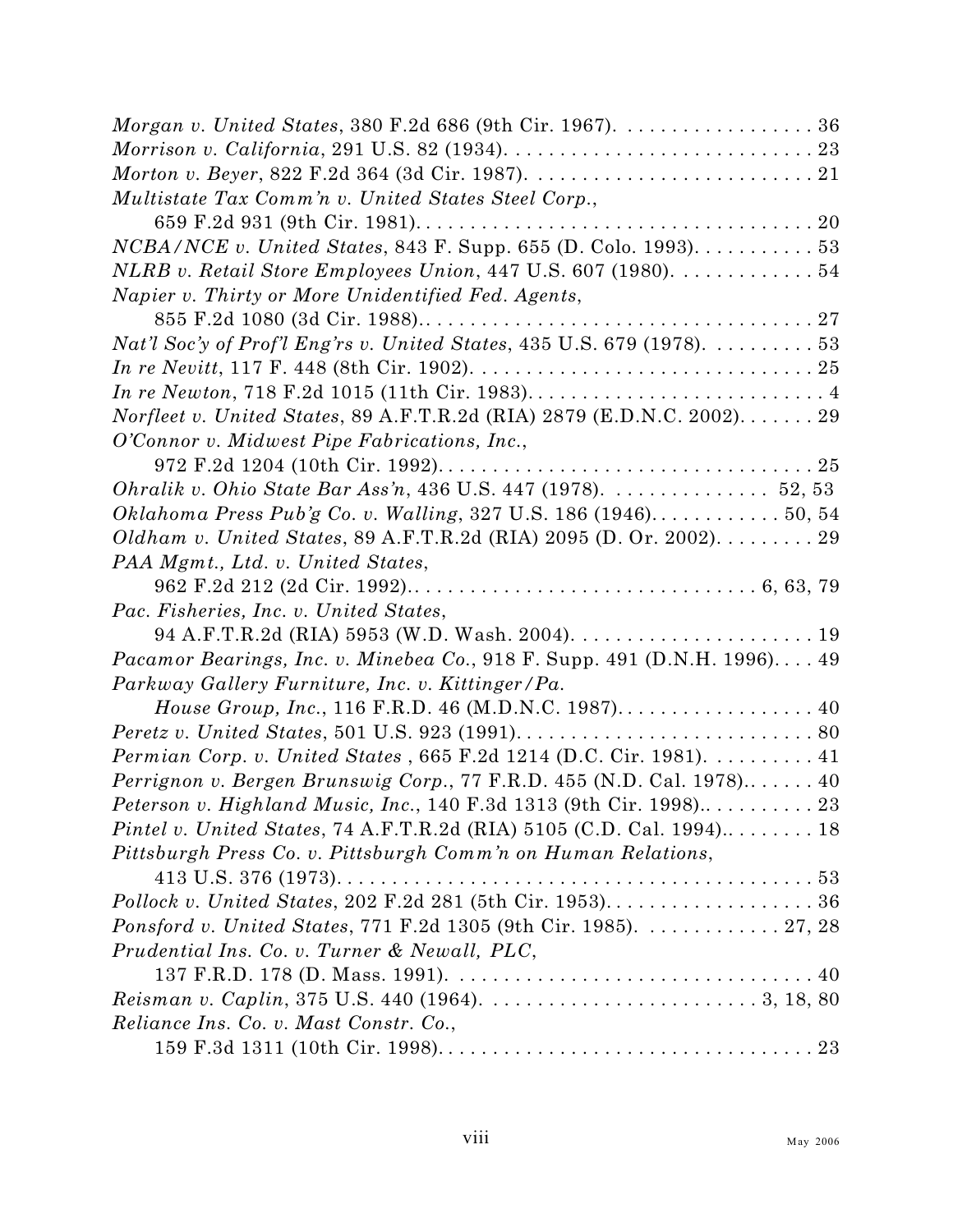*Morgan v. United States*, 380 F.2d 686 (9th Cir. 1967). . . . . . . . . . . . . . . . . . 36

*Morrison v. California*, 291 U.S. 82 (1934). . . . . . . . . . . . . . . . . . . . . . . . . . . . 23

*Morton v. Beyer*, 822 F.2d 364 (3d Cir. 1987). . . . . . . . . . . . . . . . . . . . . . . . . . 21

*Multistate Tax Comm'n v. United States Steel Corp.*,
659 F.2d 931 (9th Cir. 1981). . . . . . . . . . . . . . . . . . . . . . . . . . . . . . . . . . . . 20

*NCBA/NCE v. United States*, 843 F. Supp. 655 (D. Colo. 1993). . . . . . . . . . . 53

*NLRB v. Retail Store Employees Union*, 447 U.S. 607 (1980). . . . . . . . . . . . . 54

*Napier v. Thirty or More Unidentified Fed. Agents*,
855 F.2d 1080 (3d Cir. 1988).. . . . . . . . . . . . . . . . . . . . . . . . . . . . . . . . . . . 27

*Nat'l Soc'y of Prof'l Eng'rs v. United States*, 435 U.S. 679 (1978). . . . . . . . . . 53

*In re Nevitt*, 117 F. 448 (8th Cir. 1902). . . . . . . . . . . . . . . . . . . . . . . . . . . . . . . 25

*In re Newton*, 718 F.2d 1015 (11th Cir. 1983). . . . . . . . . . . . . . . . . . . . . . . . . . . 4

*Norfleet v. United States*, 89 A.F.T.R.2d (RIA) 2879 (E.D.N.C. 2002). . . . . . . 29

*O'Connor v. Midwest Pipe Fabrications, Inc.*,
972 F.2d 1204 (10th Cir. 1992). . . . . . . . . . . . . . . . . . . . . . . . . . . . . . . . . . 25

*Ohralik v. Ohio State Bar Ass'n*, 436 U.S. 447 (1978). . . . . . . . . . . . . . . 52, 53

*Oklahoma Press Pub'g Co. v. Walling*, 327 U.S. 186 (1946). . . . . . . . . . . . 50, 54

*Oldham v. United States*, 89 A.F.T.R.2d (RIA) 2095 (D. Or. 2002). . . . . . . . . 29

*PAA Mgmt., Ltd. v. United States*,
962 F.2d 212 (2d Cir. 1992).. . . . . . . . . . . . . . . . . . . . . . . . . . . . . . 6, 63, 79

*Pac. Fisheries, Inc. v. United States*,
94 A.F.T.R.2d (RIA) 5953 (W.D. Wash. 2004). . . . . . . . . . . . . . . . . . . . . . 19

*Pacamor Bearings, Inc. v. Minebea Co.*, 918 F. Supp. 491 (D.N.H. 1996). . . . 49

*Parkway Gallery Furniture, Inc. v. Kittinger/Pa. House Group, Inc.*, 116 F.R.D. 46 (M.D.N.C. 1987). . . . . . . . . . . . . . . . . . 40

*Peretz v. United States*, 501 U.S. 923 (1991). . . . . . . . . . . . . . . . . . . . . . . . . . . 80

*Permian Corp. v. United States* , 665 F.2d 1214 (D.C. Cir. 1981). . . . . . . . . . 41

*Perrignon v. Bergen Brunswig Corp.*, 77 F.R.D. 455 (N.D. Cal. 1978).. . . . . . 40

*Peterson v. Highland Music, Inc.*, 140 F.3d 1313 (9th Cir. 1998).. . . . . . . . . . 23

*Pintel v. United States*, 74 A.F.T.R.2d (RIA) 5105 (C.D. Cal. 1994).. . . . . . . . 18

*Pittsburgh Press Co. v. Pittsburgh Comm'n on Human Relations*,
413 U.S. 376 (1973). . . . . . . . . . . . . . . . . . . . . . . . . . . . . . . . . . . . . . . . . . 53

*Pollock v. United States*, 202 F.2d 281 (5th Cir. 1953). . . . . . . . . . . . . . . . . . . 36

*Ponsford v. United States*, 771 F.2d 1305 (9th Cir. 1985). . . . . . . . . . . . . 27, 28

*Prudential Ins. Co. v. Turner & Newall, PLC*,
137 F.R.D. 178 (D. Mass. 1991). . . . . . . . . . . . . . . . . . . . . . . . . . . . . . . . . 40

*Reisman v. Caplin*, 375 U.S. 440 (1964). . . . . . . . . . . . . . . . . . . . . . . . . 3, 18, 80

*Reliance Ins. Co. v. Mast Constr. Co.*,
159 F.3d 1311 (10th Cir. 1998). . . . . . . . . . . . . . . . . . . . . . . . . . . . . . . . . . 23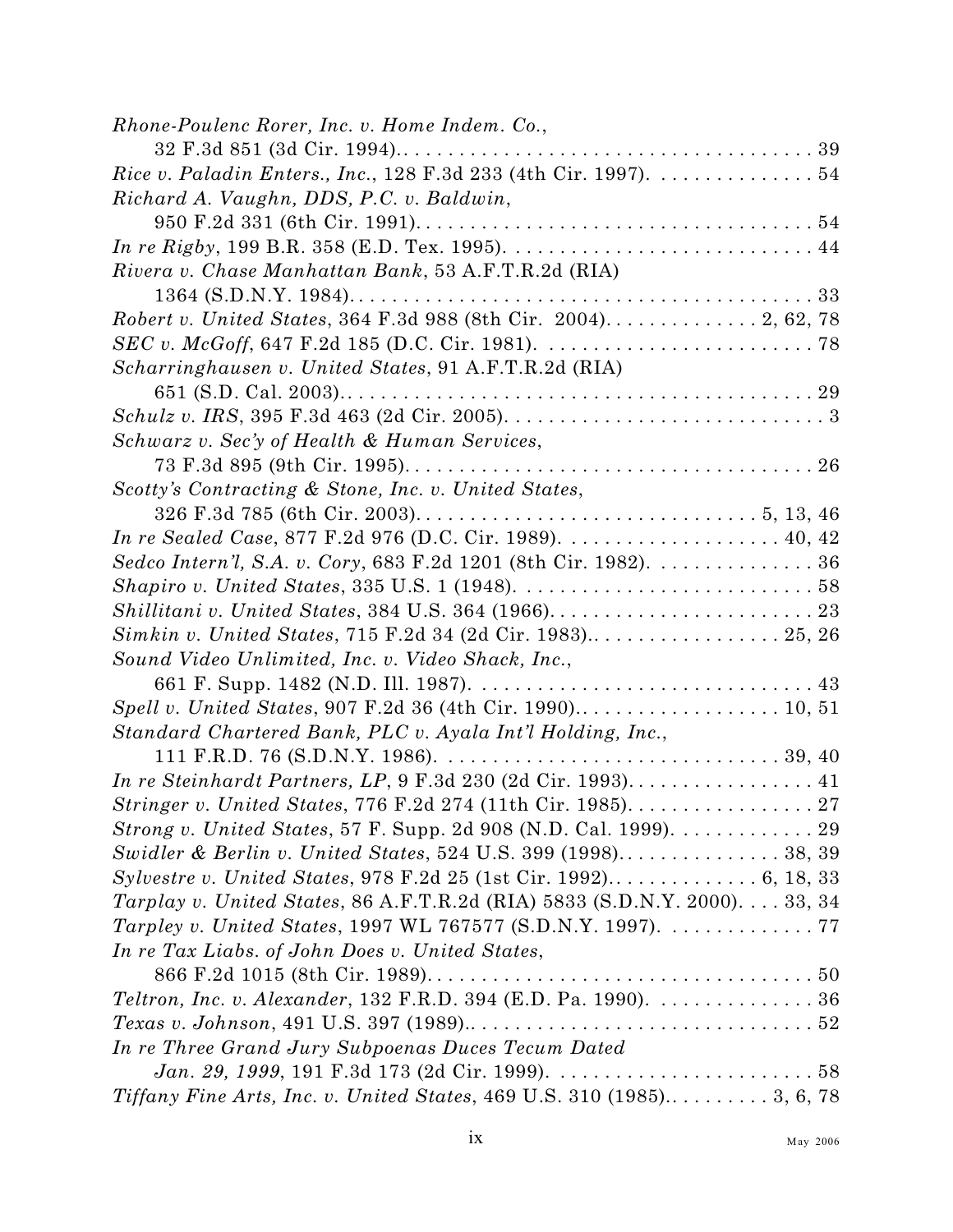*Rhone-Poulenc Rorer, Inc. v. Home Indem. Co.*, 32 F.3d 851 (3d Cir. 1994) . . . . . 39

*Rice v. Paladin Enters., Inc.*, 128 F.3d 233 (4th Cir. 1997) . . . . . 54

*Richard A. Vaughn, DDS, P.C. v. Baldwin*, 950 F.2d 331 (6th Cir. 1991) . . . . . 54

*In re Rigby*, 199 B.R. 358 (E.D. Tex. 1995) . . . . . 44

*Rivera v. Chase Manhattan Bank*, 53 A.F.T.R.2d (RIA) 1364 (S.D.N.Y. 1984) . . . . . 33

*Robert v. United States*, 364 F.3d 988 (8th Cir. 2004) . . . . . 2, 62, 78

*SEC v. McGoff*, 647 F.2d 185 (D.C. Cir. 1981) . . . . . 78

*Scharringhausen v. United States*, 91 A.F.T.R.2d (RIA) 651 (S.D. Cal. 2003) . . . . . 29

*Schulz v. IRS*, 395 F.3d 463 (2d Cir. 2005) . . . . . 3

*Schwarz v. Sec'y of Health & Human Services*, 73 F.3d 895 (9th Cir. 1995) . . . . . 26

*Scotty's Contracting & Stone, Inc. v. United States*, 326 F.3d 785 (6th Cir. 2003) . . . . . 5, 13, 46

*In re Sealed Case*, 877 F.2d 976 (D.C. Cir. 1989) . . . . . 40, 42

*Sedco Intern'l, S.A. v. Cory*, 683 F.2d 1201 (8th Cir. 1982) . . . . . 36

*Shapiro v. United States*, 335 U.S. 1 (1948) . . . . . 58

*Shillitani v. United States*, 384 U.S. 364 (1966) . . . . . 23

*Simkin v. United States*, 715 F.2d 34 (2d Cir. 1983) . . . . . 25, 26

*Sound Video Unlimited, Inc. v. Video Shack, Inc.*, 661 F. Supp. 1482 (N.D. Ill. 1987) . . . . . 43

*Spell v. United States*, 907 F.2d 36 (4th Cir. 1990) . . . . . 10, 51

*Standard Chartered Bank, PLC v. Ayala Int'l Holding, Inc.*, 111 F.R.D. 76 (S.D.N.Y. 1986) . . . . . 39, 40

*In re Steinhardt Partners, LP*, 9 F.3d 230 (2d Cir. 1993) . . . . . 41

*Stringer v. United States*, 776 F.2d 274 (11th Cir. 1985) . . . . . 27

*Strong v. United States*, 57 F. Supp. 2d 908 (N.D. Cal. 1999) . . . . . 29

*Swidler & Berlin v. United States*, 524 U.S. 399 (1998) . . . . . 38, 39

*Sylvestre v. United States*, 978 F.2d 25 (1st Cir. 1992) . . . . . 6, 18, 33

*Tarplay v. United States*, 86 A.F.T.R.2d (RIA) 5833 (S.D.N.Y. 2000) . . . . . 33, 34

*Tarpley v. United States*, 1997 WL 767577 (S.D.N.Y. 1997) . . . . . 77

*In re Tax Liabs. of John Does v. United States*, 866 F.2d 1015 (8th Cir. 1989) . . . . . 50

*Teltron, Inc. v. Alexander*, 132 F.R.D. 394 (E.D. Pa. 1990) . . . . . 36

*Texas v. Johnson*, 491 U.S. 397 (1989) . . . . . 52

*In re Three Grand Jury Subpoenas Duces Tecum Dated Jan. 29, 1999*, 191 F.3d 173 (2d Cir. 1999) . . . . . 58

*Tiffany Fine Arts, Inc. v. United States*, 469 U.S. 310 (1985) . . . . . 3, 6, 78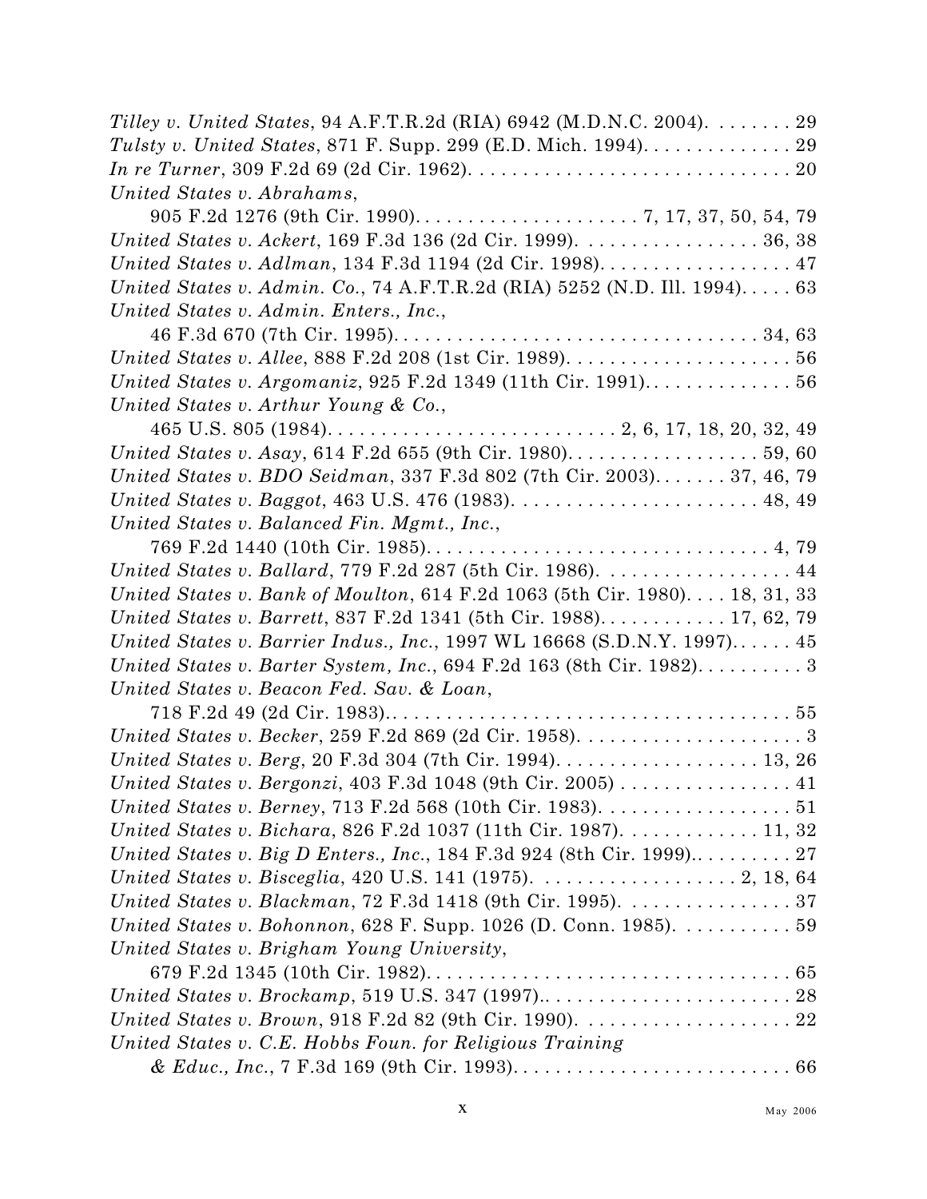*Tilley v. United States*, 94 A.F.T.R.2d (RIA) 6942 (M.D.N.C. 2004). . . . . . . . 29

*Tulsty v. United States*, 871 F. Supp. 299 (E.D. Mich. 1994). . . . . . . . . . . . . . 29

*In re Turner*, 309 F.2d 69 (2d Cir. 1962). . . . . . . . . . . . . . . . . . . . . . . . . . . . . 20

*United States v. Abrahams*,
  905 F.2d 1276 (9th Cir. 1990). . . . . . . . . . . . . . . . . . . . . 7, 17, 37, 50, 54, 79

*United States v. Ackert*, 169 F.3d 136 (2d Cir. 1999). . . . . . . . . . . . . . . . . . 36, 38

*United States v. Adlman*, 134 F.3d 1194 (2d Cir. 1998). . . . . . . . . . . . . . . . . . 47

*United States v. Admin. Co.*, 74 A.F.T.R.2d (RIA) 5252 (N.D. Ill. 1994). . . . . 63

*United States v. Admin. Enters., Inc.*,
  46 F.3d 670 (7th Cir. 1995). . . . . . . . . . . . . . . . . . . . . . . . . . . . . . . . . . . 34, 63

*United States v. Allee*, 888 F.2d 208 (1st Cir. 1989). . . . . . . . . . . . . . . . . . . . . 56

*United States v. Argomaniz*, 925 F.2d 1349 (11th Cir. 1991). . . . . . . . . . . . . . 56

*United States v. Arthur Young & Co.*,
  465 U.S. 805 (1984). . . . . . . . . . . . . . . . . . . . . . . . . . . 2, 6, 17, 18, 20, 32, 49

*United States v. Asay*, 614 F.2d 655 (9th Cir. 1980). . . . . . . . . . . . . . . . . . 59, 60

*United States v. BDO Seidman*, 337 F.3d 802 (7th Cir. 2003). . . . . . . 37, 46, 79

*United States v. Baggot*, 463 U.S. 476 (1983). . . . . . . . . . . . . . . . . . . . . . . 48, 49

*United States v. Balanced Fin. Mgmt., Inc.*,
  769 F.2d 1440 (10th Cir. 1985). . . . . . . . . . . . . . . . . . . . . . . . . . . . . . . . 4, 79

*United States v. Ballard*, 779 F.2d 287 (5th Cir. 1986). . . . . . . . . . . . . . . . . . 44

*United States v. Bank of Moulton*, 614 F.2d 1063 (5th Cir. 1980). . . . 18, 31, 33

*United States v. Barrett*, 837 F.2d 1341 (5th Cir. 1988). . . . . . . . . . . . 17, 62, 79

*United States v. Barrier Indus., Inc.*, 1997 WL 16668 (S.D.N.Y. 1997). . . . . . 45

*United States v. Barter System, Inc.*, 694 F.2d 163 (8th Cir. 1982). . . . . . . . . . 3

*United States v. Beacon Fed. Sav. & Loan*,
  718 F.2d 49 (2d Cir. 1983). . . . . . . . . . . . . . . . . . . . . . . . . . . . . . . . . . . . . 55

*United States v. Becker*, 259 F.2d 869 (2d Cir. 1958). . . . . . . . . . . . . . . . . . . . . 3

*United States v. Berg*, 20 F.3d 304 (7th Cir. 1994). . . . . . . . . . . . . . . . . . . 13, 26

*United States v. Bergonzi*, 403 F.3d 1048 (9th Cir. 2005) . . . . . . . . . . . . . . . . 41

*United States v. Berney*, 713 F.2d 568 (10th Cir. 1983). . . . . . . . . . . . . . . . . . 51

*United States v. Bichara*, 826 F.2d 1037 (11th Cir. 1987). . . . . . . . . . . . . 11, 32

*United States v. Big D Enters., Inc.*, 184 F.3d 924 (8th Cir. 1999).. . . . . . . . . 27

*United States v. Bisceglia*, 420 U.S. 141 (1975). . . . . . . . . . . . . . . . . . . 2, 18, 64

*United States v. Blackman*, 72 F.3d 1418 (9th Cir. 1995). . . . . . . . . . . . . . . . 37

*United States v. Bohonnon*, 628 F. Supp. 1026 (D. Conn. 1985). . . . . . . . . . . 59

*United States v. Brigham Young University*,
  679 F.2d 1345 (10th Cir. 1982). . . . . . . . . . . . . . . . . . . . . . . . . . . . . . . . . 65

*United States v. Brockamp*, 519 U.S. 347 (1997).. . . . . . . . . . . . . . . . . . . . . . 28

*United States v. Brown*, 918 F.2d 82 (9th Cir. 1990). . . . . . . . . . . . . . . . . . . . 22

*United States v. C.E. Hobbs Foun. for Religious Training
  & Educ., Inc.*, 7 F.3d 169 (9th Cir. 1993). . . . . . . . . . . . . . . . . . . . . . . . . . 66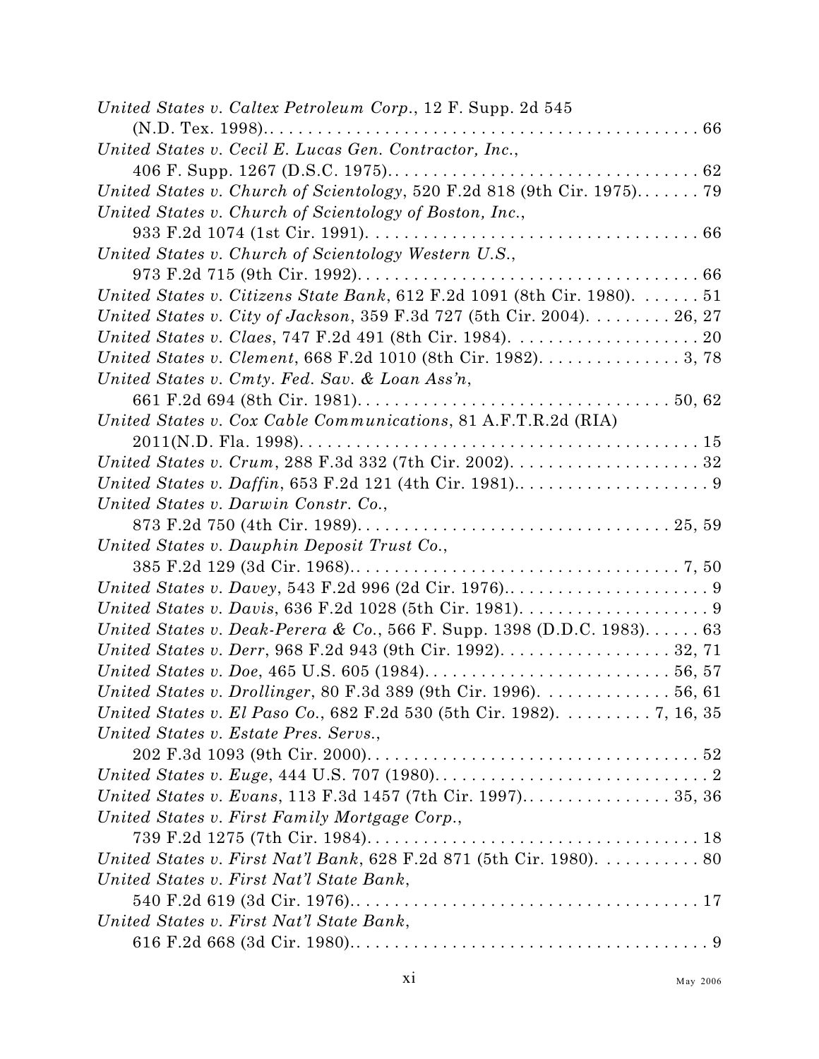*United States v. Caltex Petroleum Corp.*, 12 F. Supp. 2d 545 (N.D. Tex. 1998). . . . . . . . . . . . . . . . . . . . . . . . . . . . . . . . . . . . . . . . . . . . . . 66

*United States v. Cecil E. Lucas Gen. Contractor, Inc.*, 406 F. Supp. 1267 (D.S.C. 1975). . . . . . . . . . . . . . . . . . . . . . . . . . . . . . . . 62

*United States v. Church of Scientology*, 520 F.2d 818 (9th Cir. 1975). . . . . . . 79

*United States v. Church of Scientology of Boston, Inc.*, 933 F.2d 1074 (1st Cir. 1991). . . . . . . . . . . . . . . . . . . . . . . . . . . . . . . . . . 66

*United States v. Church of Scientology Western U.S.*, 973 F.2d 715 (9th Cir. 1992). . . . . . . . . . . . . . . . . . . . . . . . . . . . . . . . . . . 66

*United States v. Citizens State Bank*, 612 F.2d 1091 (8th Cir. 1980). . . . . . . 51

*United States v. City of Jackson*, 359 F.3d 727 (5th Cir. 2004). . . . . . . . . 26, 27

*United States v. Claes*, 747 F.2d 491 (8th Cir. 1984). . . . . . . . . . . . . . . . . . . . 20

*United States v. Clement*, 668 F.2d 1010 (8th Cir. 1982). . . . . . . . . . . . . . . 3, 78

*United States v. Cmty. Fed. Sav. & Loan Ass'n*, 661 F.2d 694 (8th Cir. 1981). . . . . . . . . . . . . . . . . . . . . . . . . . . . . . . . 50, 62

*United States v. Cox Cable Communications*, 81 A.F.T.R.2d (RIA) 2011(N.D. Fla. 1998). . . . . . . . . . . . . . . . . . . . . . . . . . . . . . . . . . . . . . . . . 15

*United States v. Crum*, 288 F.3d 332 (7th Cir. 2002). . . . . . . . . . . . . . . . . . . . 32

*United States v. Daffin*, 653 F.2d 121 (4th Cir. 1981).. . . . . . . . . . . . . . . . . . . . 9

*United States v. Darwin Constr. Co.*, 873 F.2d 750 (4th Cir. 1989). . . . . . . . . . . . . . . . . . . . . . . . . . . . . . . . 25, 59

*United States v. Dauphin Deposit Trust Co.*, 385 F.2d 129 (3d Cir. 1968).. . . . . . . . . . . . . . . . . . . . . . . . . . . . . . . . . 7, 50

*United States v. Davey*, 543 F.2d 996 (2d Cir. 1976).. . . . . . . . . . . . . . . . . . . . . 9

*United States v. Davis*, 636 F.2d 1028 (5th Cir. 1981). . . . . . . . . . . . . . . . . . . . 9

*United States v. Deak-Perera & Co.*, 566 F. Supp. 1398 (D.D.C. 1983). . . . . . 63

*United States v. Derr*, 968 F.2d 943 (9th Cir. 1992). . . . . . . . . . . . . . . . . . 32, 71

*United States v. Doe*, 465 U.S. 605 (1984). . . . . . . . . . . . . . . . . . . . . . . . . . 56, 57

*United States v. Drollinger*, 80 F.3d 389 (9th Cir. 1996). . . . . . . . . . . . . . 56, 61

*United States v. El Paso Co.*, 682 F.2d 530 (5th Cir. 1982). . . . . . . . . . 7, 16, 35

*United States v. Estate Pres. Servs.*, 202 F.3d 1093 (9th Cir. 2000). . . . . . . . . . . . . . . . . . . . . . . . . . . . . . . . . . 52

*United States v. Euge*, 444 U.S. 707 (1980). . . . . . . . . . . . . . . . . . . . . . . . . . . . 2

*United States v. Evans*, 113 F.3d 1457 (7th Cir. 1997). . . . . . . . . . . . . . . . 35, 36

*United States v. First Family Mortgage Corp.*, 739 F.2d 1275 (7th Cir. 1984). . . . . . . . . . . . . . . . . . . . . . . . . . . . . . . . . . 18

*United States v. First Nat'l Bank*, 628 F.2d 871 (5th Cir. 1980). . . . . . . . . . . 80

*United States v. First Nat'l State Bank*, 540 F.2d 619 (3d Cir. 1976).. . . . . . . . . . . . . . . . . . . . . . . . . . . . . . . . . . . . 17

*United States v. First Nat'l State Bank*, 616 F.2d 668 (3d Cir. 1980).. . . . . . . . . . . . . . . . . . . . . . . . . . . . . . . . . . . . . 9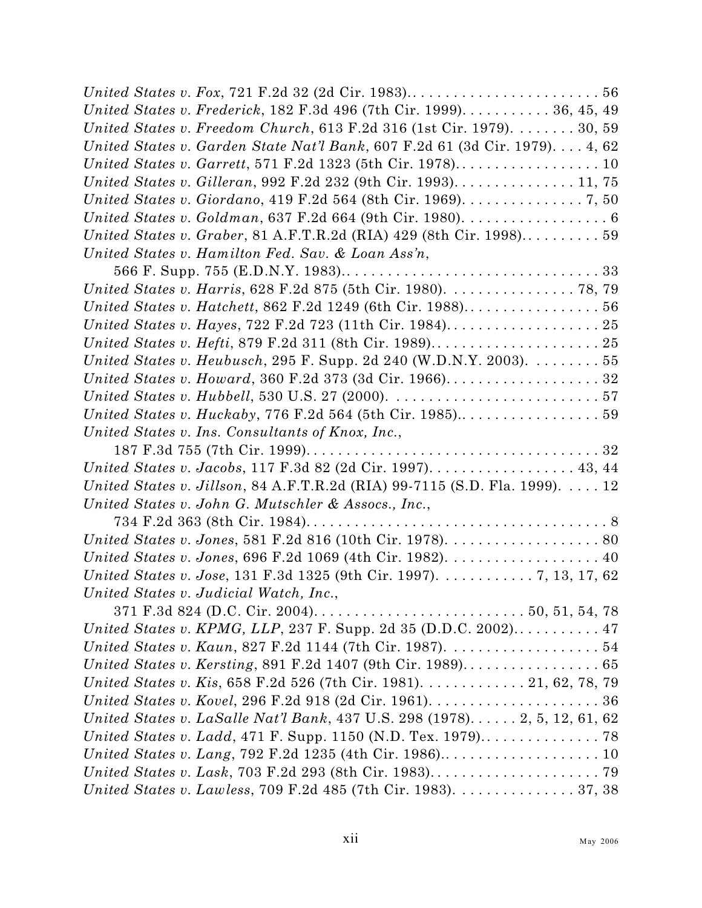*United States v. Fox*, 721 F.2d 32 (2d Cir. 1983). . . . . . . . . . . . . . . . . . . . . . . . 56
*United States v. Frederick*, 182 F.3d 496 (7th Cir. 1999). . . . . . . . . . . 36, 45, 49
*United States v. Freedom Church*, 613 F.2d 316 (1st Cir. 1979). . . . . . . . 30, 59
*United States v. Garden State Nat'l Bank*, 607 F.2d 61 (3d Cir. 1979). . . . 4, 62
*United States v. Garrett*, 571 F.2d 1323 (5th Cir. 1978). . . . . . . . . . . . . . . . . . 10
*United States v. Gilleran*, 992 F.2d 232 (9th Cir. 1993). . . . . . . . . . . . . . . 11, 75
*United States v. Giordano*, 419 F.2d 564 (8th Cir. 1969). . . . . . . . . . . . . . . 7, 50
*United States v. Goldman*, 637 F.2d 664 (9th Cir. 1980). . . . . . . . . . . . . . . . . . 6
*United States v. Graber*, 81 A.F.T.R.2d (RIA) 429 (8th Cir. 1998). . . . . . . . . . 59
*United States v. Hamilton Fed. Sav. & Loan Ass'n*,
    566 F. Supp. 755 (E.D.N.Y. 1983). . . . . . . . . . . . . . . . . . . . . . . . . . . . . . . 33
*United States v. Harris*, 628 F.2d 875 (5th Cir. 1980). . . . . . . . . . . . . . . . 78, 79
*United States v. Hatchett*, 862 F.2d 1249 (6th Cir. 1988). . . . . . . . . . . . . . . . . 56
*United States v. Hayes*, 722 F.2d 723 (11th Cir. 1984). . . . . . . . . . . . . . . . . . . 25
*United States v. Hefti*, 879 F.2d 311 (8th Cir. 1989). . . . . . . . . . . . . . . . . . . . . 25
*United States v. Heubusch*, 295 F. Supp. 2d 240 (W.D.N.Y. 2003). . . . . . . . . 55
*United States v. Howard*, 360 F.2d 373 (3d Cir. 1966). . . . . . . . . . . . . . . . . . . 32
*United States v. Hubbell*, 530 U.S. 27 (2000). . . . . . . . . . . . . . . . . . . . . . . . . 57
*United States v. Huckaby*, 776 F.2d 564 (5th Cir. 1985). . . . . . . . . . . . . . . . . . 59
*United States v. Ins. Consultants of Knox, Inc.*,
    187 F.3d 755 (7th Cir. 1999). . . . . . . . . . . . . . . . . . . . . . . . . . . . . . . . . . . 32
*United States v. Jacobs*, 117 F.3d 82 (2d Cir. 1997). . . . . . . . . . . . . . . . . . 43, 44
*United States v. Jillson*, 84 A.F.T.R.2d (RIA) 99-7115 (S.D. Fla. 1999). . . . . 12
*United States v. John G. Mutschler & Assocs., Inc.*,
    734 F.2d 363 (8th Cir. 1984). . . . . . . . . . . . . . . . . . . . . . . . . . . . . . . . . . . . 8
*United States v. Jones*, 581 F.2d 816 (10th Cir. 1978). . . . . . . . . . . . . . . . . . . 80
*United States v. Jones*, 696 F.2d 1069 (4th Cir. 1982). . . . . . . . . . . . . . . . . . . 40
*United States v. Jose*, 131 F.3d 1325 (9th Cir. 1997). . . . . . . . . . . . 7, 13, 17, 62
*United States v. Judicial Watch, Inc.*,
    371 F.3d 824 (D.C. Cir. 2004). . . . . . . . . . . . . . . . . . . . . . . . . 50, 51, 54, 78
*United States v. KPMG, LLP*, 237 F. Supp. 2d 35 (D.D.C. 2002). . . . . . . . . . . 47
*United States v. Kaun*, 827 F.2d 1144 (7th Cir. 1987). . . . . . . . . . . . . . . . . . . 54
*United States v. Kersting*, 891 F.2d 1407 (9th Cir. 1989). . . . . . . . . . . . . . . . . 65
*United States v. Kis*, 658 F.2d 526 (7th Cir. 1981). . . . . . . . . . . . . 21, 62, 78, 79
*United States v. Kovel*, 296 F.2d 918 (2d Cir. 1961). . . . . . . . . . . . . . . . . . . . . 36
*United States v. LaSalle Nat'l Bank*, 437 U.S. 298 (1978). . . . . . 2, 5, 12, 61, 62
*United States v. Ladd*, 471 F. Supp. 1150 (N.D. Tex. 1979). . . . . . . . . . . . . . . 78
*United States v. Lang*, 792 F.2d 1235 (4th Cir. 1986). . . . . . . . . . . . . . . . . . . . 10
*United States v. Lask*, 703 F.2d 293 (8th Cir. 1983). . . . . . . . . . . . . . . . . . . . . 79
*United States v. Lawless*, 709 F.2d 485 (7th Cir. 1983). . . . . . . . . . . . . . . 37, 38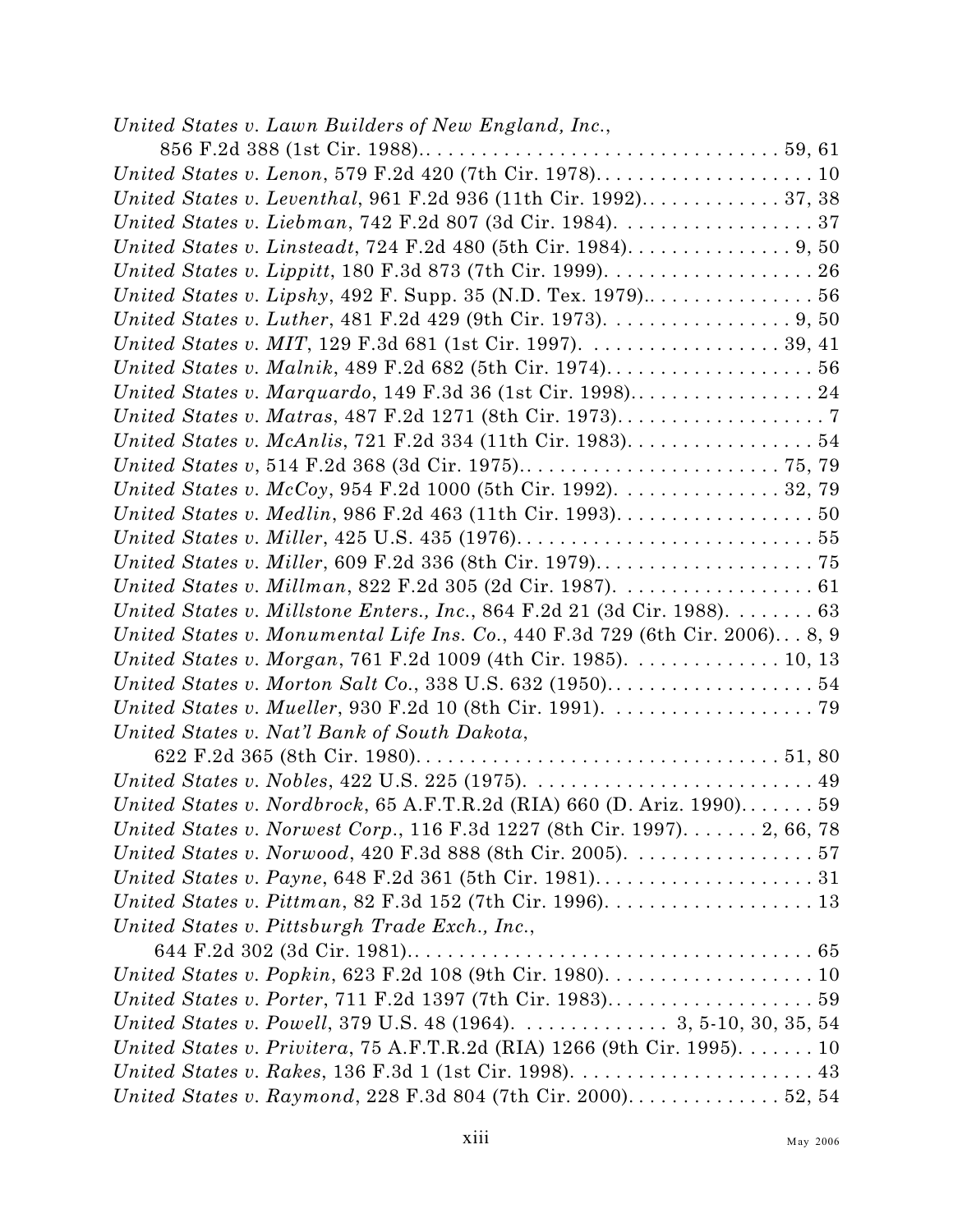*United States v. Lawn Builders of New England, Inc.*, 856 F.2d 388 (1st Cir. 1988). . . . . . . . . . . . . . . . . . . . . . . . . . . . . . . . 59, 61

*United States v. Lenon*, 579 F.2d 420 (7th Cir. 1978). . . . . . . . . . . . . . . . . . . . 10

*United States v. Leventhal*, 961 F.2d 936 (11th Cir. 1992). . . . . . . . . . . . . 37, 38

*United States v. Liebman*, 742 F.2d 807 (3d Cir. 1984). . . . . . . . . . . . . . . . . . 37

*United States v. Linsteadt*, 724 F.2d 480 (5th Cir. 1984). . . . . . . . . . . . . . . 9, 50

*United States v. Lippitt*, 180 F.3d 873 (7th Cir. 1999). . . . . . . . . . . . . . . . . . . 26

*United States v. Lipshy*, 492 F. Supp. 35 (N.D. Tex. 1979). . . . . . . . . . . . . . . 56

*United States v. Luther*, 481 F.2d 429 (9th Cir. 1973). . . . . . . . . . . . . . . . . 9, 50

*United States v. MIT*, 129 F.3d 681 (1st Cir. 1997). . . . . . . . . . . . . . . . . . 39, 41

*United States v. Malnik*, 489 F.2d 682 (5th Cir. 1974). . . . . . . . . . . . . . . . . . . 56

*United States v. Marquardo*, 149 F.3d 36 (1st Cir. 1998). . . . . . . . . . . . . . . . . 24

*United States v. Matras*, 487 F.2d 1271 (8th Cir. 1973). . . . . . . . . . . . . . . . . . . 7

*United States v. McAnlis*, 721 F.2d 334 (11th Cir. 1983). . . . . . . . . . . . . . . . . 54

*United States v*, 514 F.2d 368 (3d Cir. 1975). . . . . . . . . . . . . . . . . . . . . . . 75, 79

*United States v. McCoy*, 954 F.2d 1000 (5th Cir. 1992). . . . . . . . . . . . . . . 32, 79

*United States v. Medlin*, 986 F.2d 463 (11th Cir. 1993). . . . . . . . . . . . . . . . . . 50

*United States v. Miller*, 425 U.S. 435 (1976). . . . . . . . . . . . . . . . . . . . . . . . . . . 55

*United States v. Miller*, 609 F.2d 336 (8th Cir. 1979). . . . . . . . . . . . . . . . . . . . 75

*United States v. Millman*, 822 F.2d 305 (2d Cir. 1987). . . . . . . . . . . . . . . . . . 61

*United States v. Millstone Enters., Inc.*, 864 F.2d 21 (3d Cir. 1988). . . . . . . . 63

*United States v. Monumental Life Ins. Co.*, 440 F.3d 729 (6th Cir. 2006). . . 8, 9

*United States v. Morgan*, 761 F.2d 1009 (4th Cir. 1985). . . . . . . . . . . . . . 10, 13

*United States v. Morton Salt Co.*, 338 U.S. 632 (1950). . . . . . . . . . . . . . . . . . . 54

*United States v. Mueller*, 930 F.2d 10 (8th Cir. 1991). . . . . . . . . . . . . . . . . . . 79

*United States v. Nat'l Bank of South Dakota*, 622 F.2d 365 (8th Cir. 1980). . . . . . . . . . . . . . . . . . . . . . . . . . . . . . . . 51, 80

*United States v. Nobles*, 422 U.S. 225 (1975). . . . . . . . . . . . . . . . . . . . . . . . . 49

*United States v. Nordbrock*, 65 A.F.T.R.2d (RIA) 660 (D. Ariz. 1990). . . . . . . 59

*United States v. Norwest Corp.*, 116 F.3d 1227 (8th Cir. 1997). . . . . . . 2, 66, 78

*United States v. Norwood*, 420 F.3d 888 (8th Cir. 2005). . . . . . . . . . . . . . . . . 57

*United States v. Payne*, 648 F.2d 361 (5th Cir. 1981). . . . . . . . . . . . . . . . . . . . 31

*United States v. Pittman*, 82 F.3d 152 (7th Cir. 1996). . . . . . . . . . . . . . . . . . . 13

*United States v. Pittsburgh Trade Exch., Inc.*, 644 F.2d 302 (3d Cir. 1981). . . . . . . . . . . . . . . . . . . . . . . . . . . . . . . . . . . 65

*United States v. Popkin*, 623 F.2d 108 (9th Cir. 1980). . . . . . . . . . . . . . . . . . . 10

*United States v. Porter*, 711 F.2d 1397 (7th Cir. 1983). . . . . . . . . . . . . . . . . . . 59

*United States v. Powell*, 379 U.S. 48 (1964). . . . . . . . . . . . . . 3, 5-10, 30, 35, 54

*United States v. Privitera*, 75 A.F.T.R.2d (RIA) 1266 (9th Cir. 1995). . . . . . . 10

*United States v. Rakes*, 136 F.3d 1 (1st Cir. 1998). . . . . . . . . . . . . . . . . . . . . . 43

*United States v. Raymond*, 228 F.3d 804 (7th Cir. 2000). . . . . . . . . . . . . . 52, 54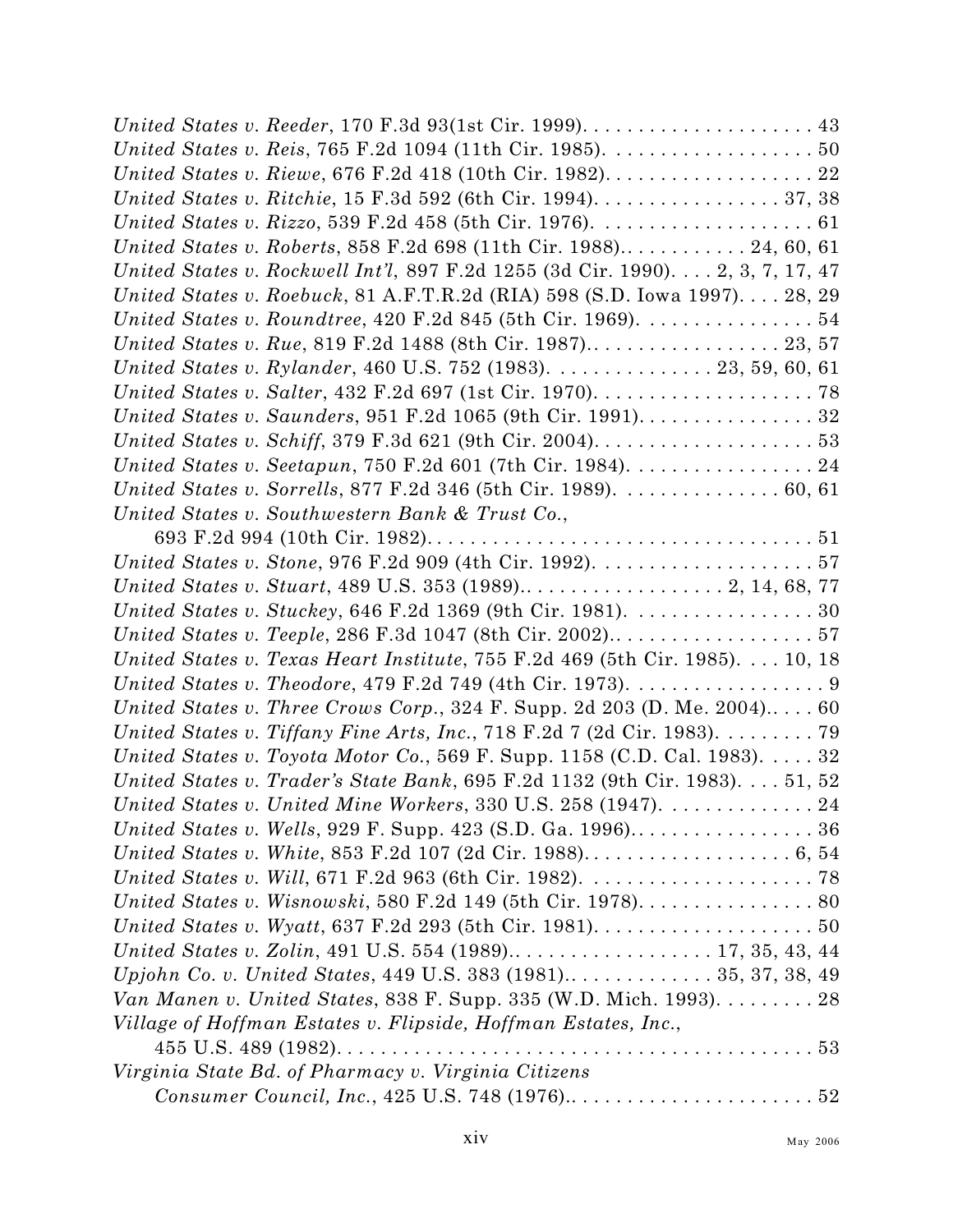*United States v. Reeder*, 170 F.3d 93(1st Cir. 1999). . . . . . . . . . . . . . . . . . . . . 43
*United States v. Reis*, 765 F.2d 1094 (11th Cir. 1985). . . . . . . . . . . . . . . . . . . 50
*United States v. Riewe*, 676 F.2d 418 (10th Cir. 1982). . . . . . . . . . . . . . . . . . . 22
*United States v. Ritchie*, 15 F.3d 592 (6th Cir. 1994). . . . . . . . . . . . . . . . . 37, 38
*United States v. Rizzo*, 539 F.2d 458 (5th Cir. 1976). . . . . . . . . . . . . . . . . . . . 61
*United States v. Roberts*, 858 F.2d 698 (11th Cir. 1988).. . . . . . . . . . . 24, 60, 61
*United States v. Rockwell Int'l*, 897 F.2d 1255 (3d Cir. 1990). . . . 2, 3, 7, 17, 47
*United States v. Roebuck*, 81 A.F.T.R.2d (RIA) 598 (S.D. Iowa 1997). . . . 28, 29
*United States v. Roundtree*, 420 F.2d 845 (5th Cir. 1969). . . . . . . . . . . . . . . . 54
*United States v. Rue*, 819 F.2d 1488 (8th Cir. 1987).. . . . . . . . . . . . . . . . . 23, 57
*United States v. Rylander*, 460 U.S. 752 (1983). . . . . . . . . . . . . . . 23, 59, 60, 61
*United States v. Salter*, 432 F.2d 697 (1st Cir. 1970). . . . . . . . . . . . . . . . . . . . 78
*United States v. Saunders*, 951 F.2d 1065 (9th Cir. 1991). . . . . . . . . . . . . . . . 32
*United States v. Schiff*, 379 F.3d 621 (9th Cir. 2004). . . . . . . . . . . . . . . . . . . . 53
*United States v. Seetapun*, 750 F.2d 601 (7th Cir. 1984). . . . . . . . . . . . . . . . . 24
*United States v. Sorrells*, 877 F.2d 346 (5th Cir. 1989). . . . . . . . . . . . . . . 60, 61
*United States v. Southwestern Bank & Trust Co.*,
    693 F.2d 994 (10th Cir. 1982). . . . . . . . . . . . . . . . . . . . . . . . . . . . . . . . . . . 51
*United States v. Stone*, 976 F.2d 909 (4th Cir. 1992). . . . . . . . . . . . . . . . . . . . 57
*United States v. Stuart*, 489 U.S. 353 (1989).. . . . . . . . . . . . . . . . . . 2, 14, 68, 77
*United States v. Stuckey*, 646 F.2d 1369 (9th Cir. 1981). . . . . . . . . . . . . . . . . 30
*United States v. Teeple*, 286 F.3d 1047 (8th Cir. 2002).. . . . . . . . . . . . . . . . . . 57
*United States v. Texas Heart Institute*, 755 F.2d 469 (5th Cir. 1985). . . . 10, 18
*United States v. Theodore*, 479 F.2d 749 (4th Cir. 1973). . . . . . . . . . . . . . . . . . 9
*United States v. Three Crows Corp.*, 324 F. Supp. 2d 203 (D. Me. 2004). . . . . 60
*United States v. Tiffany Fine Arts, Inc.*, 718 F.2d 7 (2d Cir. 1983). . . . . . . . . 79
*United States v. Toyota Motor Co.*, 569 F. Supp. 1158 (C.D. Cal. 1983). . . . . 32
*United States v. Trader's State Bank*, 695 F.2d 1132 (9th Cir. 1983). . . . 51, 52
*United States v. United Mine Workers*, 330 U.S. 258 (1947). . . . . . . . . . . . . 24
*United States v. Wells*, 929 F. Supp. 423 (S.D. Ga. 1996).. . . . . . . . . . . . . . . . 36
*United States v. White*, 853 F.2d 107 (2d Cir. 1988). . . . . . . . . . . . . . . . . . . 6, 54
*United States v. Will*, 671 F.2d 963 (6th Cir. 1982). . . . . . . . . . . . . . . . . . . . . 78
*United States v. Wisnowski*, 580 F.2d 149 (5th Cir. 1978). . . . . . . . . . . . . . . . 80
*United States v. Wyatt*, 637 F.2d 293 (5th Cir. 1981). . . . . . . . . . . . . . . . . . . . 50
*United States v. Zolin*, 491 U.S. 554 (1989).. . . . . . . . . . . . . . . . . . 17, 35, 43, 44
*Upjohn Co. v. United States*, 449 U.S. 383 (1981).. . . . . . . . . . . . . 35, 37, 38, 49
*Van Manen v. United States*, 838 F. Supp. 335 (W.D. Mich. 1993). . . . . . . . . 28
*Village of Hoffman Estates v. Flipside, Hoffman Estates, Inc.*,
    455 U.S. 489 (1982). . . . . . . . . . . . . . . . . . . . . . . . . . . . . . . . . . . . . . . . . . 53
*Virginia State Bd. of Pharmacy v. Virginia Citizens*
    *Consumer Council, Inc.*, 425 U.S. 748 (1976).. . . . . . . . . . . . . . . . . . . . . . 52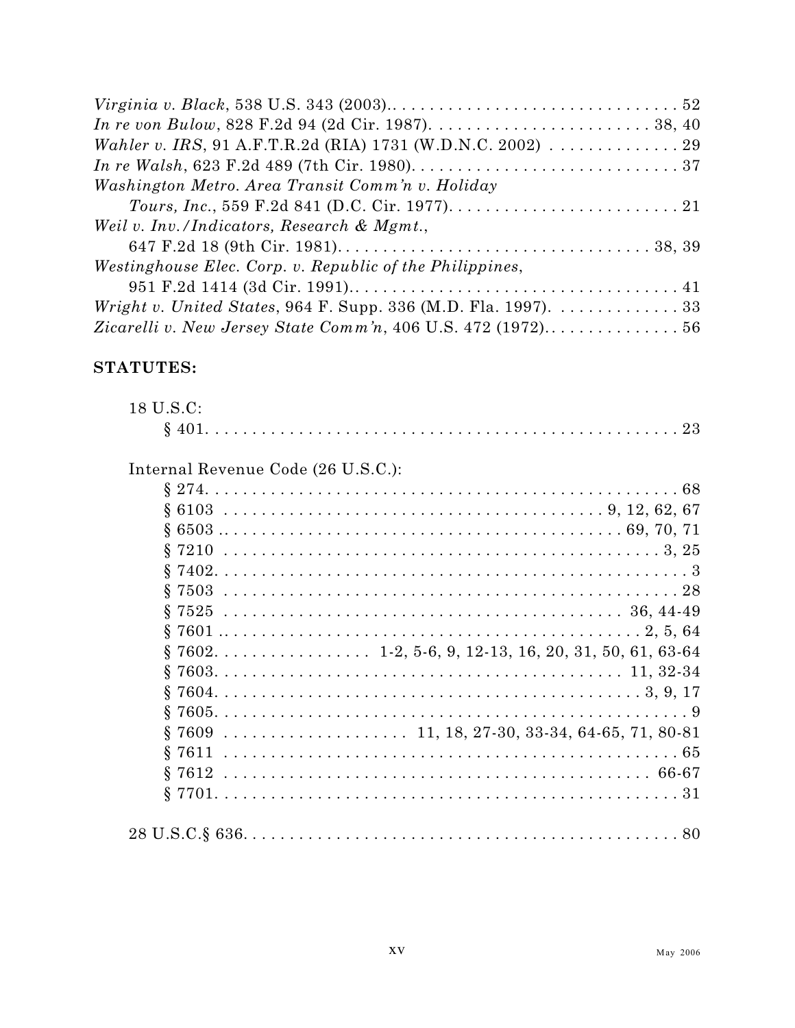*Virginia v. Black*, 538 U.S. 343 (2003). . . . . . . . . . . . . . . . . . . . . . . . . . . . . . . . 52
*In re von Bulow*, 828 F.2d 94 (2d Cir. 1987). . . . . . . . . . . . . . . . . . . . . . . . . 38, 40
*Wahler v. IRS*, 91 A.F.T.R.2d (RIA) 1731 (W.D.N.C. 2002) . . . . . . . . . . . . . . 29
*In re Walsh*, 623 F.2d 489 (7th Cir. 1980). . . . . . . . . . . . . . . . . . . . . . . . . . . . . 37
*Washington Metro. Area Transit Comm'n v. Holiday Tours, Inc.*, 559 F.2d 841 (D.C. Cir. 1977). . . . . . . . . . . . . . . . . . . . . . . . . . 21
*Weil v. Inv./Indicators, Research & Mgmt.*, 647 F.2d 18 (9th Cir. 1981). . . . . . . . . . . . . . . . . . . . . . . . . . . . . . . . . . 38, 39
*Westinghouse Elec. Corp. v. Republic of the Philippines*, 951 F.2d 1414 (3d Cir. 1991). . . . . . . . . . . . . . . . . . . . . . . . . . . . . . . . . . . 41
*Wright v. United States*, 964 F. Supp. 336 (M.D. Fla. 1997). . . . . . . . . . . . . . 33
*Zicarelli v. New Jersey State Comm'n*, 406 U.S. 472 (1972). . . . . . . . . . . . . . . 56

## STATUTES:

18 U.S.C:
- § 401. . . . . . . . . . . . . . . . . . . . . . . . . . . . . . . . . . . . . . . . . . . . . . . . . . 23

Internal Revenue Code (26 U.S.C.):
- § 274. . . . . . . . . . . . . . . . . . . . . . . . . . . . . . . . . . . . . . . . . . . . . . . . . . 68
- § 6103 . . . . . . . . . . . . . . . . . . . . . . . . . . . . . . . . . . . . . . . . 9, 12, 62, 67
- § 6503 . . . . . . . . . . . . . . . . . . . . . . . . . . . . . . . . . . . . . . . . . 69, 70, 71
- § 7210 . . . . . . . . . . . . . . . . . . . . . . . . . . . . . . . . . . . . . . . . . . . . . 3, 25
- § 7402. . . . . . . . . . . . . . . . . . . . . . . . . . . . . . . . . . . . . . . . . . . . . . . . . 3
- § 7503 . . . . . . . . . . . . . . . . . . . . . . . . . . . . . . . . . . . . . . . . . . . . . . . 28
- § 7525 . . . . . . . . . . . . . . . . . . . . . . . . . . . . . . . . . . . . . . . . . 36, 44-49
- § 7601 . . . . . . . . . . . . . . . . . . . . . . . . . . . . . . . . . . . . . . . . . . . . 2, 5, 64
- § 7602. . . . . . . . . . . . . . . . . 1-2, 5-6, 9, 12-13, 16, 20, 31, 50, 61, 63-64
- § 7603. . . . . . . . . . . . . . . . . . . . . . . . . . . . . . . . . . . . . . . . . . 11, 32-34
- § 7604. . . . . . . . . . . . . . . . . . . . . . . . . . . . . . . . . . . . . . . . . . . . . 3, 9, 17
- § 7605. . . . . . . . . . . . . . . . . . . . . . . . . . . . . . . . . . . . . . . . . . . . . . . . . 9
- § 7609 . . . . . . . . . . . . . . . . . . . 11, 18, 27-30, 33-34, 64-65, 71, 80-81
- § 7611 . . . . . . . . . . . . . . . . . . . . . . . . . . . . . . . . . . . . . . . . . . . . . . . 65
- § 7612 . . . . . . . . . . . . . . . . . . . . . . . . . . . . . . . . . . . . . . . . . . . . 66-67
- § 7701. . . . . . . . . . . . . . . . . . . . . . . . . . . . . . . . . . . . . . . . . . . . . . . . 31

28 U.S.C.§ 636. . . . . . . . . . . . . . . . . . . . . . . . . . . . . . . . . . . . . . . . . . . . . . 80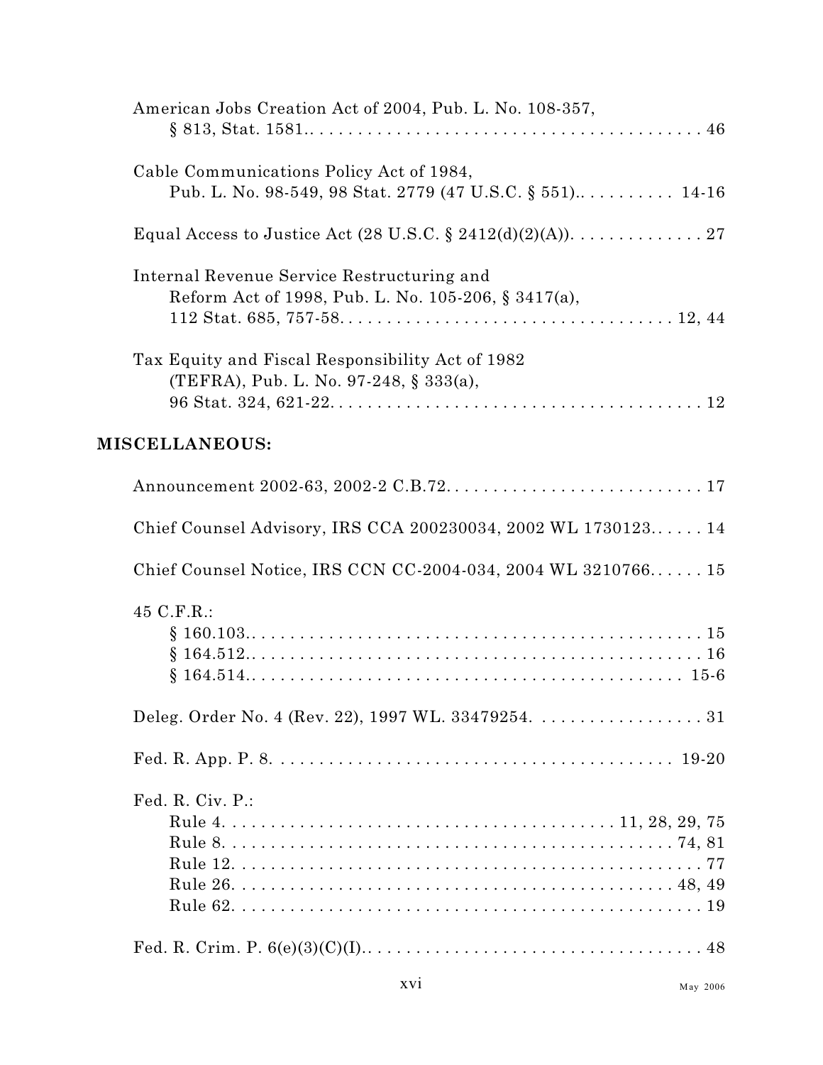American Jobs Creation Act of 2004, Pub. L. No. 108-357,
    § 813, Stat. 1581.. . . . . . . . . . . . . . . . . . . . . . . . . . . . . . . . . . . . . . . . . 46

Cable Communications Policy Act of 1984,
    Pub. L. No. 98-549, 98 Stat. 2779 (47 U.S.C. § 551).. . . . . . . . . . . 14-16

Equal Access to Justice Act (28 U.S.C. § 2412(d)(2)(A)). . . . . . . . . . . . . . 27

Internal Revenue Service Restructuring and
    Reform Act of 1998, Pub. L. No. 105-206, § 3417(a),
    112 Stat. 685, 757-58. . . . . . . . . . . . . . . . . . . . . . . . . . . . . . . . . . . . 12, 44

Tax Equity and Fiscal Responsibility Act of 1982
    (TEFRA), Pub. L. No. 97-248, § 333(a),
    96 Stat. 324, 621-22. . . . . . . . . . . . . . . . . . . . . . . . . . . . . . . . . . . . . . . 12

**MISCELLANEOUS:**

Announcement 2002-63, 2002-2 C.B.72. . . . . . . . . . . . . . . . . . . . . . . . . . . . 17

Chief Counsel Advisory, IRS CCA 200230034, 2002 WL 1730123.. . . . . . 14

Chief Counsel Notice, IRS CCN CC-2004-034, 2004 WL 3210766.. . . . . . 15

45 C.F.R.:
    § 160.103.. . . . . . . . . . . . . . . . . . . . . . . . . . . . . . . . . . . . . . . . . . . . . . . 15
    § 164.512.. . . . . . . . . . . . . . . . . . . . . . . . . . . . . . . . . . . . . . . . . . . . . . . 16
    § 164.514.. . . . . . . . . . . . . . . . . . . . . . . . . . . . . . . . . . . . . . . . . . . . . 15-6

Deleg. Order No. 4 (Rev. 22), 1997 WL. 33479254. . . . . . . . . . . . . . . . . . 31

Fed. R. App. P. 8. . . . . . . . . . . . . . . . . . . . . . . . . . . . . . . . . . . . . . . . . 19-20

Fed. R. Civ. P.:
    Rule 4. . . . . . . . . . . . . . . . . . . . . . . . . . . . . . . . . . . . . . . . 11, 28, 29, 75
    Rule 8. . . . . . . . . . . . . . . . . . . . . . . . . . . . . . . . . . . . . . . . . . . . . . 74, 81
    Rule 12. . . . . . . . . . . . . . . . . . . . . . . . . . . . . . . . . . . . . . . . . . . . . . . . 77
    Rule 26. . . . . . . . . . . . . . . . . . . . . . . . . . . . . . . . . . . . . . . . . . . . . . 48, 49
    Rule 62. . . . . . . . . . . . . . . . . . . . . . . . . . . . . . . . . . . . . . . . . . . . . . . . 19

Fed. R. Crim. P. 6(e)(3)(C)(I).. . . . . . . . . . . . . . . . . . . . . . . . . . . . . . . . . . . 48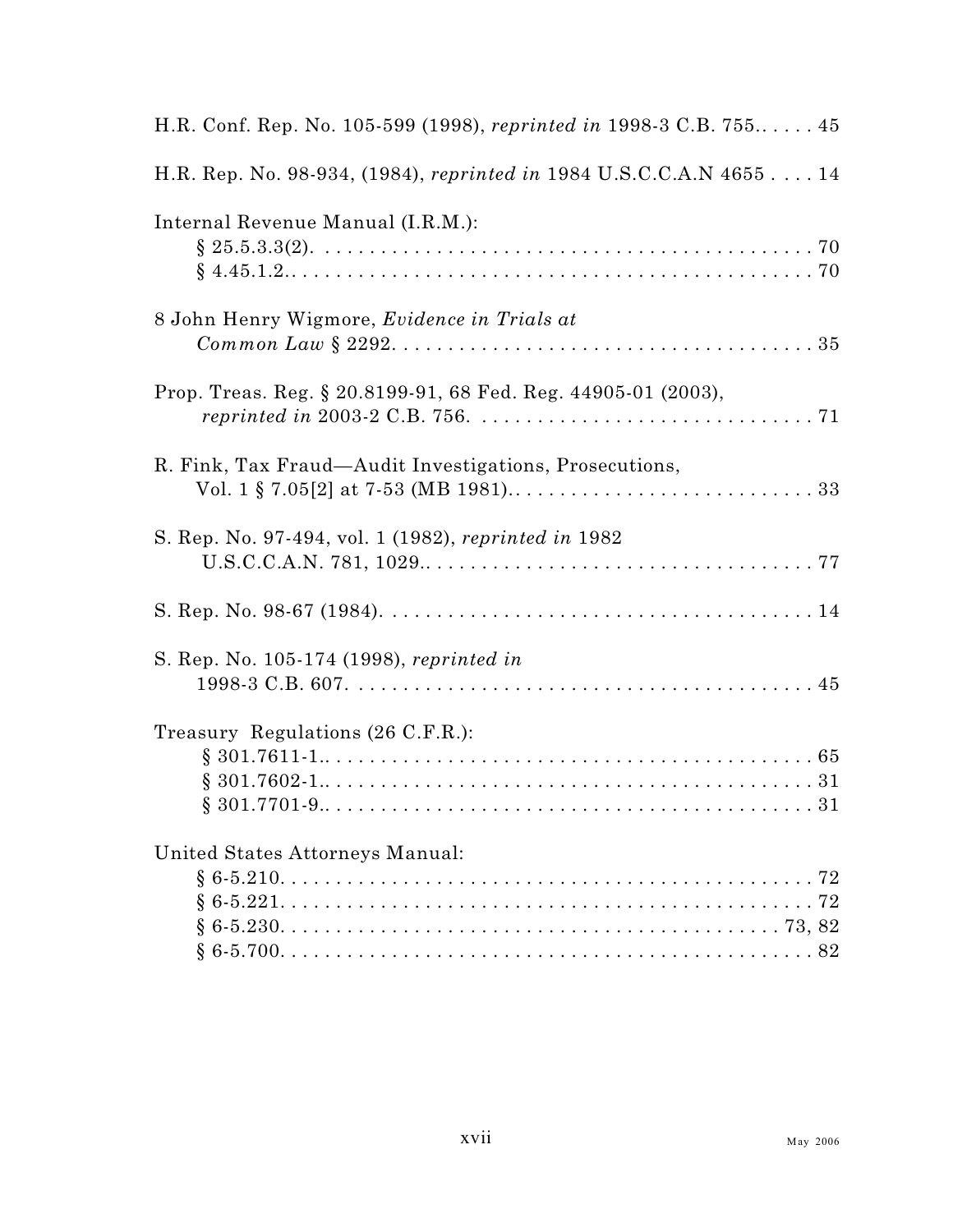H.R. Conf. Rep. No. 105-599 (1998), *reprinted in* 1998-3 C.B. 755. . . . . . 45

H.R. Rep. No. 98-934, (1984), *reprinted in* 1984 U.S.C.C.A.N 4655 . . . . 14

Internal Revenue Manual (I.R.M.):
- § 25.5.3.3(2). . . . . . . . . . . . . . . . . . . . . . . . . . . . . . . . . . . . . . . . . . . . . 70
- § 4.45.1.2.. . . . . . . . . . . . . . . . . . . . . . . . . . . . . . . . . . . . . . . . . . . . . . 70

8 John Henry Wigmore, *Evidence in Trials at Common Law* § 2292. . . . . . . . . . . . . . . . . . . . . . . . . . . . . . . . . . . . . 35

Prop. Treas. Reg. § 20.8199-91, 68 Fed. Reg. 44905-01 (2003), *reprinted in* 2003-2 C.B. 756. . . . . . . . . . . . . . . . . . . . . . . . . . . . . . 71

R. Fink, Tax Fraud—Audit Investigations, Prosecutions, Vol. 1 § 7.05[2] at 7-53 (MB 1981). . . . . . . . . . . . . . . . . . . . . . . . . . . 33

S. Rep. No. 97-494, vol. 1 (1982), *reprinted in* 1982 U.S.C.C.A.N. 781, 1029.. . . . . . . . . . . . . . . . . . . . . . . . . . . . . . . . . . 77

S. Rep. No. 98-67 (1984). . . . . . . . . . . . . . . . . . . . . . . . . . . . . . . . . . . . . . 14

S. Rep. No. 105-174 (1998), *reprinted in* 1998-3 C.B. 607. . . . . . . . . . . . . . . . . . . . . . . . . . . . . . . . . . . . . . . . . . 45

Treasury Regulations (26 C.F.R.):
- § 301.7611-1.. . . . . . . . . . . . . . . . . . . . . . . . . . . . . . . . . . . . . . . . . . . . 65
- § 301.7602-1.. . . . . . . . . . . . . . . . . . . . . . . . . . . . . . . . . . . . . . . . . . . . 31
- § 301.7701-9.. . . . . . . . . . . . . . . . . . . . . . . . . . . . . . . . . . . . . . . . . . . . 31

United States Attorneys Manual:
- § 6-5.210. . . . . . . . . . . . . . . . . . . . . . . . . . . . . . . . . . . . . . . . . . . . . . . 72
- § 6-5.221. . . . . . . . . . . . . . . . . . . . . . . . . . . . . . . . . . . . . . . . . . . . . . . 72
- § 6-5.230. . . . . . . . . . . . . . . . . . . . . . . . . . . . . . . . . . . . . . . . . . . . 73, 82
- § 6-5.700. . . . . . . . . . . . . . . . . . . . . . . . . . . . . . . . . . . . . . . . . . . . . . . 82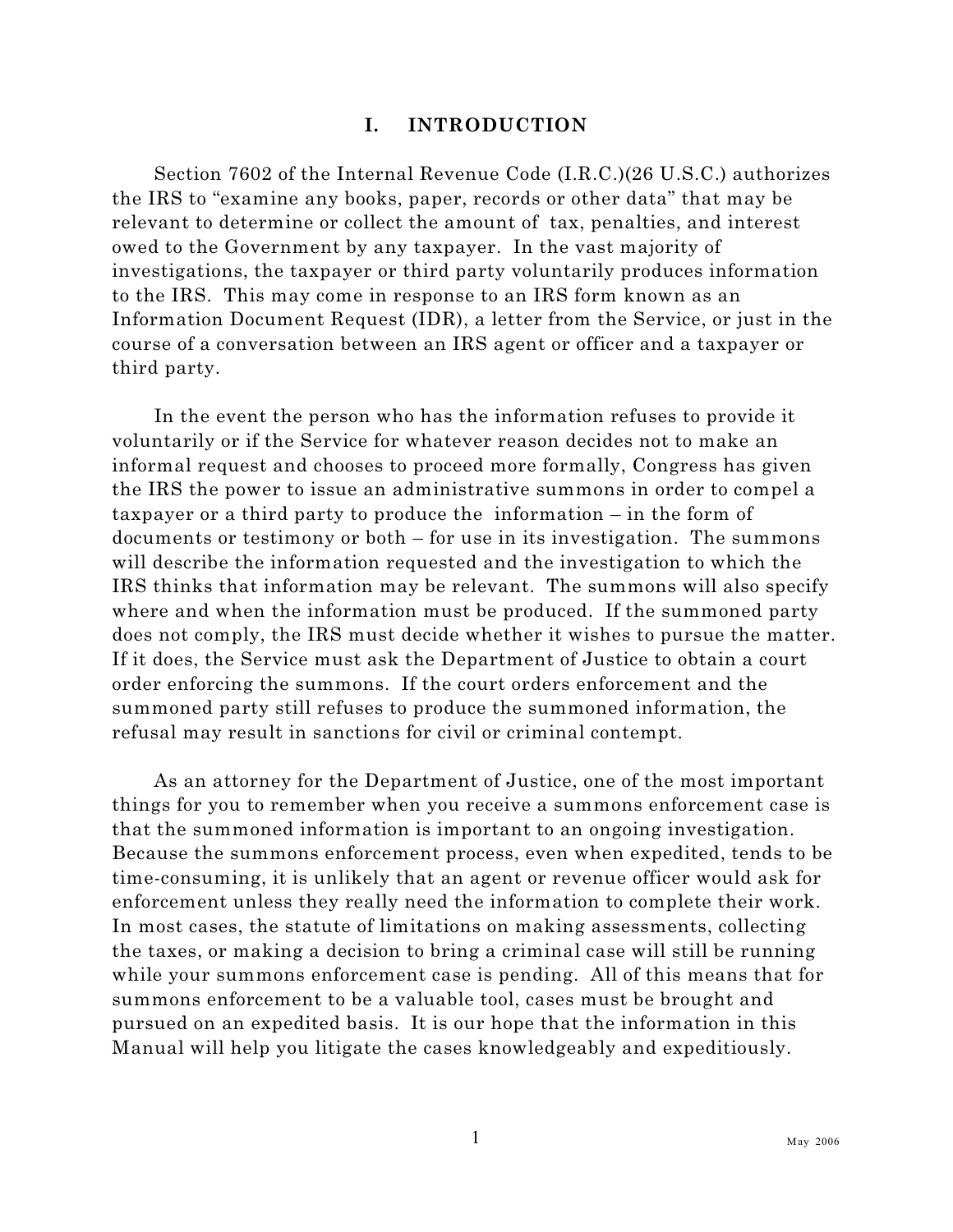# I. INTRODUCTION

Section 7602 of the Internal Revenue Code (I.R.C.)(26 U.S.C.) authorizes the IRS to "examine any books, paper, records or other data" that may be relevant to determine or collect the amount of tax, penalties, and interest owed to the Government by any taxpayer. In the vast majority of investigations, the taxpayer or third party voluntarily produces information to the IRS. This may come in response to an IRS form known as an Information Document Request (IDR), a letter from the Service, or just in the course of a conversation between an IRS agent or officer and a taxpayer or third party.

In the event the person who has the information refuses to provide it voluntarily or if the Service for whatever reason decides not to make an informal request and chooses to proceed more formally, Congress has given the IRS the power to issue an administrative summons in order to compel a taxpayer or a third party to produce the information – in the form of documents or testimony or both – for use in its investigation. The summons will describe the information requested and the investigation to which the IRS thinks that information may be relevant. The summons will also specify where and when the information must be produced. If the summoned party does not comply, the IRS must decide whether it wishes to pursue the matter. If it does, the Service must ask the Department of Justice to obtain a court order enforcing the summons. If the court orders enforcement and the summoned party still refuses to produce the summoned information, the refusal may result in sanctions for civil or criminal contempt.

As an attorney for the Department of Justice, one of the most important things for you to remember when you receive a summons enforcement case is that the summoned information is important to an ongoing investigation. Because the summons enforcement process, even when expedited, tends to be time-consuming, it is unlikely that an agent or revenue officer would ask for enforcement unless they really need the information to complete their work. In most cases, the statute of limitations on making assessments, collecting the taxes, or making a decision to bring a criminal case will still be running while your summons enforcement case is pending. All of this means that for summons enforcement to be a valuable tool, cases must be brought and pursued on an expedited basis. It is our hope that the information in this Manual will help you litigate the cases knowledgeably and expeditiously.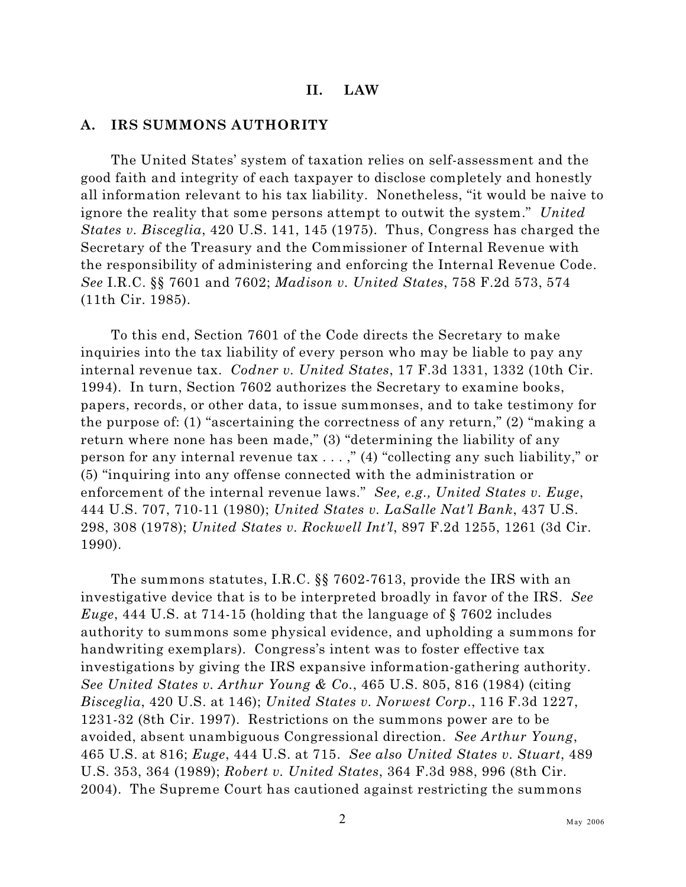## II. LAW

### A. IRS SUMMONS AUTHORITY

The United States' system of taxation relies on self-assessment and the good faith and integrity of each taxpayer to disclose completely and honestly all information relevant to his tax liability. Nonetheless, "it would be naive to ignore the reality that some persons attempt to outwit the system." *United States v. Bisceglia*, 420 U.S. 141, 145 (1975). Thus, Congress has charged the Secretary of the Treasury and the Commissioner of Internal Revenue with the responsibility of administering and enforcing the Internal Revenue Code. *See* I.R.C. §§ 7601 and 7602; *Madison v. United States*, 758 F.2d 573, 574 (11th Cir. 1985).

To this end, Section 7601 of the Code directs the Secretary to make inquiries into the tax liability of every person who may be liable to pay any internal revenue tax. *Codner v. United States*, 17 F.3d 1331, 1332 (10th Cir. 1994). In turn, Section 7602 authorizes the Secretary to examine books, papers, records, or other data, to issue summonses, and to take testimony for the purpose of: (1) "ascertaining the correctness of any return," (2) "making a return where none has been made," (3) "determining the liability of any person for any internal revenue tax . . . ," (4) "collecting any such liability," or (5) "inquiring into any offense connected with the administration or enforcement of the internal revenue laws." *See, e.g., United States v. Euge*, 444 U.S. 707, 710-11 (1980); *United States v. LaSalle Nat'l Bank*, 437 U.S. 298, 308 (1978); *United States v. Rockwell Int'l*, 897 F.2d 1255, 1261 (3d Cir. 1990).

The summons statutes, I.R.C. §§ 7602-7613, provide the IRS with an investigative device that is to be interpreted broadly in favor of the IRS. *See Euge*, 444 U.S. at 714-15 (holding that the language of § 7602 includes authority to summons some physical evidence, and upholding a summons for handwriting exemplars). Congress's intent was to foster effective tax investigations by giving the IRS expansive information-gathering authority. *See United States v. Arthur Young & Co.*, 465 U.S. 805, 816 (1984) (citing *Bisceglia*, 420 U.S. at 146); *United States v. Norwest Corp.*, 116 F.3d 1227, 1231-32 (8th Cir. 1997). Restrictions on the summons power are to be avoided, absent unambiguous Congressional direction. *See Arthur Young*, 465 U.S. at 816; *Euge*, 444 U.S. at 715. *See also United States v. Stuart*, 489 U.S. 353, 364 (1989); *Robert v. United States*, 364 F.3d 988, 996 (8th Cir. 2004). The Supreme Court has cautioned against restricting the summons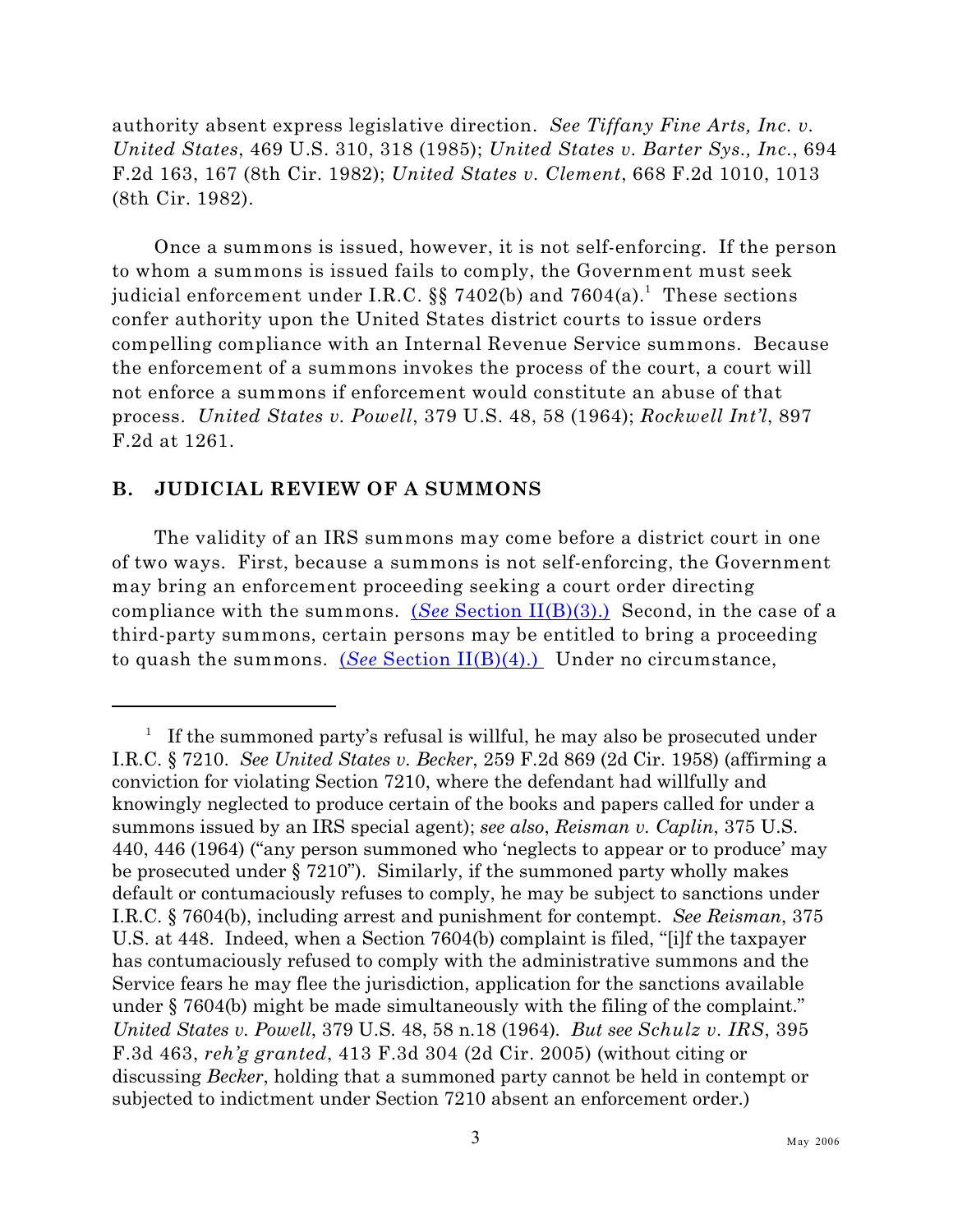authority absent express legislative direction. *See Tiffany Fine Arts, Inc. v. United States*, 469 U.S. 310, 318 (1985); *United States v. Barter Sys., Inc.*, 694 F.2d 163, 167 (8th Cir. 1982); *United States v. Clement*, 668 F.2d 1010, 1013 (8th Cir. 1982).

Once a summons is issued, however, it is not self-enforcing. If the person to whom a summons is issued fails to comply, the Government must seek judicial enforcement under I.R.C. §§ 7402(b) and 7604(a).[1] These sections confer authority upon the United States district courts to issue orders compelling compliance with an Internal Revenue Service summons. Because the enforcement of a summons invokes the process of the court, a court will not enforce a summons if enforcement would constitute an abuse of that process. *United States v. Powell*, 379 U.S. 48, 58 (1964); *Rockwell Int'l*, 897 F.2d at 1261.

## B. JUDICIAL REVIEW OF A SUMMONS

The validity of an IRS summons may come before a district court in one of two ways. First, because a summons is not self-enforcing, the Government may bring an enforcement proceeding seeking a court order directing compliance with the summons. (*See* Section II(B)(3).) Second, in the case of a third-party summons, certain persons may be entitled to bring a proceeding to quash the summons. (*See* Section II(B)(4).) Under no circumstance,

---

[1] If the summoned party's refusal is willful, he may also be prosecuted under I.R.C. § 7210. *See United States v. Becker*, 259 F.2d 869 (2d Cir. 1958) (affirming a conviction for violating Section 7210, where the defendant had willfully and knowingly neglected to produce certain of the books and papers called for under a summons issued by an IRS special agent); *see also*, *Reisman v. Caplin*, 375 U.S. 440, 446 (1964) ("any person summoned who 'neglects to appear or to produce' may be prosecuted under § 7210"). Similarly, if the summoned party wholly makes default or contumaciously refuses to comply, he may be subject to sanctions under I.R.C. § 7604(b), including arrest and punishment for contempt. *See Reisman*, 375 U.S. at 448. Indeed, when a Section 7604(b) complaint is filed, "[i]f the taxpayer has contumaciously refused to comply with the administrative summons and the Service fears he may flee the jurisdiction, application for the sanctions available under § 7604(b) might be made simultaneously with the filing of the complaint." *United States v. Powell*, 379 U.S. 48, 58 n.18 (1964). *But see Schulz v. IRS*, 395 F.3d 463, *reh'g granted*, 413 F.3d 304 (2d Cir. 2005) (without citing or discussing *Becker*, holding that a summoned party cannot be held in contempt or subjected to indictment under Section 7210 absent an enforcement order.)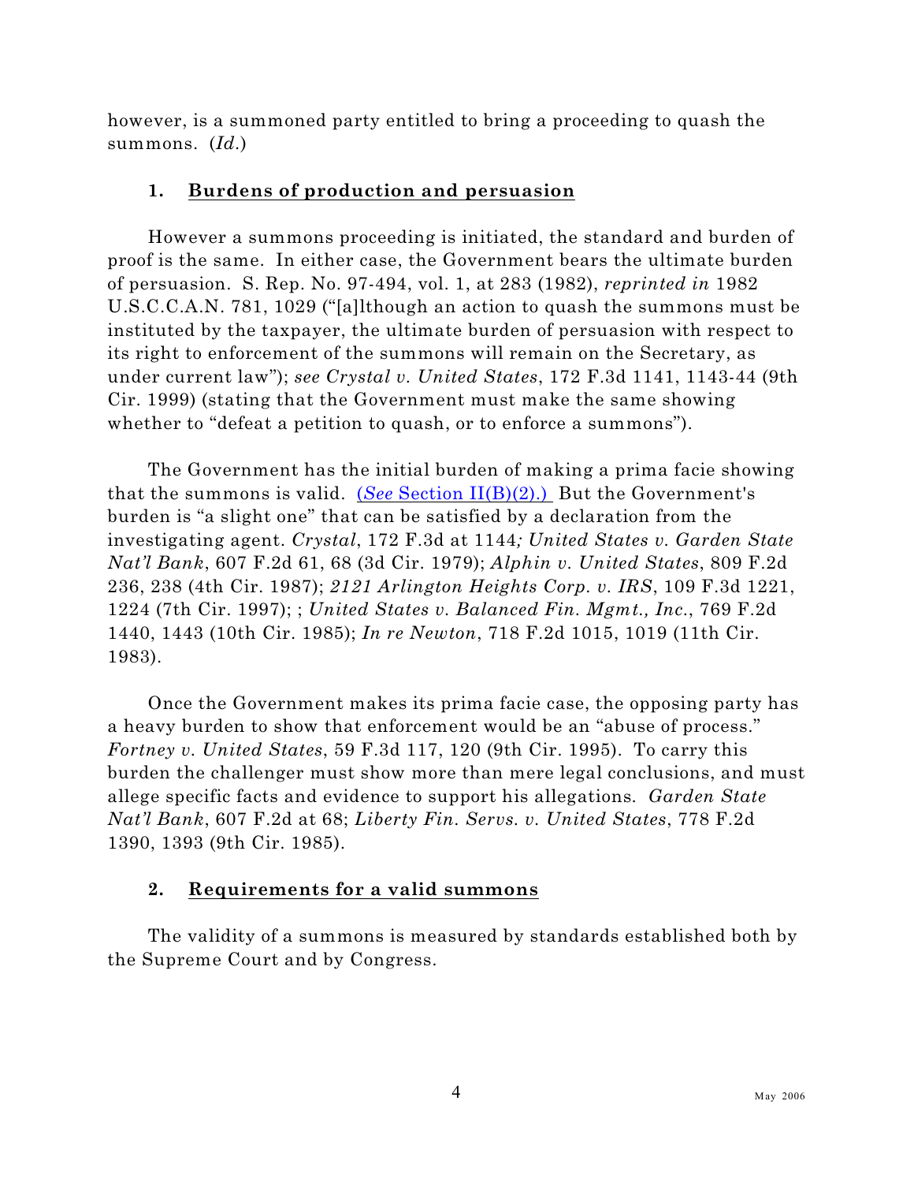however, is a summoned party entitled to bring a proceeding to quash the summons. (*Id.*)

### 1. Burdens of production and persuasion

However a summons proceeding is initiated, the standard and burden of proof is the same. In either case, the Government bears the ultimate burden of persuasion. S. Rep. No. 97-494, vol. 1, at 283 (1982), *reprinted in* 1982 U.S.C.C.A.N. 781, 1029 ("[a]lthough an action to quash the summons must be instituted by the taxpayer, the ultimate burden of persuasion with respect to its right to enforcement of the summons will remain on the Secretary, as under current law"); *see Crystal v. United States*, 172 F.3d 1141, 1143-44 (9th Cir. 1999) (stating that the Government must make the same showing whether to "defeat a petition to quash, or to enforce a summons").

The Government has the initial burden of making a prima facie showing that the summons is valid. (*See* Section II(B)(2).) But the Government's burden is "a slight one" that can be satisfied by a declaration from the investigating agent. *Crystal*, 172 F.3d at 1144*; United States v. Garden State Nat'l Bank*, 607 F.2d 61, 68 (3d Cir. 1979); *Alphin v. United States*, 809 F.2d 236, 238 (4th Cir. 1987); *2121 Arlington Heights Corp. v. IRS*, 109 F.3d 1221, 1224 (7th Cir. 1997); ; *United States v. Balanced Fin. Mgmt., Inc.*, 769 F.2d 1440, 1443 (10th Cir. 1985); *In re Newton*, 718 F.2d 1015, 1019 (11th Cir. 1983).

Once the Government makes its prima facie case, the opposing party has a heavy burden to show that enforcement would be an "abuse of process." *Fortney v. United States*, 59 F.3d 117, 120 (9th Cir. 1995). To carry this burden the challenger must show more than mere legal conclusions, and must allege specific facts and evidence to support his allegations. *Garden State Nat'l Bank*, 607 F.2d at 68; *Liberty Fin. Servs. v. United States*, 778 F.2d 1390, 1393 (9th Cir. 1985).

### 2. Requirements for a valid summons

The validity of a summons is measured by standards established both by the Supreme Court and by Congress.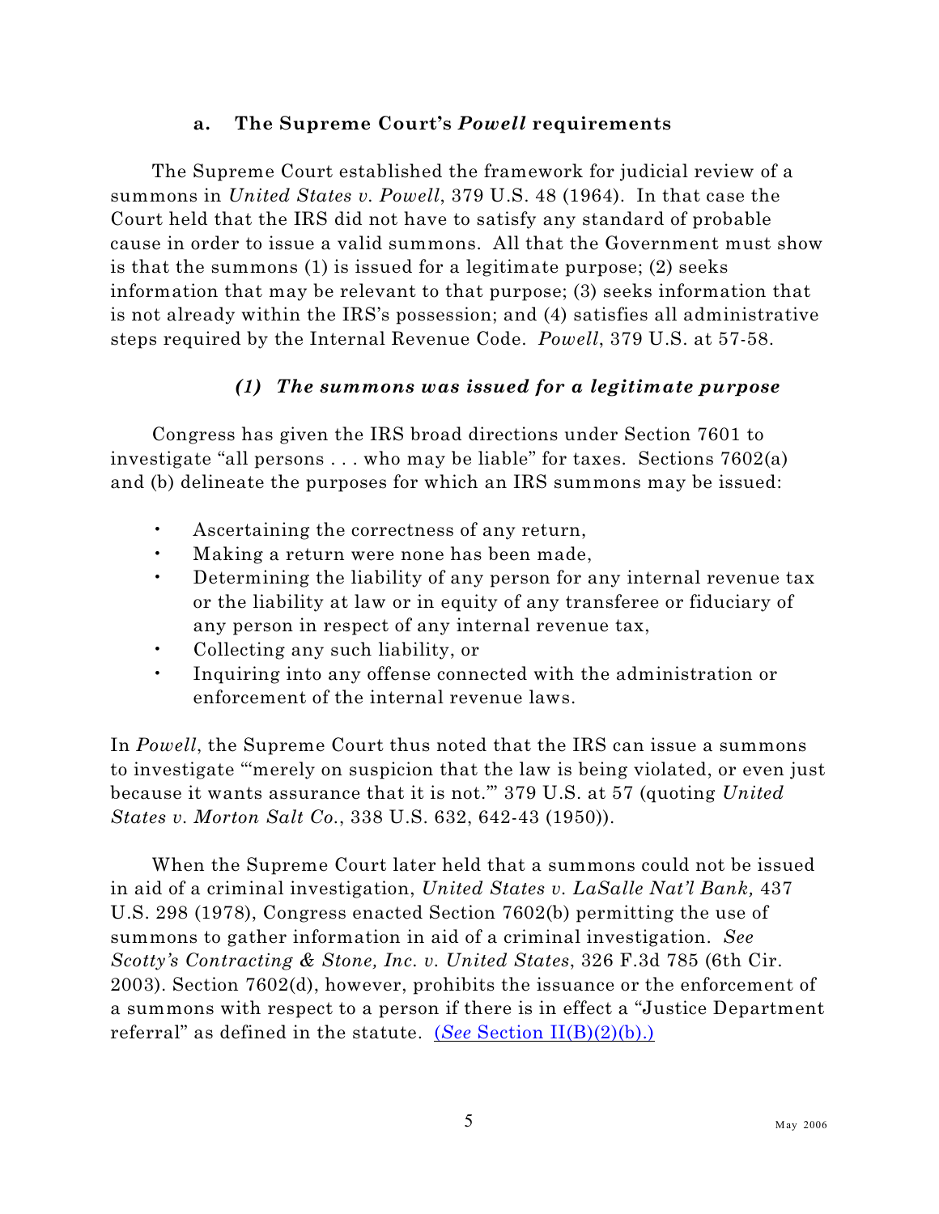#### a. The Supreme Court's *Powell* requirements

The Supreme Court established the framework for judicial review of a summons in *United States v. Powell*, 379 U.S. 48 (1964). In that case the Court held that the IRS did not have to satisfy any standard of probable cause in order to issue a valid summons. All that the Government must show is that the summons (1) is issued for a legitimate purpose; (2) seeks information that may be relevant to that purpose; (3) seeks information that is not already within the IRS's possession; and (4) satisfies all administrative steps required by the Internal Revenue Code. *Powell*, 379 U.S. at 57-58.

##### *(1) The summons was issued for a legitimate purpose*

Congress has given the IRS broad directions under Section 7601 to investigate "all persons . . . who may be liable" for taxes. Sections 7602(a) and (b) delineate the purposes for which an IRS summons may be issued:

- Ascertaining the correctness of any return,
- Making a return were none has been made,
- Determining the liability of any person for any internal revenue tax or the liability at law or in equity of any transferee or fiduciary of any person in respect of any internal revenue tax,
- Collecting any such liability, or
- Inquiring into any offense connected with the administration or enforcement of the internal revenue laws.

In *Powell*, the Supreme Court thus noted that the IRS can issue a summons to investigate "'merely on suspicion that the law is being violated, or even just because it wants assurance that it is not.'" 379 U.S. at 57 (quoting *United States v. Morton Salt Co.*, 338 U.S. 632, 642-43 (1950)).

When the Supreme Court later held that a summons could not be issued in aid of a criminal investigation, *United States v. LaSalle Nat'l Bank,* 437 U.S. 298 (1978), Congress enacted Section 7602(b) permitting the use of summons to gather information in aid of a criminal investigation. *See Scotty's Contracting & Stone, Inc. v. United States*, 326 F.3d 785 (6th Cir. 2003). Section 7602(d), however, prohibits the issuance or the enforcement of a summons with respect to a person if there is in effect a "Justice Department referral" as defined in the statute. (*See* Section II(B)(2)(b).)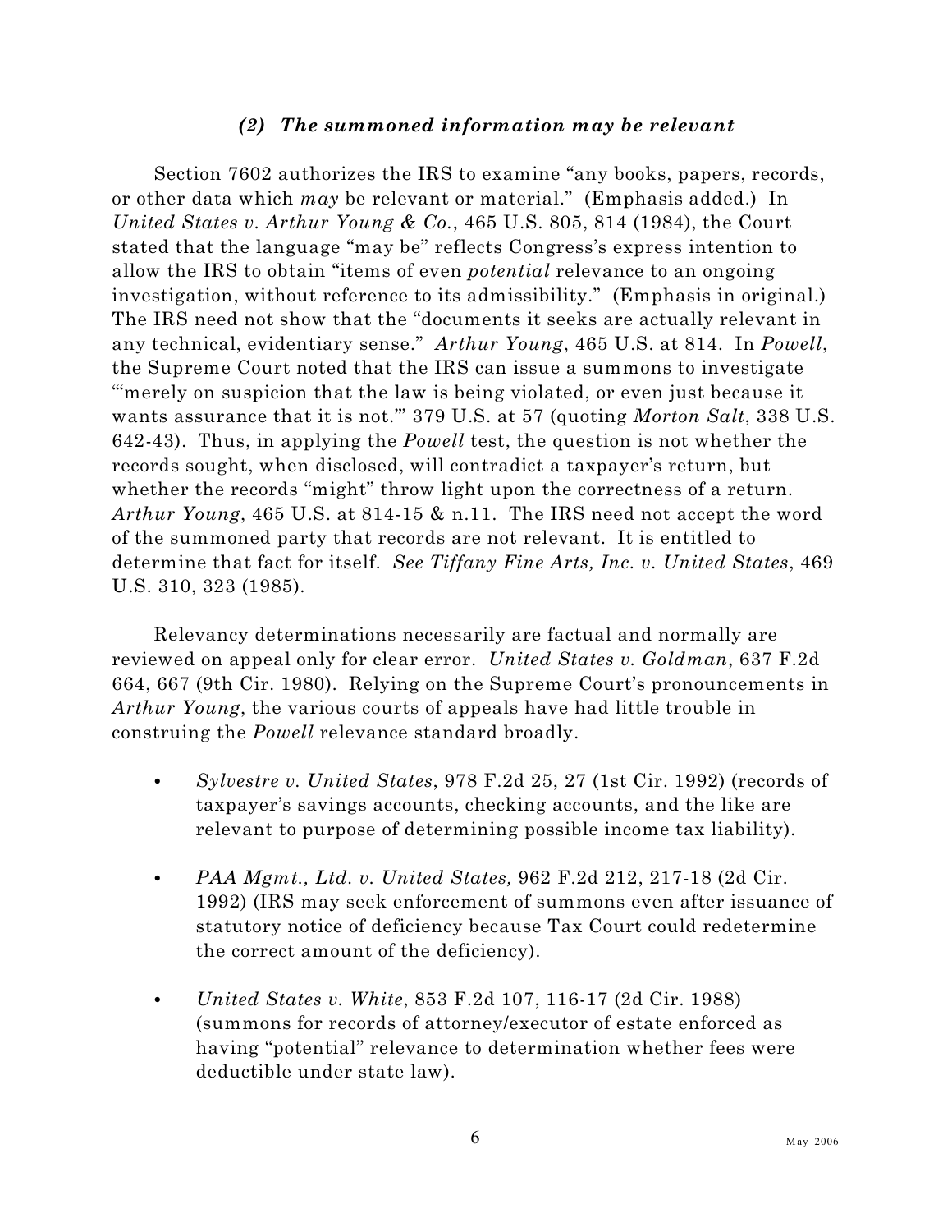### *(2) The summoned information may be relevant*

Section 7602 authorizes the IRS to examine "any books, papers, records, or other data which *may* be relevant or material." (Emphasis added.) In *United States v. Arthur Young & Co.*, 465 U.S. 805, 814 (1984), the Court stated that the language "may be" reflects Congress's express intention to allow the IRS to obtain "items of even *potential* relevance to an ongoing investigation, without reference to its admissibility." (Emphasis in original.) The IRS need not show that the "documents it seeks are actually relevant in any technical, evidentiary sense." *Arthur Young*, 465 U.S. at 814. In *Powell*, the Supreme Court noted that the IRS can issue a summons to investigate "'merely on suspicion that the law is being violated, or even just because it wants assurance that it is not.'" 379 U.S. at 57 (quoting *Morton Salt*, 338 U.S. 642-43). Thus, in applying the *Powell* test, the question is not whether the records sought, when disclosed, will contradict a taxpayer's return, but whether the records "might" throw light upon the correctness of a return. *Arthur Young*, 465 U.S. at 814-15 & n.11. The IRS need not accept the word of the summoned party that records are not relevant. It is entitled to determine that fact for itself. *See Tiffany Fine Arts, Inc. v. United States*, 469 U.S. 310, 323 (1985).

Relevancy determinations necessarily are factual and normally are reviewed on appeal only for clear error. *United States v. Goldman*, 637 F.2d 664, 667 (9th Cir. 1980). Relying on the Supreme Court's pronouncements in *Arthur Young*, the various courts of appeals have had little trouble in construing the *Powell* relevance standard broadly.

- *Sylvestre v. United States*, 978 F.2d 25, 27 (1st Cir. 1992) (records of taxpayer's savings accounts, checking accounts, and the like are relevant to purpose of determining possible income tax liability).

- *PAA Mgmt., Ltd. v. United States,* 962 F.2d 212, 217-18 (2d Cir. 1992) (IRS may seek enforcement of summons even after issuance of statutory notice of deficiency because Tax Court could redetermine the correct amount of the deficiency).

- *United States v. White*, 853 F.2d 107, 116-17 (2d Cir. 1988) (summons for records of attorney/executor of estate enforced as having "potential" relevance to determination whether fees were deductible under state law).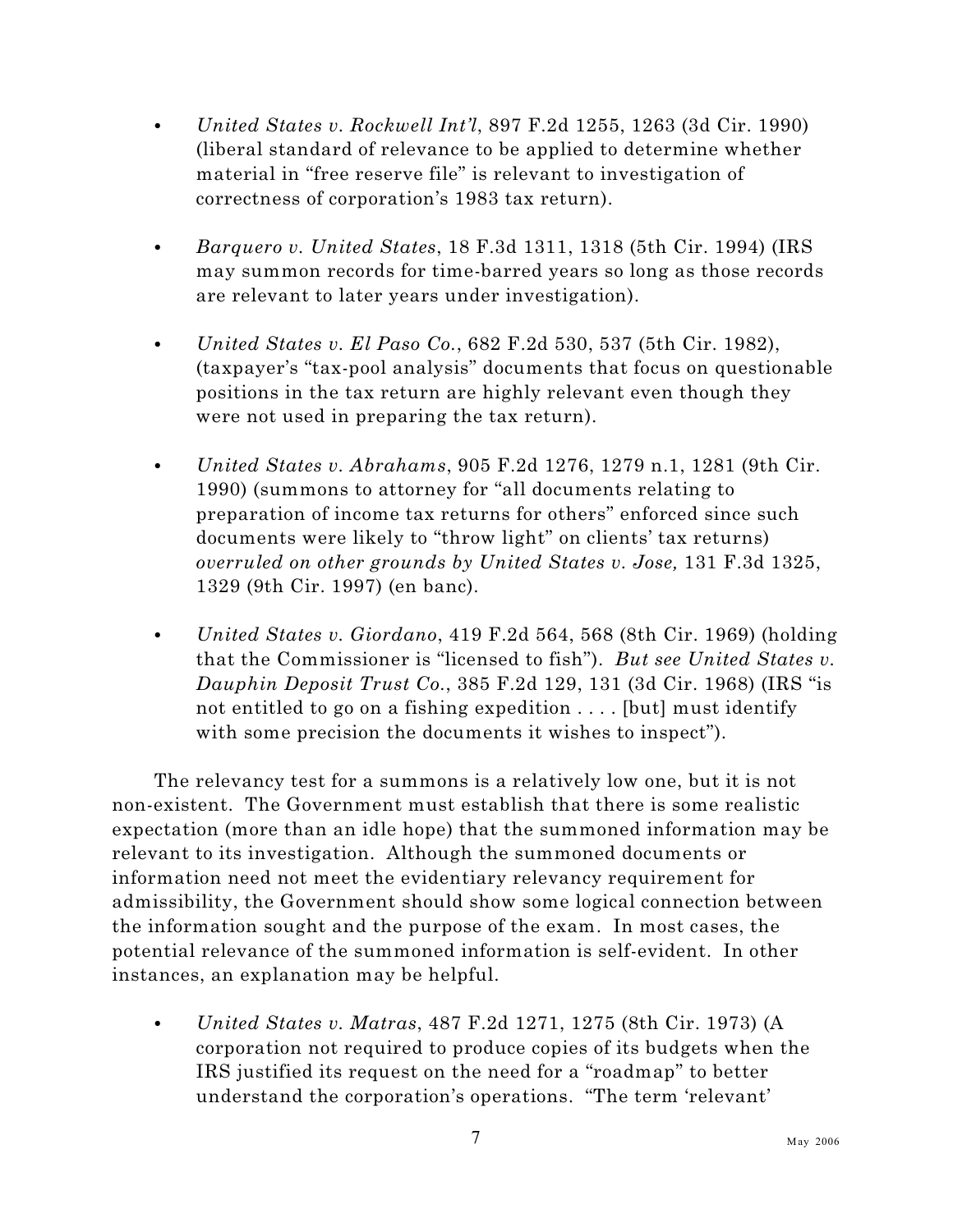- *United States v. Rockwell Int'l*, 897 F.2d 1255, 1263 (3d Cir. 1990) (liberal standard of relevance to be applied to determine whether material in "free reserve file" is relevant to investigation of correctness of corporation's 1983 tax return).

- *Barquero v. United States*, 18 F.3d 1311, 1318 (5th Cir. 1994) (IRS may summon records for time-barred years so long as those records are relevant to later years under investigation).

- *United States v. El Paso Co.*, 682 F.2d 530, 537 (5th Cir. 1982), (taxpayer's "tax-pool analysis" documents that focus on questionable positions in the tax return are highly relevant even though they were not used in preparing the tax return).

- *United States v. Abrahams*, 905 F.2d 1276, 1279 n.1, 1281 (9th Cir. 1990) (summons to attorney for "all documents relating to preparation of income tax returns for others" enforced since such documents were likely to "throw light" on clients' tax returns) *overruled on other grounds by United States v. Jose,* 131 F.3d 1325, 1329 (9th Cir. 1997) (en banc).

- *United States v. Giordano*, 419 F.2d 564, 568 (8th Cir. 1969) (holding that the Commissioner is "licensed to fish"). *But see United States v. Dauphin Deposit Trust Co.*, 385 F.2d 129, 131 (3d Cir. 1968) (IRS "is not entitled to go on a fishing expedition . . . . [but] must identify with some precision the documents it wishes to inspect").

The relevancy test for a summons is a relatively low one, but it is not non-existent. The Government must establish that there is some realistic expectation (more than an idle hope) that the summoned information may be relevant to its investigation. Although the summoned documents or information need not meet the evidentiary relevancy requirement for admissibility, the Government should show some logical connection between the information sought and the purpose of the exam. In most cases, the potential relevance of the summoned information is self-evident. In other instances, an explanation may be helpful.

- *United States v. Matras*, 487 F.2d 1271, 1275 (8th Cir. 1973) (A corporation not required to produce copies of its budgets when the IRS justified its request on the need for a "roadmap" to better understand the corporation's operations. "The term 'relevant'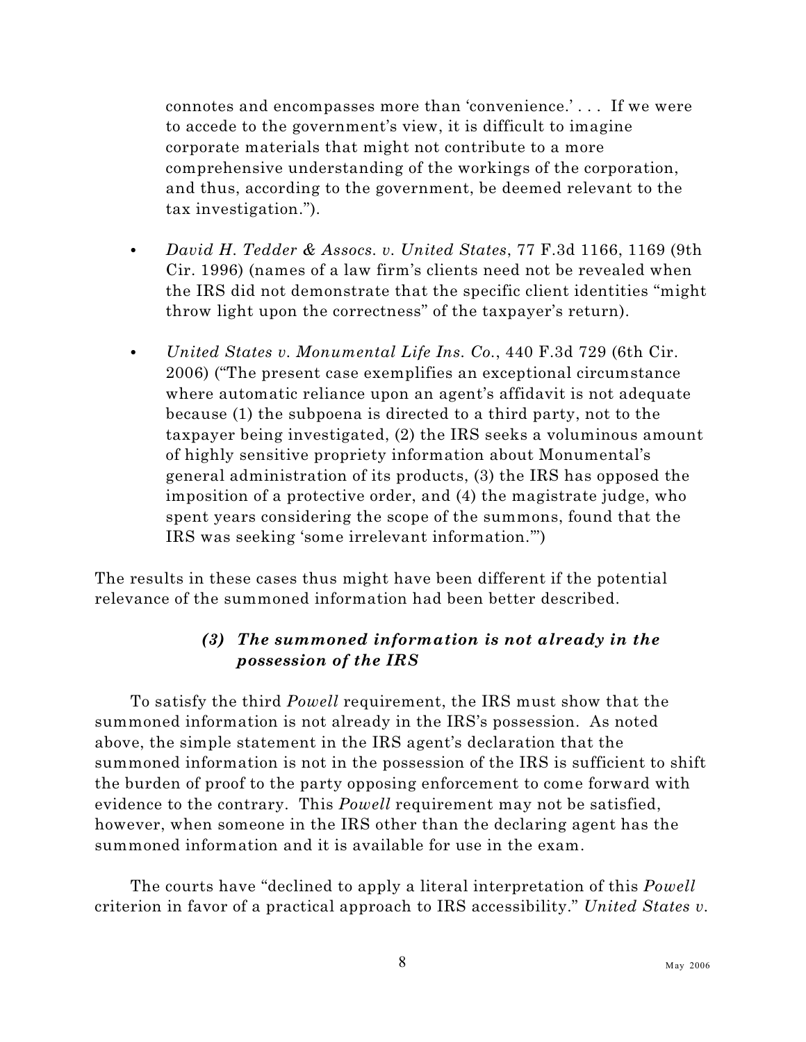connotes and encompasses more than 'convenience.' . . . If we were to accede to the government's view, it is difficult to imagine corporate materials that might not contribute to a more comprehensive understanding of the workings of the corporation, and thus, according to the government, be deemed relevant to the tax investigation.").

- *David H. Tedder & Assocs. v. United States*, 77 F.3d 1166, 1169 (9th Cir. 1996) (names of a law firm's clients need not be revealed when the IRS did not demonstrate that the specific client identities "might throw light upon the correctness" of the taxpayer's return).

- *United States v. Monumental Life Ins. Co.*, 440 F.3d 729 (6th Cir. 2006) ("The present case exemplifies an exceptional circumstance where automatic reliance upon an agent's affidavit is not adequate because (1) the subpoena is directed to a third party, not to the taxpayer being investigated, (2) the IRS seeks a voluminous amount of highly sensitive propriety information about Monumental's general administration of its products, (3) the IRS has opposed the imposition of a protective order, and (4) the magistrate judge, who spent years considering the scope of the summons, found that the IRS was seeking 'some irrelevant information.'")

The results in these cases thus might have been different if the potential relevance of the summoned information had been better described.

#### *(3) The summoned information is not already in the possession of the IRS*

To satisfy the third *Powell* requirement, the IRS must show that the summoned information is not already in the IRS's possession. As noted above, the simple statement in the IRS agent's declaration that the summoned information is not in the possession of the IRS is sufficient to shift the burden of proof to the party opposing enforcement to come forward with evidence to the contrary. This *Powell* requirement may not be satisfied, however, when someone in the IRS other than the declaring agent has the summoned information and it is available for use in the exam.

The courts have "declined to apply a literal interpretation of this *Powell* criterion in favor of a practical approach to IRS accessibility." *United States v.*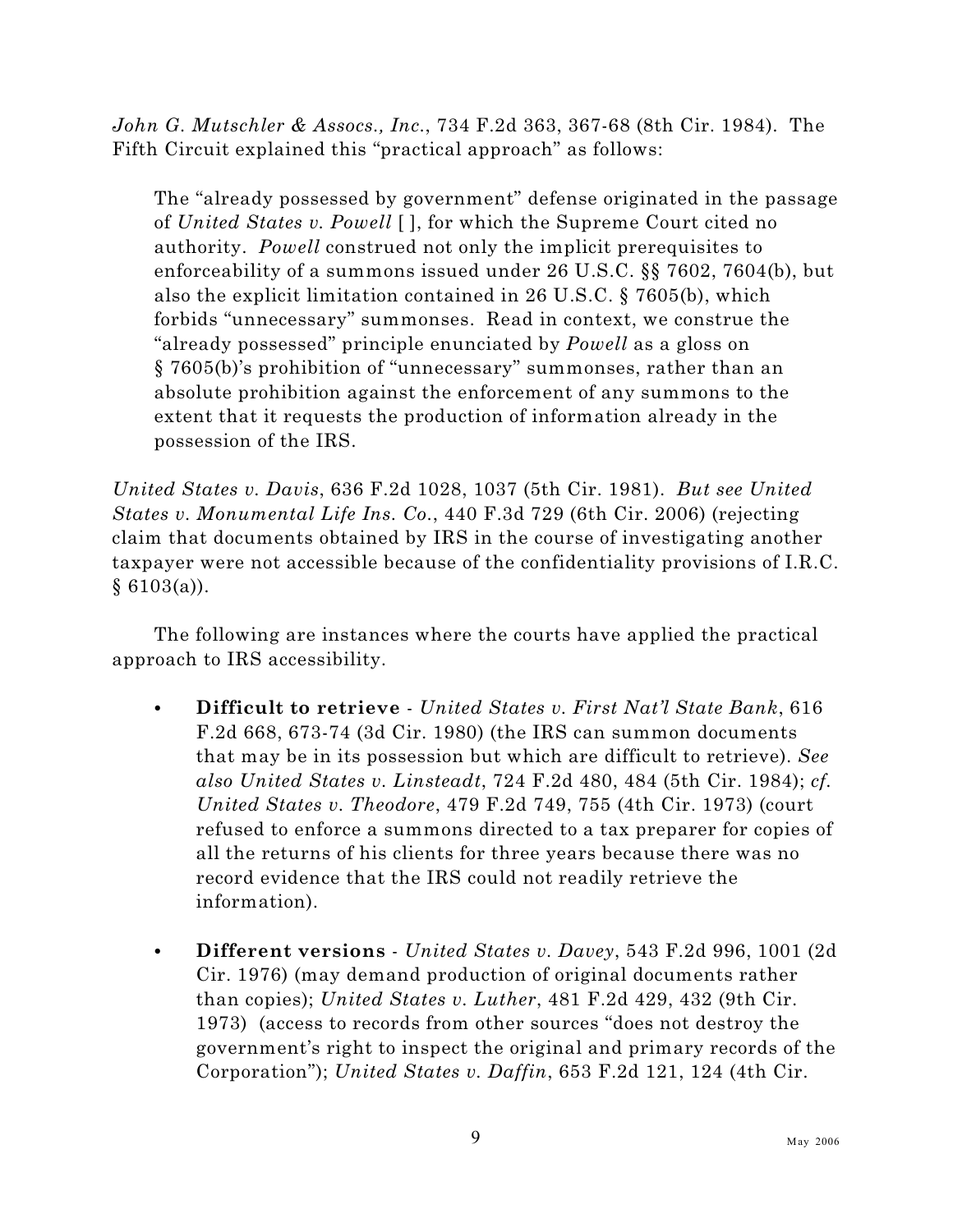*John G. Mutschler & Assocs., Inc.*, 734 F.2d 363, 367-68 (8th Cir. 1984). The Fifth Circuit explained this "practical approach" as follows:

> The "already possessed by government" defense originated in the passage of *United States v. Powell* [ ], for which the Supreme Court cited no authority. *Powell* construed not only the implicit prerequisites to enforceability of a summons issued under 26 U.S.C. §§ 7602, 7604(b), but also the explicit limitation contained in 26 U.S.C. § 7605(b), which forbids "unnecessary" summonses. Read in context, we construe the "already possessed" principle enunciated by *Powell* as a gloss on § 7605(b)'s prohibition of "unnecessary" summonses, rather than an absolute prohibition against the enforcement of any summons to the extent that it requests the production of information already in the possession of the IRS.

*United States v. Davis*, 636 F.2d 1028, 1037 (5th Cir. 1981). *But see United States v. Monumental Life Ins. Co.*, 440 F.3d 729 (6th Cir. 2006) (rejecting claim that documents obtained by IRS in the course of investigating another taxpayer were not accessible because of the confidentiality provisions of I.R.C. § 6103(a)).

The following are instances where the courts have applied the practical approach to IRS accessibility.

- **Difficult to retrieve** - *United States v. First Nat'l State Bank*, 616 F.2d 668, 673-74 (3d Cir. 1980) (the IRS can summon documents that may be in its possession but which are difficult to retrieve). *See also United States v. Linsteadt*, 724 F.2d 480, 484 (5th Cir. 1984); *cf. United States v. Theodore*, 479 F.2d 749, 755 (4th Cir. 1973) (court refused to enforce a summons directed to a tax preparer for copies of all the returns of his clients for three years because there was no record evidence that the IRS could not readily retrieve the information).

- **Different versions** - *United States v. Davey*, 543 F.2d 996, 1001 (2d Cir. 1976) (may demand production of original documents rather than copies); *United States v. Luther*, 481 F.2d 429, 432 (9th Cir. 1973) (access to records from other sources "does not destroy the government's right to inspect the original and primary records of the Corporation"); *United States v. Daffin*, 653 F.2d 121, 124 (4th Cir.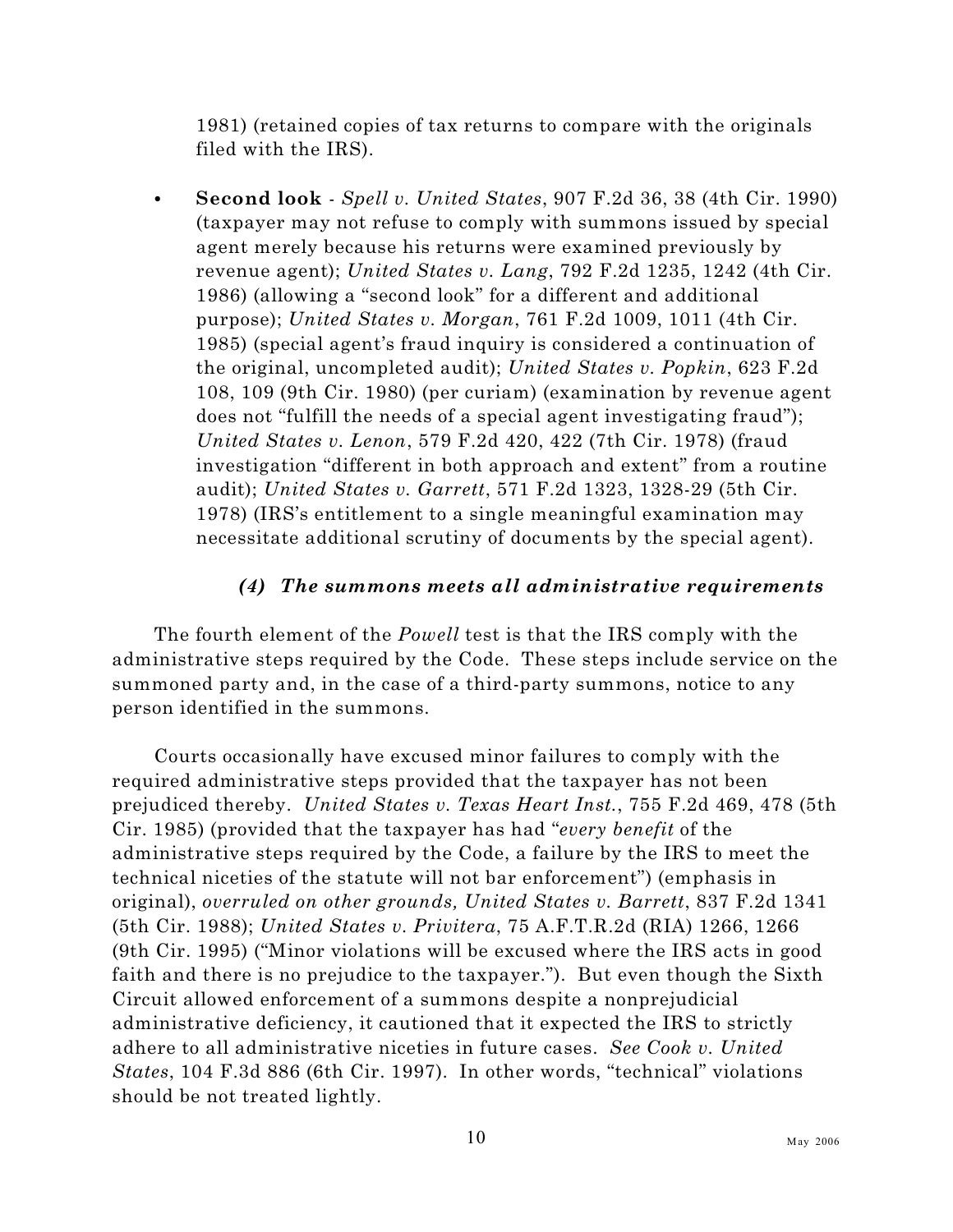1981) (retained copies of tax returns to compare with the originals filed with the IRS).

- **Second look** - *Spell v. United States*, 907 F.2d 36, 38 (4th Cir. 1990) (taxpayer may not refuse to comply with summons issued by special agent merely because his returns were examined previously by revenue agent); *United States v. Lang*, 792 F.2d 1235, 1242 (4th Cir. 1986) (allowing a "second look" for a different and additional purpose); *United States v. Morgan*, 761 F.2d 1009, 1011 (4th Cir. 1985) (special agent's fraud inquiry is considered a continuation of the original, uncompleted audit); *United States v. Popkin*, 623 F.2d 108, 109 (9th Cir. 1980) (per curiam) (examination by revenue agent does not "fulfill the needs of a special agent investigating fraud"); *United States v. Lenon*, 579 F.2d 420, 422 (7th Cir. 1978) (fraud investigation "different in both approach and extent" from a routine audit); *United States v. Garrett*, 571 F.2d 1323, 1328-29 (5th Cir. 1978) (IRS's entitlement to a single meaningful examination may necessitate additional scrutiny of documents by the special agent).

#### *(4) The summons meets all administrative requirements*

The fourth element of the *Powell* test is that the IRS comply with the administrative steps required by the Code. These steps include service on the summoned party and, in the case of a third-party summons, notice to any person identified in the summons.

Courts occasionally have excused minor failures to comply with the required administrative steps provided that the taxpayer has not been prejudiced thereby. *United States v. Texas Heart Inst.*, 755 F.2d 469, 478 (5th Cir. 1985) (provided that the taxpayer has had "*every benefit* of the administrative steps required by the Code, a failure by the IRS to meet the technical niceties of the statute will not bar enforcement") (emphasis in original), *overruled on other grounds, United States v. Barrett*, 837 F.2d 1341 (5th Cir. 1988); *United States v. Privitera*, 75 A.F.T.R.2d (RIA) 1266, 1266 (9th Cir. 1995) ("Minor violations will be excused where the IRS acts in good faith and there is no prejudice to the taxpayer."). But even though the Sixth Circuit allowed enforcement of a summons despite a nonprejudicial administrative deficiency, it cautioned that it expected the IRS to strictly adhere to all administrative niceties in future cases. *See Cook v. United States*, 104 F.3d 886 (6th Cir. 1997). In other words, "technical" violations should be not treated lightly.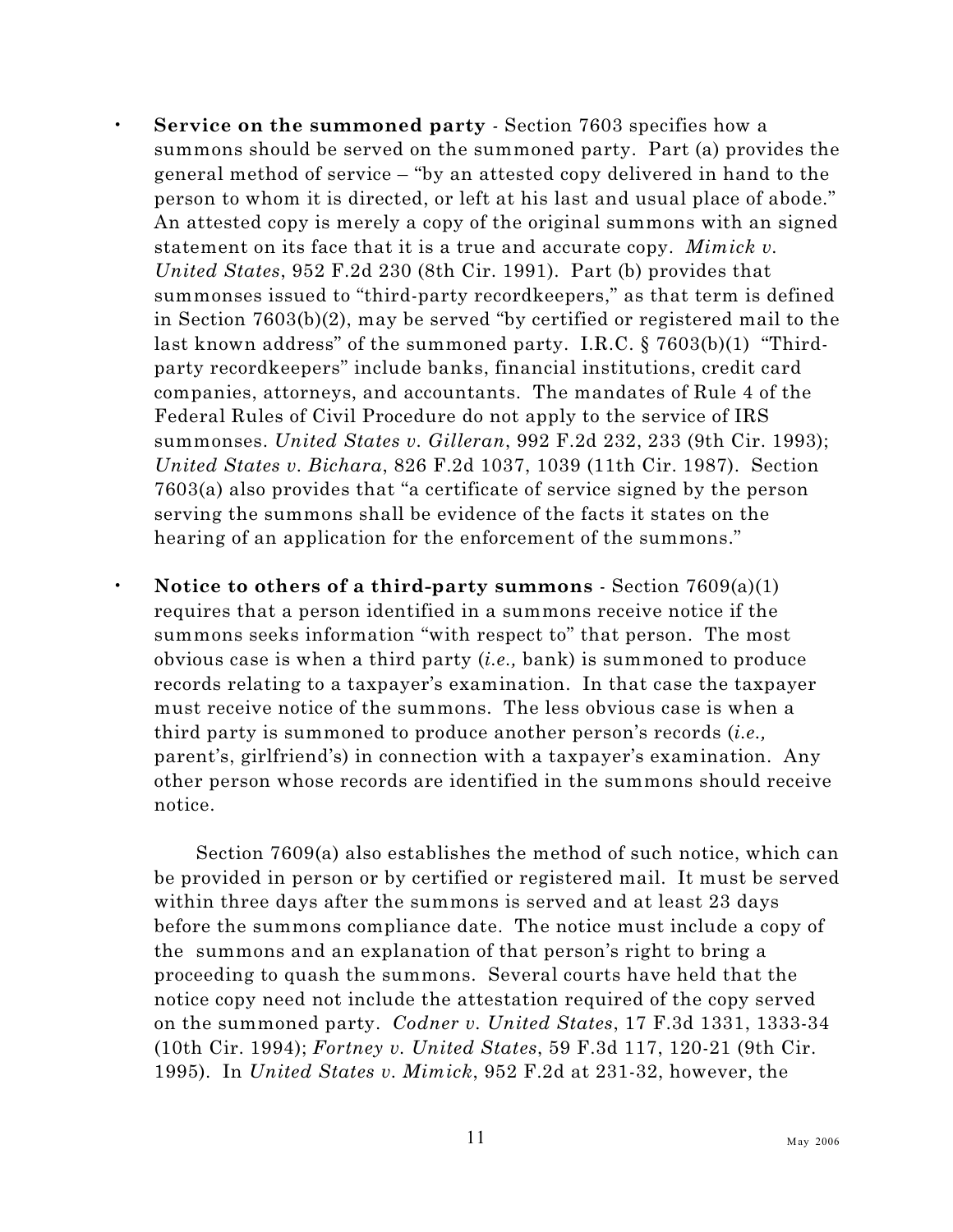- **Service on the summoned party** - Section 7603 specifies how a summons should be served on the summoned party. Part (a) provides the general method of service – "by an attested copy delivered in hand to the person to whom it is directed, or left at his last and usual place of abode." An attested copy is merely a copy of the original summons with an signed statement on its face that it is a true and accurate copy. *Mimick v. United States*, 952 F.2d 230 (8th Cir. 1991). Part (b) provides that summonses issued to "third-party recordkeepers," as that term is defined in Section 7603(b)(2), may be served "by certified or registered mail to the last known address" of the summoned party. I.R.C. § 7603(b)(1) "Third-party recordkeepers" include banks, financial institutions, credit card companies, attorneys, and accountants. The mandates of Rule 4 of the Federal Rules of Civil Procedure do not apply to the service of IRS summonses. *United States v. Gilleran*, 992 F.2d 232, 233 (9th Cir. 1993); *United States v. Bichara*, 826 F.2d 1037, 1039 (11th Cir. 1987). Section 7603(a) also provides that "a certificate of service signed by the person serving the summons shall be evidence of the facts it states on the hearing of an application for the enforcement of the summons."

- **Notice to others of a third-party summons** - Section 7609(a)(1) requires that a person identified in a summons receive notice if the summons seeks information "with respect to" that person. The most obvious case is when a third party (*i.e.,* bank) is summoned to produce records relating to a taxpayer's examination. In that case the taxpayer must receive notice of the summons. The less obvious case is when a third party is summoned to produce another person's records (*i.e.,* parent's, girlfriend's) in connection with a taxpayer's examination. Any other person whose records are identified in the summons should receive notice.

  Section 7609(a) also establishes the method of such notice, which can be provided in person or by certified or registered mail. It must be served within three days after the summons is served and at least 23 days before the summons compliance date. The notice must include a copy of the summons and an explanation of that person's right to bring a proceeding to quash the summons. Several courts have held that the notice copy need not include the attestation required of the copy served on the summoned party. *Codner v. United States*, 17 F.3d 1331, 1333-34 (10th Cir. 1994); *Fortney v. United States*, 59 F.3d 117, 120-21 (9th Cir. 1995). In *United States v. Mimick*, 952 F.2d at 231-32, however, the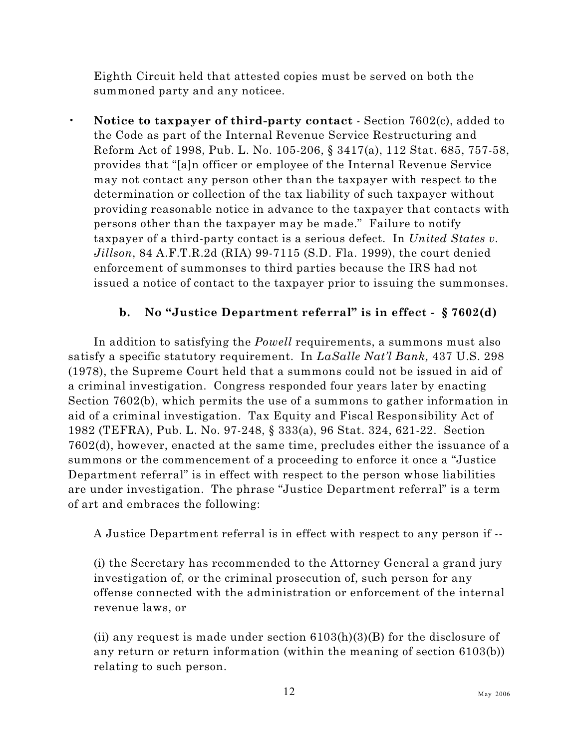Eighth Circuit held that attested copies must be served on both the summoned party and any noticee.

- **Notice to taxpayer of third-party contact** - Section 7602(c), added to the Code as part of the Internal Revenue Service Restructuring and Reform Act of 1998, Pub. L. No. 105-206, § 3417(a), 112 Stat. 685, 757-58, provides that "[a]n officer or employee of the Internal Revenue Service may not contact any person other than the taxpayer with respect to the determination or collection of the tax liability of such taxpayer without providing reasonable notice in advance to the taxpayer that contacts with persons other than the taxpayer may be made." Failure to notify taxpayer of a third-party contact is a serious defect. In *United States v. Jillson*, 84 A.F.T.R.2d (RIA) 99-7115 (S.D. Fla. 1999), the court denied enforcement of summonses to third parties because the IRS had not issued a notice of contact to the taxpayer prior to issuing the summonses.

### b. No "Justice Department referral" is in effect - § 7602(d)

In addition to satisfying the *Powell* requirements, a summons must also satisfy a specific statutory requirement. In *LaSalle Nat'l Bank,* 437 U.S. 298 (1978), the Supreme Court held that a summons could not be issued in aid of a criminal investigation. Congress responded four years later by enacting Section 7602(b), which permits the use of a summons to gather information in aid of a criminal investigation. Tax Equity and Fiscal Responsibility Act of 1982 (TEFRA), Pub. L. No. 97-248, § 333(a), 96 Stat. 324, 621-22. Section 7602(d), however, enacted at the same time, precludes either the issuance of a summons or the commencement of a proceeding to enforce it once a "Justice Department referral" is in effect with respect to the person whose liabilities are under investigation. The phrase "Justice Department referral" is a term of art and embraces the following:

> A Justice Department referral is in effect with respect to any person if --
>
> (i) the Secretary has recommended to the Attorney General a grand jury investigation of, or the criminal prosecution of, such person for any offense connected with the administration or enforcement of the internal revenue laws, or
>
> (ii) any request is made under section 6103(h)(3)(B) for the disclosure of any return or return information (within the meaning of section 6103(b)) relating to such person.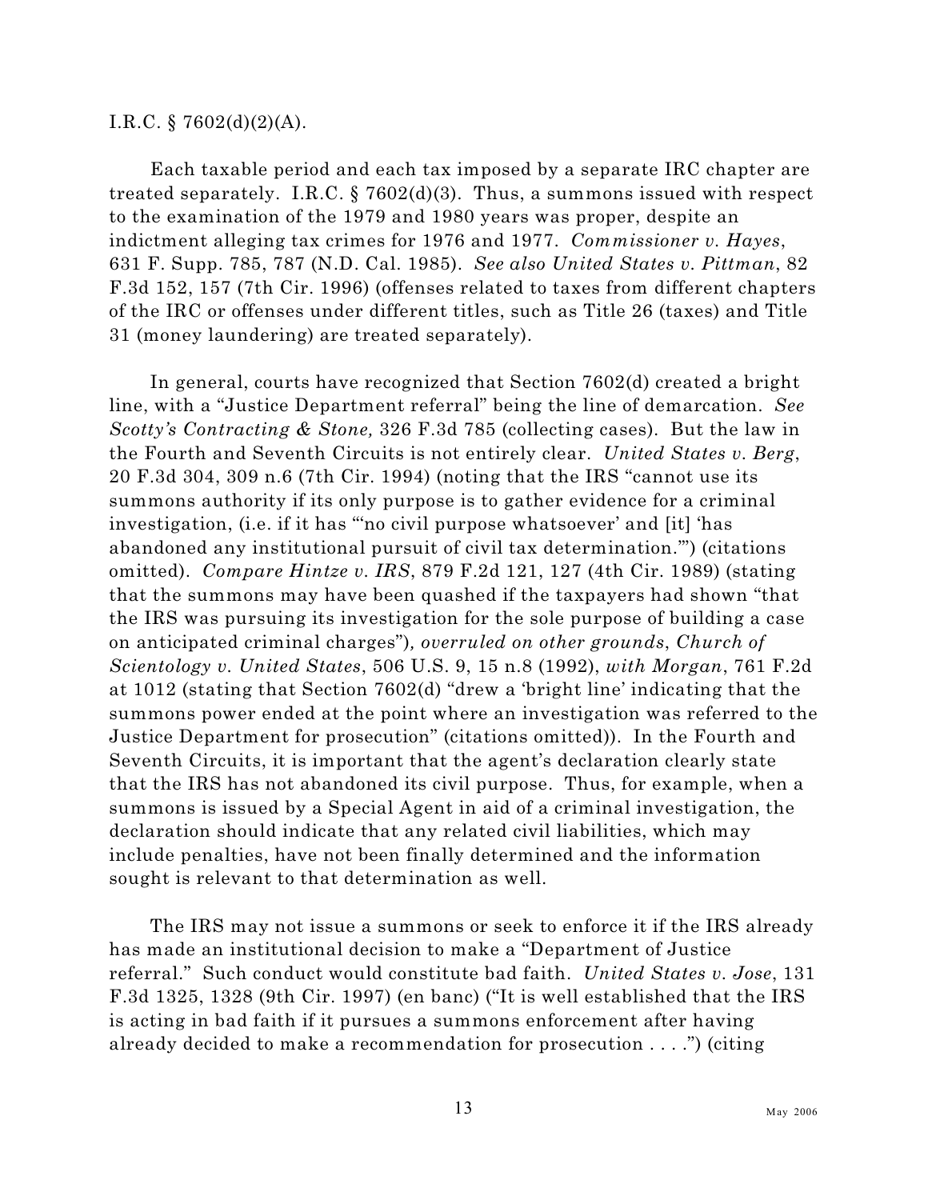I.R.C. § 7602(d)(2)(A).

Each taxable period and each tax imposed by a separate IRC chapter are treated separately. I.R.C. § 7602(d)(3). Thus, a summons issued with respect to the examination of the 1979 and 1980 years was proper, despite an indictment alleging tax crimes for 1976 and 1977. *Commissioner v. Hayes*, 631 F. Supp. 785, 787 (N.D. Cal. 1985). *See also United States v. Pittman*, 82 F.3d 152, 157 (7th Cir. 1996) (offenses related to taxes from different chapters of the IRC or offenses under different titles, such as Title 26 (taxes) and Title 31 (money laundering) are treated separately).

In general, courts have recognized that Section 7602(d) created a bright line, with a "Justice Department referral" being the line of demarcation. *See Scotty's Contracting & Stone,* 326 F.3d 785 (collecting cases). But the law in the Fourth and Seventh Circuits is not entirely clear. *United States v. Berg*, 20 F.3d 304, 309 n.6 (7th Cir. 1994) (noting that the IRS "cannot use its summons authority if its only purpose is to gather evidence for a criminal investigation, (i.e. if it has "'no civil purpose whatsoever' and [it] 'has abandoned any institutional pursuit of civil tax determination.'") (citations omitted). *Compare Hintze v. IRS*, 879 F.2d 121, 127 (4th Cir. 1989) (stating that the summons may have been quashed if the taxpayers had shown "that the IRS was pursuing its investigation for the sole purpose of building a case on anticipated criminal charges")*, overruled on other grounds*, *Church of Scientology v. United States*, 506 U.S. 9, 15 n.8 (1992), *with Morgan*, 761 F.2d at 1012 (stating that Section 7602(d) "drew a 'bright line' indicating that the summons power ended at the point where an investigation was referred to the Justice Department for prosecution" (citations omitted)). In the Fourth and Seventh Circuits, it is important that the agent's declaration clearly state that the IRS has not abandoned its civil purpose. Thus, for example, when a summons is issued by a Special Agent in aid of a criminal investigation, the declaration should indicate that any related civil liabilities, which may include penalties, have not been finally determined and the information sought is relevant to that determination as well.

The IRS may not issue a summons or seek to enforce it if the IRS already has made an institutional decision to make a "Department of Justice referral." Such conduct would constitute bad faith. *United States v. Jose*, 131 F.3d 1325, 1328 (9th Cir. 1997) (en banc) ("It is well established that the IRS is acting in bad faith if it pursues a summons enforcement after having already decided to make a recommendation for prosecution . . . .") (citing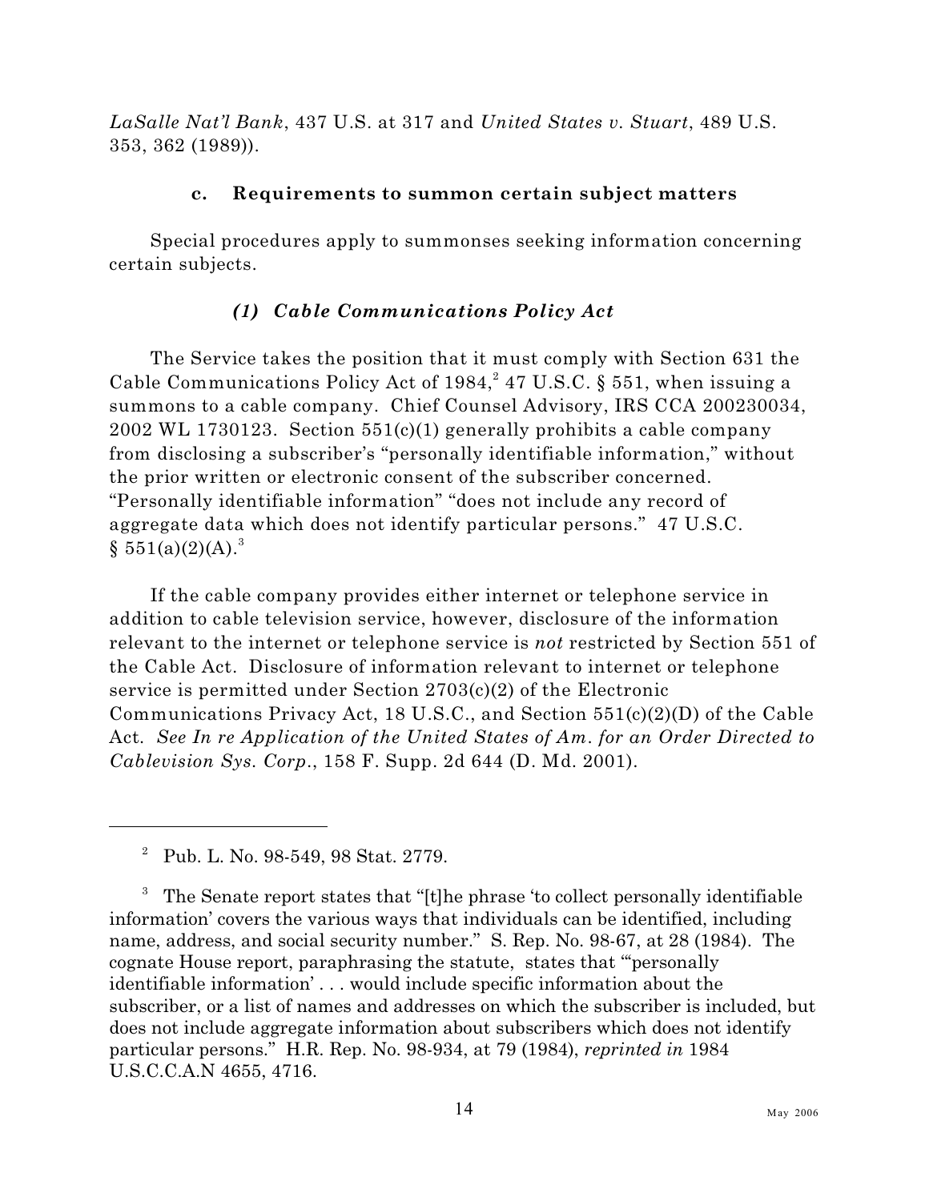*LaSalle Nat'l Bank*, 437 U.S. at 317 and *United States v. Stuart*, 489 U.S. 353, 362 (1989)).

### c. Requirements to summon certain subject matters

Special procedures apply to summonses seeking information concerning certain subjects.

#### *(1) Cable Communications Policy Act*

The Service takes the position that it must comply with Section 631 the Cable Communications Policy Act of 1984,[2] 47 U.S.C. § 551, when issuing a summons to a cable company. Chief Counsel Advisory, IRS CCA 200230034, 2002 WL 1730123. Section 551(c)(1) generally prohibits a cable company from disclosing a subscriber's "personally identifiable information," without the prior written or electronic consent of the subscriber concerned. "Personally identifiable information" "does not include any record of aggregate data which does not identify particular persons." 47 U.S.C. § 551(a)(2)(A).[3]

If the cable company provides either internet or telephone service in addition to cable television service, however, disclosure of the information relevant to the internet or telephone service is *not* restricted by Section 551 of the Cable Act. Disclosure of information relevant to internet or telephone service is permitted under Section 2703(c)(2) of the Electronic Communications Privacy Act, 18 U.S.C., and Section 551(c)(2)(D) of the Cable Act. *See In re Application of the United States of Am. for an Order Directed to Cablevision Sys. Corp.*, 158 F. Supp. 2d 644 (D. Md. 2001).

---

[2] Pub. L. No. 98-549, 98 Stat. 2779.

[3] The Senate report states that "[t]he phrase 'to collect personally identifiable information' covers the various ways that individuals can be identified, including name, address, and social security number." S. Rep. No. 98-67, at 28 (1984). The cognate House report, paraphrasing the statute, states that "'personally identifiable information' . . . would include specific information about the subscriber, or a list of names and addresses on which the subscriber is included, but does not include aggregate information about subscribers which does not identify particular persons." H.R. Rep. No. 98-934, at 79 (1984), *reprinted in* 1984 U.S.C.C.A.N 4655, 4716.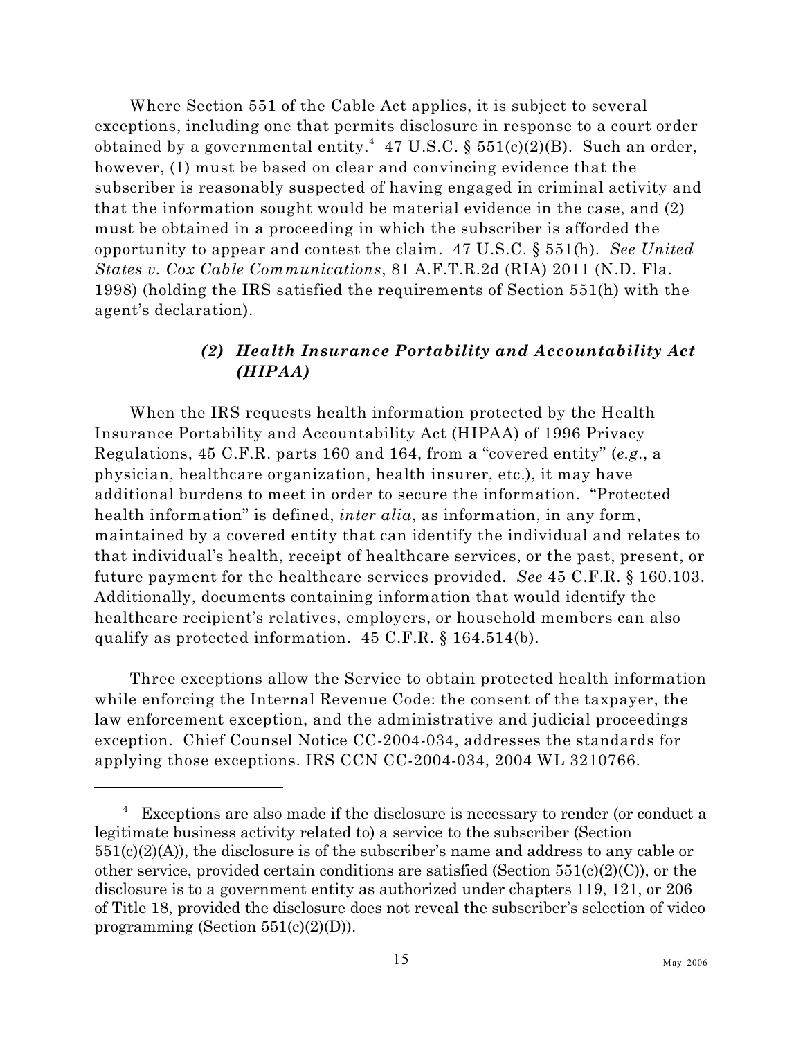Where Section 551 of the Cable Act applies, it is subject to several exceptions, including one that permits disclosure in response to a court order obtained by a governmental entity.[4] 47 U.S.C. § 551(c)(2)(B). Such an order, however, (1) must be based on clear and convincing evidence that the subscriber is reasonably suspected of having engaged in criminal activity and that the information sought would be material evidence in the case, and (2) must be obtained in a proceeding in which the subscriber is afforded the opportunity to appear and contest the claim. 47 U.S.C. § 551(h). *See United States v. Cox Cable Communications*, 81 A.F.T.R.2d (RIA) 2011 (N.D. Fla. 1998) (holding the IRS satisfied the requirements of Section 551(h) with the agent's declaration).

### *(2) Health Insurance Portability and Accountability Act (HIPAA)*

When the IRS requests health information protected by the Health Insurance Portability and Accountability Act (HIPAA) of 1996 Privacy Regulations, 45 C.F.R. parts 160 and 164, from a "covered entity" (*e.g.*, a physician, healthcare organization, health insurer, etc.), it may have additional burdens to meet in order to secure the information. "Protected health information" is defined, *inter alia*, as information, in any form, maintained by a covered entity that can identify the individual and relates to that individual's health, receipt of healthcare services, or the past, present, or future payment for the healthcare services provided. *See* 45 C.F.R. § 160.103. Additionally, documents containing information that would identify the healthcare recipient's relatives, employers, or household members can also qualify as protected information. 45 C.F.R. § 164.514(b).

Three exceptions allow the Service to obtain protected health information while enforcing the Internal Revenue Code: the consent of the taxpayer, the law enforcement exception, and the administrative and judicial proceedings exception. Chief Counsel Notice CC-2004-034, addresses the standards for applying those exceptions. IRS CCN CC-2004-034, 2004 WL 3210766.

---

[4] Exceptions are also made if the disclosure is necessary to render (or conduct a legitimate business activity related to) a service to the subscriber (Section 551(c)(2)(A)), the disclosure is of the subscriber's name and address to any cable or other service, provided certain conditions are satisfied (Section 551(c)(2)(C)), or the disclosure is to a government entity as authorized under chapters 119, 121, or 206 of Title 18, provided the disclosure does not reveal the subscriber's selection of video programming (Section 551(c)(2)(D)).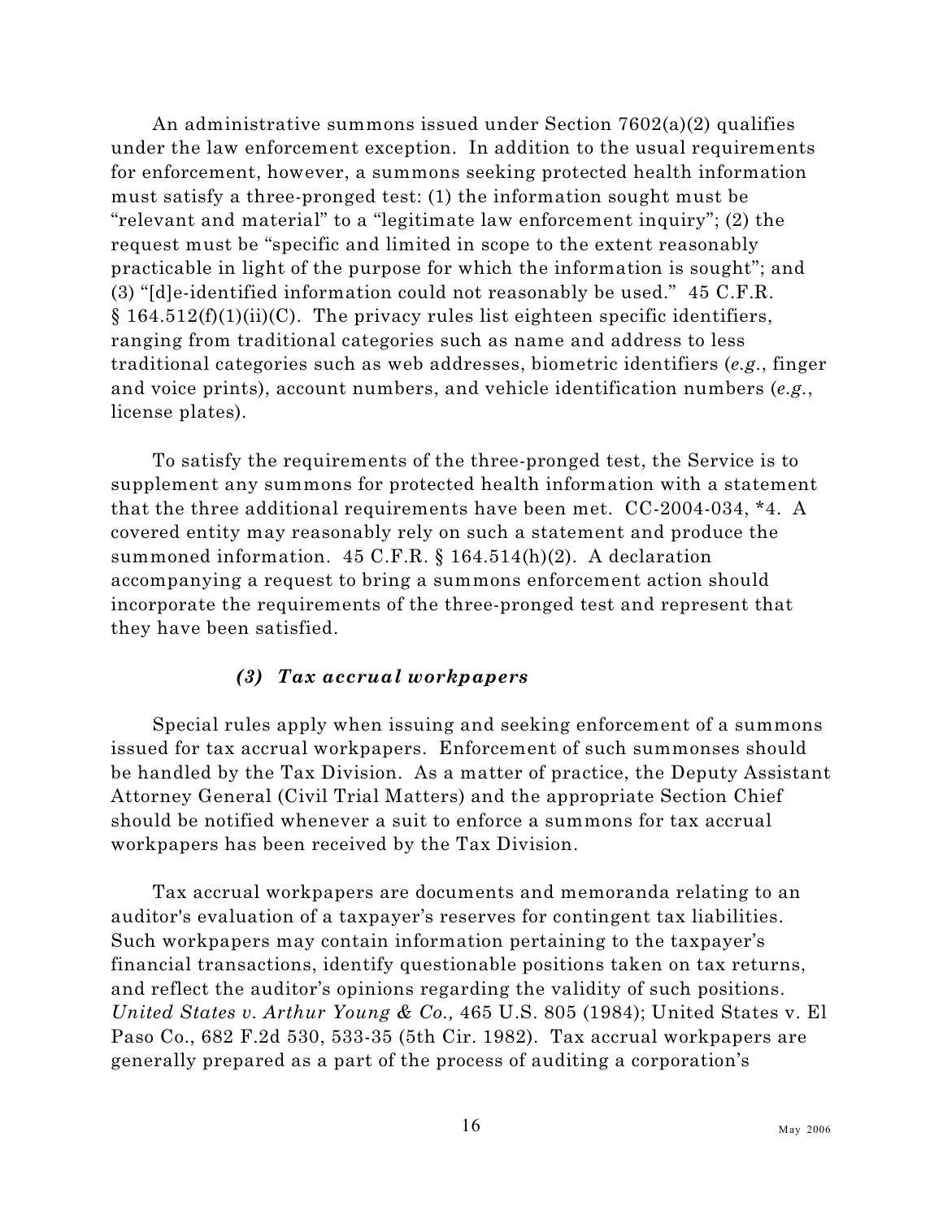An administrative summons issued under Section 7602(a)(2) qualifies under the law enforcement exception. In addition to the usual requirements for enforcement, however, a summons seeking protected health information must satisfy a three-pronged test: (1) the information sought must be "relevant and material" to a "legitimate law enforcement inquiry"; (2) the request must be "specific and limited in scope to the extent reasonably practicable in light of the purpose for which the information is sought"; and (3) "[d]e-identified information could not reasonably be used." 45 C.F.R. § 164.512(f)(1)(ii)(C). The privacy rules list eighteen specific identifiers, ranging from traditional categories such as name and address to less traditional categories such as web addresses, biometric identifiers (*e.g.*, finger and voice prints), account numbers, and vehicle identification numbers (*e.g.*, license plates).

To satisfy the requirements of the three-pronged test, the Service is to supplement any summons for protected health information with a statement that the three additional requirements have been met. CC-2004-034, *4. A covered entity may reasonably rely on such a statement and produce the summoned information. 45 C.F.R. § 164.514(h)(2). A declaration accompanying a request to bring a summons enforcement action should incorporate the requirements of the three-pronged test and represent that they have been satisfied.

#### *(3) Tax accrual workpapers*

Special rules apply when issuing and seeking enforcement of a summons issued for tax accrual workpapers. Enforcement of such summonses should be handled by the Tax Division. As a matter of practice, the Deputy Assistant Attorney General (Civil Trial Matters) and the appropriate Section Chief should be notified whenever a suit to enforce a summons for tax accrual workpapers has been received by the Tax Division.

Tax accrual workpapers are documents and memoranda relating to an auditor's evaluation of a taxpayer's reserves for contingent tax liabilities. Such workpapers may contain information pertaining to the taxpayer's financial transactions, identify questionable positions taken on tax returns, and reflect the auditor's opinions regarding the validity of such positions. *United States v. Arthur Young & Co.,* 465 U.S. 805 (1984); United States v. El Paso Co., 682 F.2d 530, 533-35 (5th Cir. 1982). Tax accrual workpapers are generally prepared as a part of the process of auditing a corporation's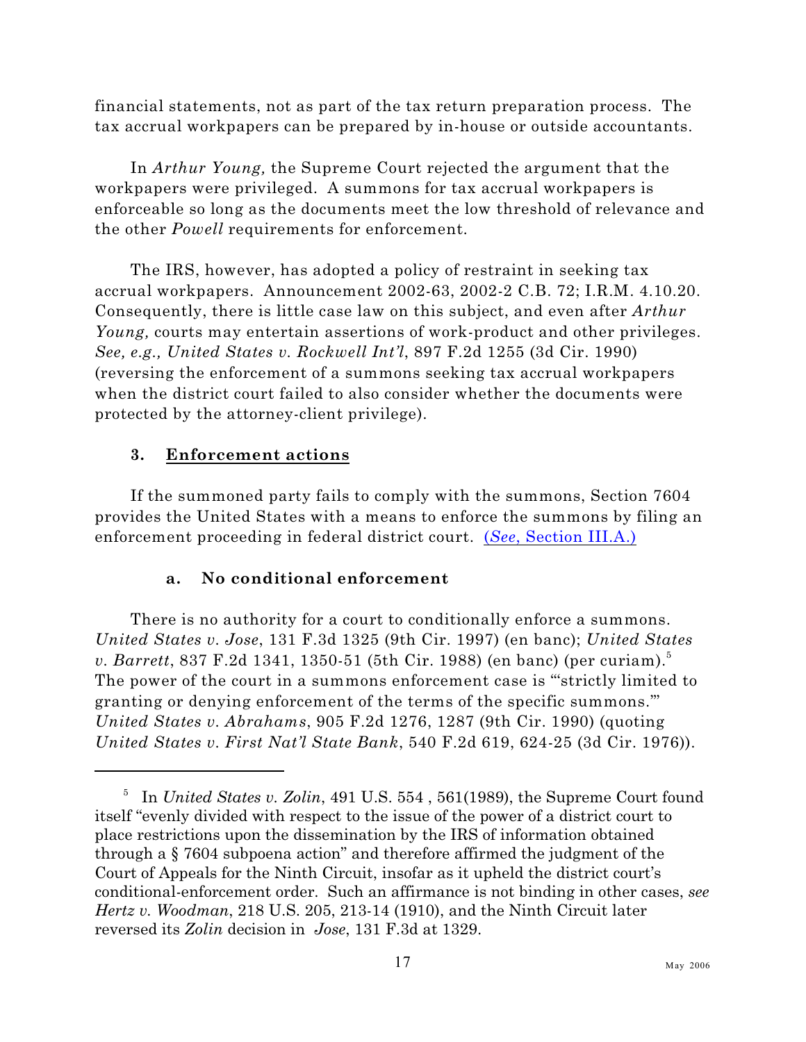financial statements, not as part of the tax return preparation process. The tax accrual workpapers can be prepared by in-house or outside accountants.

In *Arthur Young,* the Supreme Court rejected the argument that the workpapers were privileged. A summons for tax accrual workpapers is enforceable so long as the documents meet the low threshold of relevance and the other *Powell* requirements for enforcement.

The IRS, however, has adopted a policy of restraint in seeking tax accrual workpapers. Announcement 2002-63, 2002-2 C.B. 72; I.R.M. 4.10.20. Consequently, there is little case law on this subject, and even after *Arthur Young,* courts may entertain assertions of work-product and other privileges. *See, e.g., United States v. Rockwell Int'l*, 897 F.2d 1255 (3d Cir. 1990) (reversing the enforcement of a summons seeking tax accrual workpapers when the district court failed to also consider whether the documents were protected by the attorney-client privilege).

### 3. Enforcement actions

If the summoned party fails to comply with the summons, Section 7604 provides the United States with a means to enforce the summons by filing an enforcement proceeding in federal district court. (*See*, Section III.A.)

#### a. No conditional enforcement

There is no authority for a court to conditionally enforce a summons. *United States v. Jose*, 131 F.3d 1325 (9th Cir. 1997) (en banc); *United States v. Barrett*, 837 F.2d 1341, 1350-51 (5th Cir. 1988) (en banc) (per curiam).[5] The power of the court in a summons enforcement case is "'strictly limited to granting or denying enforcement of the terms of the specific summons.'" *United States v. Abrahams*, 905 F.2d 1276, 1287 (9th Cir. 1990) (quoting *United States v. First Nat'l State Bank*, 540 F.2d 619, 624-25 (3d Cir. 1976)).

---

[5] In *United States v. Zolin*, 491 U.S. 554 , 561(1989), the Supreme Court found itself "evenly divided with respect to the issue of the power of a district court to place restrictions upon the dissemination by the IRS of information obtained through a § 7604 subpoena action" and therefore affirmed the judgment of the Court of Appeals for the Ninth Circuit, insofar as it upheld the district court's conditional-enforcement order. Such an affirmance is not binding in other cases, *see Hertz v. Woodman*, 218 U.S. 205, 213-14 (1910), and the Ninth Circuit later reversed its *Zolin* decision in *Jose*, 131 F.3d at 1329.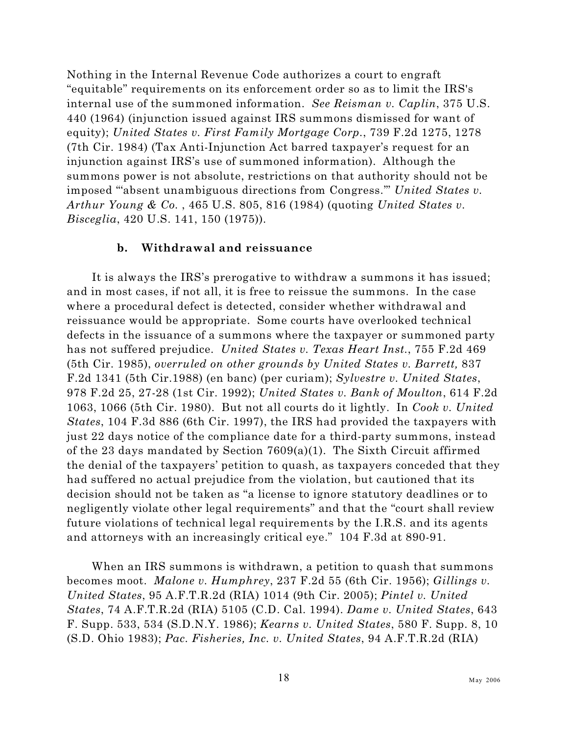Nothing in the Internal Revenue Code authorizes a court to engraft "equitable" requirements on its enforcement order so as to limit the IRS's internal use of the summoned information. *See Reisman v. Caplin*, 375 U.S. 440 (1964) (injunction issued against IRS summons dismissed for want of equity); *United States v. First Family Mortgage Corp.*, 739 F.2d 1275, 1278 (7th Cir. 1984) (Tax Anti-Injunction Act barred taxpayer's request for an injunction against IRS's use of summoned information). Although the summons power is not absolute, restrictions on that authority should not be imposed "'absent unambiguous directions from Congress.'" *United States v. Arthur Young & Co.* , 465 U.S. 805, 816 (1984) (quoting *United States v. Bisceglia*, 420 U.S. 141, 150 (1975)).

#### b. Withdrawal and reissuance

It is always the IRS's prerogative to withdraw a summons it has issued; and in most cases, if not all, it is free to reissue the summons. In the case where a procedural defect is detected, consider whether withdrawal and reissuance would be appropriate. Some courts have overlooked technical defects in the issuance of a summons where the taxpayer or summoned party has not suffered prejudice. *United States v. Texas Heart Inst.*, 755 F.2d 469 (5th Cir. 1985), *overruled on other grounds by United States v. Barrett,* 837 F.2d 1341 (5th Cir.1988) (en banc) (per curiam); *Sylvestre v. United States*, 978 F.2d 25, 27-28 (1st Cir. 1992); *United States v. Bank of Moulton*, 614 F.2d 1063, 1066 (5th Cir. 1980). But not all courts do it lightly. In *Cook v. United States*, 104 F.3d 886 (6th Cir. 1997), the IRS had provided the taxpayers with just 22 days notice of the compliance date for a third-party summons, instead of the 23 days mandated by Section 7609(a)(1). The Sixth Circuit affirmed the denial of the taxpayers' petition to quash, as taxpayers conceded that they had suffered no actual prejudice from the violation, but cautioned that its decision should not be taken as "a license to ignore statutory deadlines or to negligently violate other legal requirements" and that the "court shall review future violations of technical legal requirements by the I.R.S. and its agents and attorneys with an increasingly critical eye." 104 F.3d at 890-91.

When an IRS summons is withdrawn, a petition to quash that summons becomes moot. *Malone v. Humphrey*, 237 F.2d 55 (6th Cir. 1956); *Gillings v. United States*, 95 A.F.T.R.2d (RIA) 1014 (9th Cir. 2005); *Pintel v. United States*, 74 A.F.T.R.2d (RIA) 5105 (C.D. Cal. 1994). *Dame v. United States*, 643 F. Supp. 533, 534 (S.D.N.Y. 1986); *Kearns v. United States*, 580 F. Supp. 8, 10 (S.D. Ohio 1983); *Pac. Fisheries, Inc. v. United States*, 94 A.F.T.R.2d (RIA)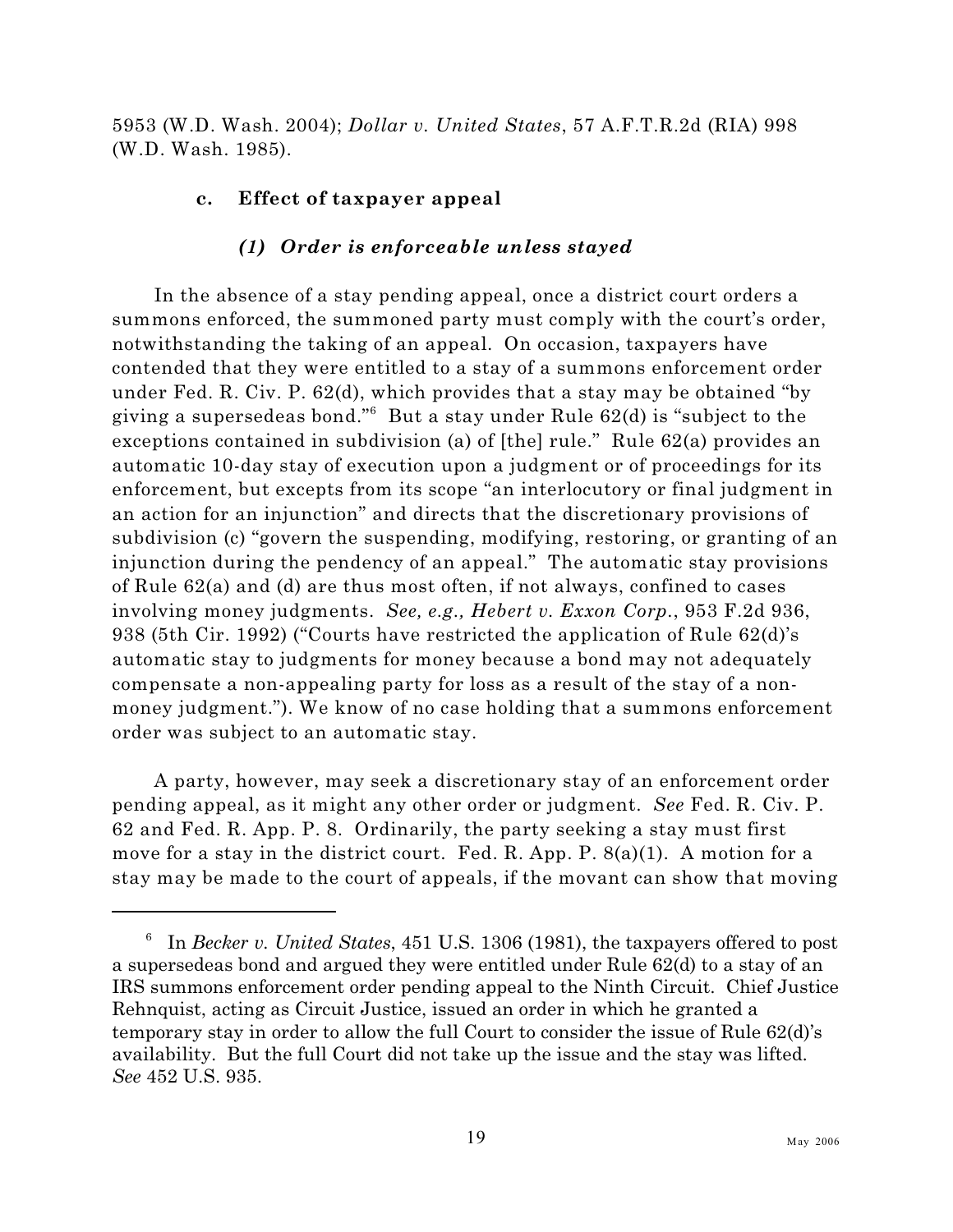5953 (W.D. Wash. 2004); *Dollar v. United States*, 57 A.F.T.R.2d (RIA) 998 (W.D. Wash. 1985).

### c. Effect of taxpayer appeal

#### *(1) Order is enforceable unless stayed*

In the absence of a stay pending appeal, once a district court orders a summons enforced, the summoned party must comply with the court's order, notwithstanding the taking of an appeal. On occasion, taxpayers have contended that they were entitled to a stay of a summons enforcement order under Fed. R. Civ. P. 62(d), which provides that a stay may be obtained "by giving a supersedeas bond."[6] But a stay under Rule 62(d) is "subject to the exceptions contained in subdivision (a) of [the] rule." Rule 62(a) provides an automatic 10-day stay of execution upon a judgment or of proceedings for its enforcement, but excepts from its scope "an interlocutory or final judgment in an action for an injunction" and directs that the discretionary provisions of subdivision (c) "govern the suspending, modifying, restoring, or granting of an injunction during the pendency of an appeal." The automatic stay provisions of Rule 62(a) and (d) are thus most often, if not always, confined to cases involving money judgments. *See, e.g., Hebert v. Exxon Corp.*, 953 F.2d 936, 938 (5th Cir. 1992) ("Courts have restricted the application of Rule 62(d)'s automatic stay to judgments for money because a bond may not adequately compensate a non-appealing party for loss as a result of the stay of a non-money judgment."). We know of no case holding that a summons enforcement order was subject to an automatic stay.

A party, however, may seek a discretionary stay of an enforcement order pending appeal, as it might any other order or judgment. *See* Fed. R. Civ. P. 62 and Fed. R. App. P. 8. Ordinarily, the party seeking a stay must first move for a stay in the district court. Fed. R. App. P. 8(a)(1). A motion for a stay may be made to the court of appeals, if the movant can show that moving

---

[6] In *Becker v. United States*, 451 U.S. 1306 (1981), the taxpayers offered to post a supersedeas bond and argued they were entitled under Rule 62(d) to a stay of an IRS summons enforcement order pending appeal to the Ninth Circuit. Chief Justice Rehnquist, acting as Circuit Justice, issued an order in which he granted a temporary stay in order to allow the full Court to consider the issue of Rule 62(d)'s availability. But the full Court did not take up the issue and the stay was lifted. *See* 452 U.S. 935.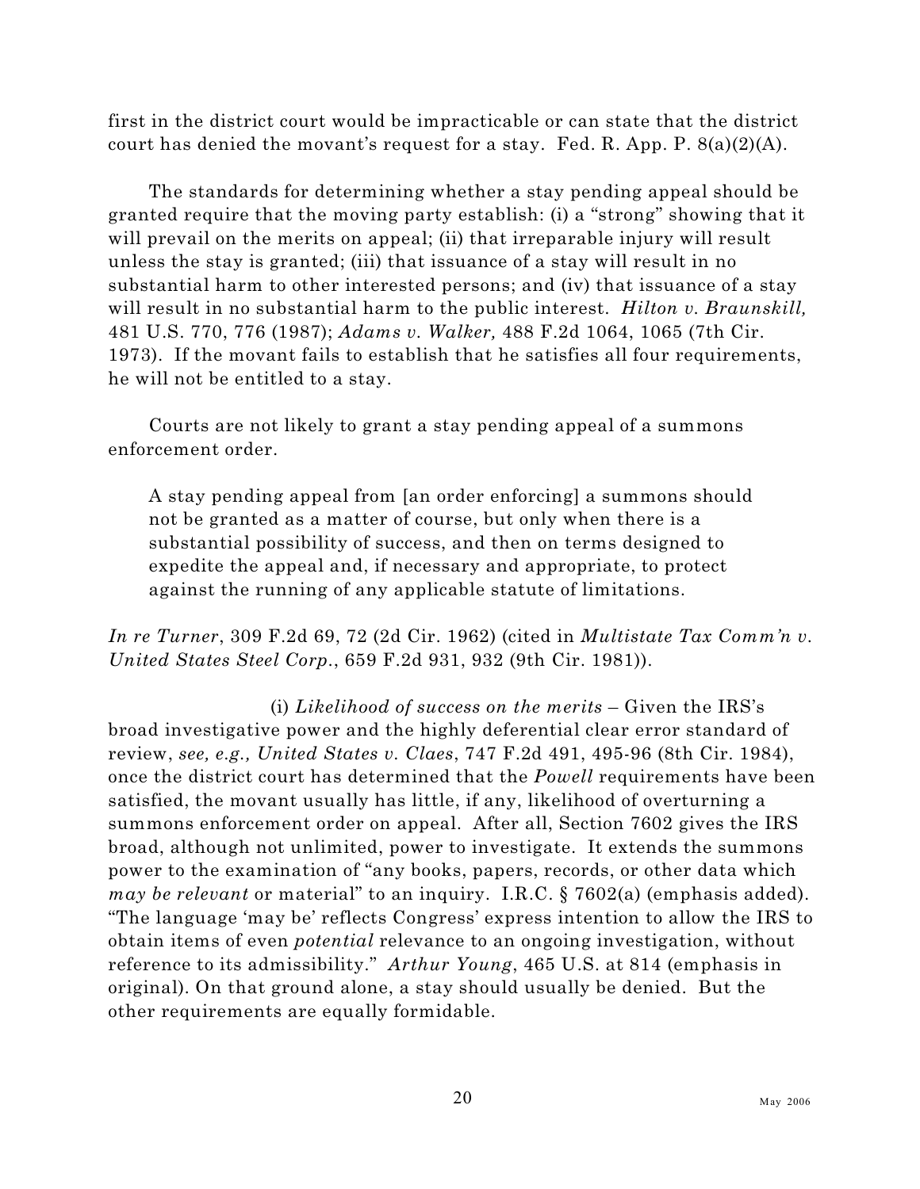first in the district court would be impracticable or can state that the district court has denied the movant's request for a stay. Fed. R. App. P. 8(a)(2)(A).

The standards for determining whether a stay pending appeal should be granted require that the moving party establish: (i) a "strong" showing that it will prevail on the merits on appeal; (ii) that irreparable injury will result unless the stay is granted; (iii) that issuance of a stay will result in no substantial harm to other interested persons; and (iv) that issuance of a stay will result in no substantial harm to the public interest. *Hilton v. Braunskill,* 481 U.S. 770, 776 (1987); *Adams v. Walker,* 488 F.2d 1064, 1065 (7th Cir. 1973). If the movant fails to establish that he satisfies all four requirements, he will not be entitled to a stay.

Courts are not likely to grant a stay pending appeal of a summons enforcement order.

> A stay pending appeal from [an order enforcing] a summons should not be granted as a matter of course, but only when there is a substantial possibility of success, and then on terms designed to expedite the appeal and, if necessary and appropriate, to protect against the running of any applicable statute of limitations.

*In re Turner*, 309 F.2d 69, 72 (2d Cir. 1962) (cited in *Multistate Tax Comm'n v. United States Steel Corp.*, 659 F.2d 931, 932 (9th Cir. 1981)).

(i) *Likelihood of success on the merits* – Given the IRS's broad investigative power and the highly deferential clear error standard of review, *see, e.g., United States v. Claes*, 747 F.2d 491, 495-96 (8th Cir. 1984), once the district court has determined that the *Powell* requirements have been satisfied, the movant usually has little, if any, likelihood of overturning a summons enforcement order on appeal. After all, Section 7602 gives the IRS broad, although not unlimited, power to investigate. It extends the summons power to the examination of "any books, papers, records, or other data which *may be relevant* or material" to an inquiry. I.R.C. § 7602(a) (emphasis added). "The language 'may be' reflects Congress' express intention to allow the IRS to obtain items of even *potential* relevance to an ongoing investigation, without reference to its admissibility." *Arthur Young*, 465 U.S. at 814 (emphasis in original). On that ground alone, a stay should usually be denied. But the other requirements are equally formidable.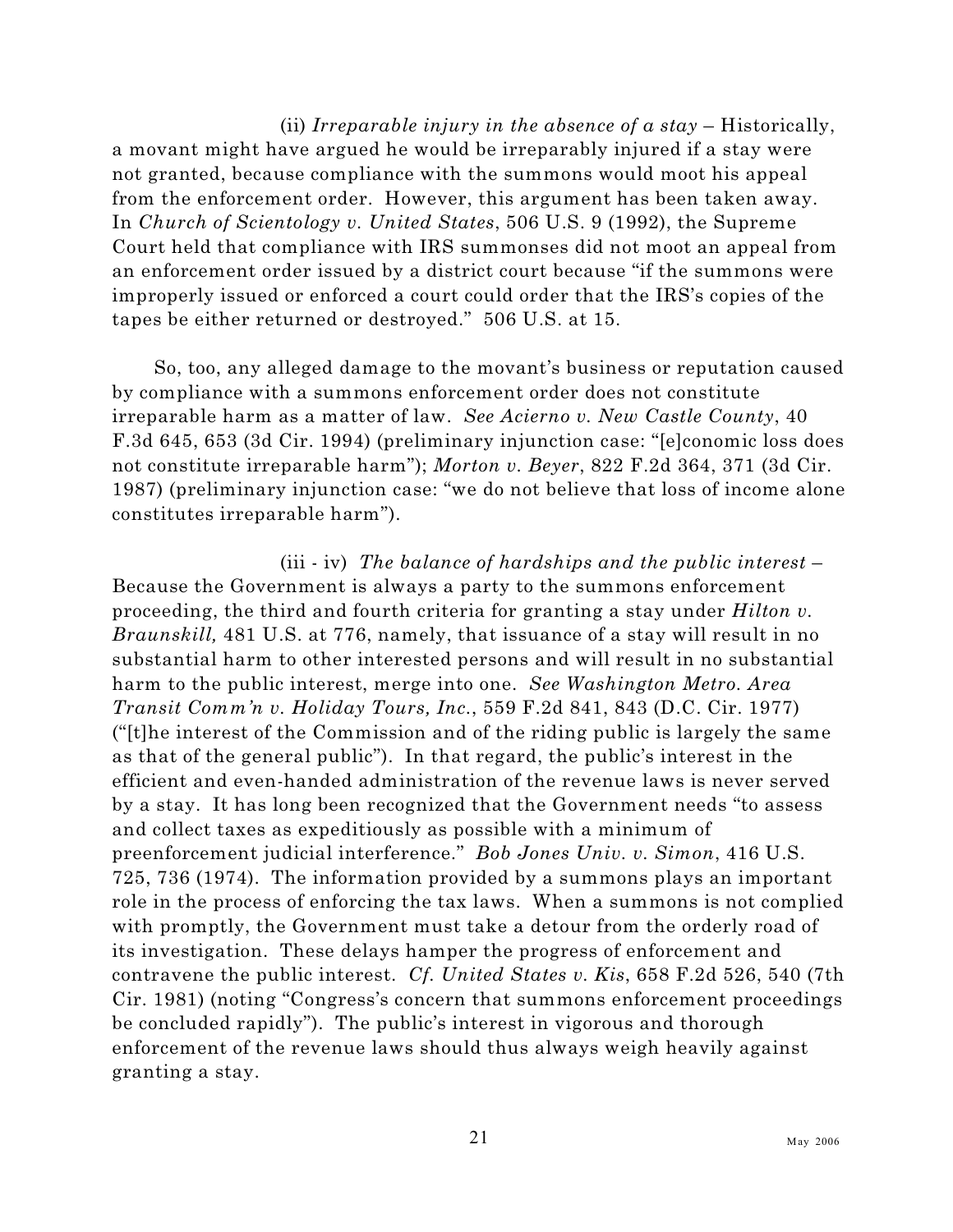(ii) *Irreparable injury in the absence of a stay* – Historically, a movant might have argued he would be irreparably injured if a stay were not granted, because compliance with the summons would moot his appeal from the enforcement order. However, this argument has been taken away. In *Church of Scientology v. United States*, 506 U.S. 9 (1992), the Supreme Court held that compliance with IRS summonses did not moot an appeal from an enforcement order issued by a district court because "if the summons were improperly issued or enforced a court could order that the IRS's copies of the tapes be either returned or destroyed." 506 U.S. at 15.

So, too, any alleged damage to the movant's business or reputation caused by compliance with a summons enforcement order does not constitute irreparable harm as a matter of law. *See Acierno v. New Castle County*, 40 F.3d 645, 653 (3d Cir. 1994) (preliminary injunction case: "[e]conomic loss does not constitute irreparable harm"); *Morton v. Beyer*, 822 F.2d 364, 371 (3d Cir. 1987) (preliminary injunction case: "we do not believe that loss of income alone constitutes irreparable harm").

(iii - iv) *The balance of hardships and the public interest* – Because the Government is always a party to the summons enforcement proceeding, the third and fourth criteria for granting a stay under *Hilton v. Braunskill,* 481 U.S. at 776, namely, that issuance of a stay will result in no substantial harm to other interested persons and will result in no substantial harm to the public interest, merge into one. *See Washington Metro. Area Transit Comm'n v. Holiday Tours, Inc.*, 559 F.2d 841, 843 (D.C. Cir. 1977) ("[t]he interest of the Commission and of the riding public is largely the same as that of the general public"). In that regard, the public's interest in the efficient and even-handed administration of the revenue laws is never served by a stay. It has long been recognized that the Government needs "to assess and collect taxes as expeditiously as possible with a minimum of preenforcement judicial interference." *Bob Jones Univ. v. Simon*, 416 U.S. 725, 736 (1974). The information provided by a summons plays an important role in the process of enforcing the tax laws. When a summons is not complied with promptly, the Government must take a detour from the orderly road of its investigation. These delays hamper the progress of enforcement and contravene the public interest. *Cf. United States v. Kis*, 658 F.2d 526, 540 (7th Cir. 1981) (noting "Congress's concern that summons enforcement proceedings be concluded rapidly"). The public's interest in vigorous and thorough enforcement of the revenue laws should thus always weigh heavily against granting a stay.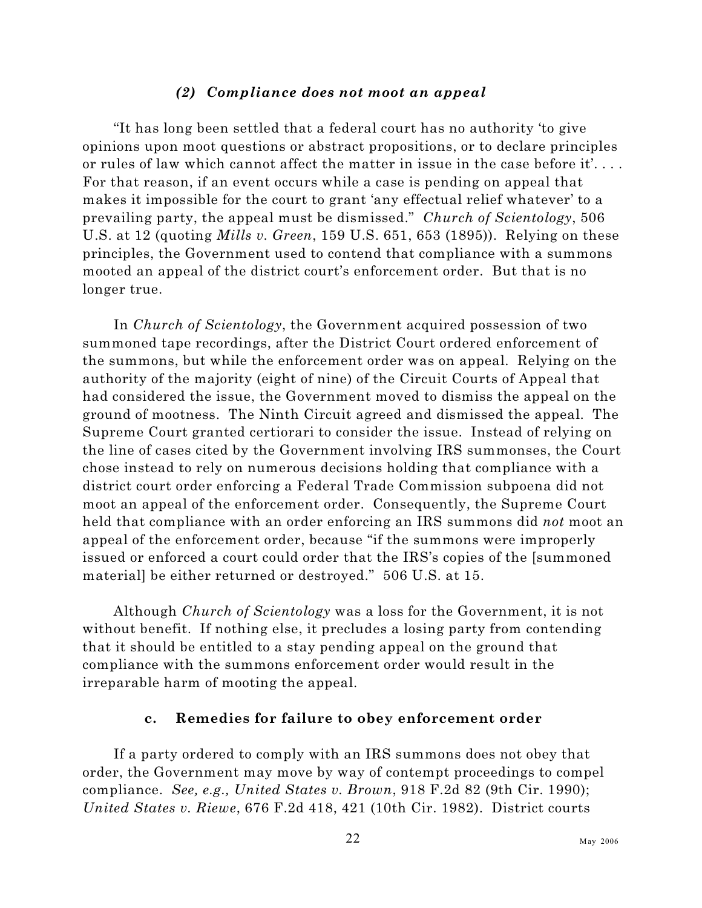#### *(2) Compliance does not moot an appeal*

"It has long been settled that a federal court has no authority 'to give opinions upon moot questions or abstract propositions, or to declare principles or rules of law which cannot affect the matter in issue in the case before it'. . . . For that reason, if an event occurs while a case is pending on appeal that makes it impossible for the court to grant 'any effectual relief whatever' to a prevailing party, the appeal must be dismissed." *Church of Scientology*, 506 U.S. at 12 (quoting *Mills v. Green*, 159 U.S. 651, 653 (1895)). Relying on these principles, the Government used to contend that compliance with a summons mooted an appeal of the district court's enforcement order. But that is no longer true.

In *Church of Scientology*, the Government acquired possession of two summoned tape recordings, after the District Court ordered enforcement of the summons, but while the enforcement order was on appeal. Relying on the authority of the majority (eight of nine) of the Circuit Courts of Appeal that had considered the issue, the Government moved to dismiss the appeal on the ground of mootness. The Ninth Circuit agreed and dismissed the appeal. The Supreme Court granted certiorari to consider the issue. Instead of relying on the line of cases cited by the Government involving IRS summonses, the Court chose instead to rely on numerous decisions holding that compliance with a district court order enforcing a Federal Trade Commission subpoena did not moot an appeal of the enforcement order. Consequently, the Supreme Court held that compliance with an order enforcing an IRS summons did *not* moot an appeal of the enforcement order, because "if the summons were improperly issued or enforced a court could order that the IRS's copies of the [summoned material] be either returned or destroyed." 506 U.S. at 15.

Although *Church of Scientology* was a loss for the Government, it is not without benefit. If nothing else, it precludes a losing party from contending that it should be entitled to a stay pending appeal on the ground that compliance with the summons enforcement order would result in the irreparable harm of mooting the appeal.

### c. Remedies for failure to obey enforcement order

If a party ordered to comply with an IRS summons does not obey that order, the Government may move by way of contempt proceedings to compel compliance. *See, e.g., United States v. Brown*, 918 F.2d 82 (9th Cir. 1990); *United States v. Riewe*, 676 F.2d 418, 421 (10th Cir. 1982). District courts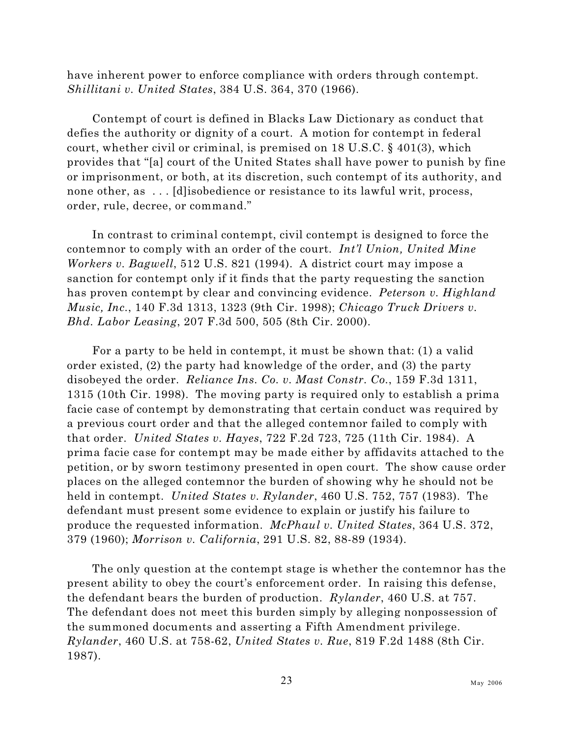have inherent power to enforce compliance with orders through contempt. *Shillitani v. United States*, 384 U.S. 364, 370 (1966).

Contempt of court is defined in Blacks Law Dictionary as conduct that defies the authority or dignity of a court. A motion for contempt in federal court, whether civil or criminal, is premised on 18 U.S.C. § 401(3), which provides that "[a] court of the United States shall have power to punish by fine or imprisonment, or both, at its discretion, such contempt of its authority, and none other, as . . . [d]isobedience or resistance to its lawful writ, process, order, rule, decree, or command."

In contrast to criminal contempt, civil contempt is designed to force the contemnor to comply with an order of the court. *Int'l Union, United Mine Workers v. Bagwell*, 512 U.S. 821 (1994). A district court may impose a sanction for contempt only if it finds that the party requesting the sanction has proven contempt by clear and convincing evidence. *Peterson v. Highland Music, Inc.*, 140 F.3d 1313, 1323 (9th Cir. 1998); *Chicago Truck Drivers v. Bhd. Labor Leasing*, 207 F.3d 500, 505 (8th Cir. 2000).

For a party to be held in contempt, it must be shown that: (1) a valid order existed, (2) the party had knowledge of the order, and (3) the party disobeyed the order. *Reliance Ins. Co. v. Mast Constr. Co.*, 159 F.3d 1311, 1315 (10th Cir. 1998). The moving party is required only to establish a prima facie case of contempt by demonstrating that certain conduct was required by a previous court order and that the alleged contemnor failed to comply with that order. *United States v. Hayes*, 722 F.2d 723, 725 (11th Cir. 1984). A prima facie case for contempt may be made either by affidavits attached to the petition, or by sworn testimony presented in open court. The show cause order places on the alleged contemnor the burden of showing why he should not be held in contempt. *United States v. Rylander*, 460 U.S. 752, 757 (1983). The defendant must present some evidence to explain or justify his failure to produce the requested information. *McPhaul v. United States*, 364 U.S. 372, 379 (1960); *Morrison v. California*, 291 U.S. 82, 88-89 (1934).

The only question at the contempt stage is whether the contemnor has the present ability to obey the court's enforcement order. In raising this defense, the defendant bears the burden of production. *Rylander*, 460 U.S. at 757. The defendant does not meet this burden simply by alleging nonpossession of the summoned documents and asserting a Fifth Amendment privilege. *Rylander*, 460 U.S. at 758-62, *United States v. Rue*, 819 F.2d 1488 (8th Cir. 1987).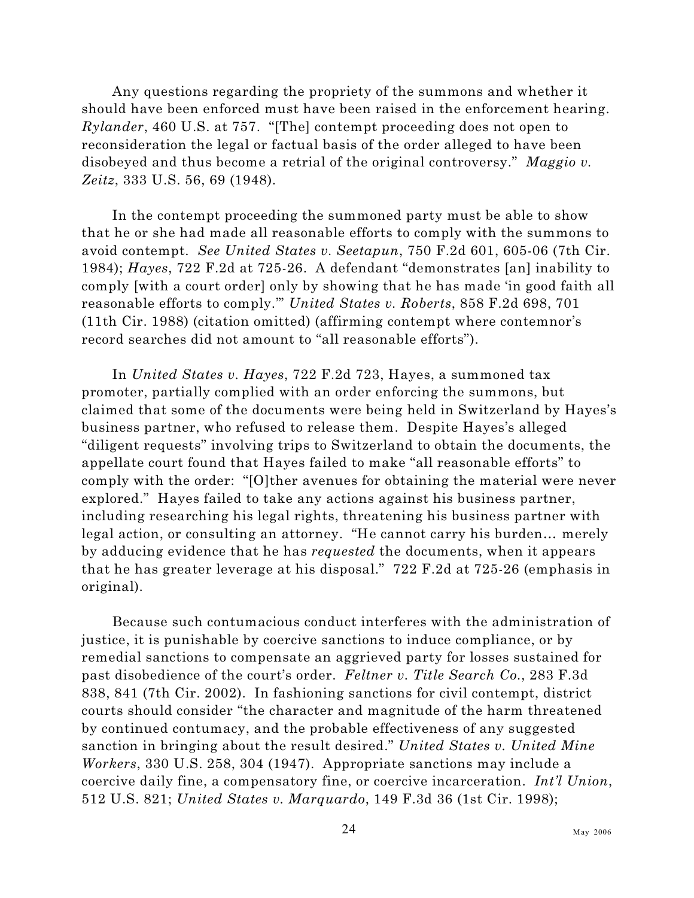Any questions regarding the propriety of the summons and whether it should have been enforced must have been raised in the enforcement hearing. *Rylander*, 460 U.S. at 757. "[The] contempt proceeding does not open to reconsideration the legal or factual basis of the order alleged to have been disobeyed and thus become a retrial of the original controversy." *Maggio v. Zeitz*, 333 U.S. 56, 69 (1948).

In the contempt proceeding the summoned party must be able to show that he or she had made all reasonable efforts to comply with the summons to avoid contempt. *See United States v. Seetapun*, 750 F.2d 601, 605-06 (7th Cir. 1984); *Hayes*, 722 F.2d at 725-26. A defendant "demonstrates [an] inability to comply [with a court order] only by showing that he has made 'in good faith all reasonable efforts to comply.'" *United States v. Roberts*, 858 F.2d 698, 701 (11th Cir. 1988) (citation omitted) (affirming contempt where contemnor's record searches did not amount to "all reasonable efforts").

In *United States v. Hayes*, 722 F.2d 723, Hayes, a summoned tax promoter, partially complied with an order enforcing the summons, but claimed that some of the documents were being held in Switzerland by Hayes's business partner, who refused to release them. Despite Hayes's alleged "diligent requests" involving trips to Switzerland to obtain the documents, the appellate court found that Hayes failed to make "all reasonable efforts" to comply with the order: "[O]ther avenues for obtaining the material were never explored." Hayes failed to take any actions against his business partner, including researching his legal rights, threatening his business partner with legal action, or consulting an attorney. "He cannot carry his burden… merely by adducing evidence that he has *requested* the documents, when it appears that he has greater leverage at his disposal." 722 F.2d at 725-26 (emphasis in original).

Because such contumacious conduct interferes with the administration of justice, it is punishable by coercive sanctions to induce compliance, or by remedial sanctions to compensate an aggrieved party for losses sustained for past disobedience of the court's order. *Feltner v. Title Search Co.*, 283 F.3d 838, 841 (7th Cir. 2002). In fashioning sanctions for civil contempt, district courts should consider "the character and magnitude of the harm threatened by continued contumacy, and the probable effectiveness of any suggested sanction in bringing about the result desired." *United States v. United Mine Workers*, 330 U.S. 258, 304 (1947). Appropriate sanctions may include a coercive daily fine, a compensatory fine, or coercive incarceration. *Int'l Union*, 512 U.S. 821; *United States v. Marquardo*, 149 F.3d 36 (1st Cir. 1998);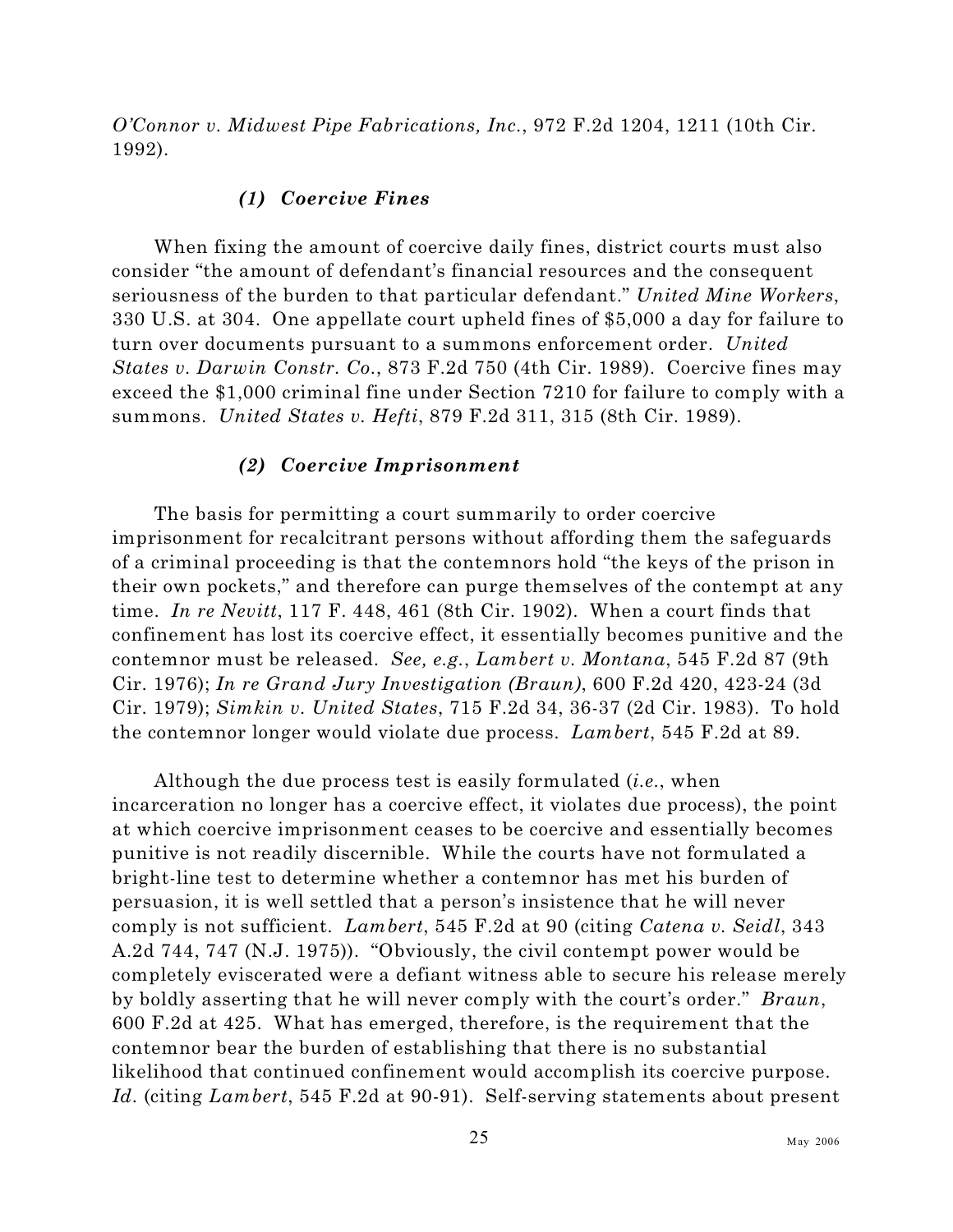*O'Connor v. Midwest Pipe Fabrications, Inc.*, 972 F.2d 1204, 1211 (10th Cir. 1992).

#### *(1) Coercive Fines*

When fixing the amount of coercive daily fines, district courts must also consider "the amount of defendant's financial resources and the consequent seriousness of the burden to that particular defendant." *United Mine Workers*, 330 U.S. at 304. One appellate court upheld fines of $5,000 a day for failure to turn over documents pursuant to a summons enforcement order. *United States v. Darwin Constr. Co.*, 873 F.2d 750 (4th Cir. 1989). Coercive fines may exceed the $1,000 criminal fine under Section 7210 for failure to comply with a summons. *United States v. Hefti*, 879 F.2d 311, 315 (8th Cir. 1989).

#### *(2) Coercive Imprisonment*

The basis for permitting a court summarily to order coercive imprisonment for recalcitrant persons without affording them the safeguards of a criminal proceeding is that the contemnors hold "the keys of the prison in their own pockets," and therefore can purge themselves of the contempt at any time. *In re Nevitt*, 117 F. 448, 461 (8th Cir. 1902). When a court finds that confinement has lost its coercive effect, it essentially becomes punitive and the contemnor must be released. *See, e.g.*, *Lambert v. Montana*, 545 F.2d 87 (9th Cir. 1976); *In re Grand Jury Investigation (Braun)*, 600 F.2d 420, 423-24 (3d Cir. 1979); *Simkin v. United States*, 715 F.2d 34, 36-37 (2d Cir. 1983). To hold the contemnor longer would violate due process. *Lambert*, 545 F.2d at 89.

Although the due process test is easily formulated (*i.e.*, when incarceration no longer has a coercive effect, it violates due process), the point at which coercive imprisonment ceases to be coercive and essentially becomes punitive is not readily discernible. While the courts have not formulated a bright-line test to determine whether a contemnor has met his burden of persuasion, it is well settled that a person's insistence that he will never comply is not sufficient. *Lambert*, 545 F.2d at 90 (citing *Catena v. Seidl*, 343 A.2d 744, 747 (N.J. 1975)). "Obviously, the civil contempt power would be completely eviscerated were a defiant witness able to secure his release merely by boldly asserting that he will never comply with the court's order." *Braun*, 600 F.2d at 425. What has emerged, therefore, is the requirement that the contemnor bear the burden of establishing that there is no substantial likelihood that continued confinement would accomplish its coercive purpose. *Id.* (citing *Lambert*, 545 F.2d at 90-91). Self-serving statements about present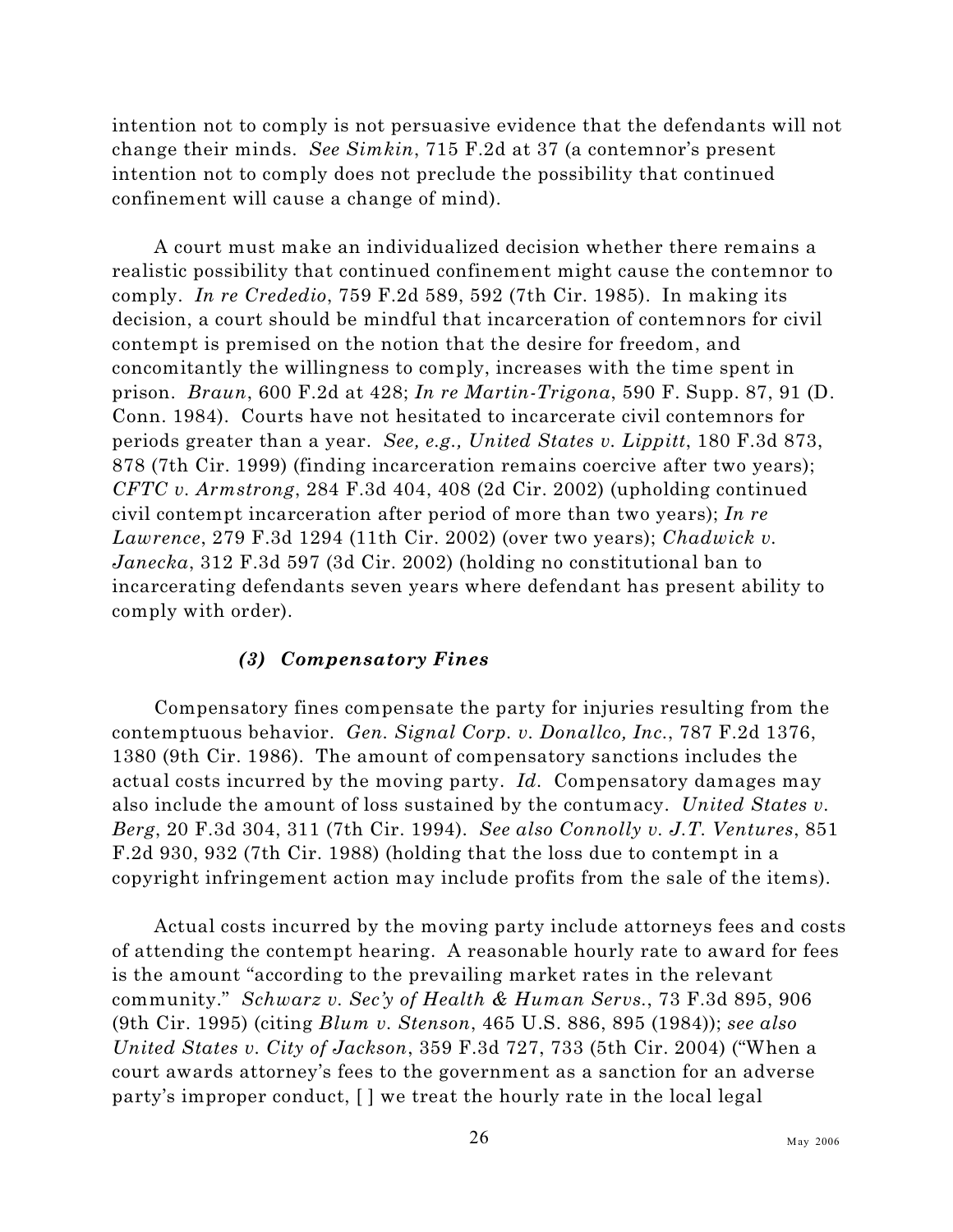intention not to comply is not persuasive evidence that the defendants will not change their minds. *See Simkin*, 715 F.2d at 37 (a contemnor's present intention not to comply does not preclude the possibility that continued confinement will cause a change of mind).

A court must make an individualized decision whether there remains a realistic possibility that continued confinement might cause the contemnor to comply. *In re Crededio*, 759 F.2d 589, 592 (7th Cir. 1985). In making its decision, a court should be mindful that incarceration of contemnors for civil contempt is premised on the notion that the desire for freedom, and concomitantly the willingness to comply, increases with the time spent in prison. *Braun*, 600 F.2d at 428; *In re Martin-Trigona*, 590 F. Supp. 87, 91 (D. Conn. 1984). Courts have not hesitated to incarcerate civil contemnors for periods greater than a year. *See, e.g., United States v. Lippitt*, 180 F.3d 873, 878 (7th Cir. 1999) (finding incarceration remains coercive after two years); *CFTC v. Armstrong*, 284 F.3d 404, 408 (2d Cir. 2002) (upholding continued civil contempt incarceration after period of more than two years); *In re Lawrence*, 279 F.3d 1294 (11th Cir. 2002) (over two years); *Chadwick v. Janecka*, 312 F.3d 597 (3d Cir. 2002) (holding no constitutional ban to incarcerating defendants seven years where defendant has present ability to comply with order).

#### *(3) Compensatory Fines*

Compensatory fines compensate the party for injuries resulting from the contemptuous behavior. *Gen. Signal Corp. v. Donallco, Inc.*, 787 F.2d 1376, 1380 (9th Cir. 1986). The amount of compensatory sanctions includes the actual costs incurred by the moving party. *Id.* Compensatory damages may also include the amount of loss sustained by the contumacy. *United States v. Berg*, 20 F.3d 304, 311 (7th Cir. 1994). *See also Connolly v. J.T. Ventures*, 851 F.2d 930, 932 (7th Cir. 1988) (holding that the loss due to contempt in a copyright infringement action may include profits from the sale of the items).

Actual costs incurred by the moving party include attorneys fees and costs of attending the contempt hearing. A reasonable hourly rate to award for fees is the amount "according to the prevailing market rates in the relevant community." *Schwarz v. Sec'y of Health & Human Servs.*, 73 F.3d 895, 906 (9th Cir. 1995) (citing *Blum v. Stenson*, 465 U.S. 886, 895 (1984)); *see also United States v. City of Jackson*, 359 F.3d 727, 733 (5th Cir. 2004) ("When a court awards attorney's fees to the government as a sanction for an adverse party's improper conduct, [ ] we treat the hourly rate in the local legal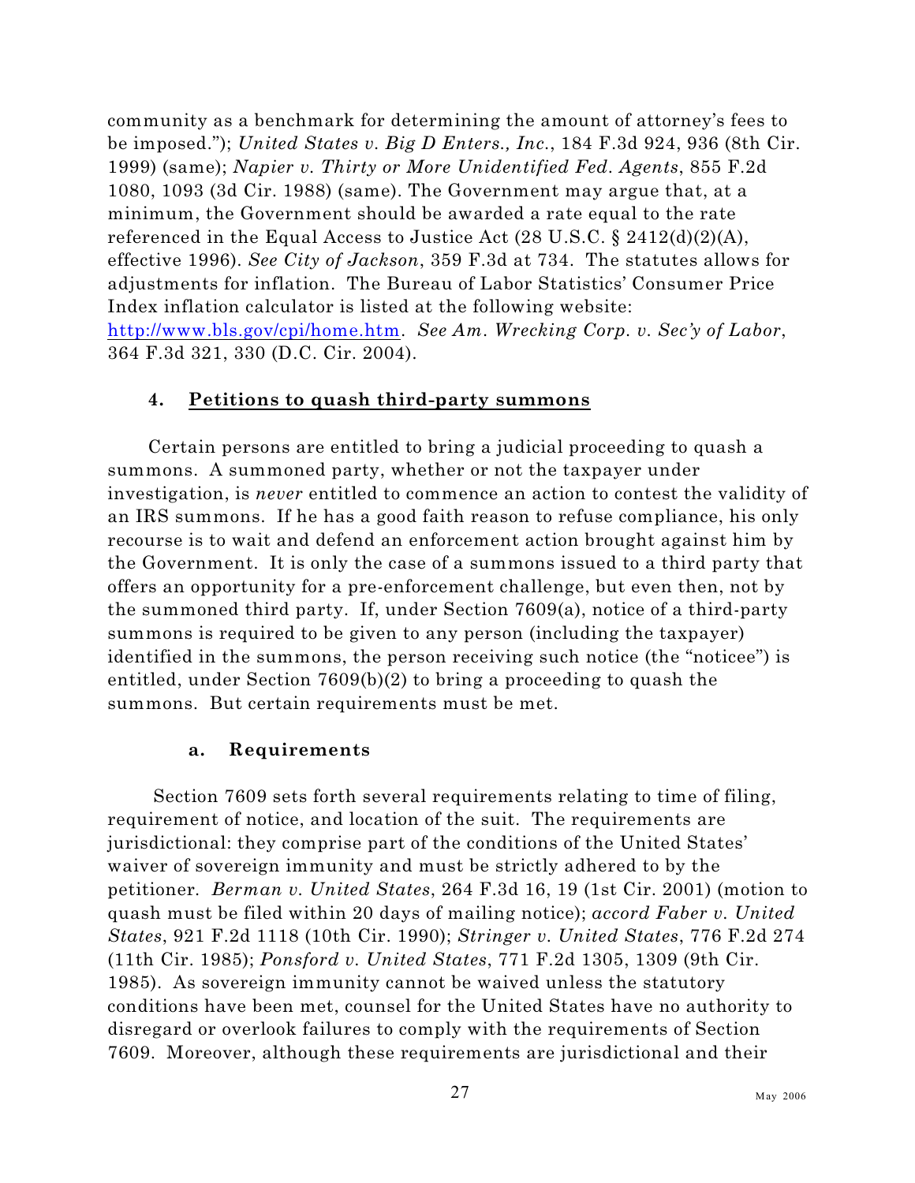community as a benchmark for determining the amount of attorney's fees to be imposed."); *United States v. Big D Enters., Inc.*, 184 F.3d 924, 936 (8th Cir. 1999) (same); *Napier v. Thirty or More Unidentified Fed. Agents*, 855 F.2d 1080, 1093 (3d Cir. 1988) (same). The Government may argue that, at a minimum, the Government should be awarded a rate equal to the rate referenced in the Equal Access to Justice Act (28 U.S.C. § 2412(d)(2)(A), effective 1996). *See City of Jackson*, 359 F.3d at 734. The statutes allows for adjustments for inflation. The Bureau of Labor Statistics' Consumer Price Index inflation calculator is listed at the following website: http://www.bls.gov/cpi/home.htm. *See Am. Wrecking Corp. v. Sec'y of Labor*, 364 F.3d 321, 330 (D.C. Cir. 2004).

### 4. Petitions to quash third-party summons

Certain persons are entitled to bring a judicial proceeding to quash a summons. A summoned party, whether or not the taxpayer under investigation, is *never* entitled to commence an action to contest the validity of an IRS summons. If he has a good faith reason to refuse compliance, his only recourse is to wait and defend an enforcement action brought against him by the Government. It is only the case of a summons issued to a third party that offers an opportunity for a pre-enforcement challenge, but even then, not by the summoned third party. If, under Section 7609(a), notice of a third-party summons is required to be given to any person (including the taxpayer) identified in the summons, the person receiving such notice (the "noticee") is entitled, under Section 7609(b)(2) to bring a proceeding to quash the summons. But certain requirements must be met.

#### a. Requirements

Section 7609 sets forth several requirements relating to time of filing, requirement of notice, and location of the suit. The requirements are jurisdictional: they comprise part of the conditions of the United States' waiver of sovereign immunity and must be strictly adhered to by the petitioner. *Berman v. United States*, 264 F.3d 16, 19 (1st Cir. 2001) (motion to quash must be filed within 20 days of mailing notice); *accord Faber v. United States*, 921 F.2d 1118 (10th Cir. 1990); *Stringer v. United States*, 776 F.2d 274 (11th Cir. 1985); *Ponsford v. United States*, 771 F.2d 1305, 1309 (9th Cir. 1985). As sovereign immunity cannot be waived unless the statutory conditions have been met, counsel for the United States have no authority to disregard or overlook failures to comply with the requirements of Section 7609. Moreover, although these requirements are jurisdictional and their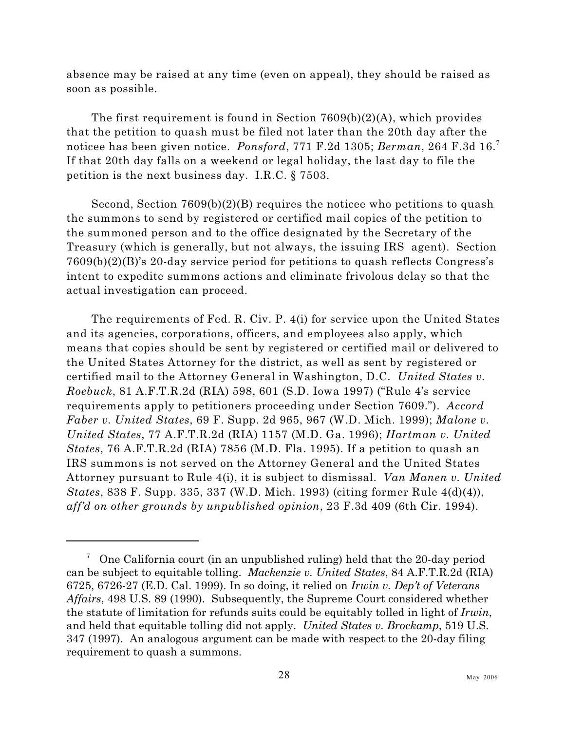absence may be raised at any time (even on appeal), they should be raised as soon as possible.

The first requirement is found in Section 7609(b)(2)(A), which provides that the petition to quash must be filed not later than the 20th day after the noticee has been given notice. *Ponsford*, 771 F.2d 1305; *Berman*, 264 F.3d 16.[7] If that 20th day falls on a weekend or legal holiday, the last day to file the petition is the next business day. I.R.C. § 7503.

Second, Section 7609(b)(2)(B) requires the noticee who petitions to quash the summons to send by registered or certified mail copies of the petition to the summoned person and to the office designated by the Secretary of the Treasury (which is generally, but not always, the issuing IRS agent). Section 7609(b)(2)(B)'s 20-day service period for petitions to quash reflects Congress's intent to expedite summons actions and eliminate frivolous delay so that the actual investigation can proceed.

The requirements of Fed. R. Civ. P. 4(i) for service upon the United States and its agencies, corporations, officers, and employees also apply, which means that copies should be sent by registered or certified mail or delivered to the United States Attorney for the district, as well as sent by registered or certified mail to the Attorney General in Washington, D.C. *United States v. Roebuck*, 81 A.F.T.R.2d (RIA) 598, 601 (S.D. Iowa 1997) ("Rule 4's service requirements apply to petitioners proceeding under Section 7609."). *Accord Faber v. United States*, 69 F. Supp. 2d 965, 967 (W.D. Mich. 1999); *Malone v. United States*, 77 A.F.T.R.2d (RIA) 1157 (M.D. Ga. 1996); *Hartman v. United States*, 76 A.F.T.R.2d (RIA) 7856 (M.D. Fla. 1995). If a petition to quash an IRS summons is not served on the Attorney General and the United States Attorney pursuant to Rule 4(i), it is subject to dismissal. *Van Manen v. United States*, 838 F. Supp. 335, 337 (W.D. Mich. 1993) (citing former Rule 4(d)(4)), *aff'd on other grounds by unpublished opinion*, 23 F.3d 409 (6th Cir. 1994).

---

[7] One California court (in an unpublished ruling) held that the 20-day period can be subject to equitable tolling. *Mackenzie v. United States*, 84 A.F.T.R.2d (RIA) 6725, 6726-27 (E.D. Cal. 1999). In so doing, it relied on *Irwin v. Dep't of Veterans Affairs*, 498 U.S. 89 (1990). Subsequently, the Supreme Court considered whether the statute of limitation for refunds suits could be equitably tolled in light of *Irwin*, and held that equitable tolling did not apply. *United States v. Brockamp*, 519 U.S. 347 (1997). An analogous argument can be made with respect to the 20-day filing requirement to quash a summons.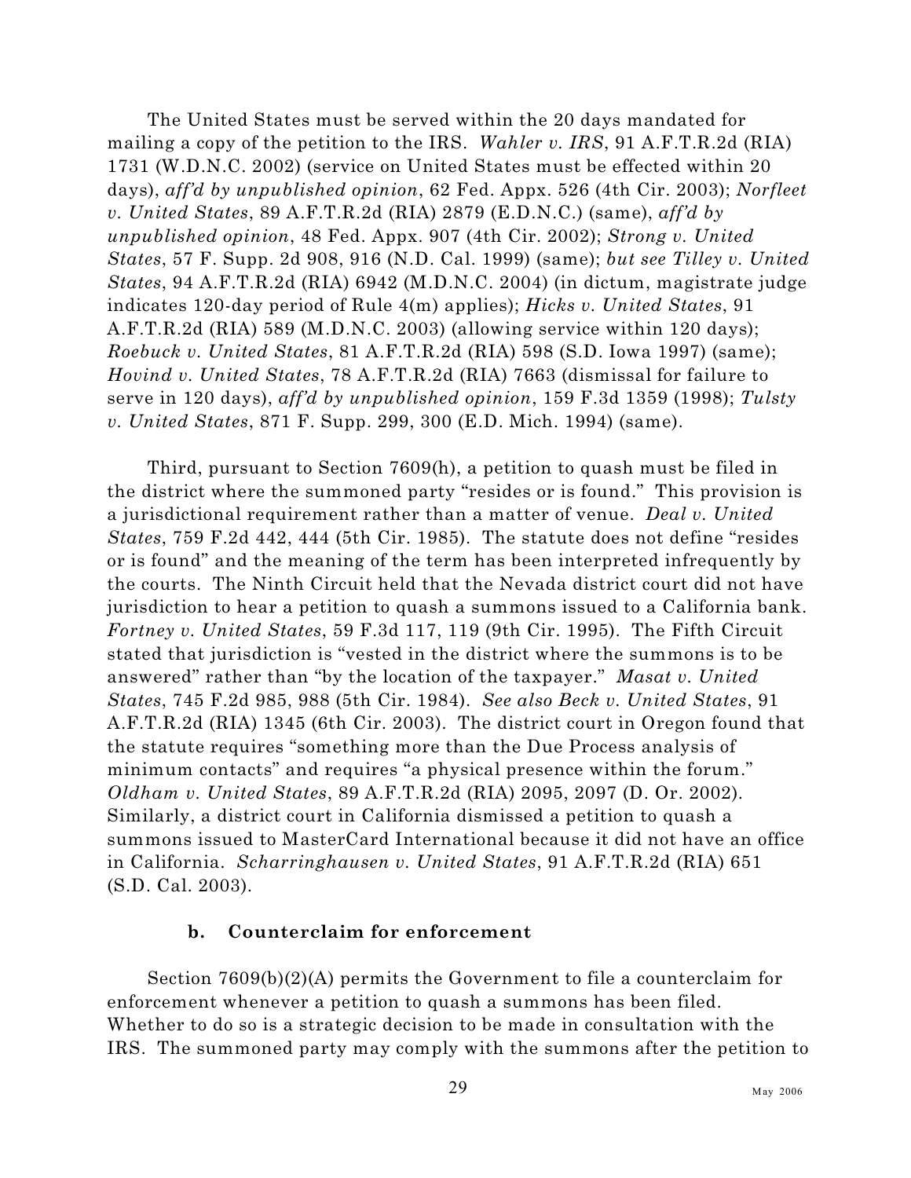The United States must be served within the 20 days mandated for mailing a copy of the petition to the IRS. *Wahler v. IRS*, 91 A.F.T.R.2d (RIA) 1731 (W.D.N.C. 2002) (service on United States must be effected within 20 days), *aff'd by unpublished opinion*, 62 Fed. Appx. 526 (4th Cir. 2003); *Norfleet v. United States*, 89 A.F.T.R.2d (RIA) 2879 (E.D.N.C.) (same), *aff'd by unpublished opinion*, 48 Fed. Appx. 907 (4th Cir. 2002); *Strong v. United States*, 57 F. Supp. 2d 908, 916 (N.D. Cal. 1999) (same); *but see Tilley v. United States*, 94 A.F.T.R.2d (RIA) 6942 (M.D.N.C. 2004) (in dictum, magistrate judge indicates 120-day period of Rule 4(m) applies); *Hicks v. United States*, 91 A.F.T.R.2d (RIA) 589 (M.D.N.C. 2003) (allowing service within 120 days); *Roebuck v. United States*, 81 A.F.T.R.2d (RIA) 598 (S.D. Iowa 1997) (same); *Hovind v. United States*, 78 A.F.T.R.2d (RIA) 7663 (dismissal for failure to serve in 120 days), *aff'd by unpublished opinion*, 159 F.3d 1359 (1998); *Tulsty v. United States*, 871 F. Supp. 299, 300 (E.D. Mich. 1994) (same).

Third, pursuant to Section 7609(h), a petition to quash must be filed in the district where the summoned party "resides or is found." This provision is a jurisdictional requirement rather than a matter of venue. *Deal v. United States*, 759 F.2d 442, 444 (5th Cir. 1985). The statute does not define "resides or is found" and the meaning of the term has been interpreted infrequently by the courts. The Ninth Circuit held that the Nevada district court did not have jurisdiction to hear a petition to quash a summons issued to a California bank. *Fortney v. United States*, 59 F.3d 117, 119 (9th Cir. 1995). The Fifth Circuit stated that jurisdiction is "vested in the district where the summons is to be answered" rather than "by the location of the taxpayer." *Masat v. United States*, 745 F.2d 985, 988 (5th Cir. 1984). *See also Beck v. United States*, 91 A.F.T.R.2d (RIA) 1345 (6th Cir. 2003). The district court in Oregon found that the statute requires "something more than the Due Process analysis of minimum contacts" and requires "a physical presence within the forum." *Oldham v. United States*, 89 A.F.T.R.2d (RIA) 2095, 2097 (D. Or. 2002). Similarly, a district court in California dismissed a petition to quash a summons issued to MasterCard International because it did not have an office in California. *Scharringhausen v. United States*, 91 A.F.T.R.2d (RIA) 651 (S.D. Cal. 2003).

#### b. Counterclaim for enforcement

Section 7609(b)(2)(A) permits the Government to file a counterclaim for enforcement whenever a petition to quash a summons has been filed. Whether to do so is a strategic decision to be made in consultation with the IRS. The summoned party may comply with the summons after the petition to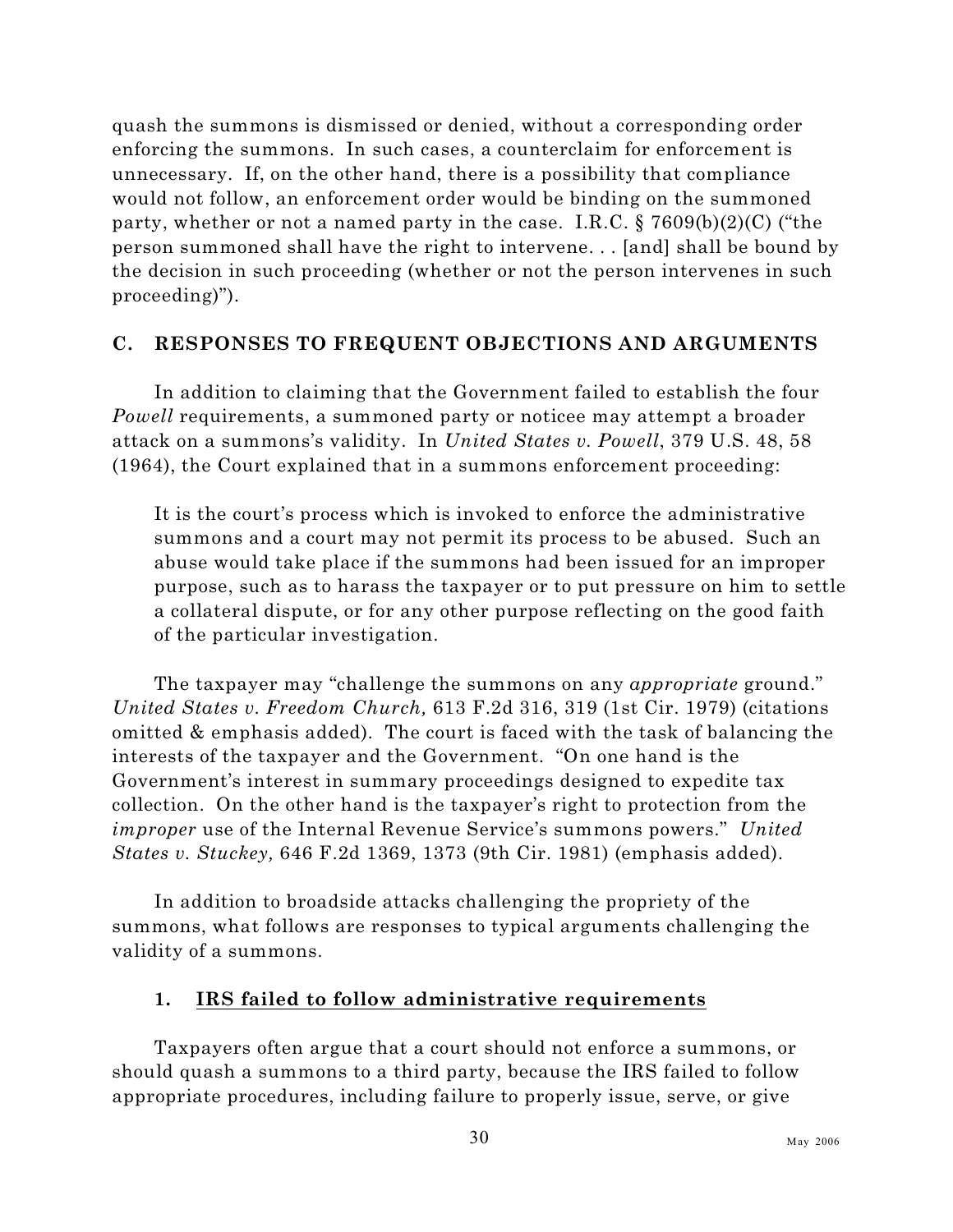quash the summons is dismissed or denied, without a corresponding order enforcing the summons. In such cases, a counterclaim for enforcement is unnecessary. If, on the other hand, there is a possibility that compliance would not follow, an enforcement order would be binding on the summoned party, whether or not a named party in the case. I.R.C. § 7609(b)(2)(C) ("the person summoned shall have the right to intervene. . . [and] shall be bound by the decision in such proceeding (whether or not the person intervenes in such proceeding)").

## C. RESPONSES TO FREQUENT OBJECTIONS AND ARGUMENTS

In addition to claiming that the Government failed to establish the four *Powell* requirements, a summoned party or noticee may attempt a broader attack on a summons's validity. In *United States v. Powell*, 379 U.S. 48, 58 (1964), the Court explained that in a summons enforcement proceeding:

> It is the court's process which is invoked to enforce the administrative summons and a court may not permit its process to be abused. Such an abuse would take place if the summons had been issued for an improper purpose, such as to harass the taxpayer or to put pressure on him to settle a collateral dispute, or for any other purpose reflecting on the good faith of the particular investigation.

The taxpayer may "challenge the summons on any *appropriate* ground." *United States v. Freedom Church,* 613 F.2d 316, 319 (1st Cir. 1979) (citations omitted & emphasis added). The court is faced with the task of balancing the interests of the taxpayer and the Government. "On one hand is the Government's interest in summary proceedings designed to expedite tax collection. On the other hand is the taxpayer's right to protection from the *improper* use of the Internal Revenue Service's summons powers." *United States v. Stuckey,* 646 F.2d 1369, 1373 (9th Cir. 1981) (emphasis added).

In addition to broadside attacks challenging the propriety of the summons, what follows are responses to typical arguments challenging the validity of a summons.

### 1. IRS failed to follow administrative requirements

Taxpayers often argue that a court should not enforce a summons, or should quash a summons to a third party, because the IRS failed to follow appropriate procedures, including failure to properly issue, serve, or give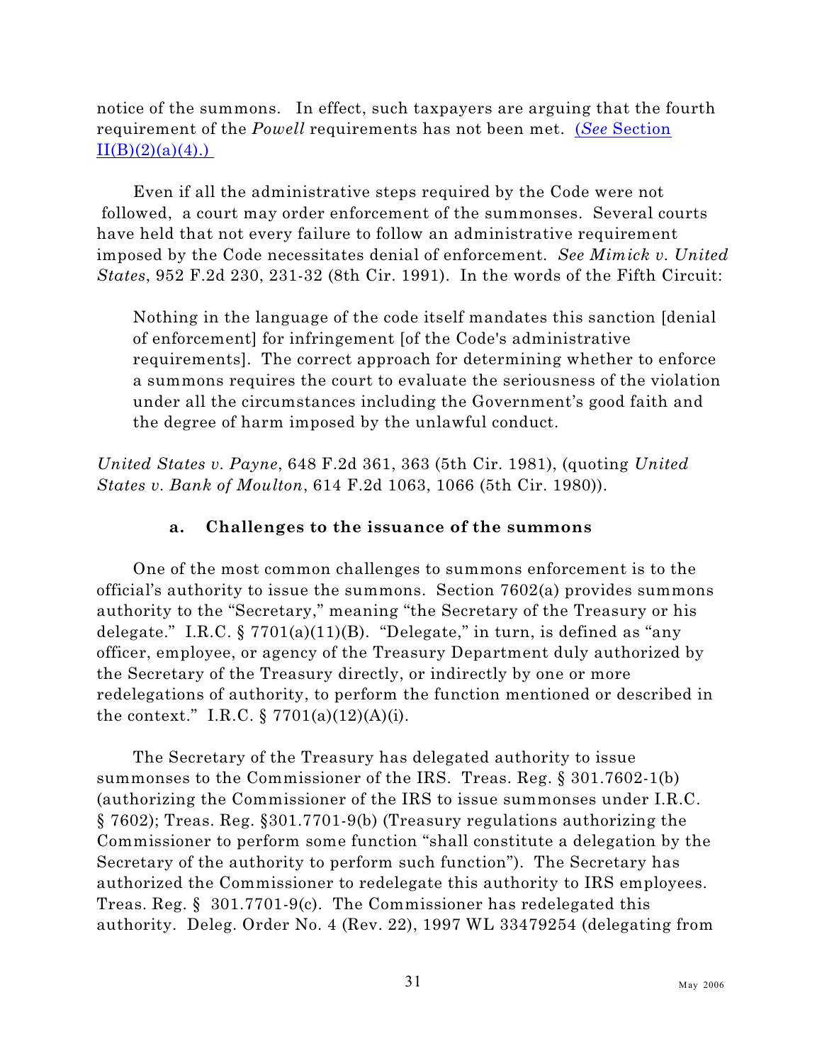notice of the summons. In effect, such taxpayers are arguing that the fourth requirement of the *Powell* requirements has not been met. (*See* Section II(B)(2)(a)(4).)

Even if all the administrative steps required by the Code were not followed, a court may order enforcement of the summonses. Several courts have held that not every failure to follow an administrative requirement imposed by the Code necessitates denial of enforcement. *See Mimick v. United States*, 952 F.2d 230, 231-32 (8th Cir. 1991). In the words of the Fifth Circuit:

> Nothing in the language of the code itself mandates this sanction [denial of enforcement] for infringement [of the Code's administrative requirements]. The correct approach for determining whether to enforce a summons requires the court to evaluate the seriousness of the violation under all the circumstances including the Government's good faith and the degree of harm imposed by the unlawful conduct.

*United States v. Payne*, 648 F.2d 361, 363 (5th Cir. 1981), (quoting *United States v. Bank of Moulton*, 614 F.2d 1063, 1066 (5th Cir. 1980)).

#### a. Challenges to the issuance of the summons

One of the most common challenges to summons enforcement is to the official's authority to issue the summons. Section 7602(a) provides summons authority to the "Secretary," meaning "the Secretary of the Treasury or his delegate." I.R.C. § 7701(a)(11)(B). "Delegate," in turn, is defined as "any officer, employee, or agency of the Treasury Department duly authorized by the Secretary of the Treasury directly, or indirectly by one or more redelegations of authority, to perform the function mentioned or described in the context." I.R.C. § 7701(a)(12)(A)(i).

The Secretary of the Treasury has delegated authority to issue summonses to the Commissioner of the IRS. Treas. Reg. § 301.7602-1(b) (authorizing the Commissioner of the IRS to issue summonses under I.R.C. § 7602); Treas. Reg. §301.7701-9(b) (Treasury regulations authorizing the Commissioner to perform some function "shall constitute a delegation by the Secretary of the authority to perform such function"). The Secretary has authorized the Commissioner to redelegate this authority to IRS employees. Treas. Reg. § 301.7701-9(c). The Commissioner has redelegated this authority. Deleg. Order No. 4 (Rev. 22), 1997 WL 33479254 (delegating from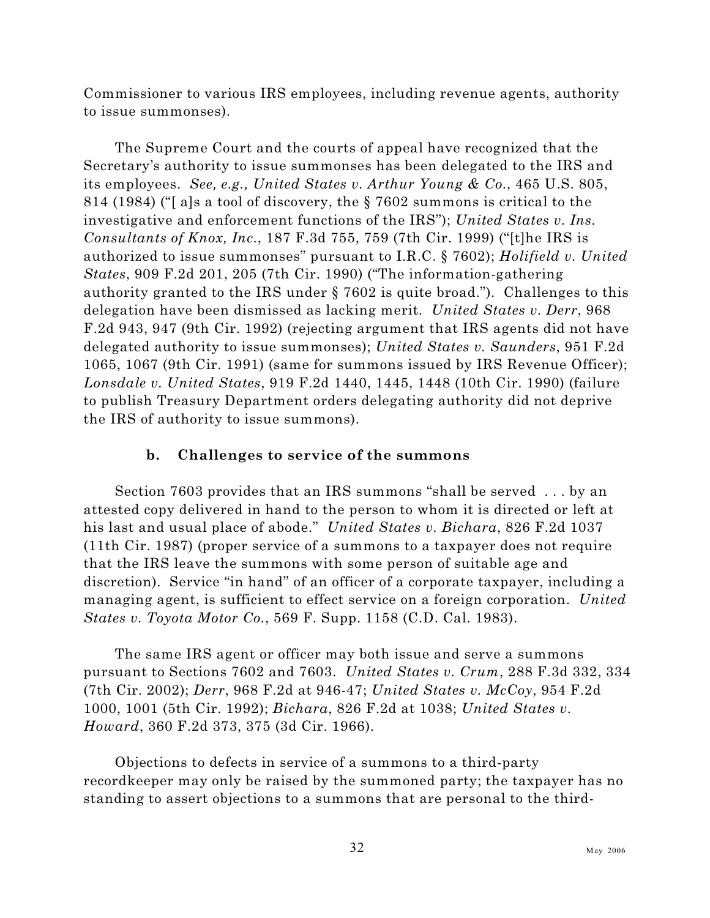Commissioner to various IRS employees, including revenue agents, authority to issue summonses).

The Supreme Court and the courts of appeal have recognized that the Secretary's authority to issue summonses has been delegated to the IRS and its employees. *See, e.g., United States v. Arthur Young & Co.*, 465 U.S. 805, 814 (1984) ("[ a]s a tool of discovery, the § 7602 summons is critical to the investigative and enforcement functions of the IRS"); *United States v. Ins. Consultants of Knox, Inc.*, 187 F.3d 755, 759 (7th Cir. 1999) ("[t]he IRS is authorized to issue summonses" pursuant to I.R.C. § 7602); *Holifield v. United States*, 909 F.2d 201, 205 (7th Cir. 1990) ("The information-gathering authority granted to the IRS under § 7602 is quite broad."). Challenges to this delegation have been dismissed as lacking merit. *United States v. Derr*, 968 F.2d 943, 947 (9th Cir. 1992) (rejecting argument that IRS agents did not have delegated authority to issue summonses); *United States v. Saunders*, 951 F.2d 1065, 1067 (9th Cir. 1991) (same for summons issued by IRS Revenue Officer); *Lonsdale v. United States*, 919 F.2d 1440, 1445, 1448 (10th Cir. 1990) (failure to publish Treasury Department orders delegating authority did not deprive the IRS of authority to issue summons).

#### b. Challenges to service of the summons

Section 7603 provides that an IRS summons "shall be served . . . by an attested copy delivered in hand to the person to whom it is directed or left at his last and usual place of abode." *United States v. Bichara*, 826 F.2d 1037 (11th Cir. 1987) (proper service of a summons to a taxpayer does not require that the IRS leave the summons with some person of suitable age and discretion). Service "in hand" of an officer of a corporate taxpayer, including a managing agent, is sufficient to effect service on a foreign corporation. *United States v. Toyota Motor Co.*, 569 F. Supp. 1158 (C.D. Cal. 1983).

The same IRS agent or officer may both issue and serve a summons pursuant to Sections 7602 and 7603. *United States v. Crum*, 288 F.3d 332, 334 (7th Cir. 2002); *Derr*, 968 F.2d at 946-47; *United States v. McCoy*, 954 F.2d 1000, 1001 (5th Cir. 1992); *Bichara*, 826 F.2d at 1038; *United States v. Howard*, 360 F.2d 373, 375 (3d Cir. 1966).

Objections to defects in service of a summons to a third-party recordkeeper may only be raised by the summoned party; the taxpayer has no standing to assert objections to a summons that are personal to the third-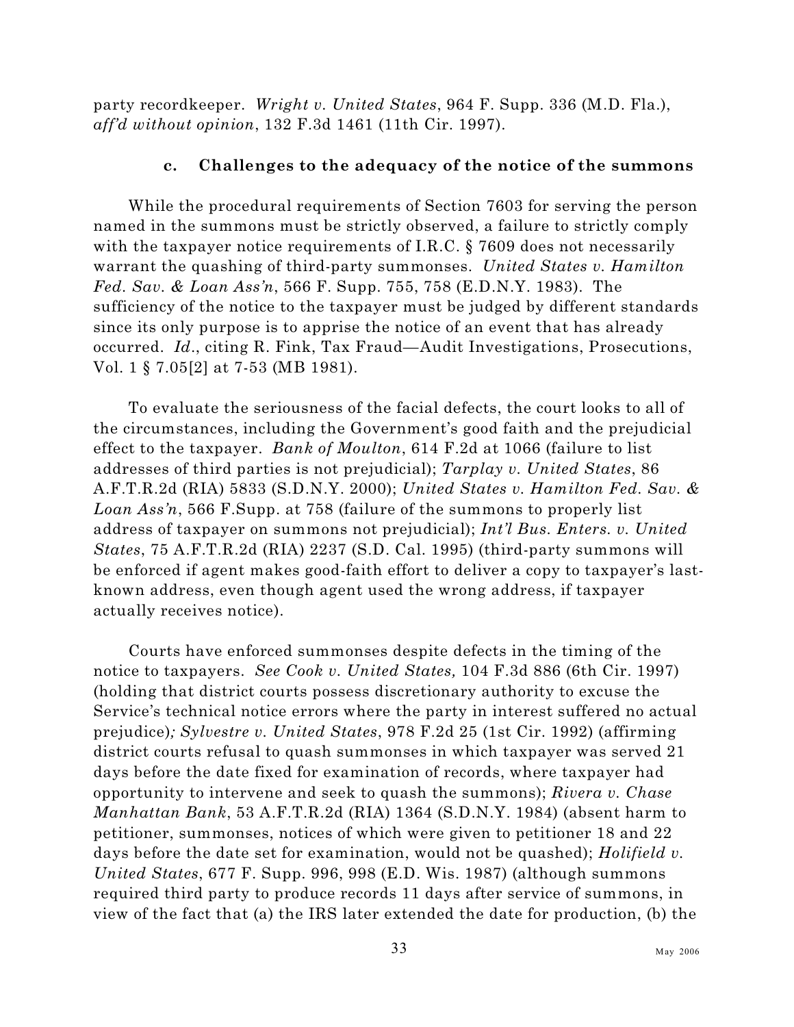party recordkeeper. *Wright v. United States*, 964 F. Supp. 336 (M.D. Fla.), *aff'd without opinion*, 132 F.3d 1461 (11th Cir. 1997).

#### c. Challenges to the adequacy of the notice of the summons

While the procedural requirements of Section 7603 for serving the person named in the summons must be strictly observed, a failure to strictly comply with the taxpayer notice requirements of I.R.C. § 7609 does not necessarily warrant the quashing of third-party summonses. *United States v. Hamilton Fed. Sav. & Loan Ass'n*, 566 F. Supp. 755, 758 (E.D.N.Y. 1983). The sufficiency of the notice to the taxpayer must be judged by different standards since its only purpose is to apprise the notice of an event that has already occurred. *Id*., citing R. Fink, Tax Fraud—Audit Investigations, Prosecutions, Vol. 1 § 7.05[2] at 7-53 (MB 1981).

To evaluate the seriousness of the facial defects, the court looks to all of the circumstances, including the Government's good faith and the prejudicial effect to the taxpayer. *Bank of Moulton*, 614 F.2d at 1066 (failure to list addresses of third parties is not prejudicial); *Tarplay v. United States*, 86 A.F.T.R.2d (RIA) 5833 (S.D.N.Y. 2000); *United States v. Hamilton Fed. Sav. & Loan Ass'n*, 566 F.Supp. at 758 (failure of the summons to properly list address of taxpayer on summons not prejudicial); *Int'l Bus. Enters. v. United States*, 75 A.F.T.R.2d (RIA) 2237 (S.D. Cal. 1995) (third-party summons will be enforced if agent makes good-faith effort to deliver a copy to taxpayer's last-known address, even though agent used the wrong address, if taxpayer actually receives notice).

Courts have enforced summonses despite defects in the timing of the notice to taxpayers. *See Cook v. United States,* 104 F.3d 886 (6th Cir. 1997) (holding that district courts possess discretionary authority to excuse the Service's technical notice errors where the party in interest suffered no actual prejudice)*; Sylvestre v. United States*, 978 F.2d 25 (1st Cir. 1992) (affirming district courts refusal to quash summonses in which taxpayer was served 21 days before the date fixed for examination of records, where taxpayer had opportunity to intervene and seek to quash the summons); *Rivera v. Chase Manhattan Bank*, 53 A.F.T.R.2d (RIA) 1364 (S.D.N.Y. 1984) (absent harm to petitioner, summonses, notices of which were given to petitioner 18 and 22 days before the date set for examination, would not be quashed); *Holifield v. United States*, 677 F. Supp. 996, 998 (E.D. Wis. 1987) (although summons required third party to produce records 11 days after service of summons, in view of the fact that (a) the IRS later extended the date for production, (b) the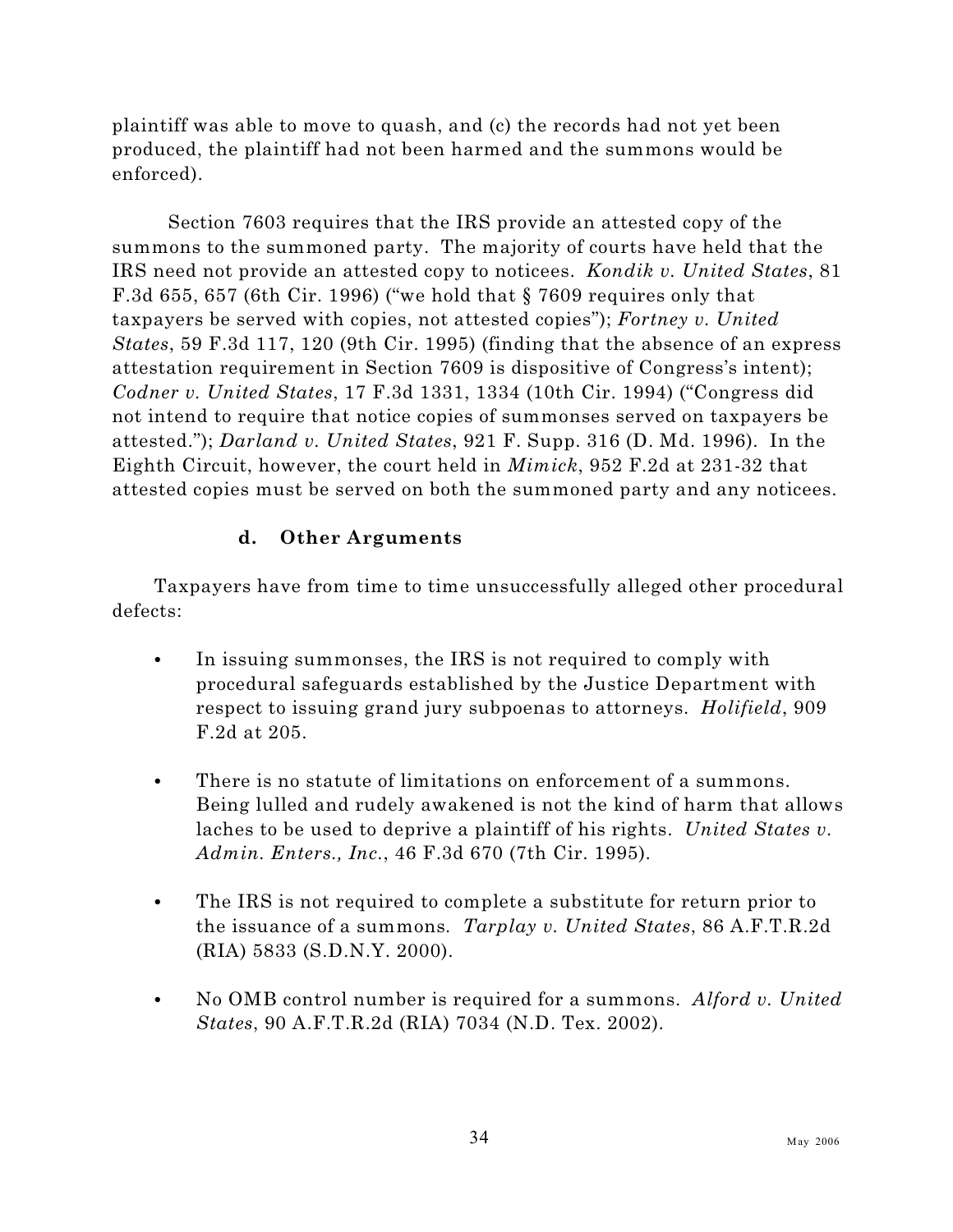plaintiff was able to move to quash, and (c) the records had not yet been produced, the plaintiff had not been harmed and the summons would be enforced).

Section 7603 requires that the IRS provide an attested copy of the summons to the summoned party. The majority of courts have held that the IRS need not provide an attested copy to noticees. *Kondik v. United States*, 81 F.3d 655, 657 (6th Cir. 1996) ("we hold that § 7609 requires only that taxpayers be served with copies, not attested copies"); *Fortney v. United States*, 59 F.3d 117, 120 (9th Cir. 1995) (finding that the absence of an express attestation requirement in Section 7609 is dispositive of Congress's intent); *Codner v. United States*, 17 F.3d 1331, 1334 (10th Cir. 1994) ("Congress did not intend to require that notice copies of summonses served on taxpayers be attested."); *Darland v. United States*, 921 F. Supp. 316 (D. Md. 1996). In the Eighth Circuit, however, the court held in *Mimick*, 952 F.2d at 231-32 that attested copies must be served on both the summoned party and any noticees.

#### d. Other Arguments

Taxpayers have from time to time unsuccessfully alleged other procedural defects:

- In issuing summonses, the IRS is not required to comply with procedural safeguards established by the Justice Department with respect to issuing grand jury subpoenas to attorneys. *Holifield*, 909 F.2d at 205.

- There is no statute of limitations on enforcement of a summons. Being lulled and rudely awakened is not the kind of harm that allows laches to be used to deprive a plaintiff of his rights. *United States v. Admin. Enters., Inc.*, 46 F.3d 670 (7th Cir. 1995).

- The IRS is not required to complete a substitute for return prior to the issuance of a summons. *Tarplay v. United States*, 86 A.F.T.R.2d (RIA) 5833 (S.D.N.Y. 2000).

- No OMB control number is required for a summons. *Alford v. United States*, 90 A.F.T.R.2d (RIA) 7034 (N.D. Tex. 2002).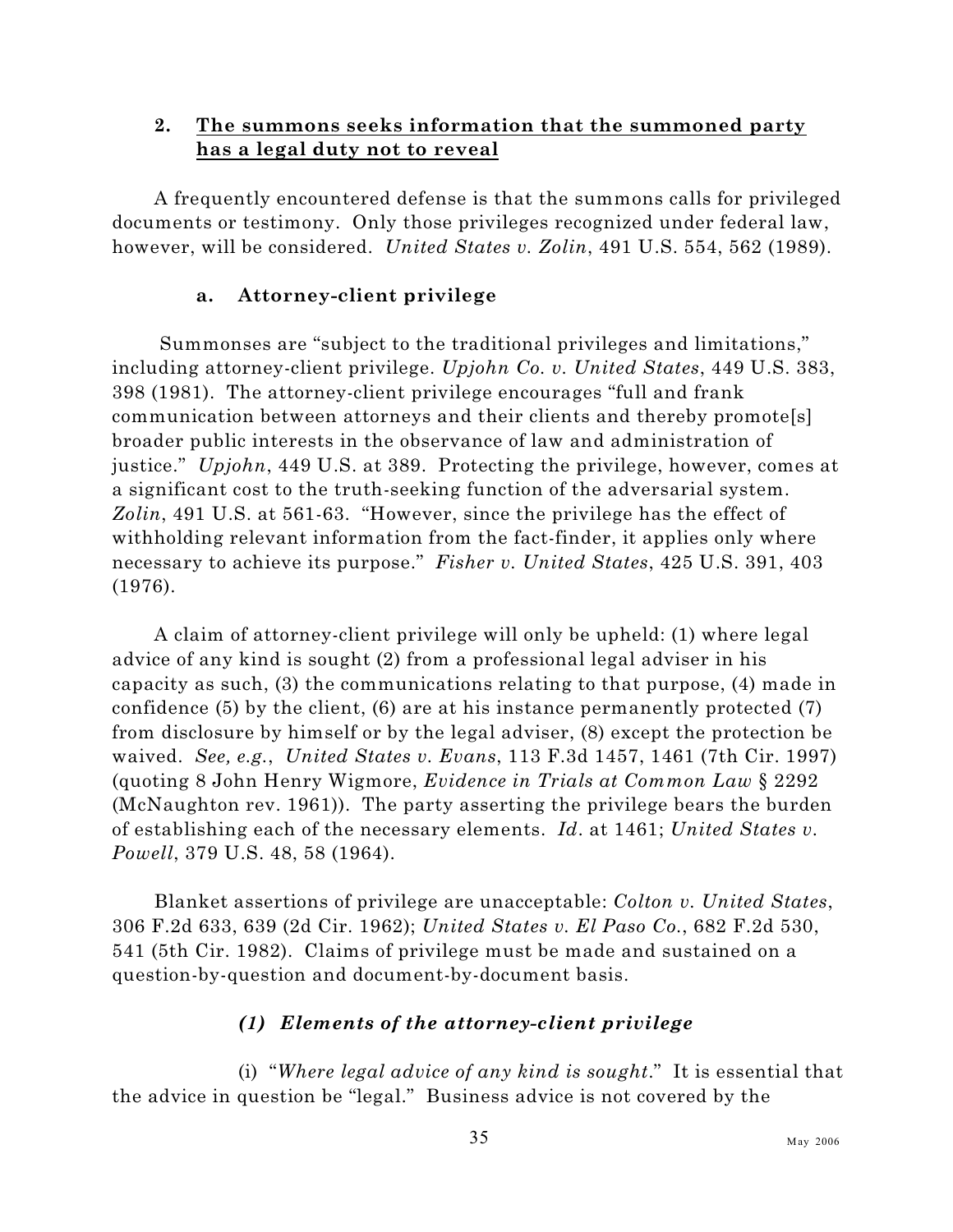## 2. <u>The summons seeks information that the summoned party has a legal duty not to reveal</u>

A frequently encountered defense is that the summons calls for privileged documents or testimony. Only those privileges recognized under federal law, however, will be considered. *United States v. Zolin*, 491 U.S. 554, 562 (1989).

### a. Attorney-client privilege

Summonses are "subject to the traditional privileges and limitations," including attorney-client privilege. *Upjohn Co. v. United States*, 449 U.S. 383, 398 (1981). The attorney-client privilege encourages "full and frank communication between attorneys and their clients and thereby promote[s] broader public interests in the observance of law and administration of justice." *Upjohn*, 449 U.S. at 389. Protecting the privilege, however, comes at a significant cost to the truth-seeking function of the adversarial system. *Zolin*, 491 U.S. at 561-63. "However, since the privilege has the effect of withholding relevant information from the fact-finder, it applies only where necessary to achieve its purpose." *Fisher v. United States*, 425 U.S. 391, 403 (1976).

A claim of attorney-client privilege will only be upheld: (1) where legal advice of any kind is sought (2) from a professional legal adviser in his capacity as such, (3) the communications relating to that purpose, (4) made in confidence (5) by the client, (6) are at his instance permanently protected (7) from disclosure by himself or by the legal adviser, (8) except the protection be waived. *See, e.g.*, *United States v. Evans*, 113 F.3d 1457, 1461 (7th Cir. 1997) (quoting 8 John Henry Wigmore, *Evidence in Trials at Common Law* § 2292 (McNaughton rev. 1961)). The party asserting the privilege bears the burden of establishing each of the necessary elements. *Id*. at 1461; *United States v. Powell*, 379 U.S. 48, 58 (1964).

Blanket assertions of privilege are unacceptable: *Colton v. United States*, 306 F.2d 633, 639 (2d Cir. 1962); *United States v. El Paso Co.*, 682 F.2d 530, 541 (5th Cir. 1982). Claims of privilege must be made and sustained on a question-by-question and document-by-document basis.

#### *(1) Elements of the attorney-client privilege*

(i) "*Where legal advice of any kind is sought*." It is essential that the advice in question be "legal." Business advice is not covered by the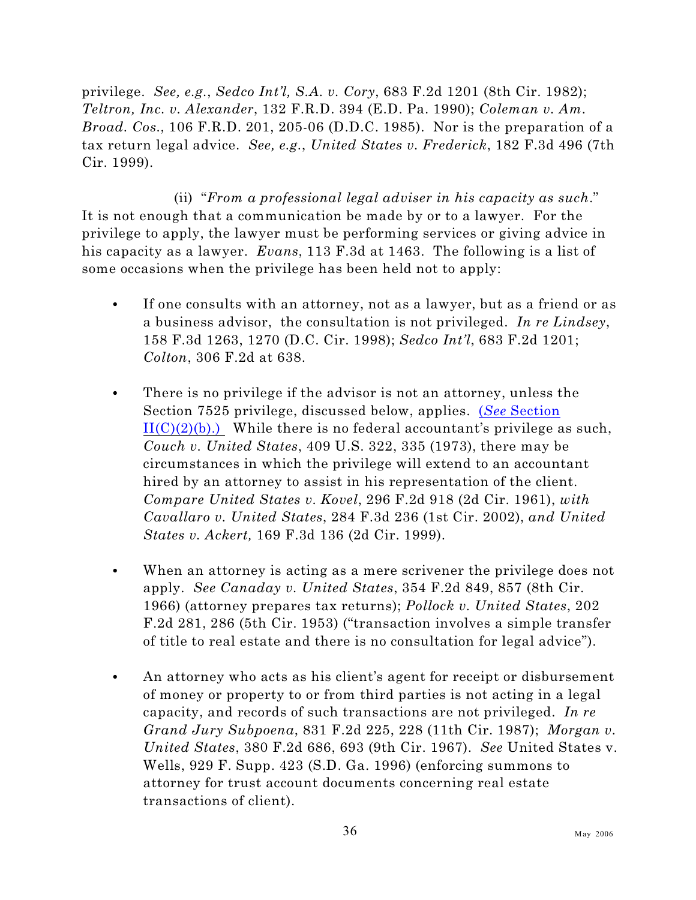privilege. *See, e.g.*, *Sedco Int'l, S.A. v. Cory*, 683 F.2d 1201 (8th Cir. 1982); *Teltron, Inc. v. Alexander*, 132 F.R.D. 394 (E.D. Pa. 1990); *Coleman v. Am. Broad. Cos.*, 106 F.R.D. 201, 205-06 (D.D.C. 1985). Nor is the preparation of a tax return legal advice. *See, e.g.*, *United States v. Frederick*, 182 F.3d 496 (7th Cir. 1999).

(ii) "*From a professional legal adviser in his capacity as such*." It is not enough that a communication be made by or to a lawyer. For the privilege to apply, the lawyer must be performing services or giving advice in his capacity as a lawyer. *Evans*, 113 F.3d at 1463. The following is a list of some occasions when the privilege has been held not to apply:

- If one consults with an attorney, not as a lawyer, but as a friend or as a business advisor, the consultation is not privileged. *In re Lindsey*, 158 F.3d 1263, 1270 (D.C. Cir. 1998); *Sedco Int'l*, 683 F.2d 1201; *Colton*, 306 F.2d at 638.

- There is no privilege if the advisor is not an attorney, unless the Section 7525 privilege, discussed below, applies. (*See* Section II(C)(2)(b).) While there is no federal accountant's privilege as such, *Couch v. United States*, 409 U.S. 322, 335 (1973), there may be circumstances in which the privilege will extend to an accountant hired by an attorney to assist in his representation of the client. *Compare United States v. Kovel*, 296 F.2d 918 (2d Cir. 1961), *with Cavallaro v. United States*, 284 F.3d 236 (1st Cir. 2002), *and United States v. Ackert,* 169 F.3d 136 (2d Cir. 1999).

- When an attorney is acting as a mere scrivener the privilege does not apply. *See Canaday v. United States*, 354 F.2d 849, 857 (8th Cir. 1966) (attorney prepares tax returns); *Pollock v. United States*, 202 F.2d 281, 286 (5th Cir. 1953) ("transaction involves a simple transfer of title to real estate and there is no consultation for legal advice").

- An attorney who acts as his client's agent for receipt or disbursement of money or property to or from third parties is not acting in a legal capacity, and records of such transactions are not privileged. *In re Grand Jury Subpoena*, 831 F.2d 225, 228 (11th Cir. 1987); *Morgan v. United States*, 380 F.2d 686, 693 (9th Cir. 1967). *See* United States v. Wells, 929 F. Supp. 423 (S.D. Ga. 1996) (enforcing summons to attorney for trust account documents concerning real estate transactions of client).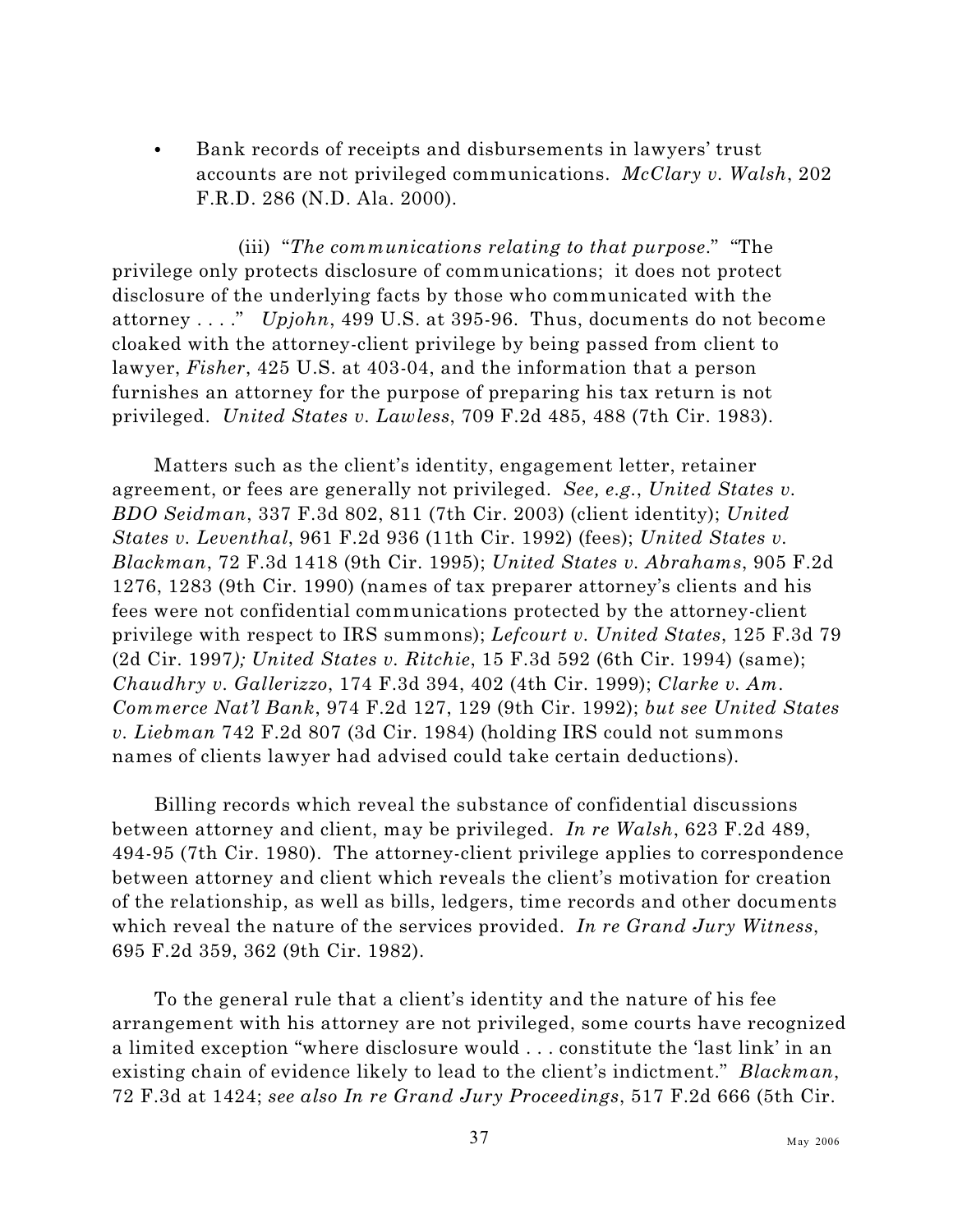- Bank records of receipts and disbursements in lawyers' trust accounts are not privileged communications. *McClary v. Walsh*, 202 F.R.D. 286 (N.D. Ala. 2000).

(iii) "*The communications relating to that purpose*." "The privilege only protects disclosure of communications; it does not protect disclosure of the underlying facts by those who communicated with the attorney . . . ." *Upjohn*, 499 U.S. at 395-96. Thus, documents do not become cloaked with the attorney-client privilege by being passed from client to lawyer, *Fisher*, 425 U.S. at 403-04, and the information that a person furnishes an attorney for the purpose of preparing his tax return is not privileged. *United States v. Lawless*, 709 F.2d 485, 488 (7th Cir. 1983).

Matters such as the client's identity, engagement letter, retainer agreement, or fees are generally not privileged. *See, e.g.*, *United States v. BDO Seidman*, 337 F.3d 802, 811 (7th Cir. 2003) (client identity); *United States v. Leventhal*, 961 F.2d 936 (11th Cir. 1992) (fees); *United States v. Blackman*, 72 F.3d 1418 (9th Cir. 1995); *United States v. Abrahams*, 905 F.2d 1276, 1283 (9th Cir. 1990) (names of tax preparer attorney's clients and his fees were not confidential communications protected by the attorney-client privilege with respect to IRS summons); *Lefcourt v. United States*, 125 F.3d 79 (2d Cir. 1997*); United States v. Ritchie*, 15 F.3d 592 (6th Cir. 1994) (same); *Chaudhry v. Gallerizzo*, 174 F.3d 394, 402 (4th Cir. 1999); *Clarke v. Am. Commerce Nat'l Bank*, 974 F.2d 127, 129 (9th Cir. 1992); *but see United States v. Liebman* 742 F.2d 807 (3d Cir. 1984) (holding IRS could not summons names of clients lawyer had advised could take certain deductions).

Billing records which reveal the substance of confidential discussions between attorney and client, may be privileged. *In re Walsh*, 623 F.2d 489, 494-95 (7th Cir. 1980). The attorney-client privilege applies to correspondence between attorney and client which reveals the client's motivation for creation of the relationship, as well as bills, ledgers, time records and other documents which reveal the nature of the services provided. *In re Grand Jury Witness*, 695 F.2d 359, 362 (9th Cir. 1982).

To the general rule that a client's identity and the nature of his fee arrangement with his attorney are not privileged, some courts have recognized a limited exception "where disclosure would . . . constitute the 'last link' in an existing chain of evidence likely to lead to the client's indictment." *Blackman*, 72 F.3d at 1424; *see also In re Grand Jury Proceedings*, 517 F.2d 666 (5th Cir.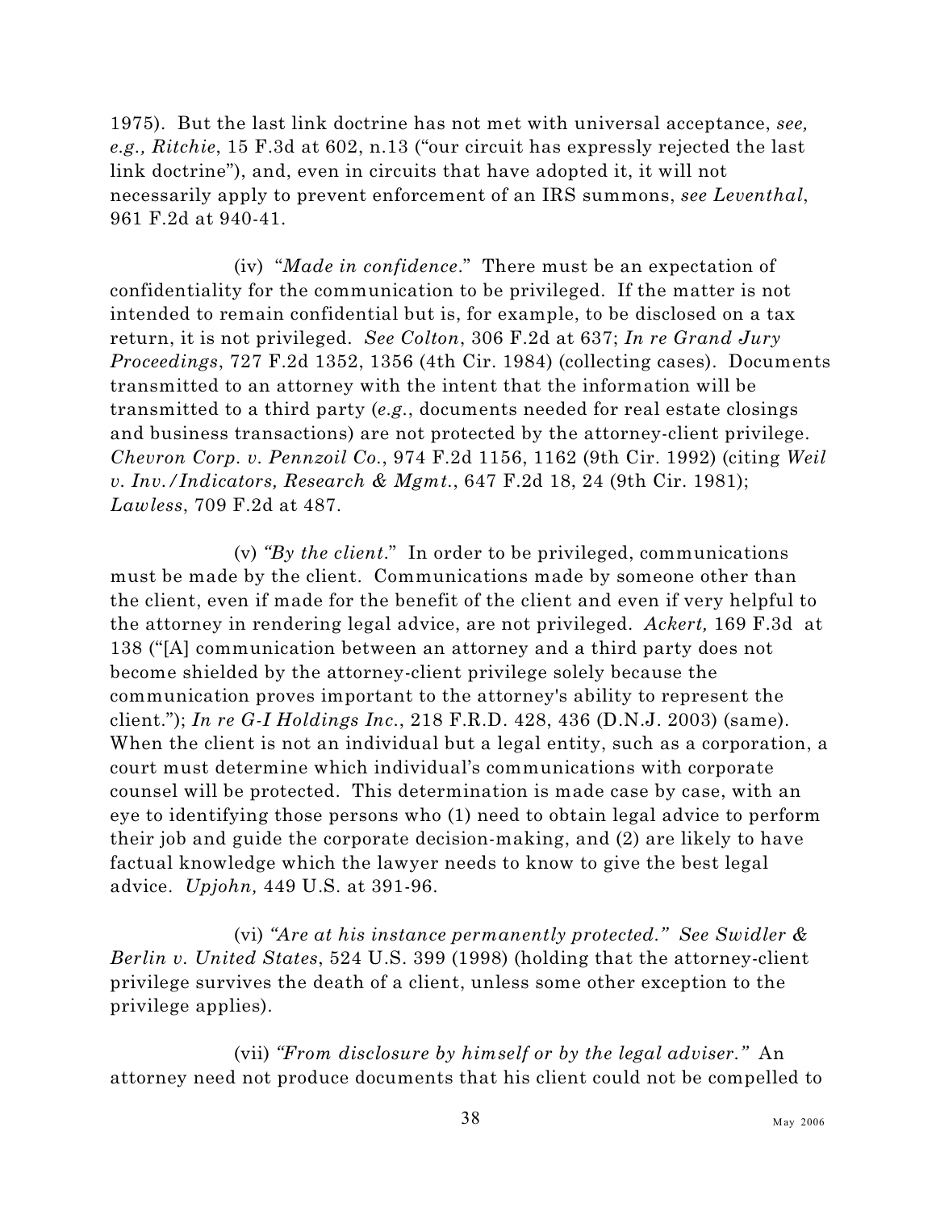1975). But the last link doctrine has not met with universal acceptance, *see, e.g., Ritchie*, 15 F.3d at 602, n.13 ("our circuit has expressly rejected the last link doctrine"), and, even in circuits that have adopted it, it will not necessarily apply to prevent enforcement of an IRS summons, *see Leventhal*, 961 F.2d at 940-41.

(iv) "*Made in confidence*." There must be an expectation of confidentiality for the communication to be privileged. If the matter is not intended to remain confidential but is, for example, to be disclosed on a tax return, it is not privileged. *See Colton*, 306 F.2d at 637; *In re Grand Jury Proceedings*, 727 F.2d 1352, 1356 (4th Cir. 1984) (collecting cases). Documents transmitted to an attorney with the intent that the information will be transmitted to a third party (*e.g.*, documents needed for real estate closings and business transactions) are not protected by the attorney-client privilege. *Chevron Corp. v. Pennzoil Co.*, 974 F.2d 1156, 1162 (9th Cir. 1992) (citing *Weil v. Inv./Indicators, Research & Mgmt.*, 647 F.2d 18, 24 (9th Cir. 1981); *Lawless*, 709 F.2d at 487.

(v) *"By the client."* In order to be privileged, communications must be made by the client. Communications made by someone other than the client, even if made for the benefit of the client and even if very helpful to the attorney in rendering legal advice, are not privileged. *Ackert,* 169 F.3d at 138 ("[A] communication between an attorney and a third party does not become shielded by the attorney-client privilege solely because the communication proves important to the attorney's ability to represent the client."); *In re G-I Holdings Inc.*, 218 F.R.D. 428, 436 (D.N.J. 2003) (same). When the client is not an individual but a legal entity, such as a corporation, a court must determine which individual's communications with corporate counsel will be protected. This determination is made case by case, with an eye to identifying those persons who (1) need to obtain legal advice to perform their job and guide the corporate decision-making, and (2) are likely to have factual knowledge which the lawyer needs to know to give the best legal advice. *Upjohn,* 449 U.S. at 391-96.

(vi) *"Are at his instance permanently protected." See Swidler & Berlin v. United States*, 524 U.S. 399 (1998) (holding that the attorney-client privilege survives the death of a client, unless some other exception to the privilege applies).

(vii) *"From disclosure by himself or by the legal adviser."* An attorney need not produce documents that his client could not be compelled to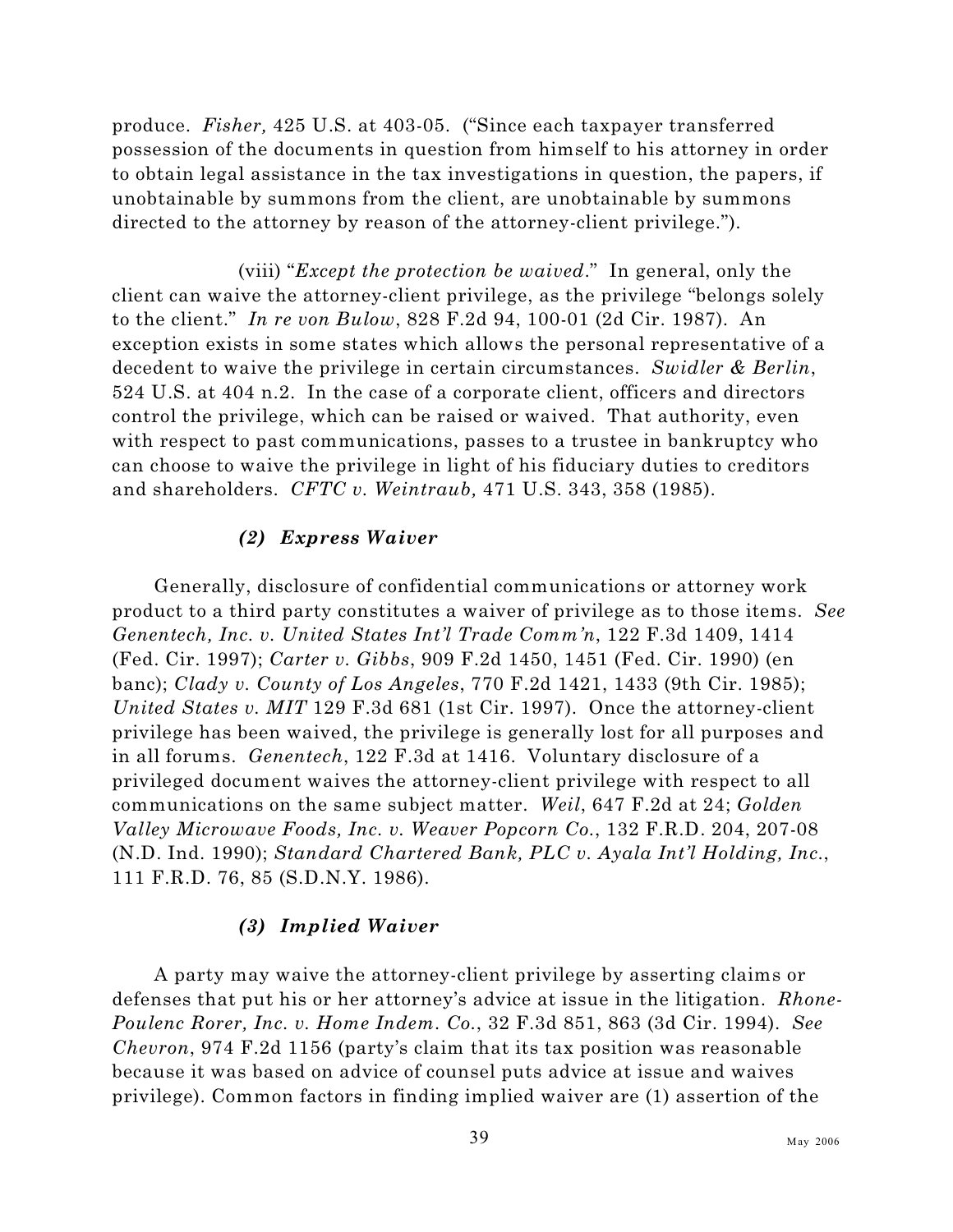produce. *Fisher,* 425 U.S. at 403-05. ("Since each taxpayer transferred possession of the documents in question from himself to his attorney in order to obtain legal assistance in the tax investigations in question, the papers, if unobtainable by summons from the client, are unobtainable by summons directed to the attorney by reason of the attorney-client privilege.").

(viii) "*Except the protection be waived*." In general, only the client can waive the attorney-client privilege, as the privilege "belongs solely to the client." *In re von Bulow*, 828 F.2d 94, 100-01 (2d Cir. 1987). An exception exists in some states which allows the personal representative of a decedent to waive the privilege in certain circumstances. *Swidler & Berlin*, 524 U.S. at 404 n.2. In the case of a corporate client, officers and directors control the privilege, which can be raised or waived. That authority, even with respect to past communications, passes to a trustee in bankruptcy who can choose to waive the privilege in light of his fiduciary duties to creditors and shareholders. *CFTC v. Weintraub,* 471 U.S. 343, 358 (1985).

### *(2) Express Waiver*

Generally, disclosure of confidential communications or attorney work product to a third party constitutes a waiver of privilege as to those items. *See Genentech, Inc. v. United States Int'l Trade Comm'n*, 122 F.3d 1409, 1414 (Fed. Cir. 1997); *Carter v. Gibbs*, 909 F.2d 1450, 1451 (Fed. Cir. 1990) (en banc); *Clady v. County of Los Angeles*, 770 F.2d 1421, 1433 (9th Cir. 1985); *United States v. MIT* 129 F.3d 681 (1st Cir. 1997). Once the attorney-client privilege has been waived, the privilege is generally lost for all purposes and in all forums. *Genentech*, 122 F.3d at 1416. Voluntary disclosure of a privileged document waives the attorney-client privilege with respect to all communications on the same subject matter. *Weil*, 647 F.2d at 24; *Golden Valley Microwave Foods, Inc. v. Weaver Popcorn Co.*, 132 F.R.D. 204, 207-08 (N.D. Ind. 1990); *Standard Chartered Bank, PLC v. Ayala Int'l Holding, Inc.*, 111 F.R.D. 76, 85 (S.D.N.Y. 1986).

### *(3) Implied Waiver*

A party may waive the attorney-client privilege by asserting claims or defenses that put his or her attorney's advice at issue in the litigation. *Rhone-Poulenc Rorer, Inc. v. Home Indem. Co.*, 32 F.3d 851, 863 (3d Cir. 1994). *See Chevron*, 974 F.2d 1156 (party's claim that its tax position was reasonable because it was based on advice of counsel puts advice at issue and waives privilege). Common factors in finding implied waiver are (1) assertion of the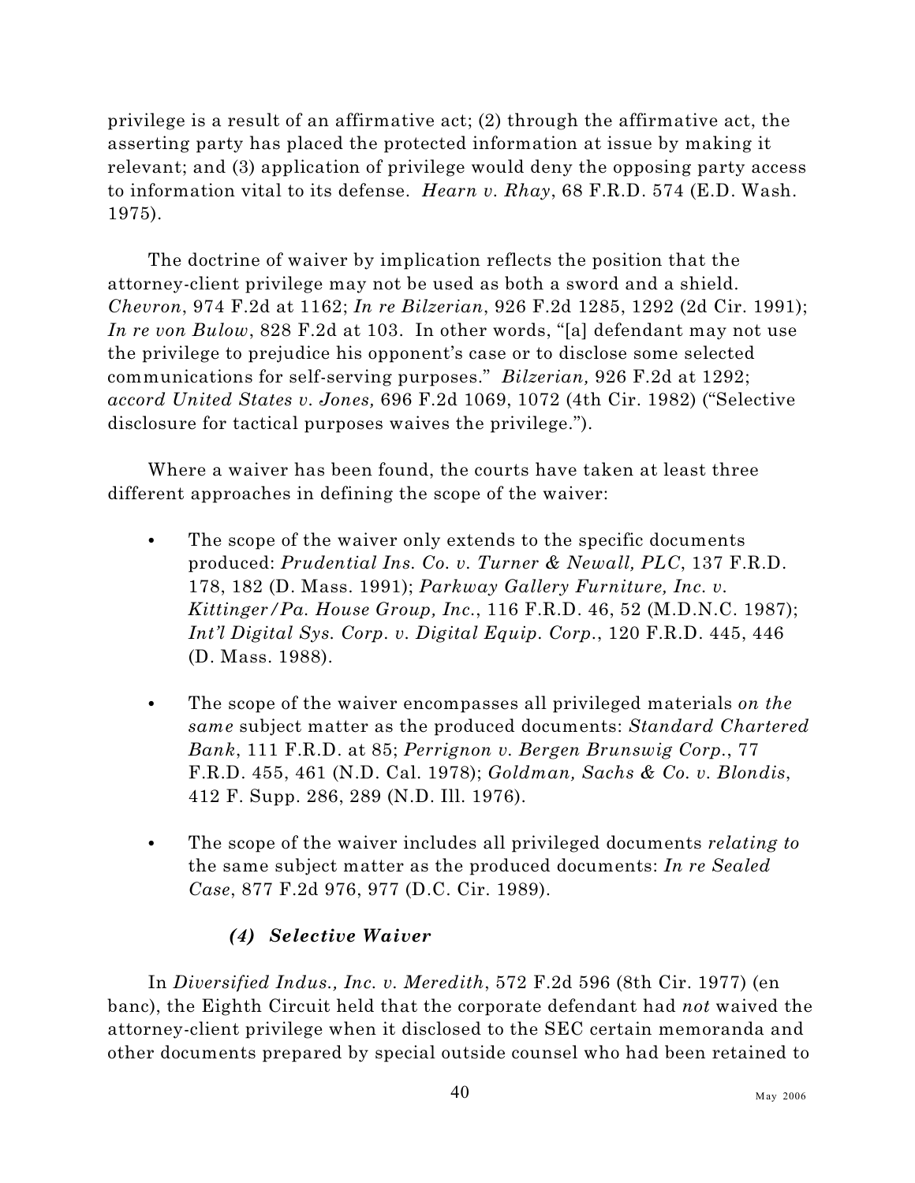privilege is a result of an affirmative act; (2) through the affirmative act, the asserting party has placed the protected information at issue by making it relevant; and (3) application of privilege would deny the opposing party access to information vital to its defense. *Hearn v. Rhay*, 68 F.R.D. 574 (E.D. Wash. 1975).

The doctrine of waiver by implication reflects the position that the attorney-client privilege may not be used as both a sword and a shield. *Chevron*, 974 F.2d at 1162; *In re Bilzerian*, 926 F.2d 1285, 1292 (2d Cir. 1991); *In re von Bulow*, 828 F.2d at 103. In other words, "[a] defendant may not use the privilege to prejudice his opponent's case or to disclose some selected communications for self-serving purposes." *Bilzerian,* 926 F.2d at 1292; *accord United States v. Jones,* 696 F.2d 1069, 1072 (4th Cir. 1982) ("Selective disclosure for tactical purposes waives the privilege.").

Where a waiver has been found, the courts have taken at least three different approaches in defining the scope of the waiver:

- The scope of the waiver only extends to the specific documents produced: *Prudential Ins. Co. v. Turner & Newall, PLC*, 137 F.R.D. 178, 182 (D. Mass. 1991); *Parkway Gallery Furniture, Inc. v. Kittinger/Pa. House Group, Inc.*, 116 F.R.D. 46, 52 (M.D.N.C. 1987); *Int'l Digital Sys. Corp. v. Digital Equip. Corp.*, 120 F.R.D. 445, 446 (D. Mass. 1988).

- The scope of the waiver encompasses all privileged materials *on the same* subject matter as the produced documents: *Standard Chartered Bank*, 111 F.R.D. at 85; *Perrignon v. Bergen Brunswig Corp.*, 77 F.R.D. 455, 461 (N.D. Cal. 1978); *Goldman, Sachs & Co. v. Blondis*, 412 F. Supp. 286, 289 (N.D. Ill. 1976).

- The scope of the waiver includes all privileged documents *relating to* the same subject matter as the produced documents: *In re Sealed Case*, 877 F.2d 976, 977 (D.C. Cir. 1989).

#### *(4) Selective Waiver*

In *Diversified Indus., Inc. v. Meredith*, 572 F.2d 596 (8th Cir. 1977) (en banc), the Eighth Circuit held that the corporate defendant had *not* waived the attorney-client privilege when it disclosed to the SEC certain memoranda and other documents prepared by special outside counsel who had been retained to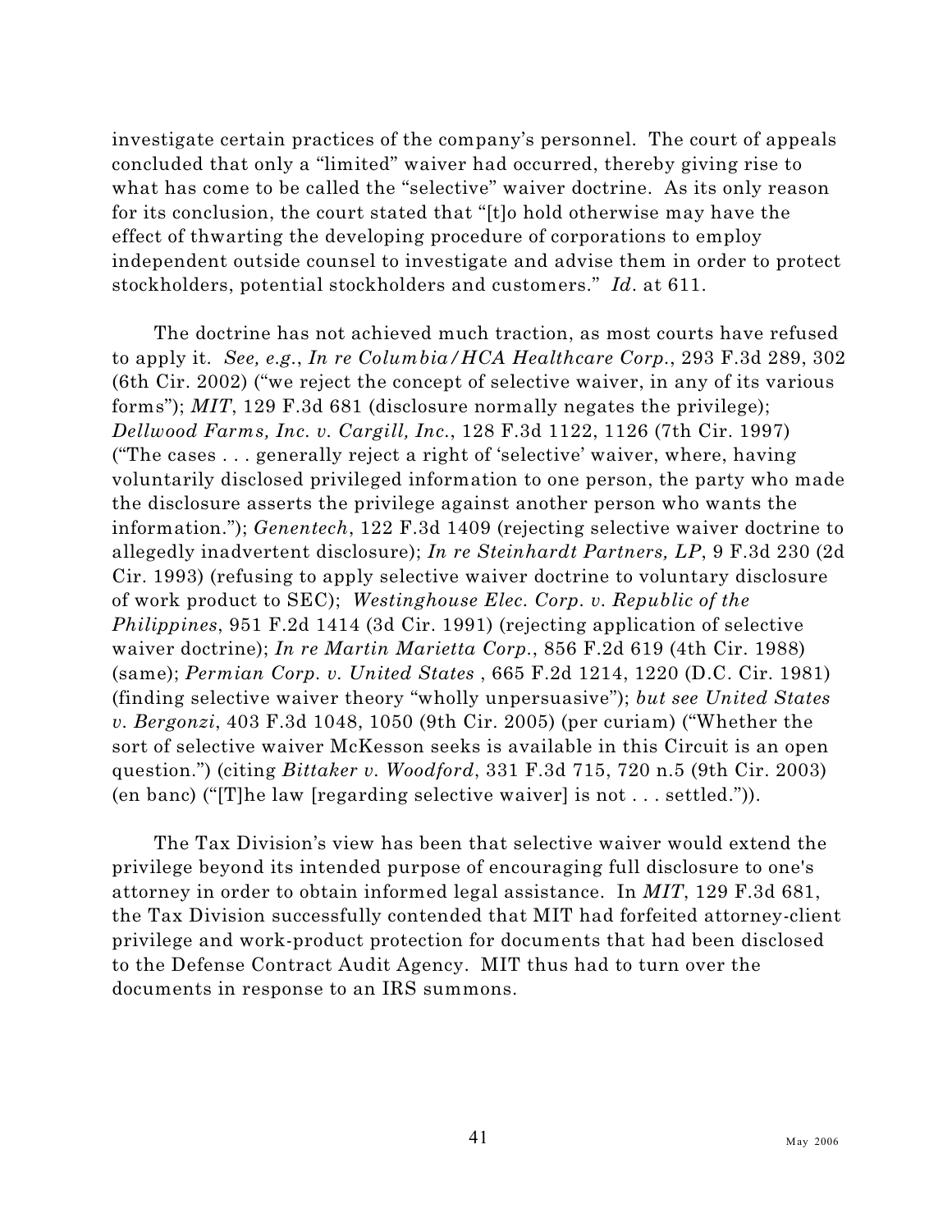investigate certain practices of the company's personnel. The court of appeals concluded that only a "limited" waiver had occurred, thereby giving rise to what has come to be called the "selective" waiver doctrine. As its only reason for its conclusion, the court stated that "[t]o hold otherwise may have the effect of thwarting the developing procedure of corporations to employ independent outside counsel to investigate and advise them in order to protect stockholders, potential stockholders and customers." *Id*. at 611.

The doctrine has not achieved much traction, as most courts have refused to apply it. *See, e.g.*, *In re Columbia/HCA Healthcare Corp*., 293 F.3d 289, 302 (6th Cir. 2002) ("we reject the concept of selective waiver, in any of its various forms"); *MIT*, 129 F.3d 681 (disclosure normally negates the privilege); *Dellwood Farms, Inc. v. Cargill, Inc*., 128 F.3d 1122, 1126 (7th Cir. 1997) ("The cases . . . generally reject a right of 'selective' waiver, where, having voluntarily disclosed privileged information to one person, the party who made the disclosure asserts the privilege against another person who wants the information."); *Genentech*, 122 F.3d 1409 (rejecting selective waiver doctrine to allegedly inadvertent disclosure); *In re Steinhardt Partners, LP*, 9 F.3d 230 (2d Cir. 1993) (refusing to apply selective waiver doctrine to voluntary disclosure of work product to SEC); *Westinghouse Elec. Corp. v. Republic of the Philippines*, 951 F.2d 1414 (3d Cir. 1991) (rejecting application of selective waiver doctrine); *In re Martin Marietta Corp*., 856 F.2d 619 (4th Cir. 1988) (same); *Permian Corp. v. United States* , 665 F.2d 1214, 1220 (D.C. Cir. 1981) (finding selective waiver theory "wholly unpersuasive"); *but see United States v. Bergonzi*, 403 F.3d 1048, 1050 (9th Cir. 2005) (per curiam) ("Whether the sort of selective waiver McKesson seeks is available in this Circuit is an open question.") (citing *Bittaker v. Woodford*, 331 F.3d 715, 720 n.5 (9th Cir. 2003) (en banc) ("[T]he law [regarding selective waiver] is not . . . settled.")).

The Tax Division's view has been that selective waiver would extend the privilege beyond its intended purpose of encouraging full disclosure to one's attorney in order to obtain informed legal assistance. In *MIT*, 129 F.3d 681, the Tax Division successfully contended that MIT had forfeited attorney-client privilege and work-product protection for documents that had been disclosed to the Defense Contract Audit Agency. MIT thus had to turn over the documents in response to an IRS summons.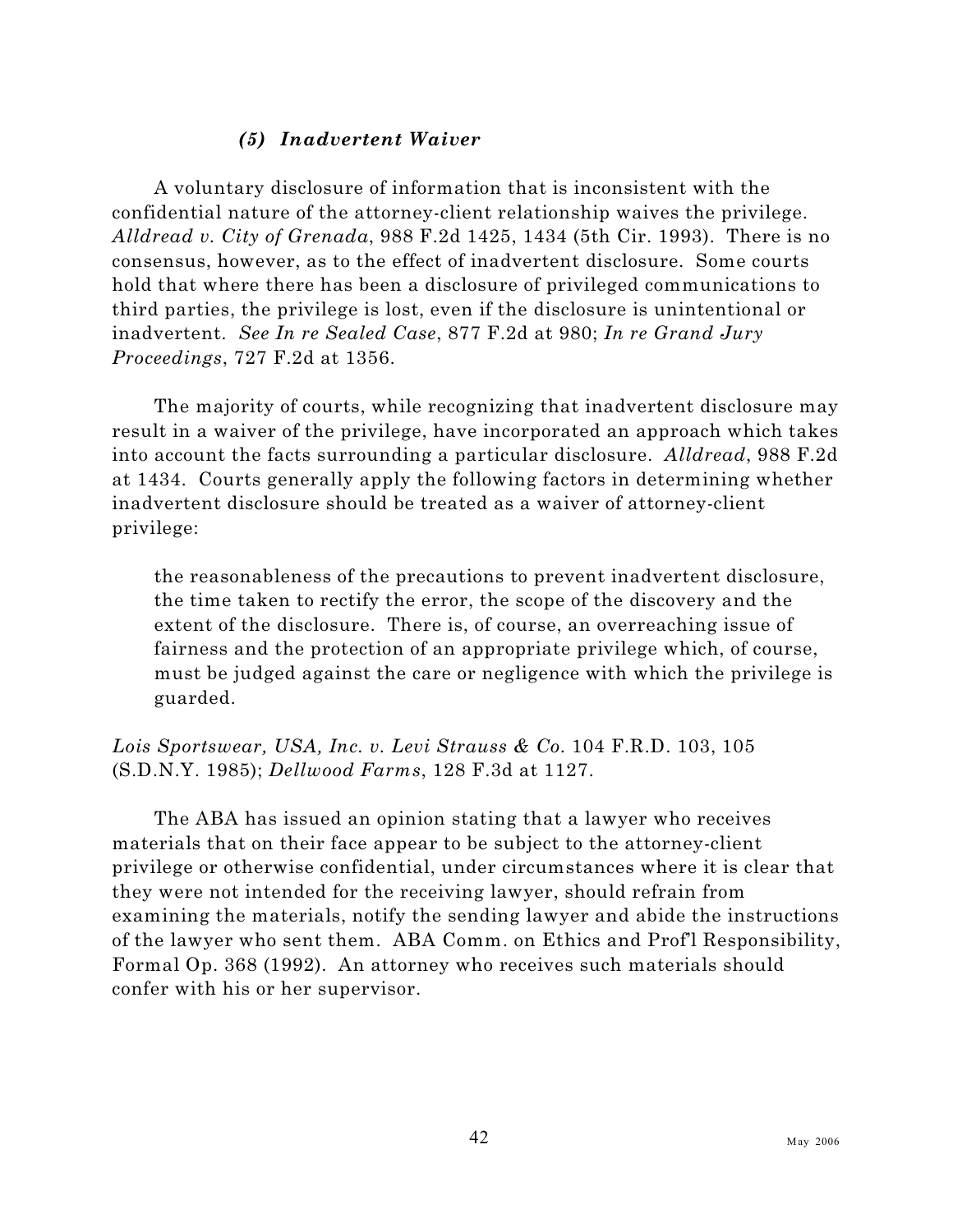### *(5) Inadvertent Waiver*

A voluntary disclosure of information that is inconsistent with the confidential nature of the attorney-client relationship waives the privilege. *Alldread v. City of Grenada*, 988 F.2d 1425, 1434 (5th Cir. 1993). There is no consensus, however, as to the effect of inadvertent disclosure. Some courts hold that where there has been a disclosure of privileged communications to third parties, the privilege is lost, even if the disclosure is unintentional or inadvertent. *See In re Sealed Case*, 877 F.2d at 980; *In re Grand Jury Proceedings*, 727 F.2d at 1356.

The majority of courts, while recognizing that inadvertent disclosure may result in a waiver of the privilege, have incorporated an approach which takes into account the facts surrounding a particular disclosure. *Alldread*, 988 F.2d at 1434. Courts generally apply the following factors in determining whether inadvertent disclosure should be treated as a waiver of attorney-client privilege:

> the reasonableness of the precautions to prevent inadvertent disclosure, the time taken to rectify the error, the scope of the discovery and the extent of the disclosure. There is, of course, an overreaching issue of fairness and the protection of an appropriate privilege which, of course, must be judged against the care or negligence with which the privilege is guarded.

*Lois Sportswear, USA, Inc. v. Levi Strauss & Co.* 104 F.R.D. 103, 105 (S.D.N.Y. 1985); *Dellwood Farms*, 128 F.3d at 1127.

The ABA has issued an opinion stating that a lawyer who receives materials that on their face appear to be subject to the attorney-client privilege or otherwise confidential, under circumstances where it is clear that they were not intended for the receiving lawyer, should refrain from examining the materials, notify the sending lawyer and abide the instructions of the lawyer who sent them. ABA Comm. on Ethics and Prof'l Responsibility, Formal Op. 368 (1992). An attorney who receives such materials should confer with his or her supervisor.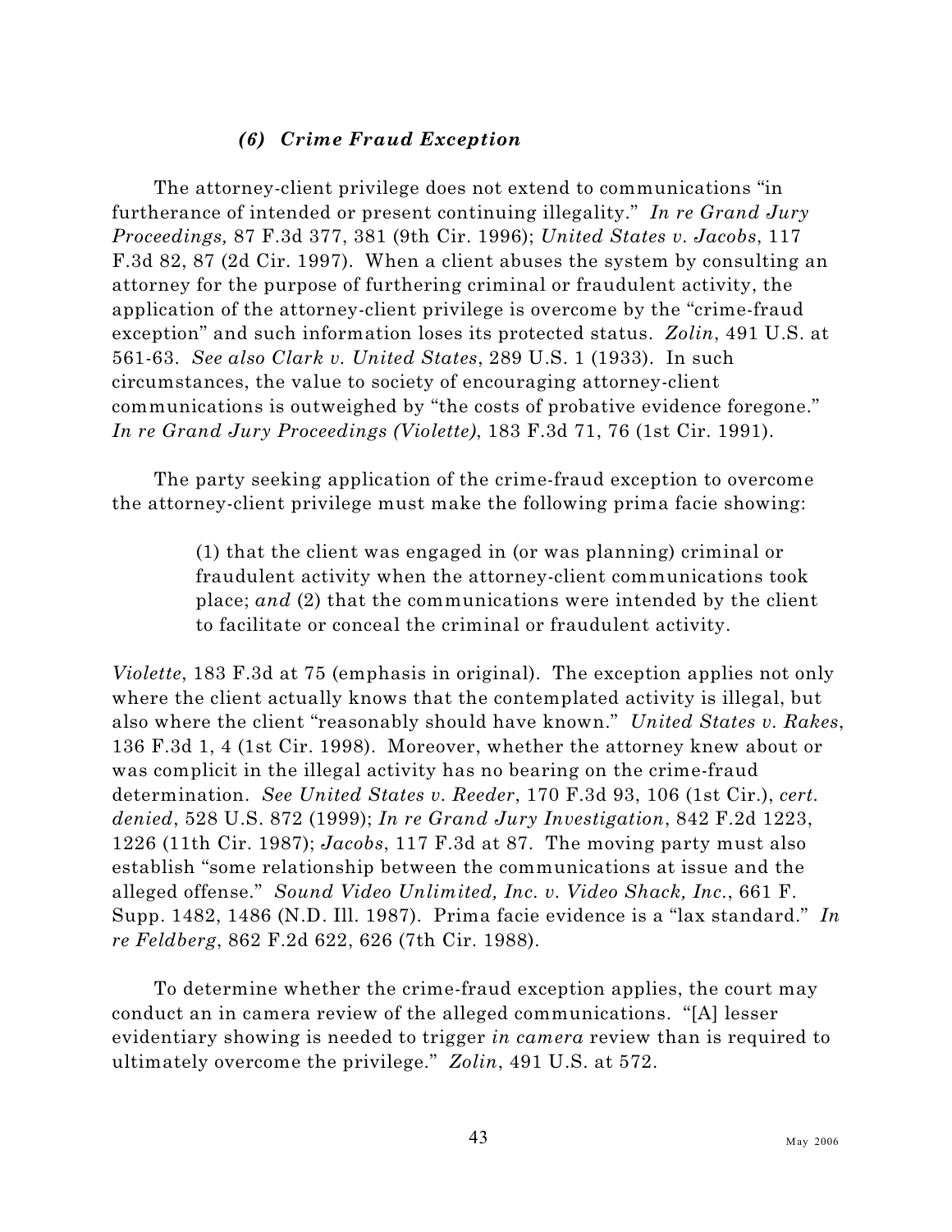### *(6) Crime Fraud Exception*

The attorney-client privilege does not extend to communications "in furtherance of intended or present continuing illegality." *In re Grand Jury Proceedings,* 87 F.3d 377, 381 (9th Cir. 1996); *United States v. Jacobs*, 117 F.3d 82, 87 (2d Cir. 1997). When a client abuses the system by consulting an attorney for the purpose of furthering criminal or fraudulent activity, the application of the attorney-client privilege is overcome by the "crime-fraud exception" and such information loses its protected status. *Zolin*, 491 U.S. at 561-63. *See also Clark v. United States*, 289 U.S. 1 (1933). In such circumstances, the value to society of encouraging attorney-client communications is outweighed by "the costs of probative evidence foregone." *In re Grand Jury Proceedings (Violette)*, 183 F.3d 71, 76 (1st Cir. 1991).

The party seeking application of the crime-fraud exception to overcome the attorney-client privilege must make the following prima facie showing:

> (1) that the client was engaged in (or was planning) criminal or fraudulent activity when the attorney-client communications took place; *and* (2) that the communications were intended by the client to facilitate or conceal the criminal or fraudulent activity.

*Violette*, 183 F.3d at 75 (emphasis in original). The exception applies not only where the client actually knows that the contemplated activity is illegal, but also where the client "reasonably should have known." *United States v. Rakes*, 136 F.3d 1, 4 (1st Cir. 1998). Moreover, whether the attorney knew about or was complicit in the illegal activity has no bearing on the crime-fraud determination. *See United States v. Reeder*, 170 F.3d 93, 106 (1st Cir.), *cert. denied*, 528 U.S. 872 (1999); *In re Grand Jury Investigation*, 842 F.2d 1223, 1226 (11th Cir. 1987); *Jacobs*, 117 F.3d at 87. The moving party must also establish "some relationship between the communications at issue and the alleged offense." *Sound Video Unlimited, Inc. v. Video Shack, Inc.*, 661 F. Supp. 1482, 1486 (N.D. Ill. 1987). Prima facie evidence is a "lax standard." *In re Feldberg*, 862 F.2d 622, 626 (7th Cir. 1988).

To determine whether the crime-fraud exception applies, the court may conduct an in camera review of the alleged communications. "[A] lesser evidentiary showing is needed to trigger *in camera* review than is required to ultimately overcome the privilege." *Zolin*, 491 U.S. at 572.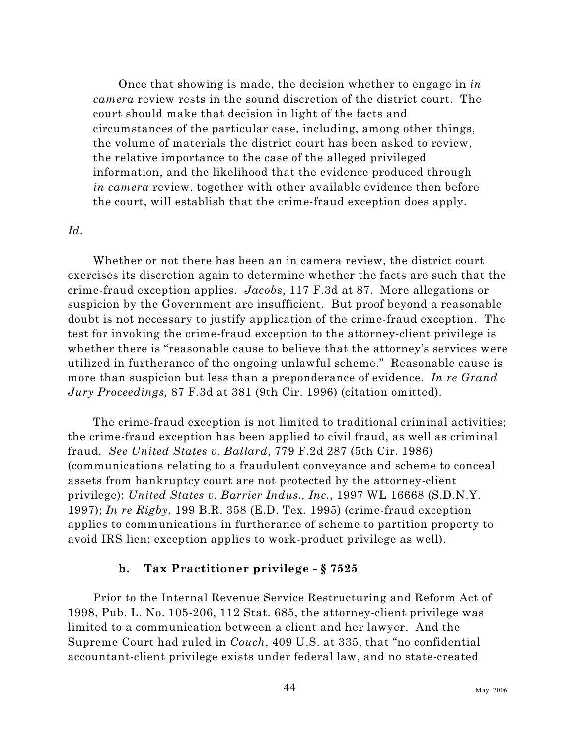> Once that showing is made, the decision whether to engage in *in camera* review rests in the sound discretion of the district court. The court should make that decision in light of the facts and circumstances of the particular case, including, among other things, the volume of materials the district court has been asked to review, the relative importance to the case of the alleged privileged information, and the likelihood that the evidence produced through *in camera* review, together with other available evidence then before the court, will establish that the crime-fraud exception does apply.

*Id.*

Whether or not there has been an in camera review, the district court exercises its discretion again to determine whether the facts are such that the crime-fraud exception applies. *Jacobs*, 117 F.3d at 87. Mere allegations or suspicion by the Government are insufficient. But proof beyond a reasonable doubt is not necessary to justify application of the crime-fraud exception. The test for invoking the crime-fraud exception to the attorney-client privilege is whether there is "reasonable cause to believe that the attorney's services were utilized in furtherance of the ongoing unlawful scheme." Reasonable cause is more than suspicion but less than a preponderance of evidence. *In re Grand Jury Proceedings,* 87 F.3d at 381 (9th Cir. 1996) (citation omitted).

The crime-fraud exception is not limited to traditional criminal activities; the crime-fraud exception has been applied to civil fraud, as well as criminal fraud. *See United States v. Ballard*, 779 F.2d 287 (5th Cir. 1986) (communications relating to a fraudulent conveyance and scheme to conceal assets from bankruptcy court are not protected by the attorney-client privilege); *United States v. Barrier Indus., Inc.*, 1997 WL 16668 (S.D.N.Y. 1997); *In re Rigby*, 199 B.R. 358 (E.D. Tex. 1995) (crime-fraud exception applies to communications in furtherance of scheme to partition property to avoid IRS lien; exception applies to work-product privilege as well).

#### b. Tax Practitioner privilege - § 7525

Prior to the Internal Revenue Service Restructuring and Reform Act of 1998, Pub. L. No. 105-206, 112 Stat. 685, the attorney-client privilege was limited to a communication between a client and her lawyer. And the Supreme Court had ruled in *Couch*, 409 U.S. at 335, that "no confidential accountant-client privilege exists under federal law, and no state-created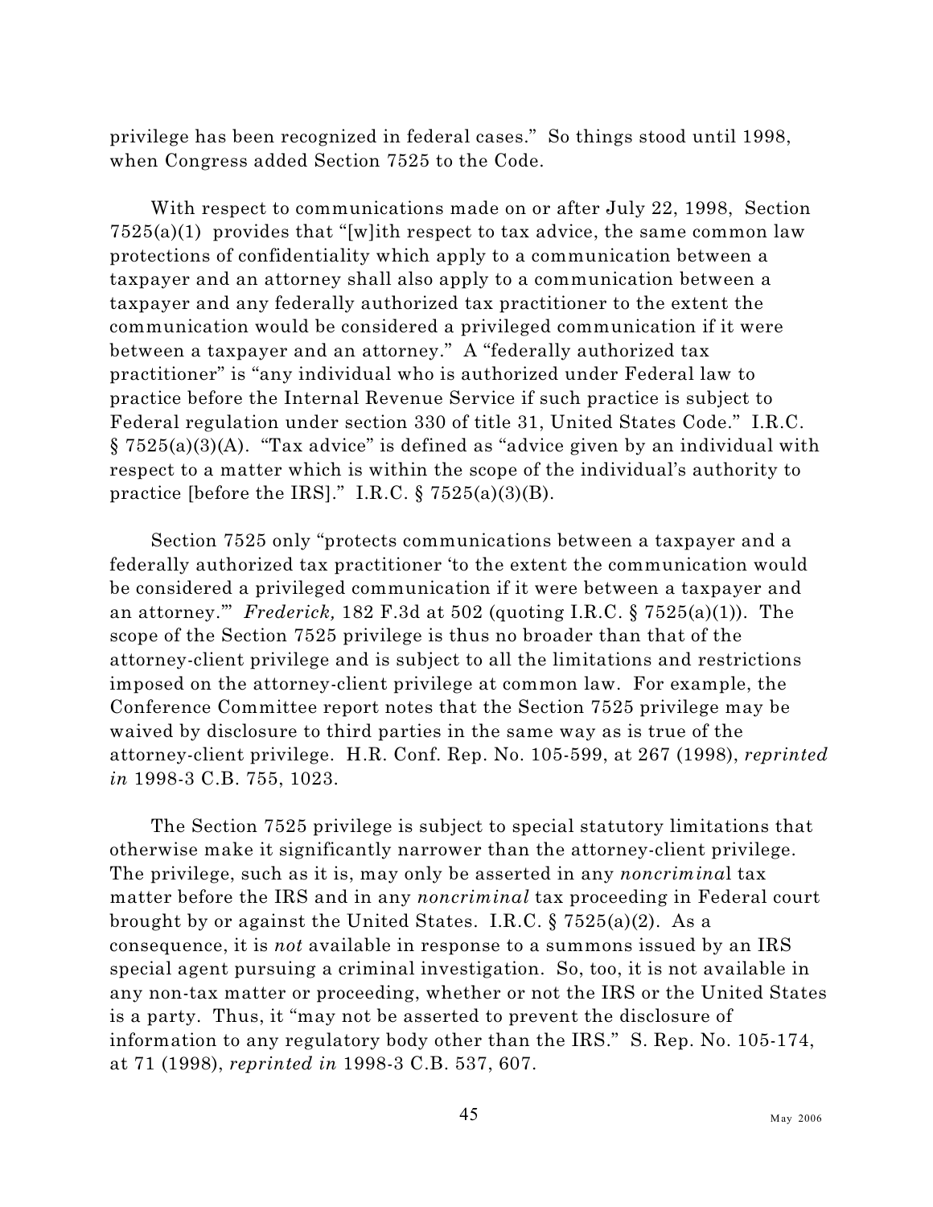privilege has been recognized in federal cases." So things stood until 1998, when Congress added Section 7525 to the Code.

With respect to communications made on or after July 22, 1998, Section 7525(a)(1) provides that "[w]ith respect to tax advice, the same common law protections of confidentiality which apply to a communication between a taxpayer and an attorney shall also apply to a communication between a taxpayer and any federally authorized tax practitioner to the extent the communication would be considered a privileged communication if it were between a taxpayer and an attorney." A "federally authorized tax practitioner" is "any individual who is authorized under Federal law to practice before the Internal Revenue Service if such practice is subject to Federal regulation under section 330 of title 31, United States Code." I.R.C. § 7525(a)(3)(A). "Tax advice" is defined as "advice given by an individual with respect to a matter which is within the scope of the individual's authority to practice [before the IRS]." I.R.C. § 7525(a)(3)(B).

Section 7525 only "protects communications between a taxpayer and a federally authorized tax practitioner 'to the extent the communication would be considered a privileged communication if it were between a taxpayer and an attorney.'" *Frederick,* 182 F.3d at 502 (quoting I.R.C. § 7525(a)(1)). The scope of the Section 7525 privilege is thus no broader than that of the attorney-client privilege and is subject to all the limitations and restrictions imposed on the attorney-client privilege at common law. For example, the Conference Committee report notes that the Section 7525 privilege may be waived by disclosure to third parties in the same way as is true of the attorney-client privilege. H.R. Conf. Rep. No. 105-599, at 267 (1998), *reprinted in* 1998-3 C.B. 755, 1023.

The Section 7525 privilege is subject to special statutory limitations that otherwise make it significantly narrower than the attorney-client privilege. The privilege, such as it is, may only be asserted in any *noncriminal* tax matter before the IRS and in any *noncriminal* tax proceeding in Federal court brought by or against the United States. I.R.C. § 7525(a)(2). As a consequence, it is *not* available in response to a summons issued by an IRS special agent pursuing a criminal investigation. So, too, it is not available in any non-tax matter or proceeding, whether or not the IRS or the United States is a party. Thus, it "may not be asserted to prevent the disclosure of information to any regulatory body other than the IRS." S. Rep. No. 105-174, at 71 (1998), *reprinted in* 1998-3 C.B. 537, 607.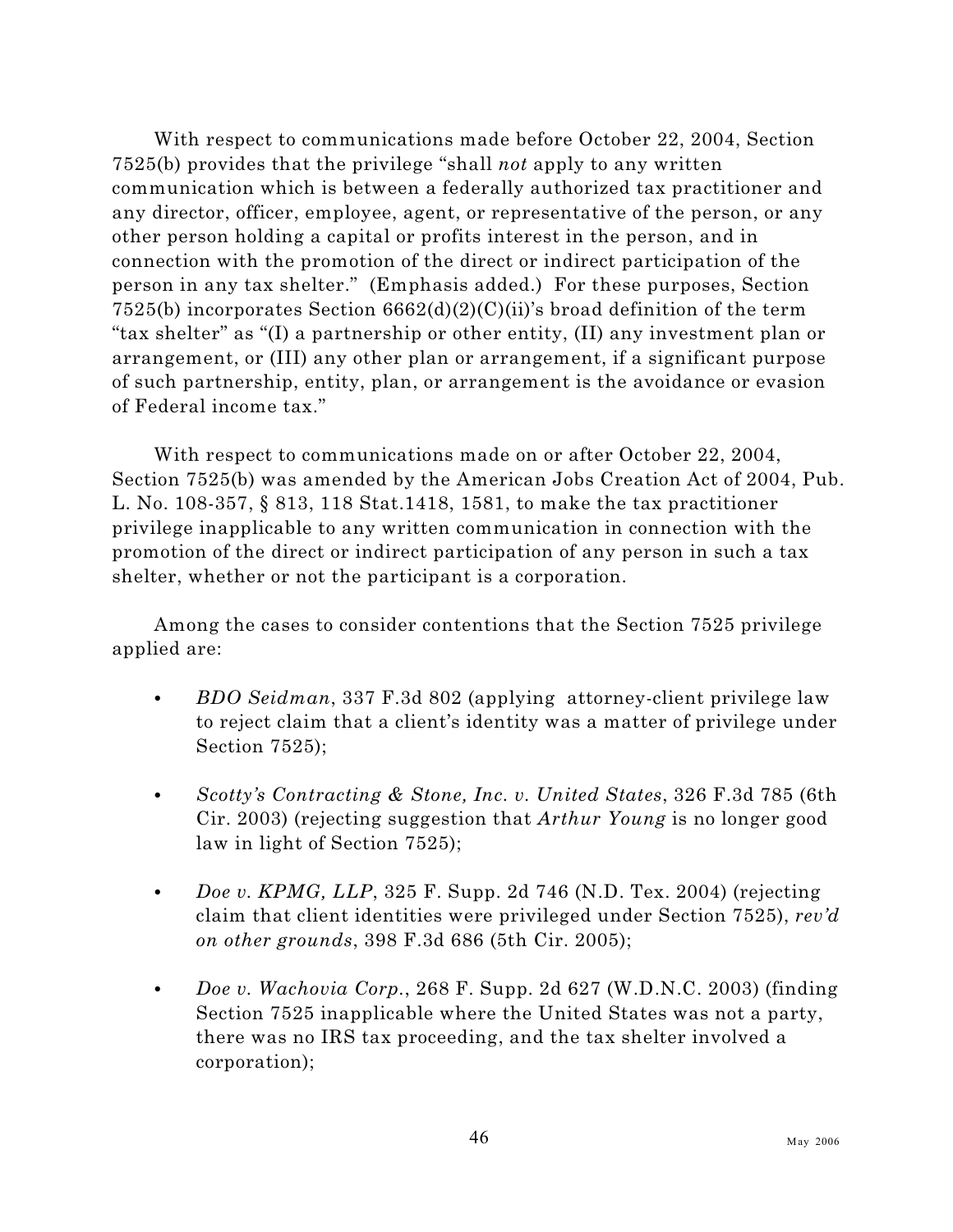With respect to communications made before October 22, 2004, Section 7525(b) provides that the privilege "shall *not* apply to any written communication which is between a federally authorized tax practitioner and any director, officer, employee, agent, or representative of the person, or any other person holding a capital or profits interest in the person, and in connection with the promotion of the direct or indirect participation of the person in any tax shelter." (Emphasis added.) For these purposes, Section 7525(b) incorporates Section 6662(d)(2)(C)(ii)'s broad definition of the term "tax shelter" as "(I) a partnership or other entity, (II) any investment plan or arrangement, or (III) any other plan or arrangement, if a significant purpose of such partnership, entity, plan, or arrangement is the avoidance or evasion of Federal income tax."

With respect to communications made on or after October 22, 2004, Section 7525(b) was amended by the American Jobs Creation Act of 2004, Pub. L. No. 108-357, § 813, 118 Stat.1418, 1581, to make the tax practitioner privilege inapplicable to any written communication in connection with the promotion of the direct or indirect participation of any person in such a tax shelter, whether or not the participant is a corporation.

Among the cases to consider contentions that the Section 7525 privilege applied are:

- *BDO Seidman*, 337 F.3d 802 (applying attorney-client privilege law to reject claim that a client's identity was a matter of privilege under Section 7525);
- *Scotty's Contracting & Stone, Inc. v. United States*, 326 F.3d 785 (6th Cir. 2003) (rejecting suggestion that *Arthur Young* is no longer good law in light of Section 7525);
- *Doe v. KPMG, LLP*, 325 F. Supp. 2d 746 (N.D. Tex. 2004) (rejecting claim that client identities were privileged under Section 7525), *rev'd on other grounds*, 398 F.3d 686 (5th Cir. 2005);
- *Doe v. Wachovia Corp.*, 268 F. Supp. 2d 627 (W.D.N.C. 2003) (finding Section 7525 inapplicable where the United States was not a party, there was no IRS tax proceeding, and the tax shelter involved a corporation);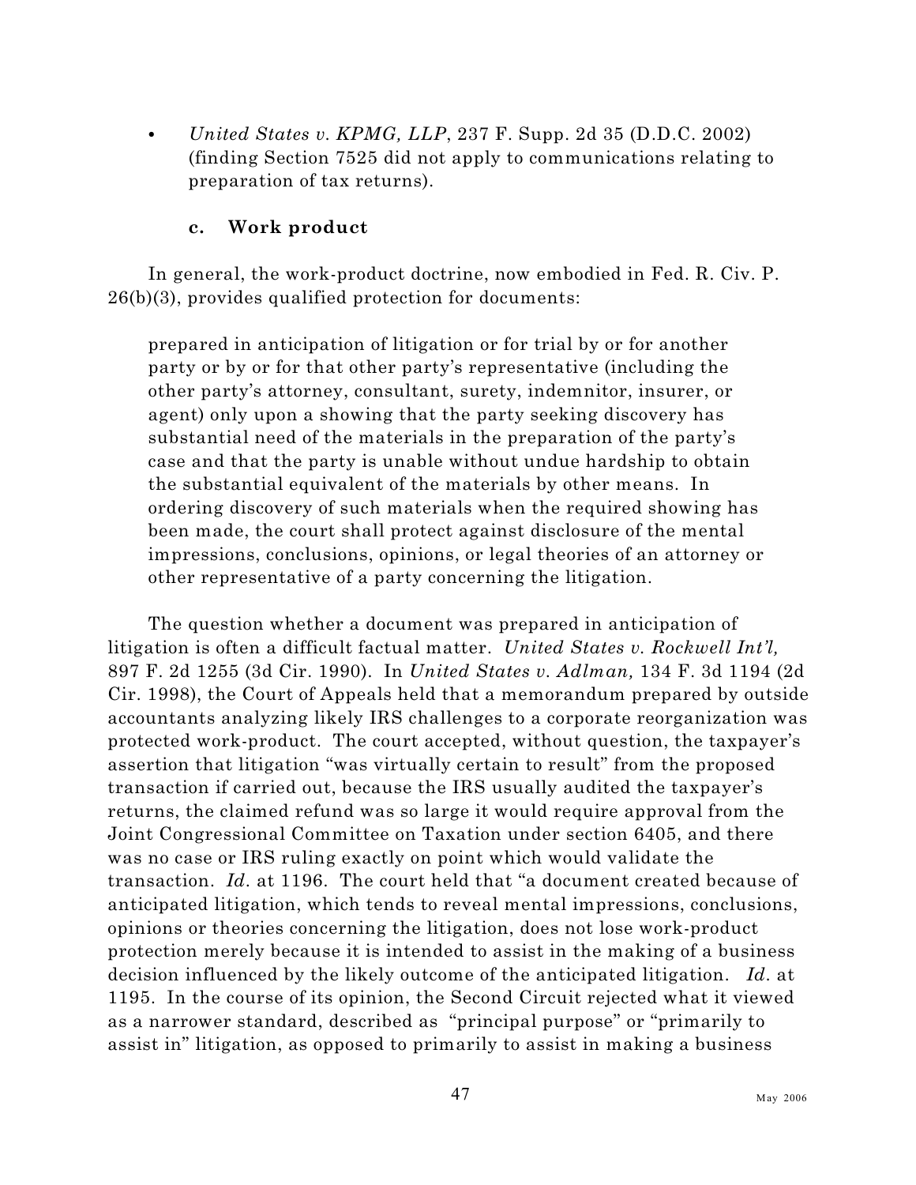- *United States v. KPMG, LLP*, 237 F. Supp. 2d 35 (D.D.C. 2002) (finding Section 7525 did not apply to communications relating to preparation of tax returns).

#### c. Work product

In general, the work-product doctrine, now embodied in Fed. R. Civ. P. 26(b)(3), provides qualified protection for documents:

> prepared in anticipation of litigation or for trial by or for another party or by or for that other party's representative (including the other party's attorney, consultant, surety, indemnitor, insurer, or agent) only upon a showing that the party seeking discovery has substantial need of the materials in the preparation of the party's case and that the party is unable without undue hardship to obtain the substantial equivalent of the materials by other means. In ordering discovery of such materials when the required showing has been made, the court shall protect against disclosure of the mental impressions, conclusions, opinions, or legal theories of an attorney or other representative of a party concerning the litigation.

The question whether a document was prepared in anticipation of litigation is often a difficult factual matter. *United States v. Rockwell Int'l,* 897 F. 2d 1255 (3d Cir. 1990). In *United States v. Adlman,* 134 F. 3d 1194 (2d Cir. 1998), the Court of Appeals held that a memorandum prepared by outside accountants analyzing likely IRS challenges to a corporate reorganization was protected work-product. The court accepted, without question, the taxpayer's assertion that litigation "was virtually certain to result" from the proposed transaction if carried out, because the IRS usually audited the taxpayer's returns, the claimed refund was so large it would require approval from the Joint Congressional Committee on Taxation under section 6405, and there was no case or IRS ruling exactly on point which would validate the transaction. *Id*. at 1196. The court held that "a document created because of anticipated litigation, which tends to reveal mental impressions, conclusions, opinions or theories concerning the litigation, does not lose work-product protection merely because it is intended to assist in the making of a business decision influenced by the likely outcome of the anticipated litigation. *Id*. at 1195. In the course of its opinion, the Second Circuit rejected what it viewed as a narrower standard, described as "principal purpose" or "primarily to assist in" litigation, as opposed to primarily to assist in making a business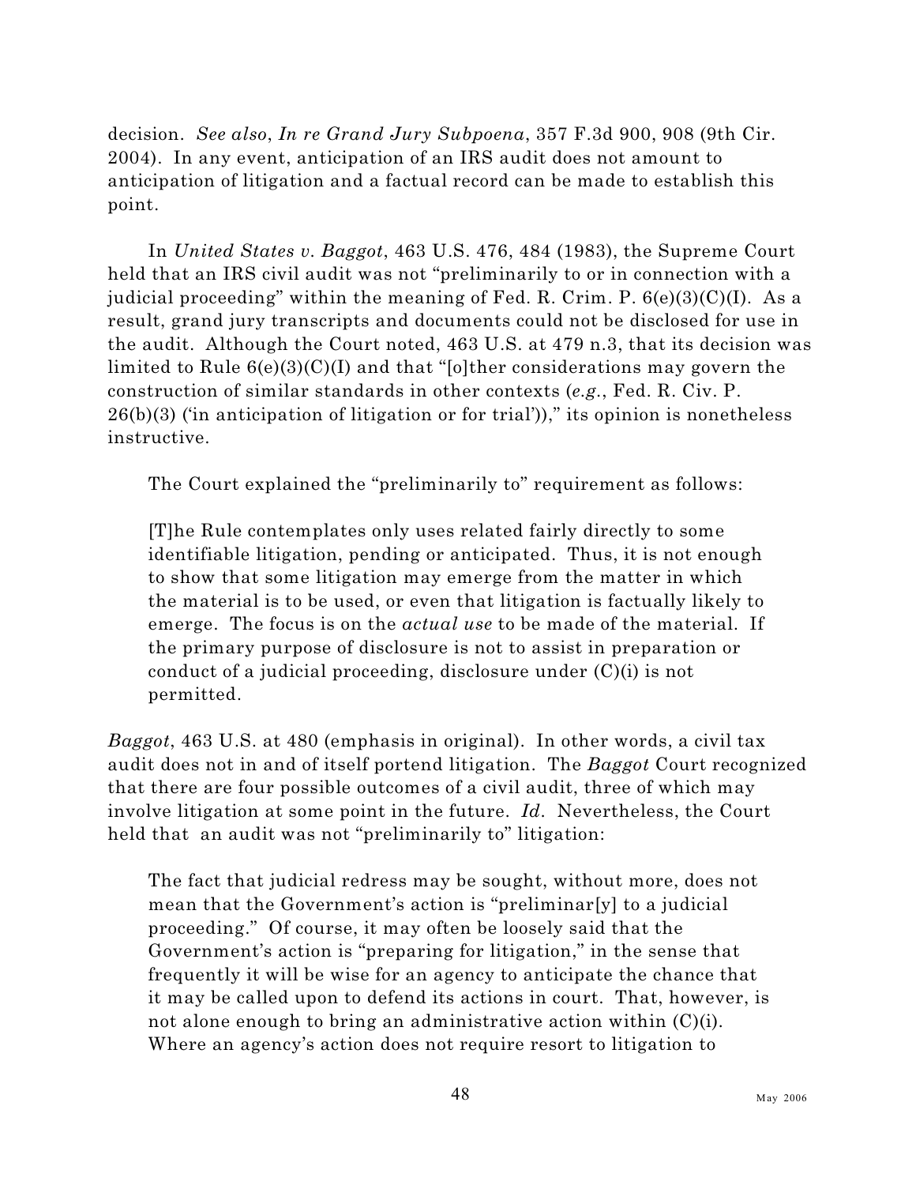decision. *See also*, *In re Grand Jury Subpoena*, 357 F.3d 900, 908 (9th Cir. 2004). In any event, anticipation of an IRS audit does not amount to anticipation of litigation and a factual record can be made to establish this point.

In *United States v. Baggot*, 463 U.S. 476, 484 (1983), the Supreme Court held that an IRS civil audit was not "preliminarily to or in connection with a judicial proceeding" within the meaning of Fed. R. Crim. P. 6(e)(3)(C)(I). As a result, grand jury transcripts and documents could not be disclosed for use in the audit. Although the Court noted, 463 U.S. at 479 n.3, that its decision was limited to Rule 6(e)(3)(C)(I) and that "[o]ther considerations may govern the construction of similar standards in other contexts (*e.g.*, Fed. R. Civ. P. 26(b)(3) ('in anticipation of litigation or for trial'))," its opinion is nonetheless instructive.

The Court explained the "preliminarily to" requirement as follows:

> [T]he Rule contemplates only uses related fairly directly to some identifiable litigation, pending or anticipated. Thus, it is not enough to show that some litigation may emerge from the matter in which the material is to be used, or even that litigation is factually likely to emerge. The focus is on the *actual use* to be made of the material. If the primary purpose of disclosure is not to assist in preparation or conduct of a judicial proceeding, disclosure under (C)(i) is not permitted.

*Baggot*, 463 U.S. at 480 (emphasis in original). In other words, a civil tax audit does not in and of itself portend litigation. The *Baggot* Court recognized that there are four possible outcomes of a civil audit, three of which may involve litigation at some point in the future. *Id*. Nevertheless, the Court held that an audit was not "preliminarily to" litigation:

> The fact that judicial redress may be sought, without more, does not mean that the Government's action is "preliminar[y] to a judicial proceeding." Of course, it may often be loosely said that the Government's action is "preparing for litigation," in the sense that frequently it will be wise for an agency to anticipate the chance that it may be called upon to defend its actions in court. That, however, is not alone enough to bring an administrative action within (C)(i). Where an agency's action does not require resort to litigation to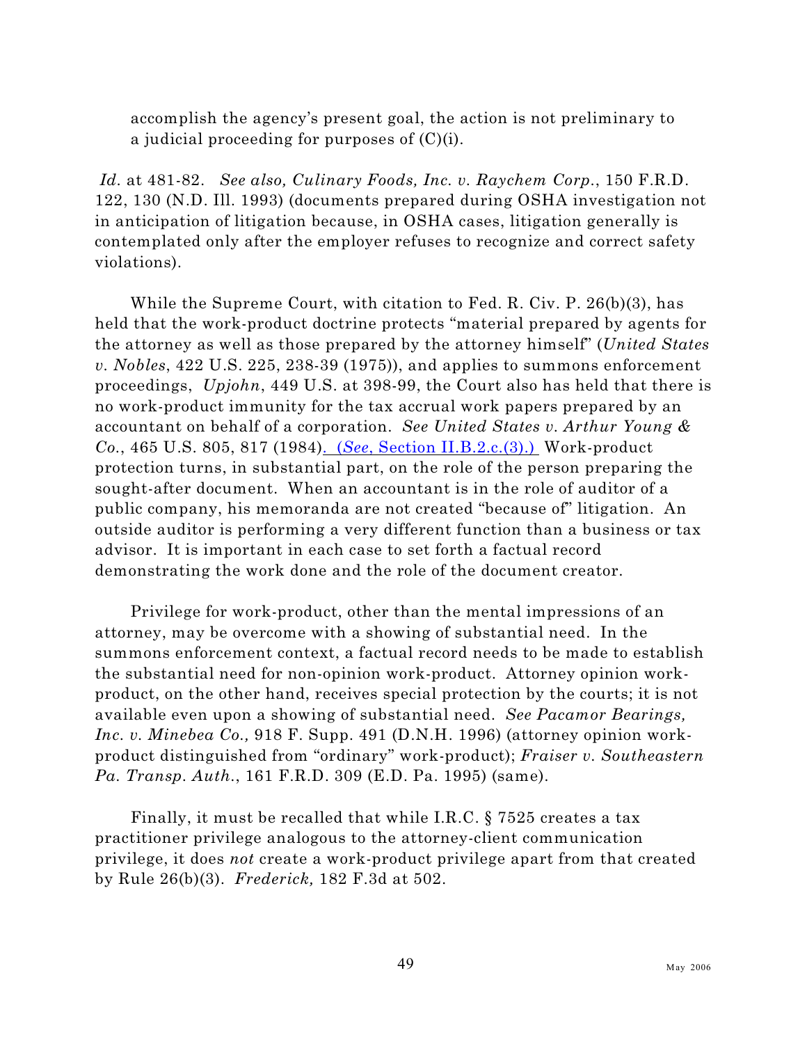accomplish the agency's present goal, the action is not preliminary to a judicial proceeding for purposes of (C)(i).

*Id*. at 481-82. *See also, Culinary Foods, Inc. v. Raychem Corp*., 150 F.R.D. 122, 130 (N.D. Ill. 1993) (documents prepared during OSHA investigation not in anticipation of litigation because, in OSHA cases, litigation generally is contemplated only after the employer refuses to recognize and correct safety violations).

While the Supreme Court, with citation to Fed. R. Civ. P. 26(b)(3), has held that the work-product doctrine protects "material prepared by agents for the attorney as well as those prepared by the attorney himself" (*United States v. Nobles*, 422 U.S. 225, 238-39 (1975)), and applies to summons enforcement proceedings, *Upjohn*, 449 U.S. at 398-99, the Court also has held that there is no work-product immunity for the tax accrual work papers prepared by an accountant on behalf of a corporation. *See United States v. Arthur Young & Co.*, 465 U.S. 805, 817 (1984). (*See*, Section II.B.2.c.(3).) Work-product protection turns, in substantial part, on the role of the person preparing the sought-after document. When an accountant is in the role of auditor of a public company, his memoranda are not created "because of" litigation. An outside auditor is performing a very different function than a business or tax advisor. It is important in each case to set forth a factual record demonstrating the work done and the role of the document creator.

Privilege for work-product, other than the mental impressions of an attorney, may be overcome with a showing of substantial need. In the summons enforcement context, a factual record needs to be made to establish the substantial need for non-opinion work-product. Attorney opinion work-product, on the other hand, receives special protection by the courts; it is not available even upon a showing of substantial need. *See Pacamor Bearings, Inc. v. Minebea Co.,* 918 F. Supp. 491 (D.N.H. 1996) (attorney opinion work-product distinguished from "ordinary" work-product); *Fraiser v. Southeastern Pa. Transp. Auth.*, 161 F.R.D. 309 (E.D. Pa. 1995) (same).

Finally, it must be recalled that while I.R.C. § 7525 creates a tax practitioner privilege analogous to the attorney-client communication privilege, it does *not* create a work-product privilege apart from that created by Rule 26(b)(3). *Frederick,* 182 F.3d at 502.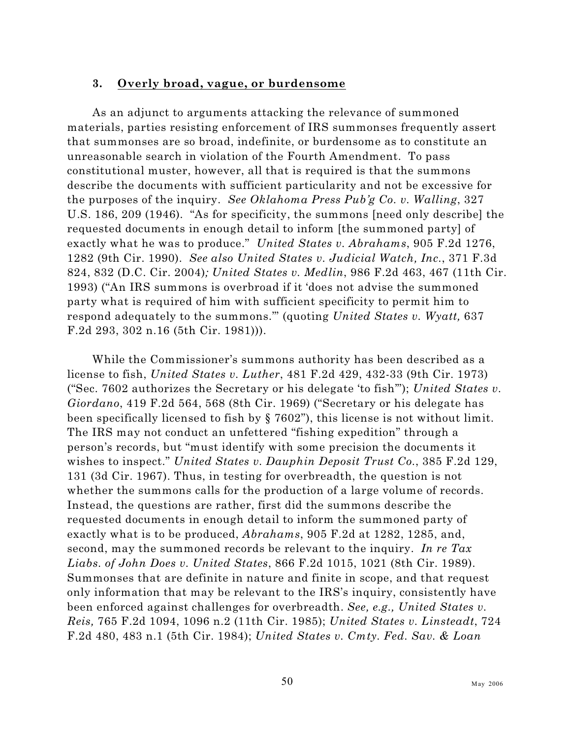### 3. Overly broad, vague, or burdensome

As an adjunct to arguments attacking the relevance of summoned materials, parties resisting enforcement of IRS summonses frequently assert that summonses are so broad, indefinite, or burdensome as to constitute an unreasonable search in violation of the Fourth Amendment. To pass constitutional muster, however, all that is required is that the summons describe the documents with sufficient particularity and not be excessive for the purposes of the inquiry. *See Oklahoma Press Pub'g Co. v. Walling*, 327 U.S. 186, 209 (1946). "As for specificity, the summons [need only describe] the requested documents in enough detail to inform [the summoned party] of exactly what he was to produce." *United States v. Abrahams*, 905 F.2d 1276, 1282 (9th Cir. 1990). *See also United States v. Judicial Watch, Inc.*, 371 F.3d 824, 832 (D.C. Cir. 2004)*; United States v. Medlin*, 986 F.2d 463, 467 (11th Cir. 1993) ("An IRS summons is overbroad if it 'does not advise the summoned party what is required of him with sufficient specificity to permit him to respond adequately to the summons.'" (quoting *United States v. Wyatt,* 637 F.2d 293, 302 n.16 (5th Cir. 1981))).

While the Commissioner's summons authority has been described as a license to fish, *United States v. Luther*, 481 F.2d 429, 432-33 (9th Cir. 1973) ("Sec. 7602 authorizes the Secretary or his delegate 'to fish'"); *United States v. Giordano*, 419 F.2d 564, 568 (8th Cir. 1969) ("Secretary or his delegate has been specifically licensed to fish by § 7602"), this license is not without limit. The IRS may not conduct an unfettered "fishing expedition" through a person's records, but "must identify with some precision the documents it wishes to inspect." *United States v. Dauphin Deposit Trust Co.*, 385 F.2d 129, 131 (3d Cir. 1967). Thus, in testing for overbreadth, the question is not whether the summons calls for the production of a large volume of records. Instead, the questions are rather, first did the summons describe the requested documents in enough detail to inform the summoned party of exactly what is to be produced, *Abrahams*, 905 F.2d at 1282, 1285, and, second, may the summoned records be relevant to the inquiry. *In re Tax Liabs. of John Does v. United States*, 866 F.2d 1015, 1021 (8th Cir. 1989). Summonses that are definite in nature and finite in scope, and that request only information that may be relevant to the IRS's inquiry, consistently have been enforced against challenges for overbreadth. *See, e.g., United States v. Reis,* 765 F.2d 1094, 1096 n.2 (11th Cir. 1985); *United States v. Linsteadt*, 724 F.2d 480, 483 n.1 (5th Cir. 1984); *United States v. Cmty. Fed. Sav. & Loan*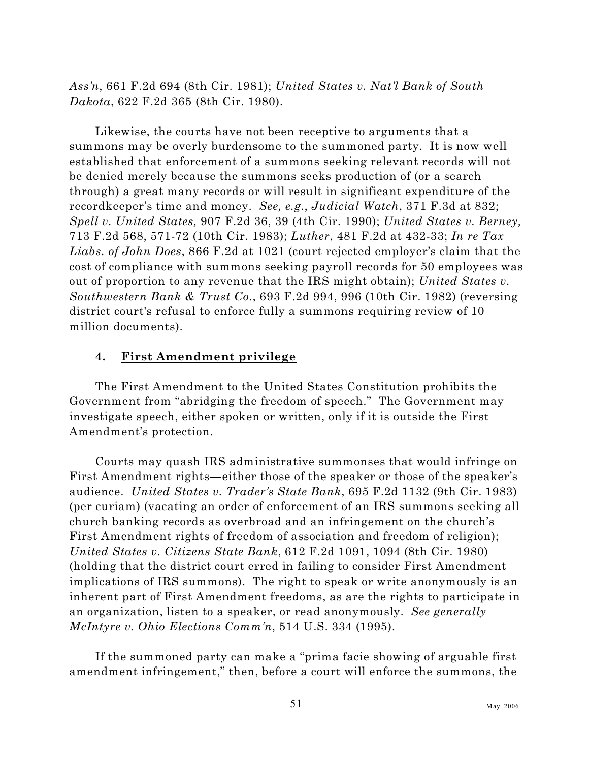*Ass'n*, 661 F.2d 694 (8th Cir. 1981); *United States v. Nat'l Bank of South Dakota*, 622 F.2d 365 (8th Cir. 1980).

Likewise, the courts have not been receptive to arguments that a summons may be overly burdensome to the summoned party. It is now well established that enforcement of a summons seeking relevant records will not be denied merely because the summons seeks production of (or a search through) a great many records or will result in significant expenditure of the recordkeeper's time and money. *See, e.g.*, *Judicial Watch*, 371 F.3d at 832; *Spell v. United States,* 907 F.2d 36, 39 (4th Cir. 1990); *United States v. Berney,* 713 F.2d 568, 571-72 (10th Cir. 1983); *Luther*, 481 F.2d at 432-33; *In re Tax Liabs. of John Does*, 866 F.2d at 1021 (court rejected employer's claim that the cost of compliance with summons seeking payroll records for 50 employees was out of proportion to any revenue that the IRS might obtain); *United States v. Southwestern Bank & Trust Co.*, 693 F.2d 994, 996 (10th Cir. 1982) (reversing district court's refusal to enforce fully a summons requiring review of 10 million documents).

#### 4. First Amendment privilege

The First Amendment to the United States Constitution prohibits the Government from "abridging the freedom of speech." The Government may investigate speech, either spoken or written, only if it is outside the First Amendment's protection.

Courts may quash IRS administrative summonses that would infringe on First Amendment rights—either those of the speaker or those of the speaker's audience. *United States v. Trader's State Bank*, 695 F.2d 1132 (9th Cir. 1983) (per curiam) (vacating an order of enforcement of an IRS summons seeking all church banking records as overbroad and an infringement on the church's First Amendment rights of freedom of association and freedom of religion); *United States v. Citizens State Bank*, 612 F.2d 1091, 1094 (8th Cir. 1980) (holding that the district court erred in failing to consider First Amendment implications of IRS summons). The right to speak or write anonymously is an inherent part of First Amendment freedoms, as are the rights to participate in an organization, listen to a speaker, or read anonymously. *See generally McIntyre v. Ohio Elections Comm'n*, 514 U.S. 334 (1995).

If the summoned party can make a "prima facie showing of arguable first amendment infringement," then, before a court will enforce the summons, the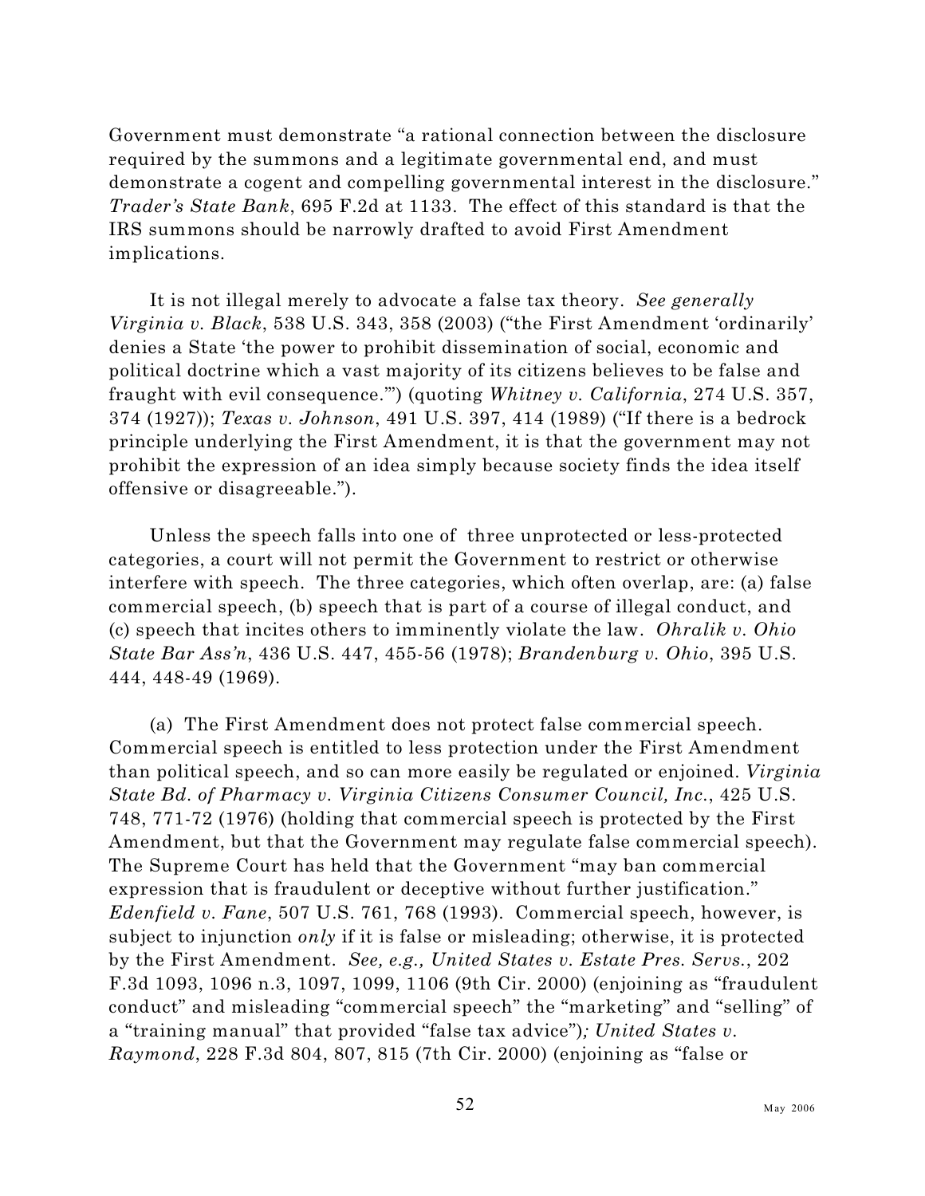Government must demonstrate "a rational connection between the disclosure required by the summons and a legitimate governmental end, and must demonstrate a cogent and compelling governmental interest in the disclosure." *Trader's State Bank*, 695 F.2d at 1133. The effect of this standard is that the IRS summons should be narrowly drafted to avoid First Amendment implications.

It is not illegal merely to advocate a false tax theory. *See generally Virginia v. Black*, 538 U.S. 343, 358 (2003) ("the First Amendment 'ordinarily' denies a State 'the power to prohibit dissemination of social, economic and political doctrine which a vast majority of its citizens believes to be false and fraught with evil consequence.'") (quoting *Whitney v. California*, 274 U.S. 357, 374 (1927)); *Texas v. Johnson*, 491 U.S. 397, 414 (1989) ("If there is a bedrock principle underlying the First Amendment, it is that the government may not prohibit the expression of an idea simply because society finds the idea itself offensive or disagreeable.").

Unless the speech falls into one of three unprotected or less-protected categories, a court will not permit the Government to restrict or otherwise interfere with speech. The three categories, which often overlap, are: (a) false commercial speech, (b) speech that is part of a course of illegal conduct, and (c) speech that incites others to imminently violate the law. *Ohralik v. Ohio State Bar Ass'n*, 436 U.S. 447, 455-56 (1978); *Brandenburg v. Ohio*, 395 U.S. 444, 448-49 (1969).

(a) The First Amendment does not protect false commercial speech. Commercial speech is entitled to less protection under the First Amendment than political speech, and so can more easily be regulated or enjoined. *Virginia State Bd. of Pharmacy v. Virginia Citizens Consumer Council, Inc.*, 425 U.S. 748, 771-72 (1976) (holding that commercial speech is protected by the First Amendment, but that the Government may regulate false commercial speech). The Supreme Court has held that the Government "may ban commercial expression that is fraudulent or deceptive without further justification." *Edenfield v. Fane*, 507 U.S. 761, 768 (1993). Commercial speech, however, is subject to injunction *only* if it is false or misleading; otherwise, it is protected by the First Amendment. *See, e.g., United States v. Estate Pres. Servs.*, 202 F.3d 1093, 1096 n.3, 1097, 1099, 1106 (9th Cir. 2000) (enjoining as "fraudulent conduct" and misleading "commercial speech" the "marketing" and "selling" of a "training manual" that provided "false tax advice")*; United States v. Raymond*, 228 F.3d 804, 807, 815 (7th Cir. 2000) (enjoining as "false or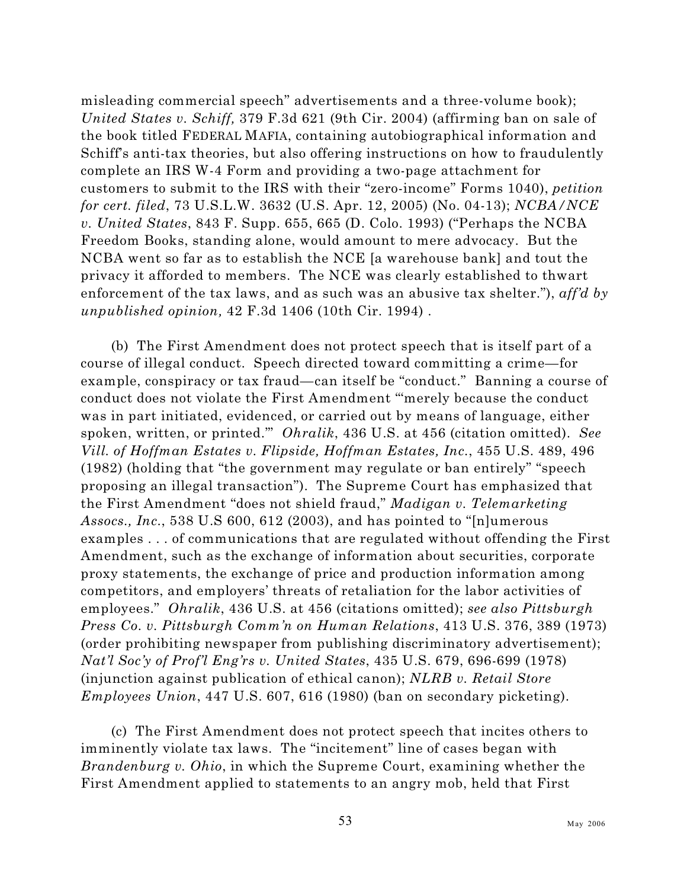misleading commercial speech" advertisements and a three-volume book); *United States v. Schiff,* 379 F.3d 621 (9th Cir. 2004) (affirming ban on sale of the book titled FEDERAL MAFIA, containing autobiographical information and Schiff's anti-tax theories, but also offering instructions on how to fraudulently complete an IRS W-4 Form and providing a two-page attachment for customers to submit to the IRS with their "zero-income" Forms 1040), *petition for cert. filed*, 73 U.S.L.W. 3632 (U.S. Apr. 12, 2005) (No. 04-13); *NCBA/NCE v. United States*, 843 F. Supp. 655, 665 (D. Colo. 1993) ("Perhaps the NCBA Freedom Books, standing alone, would amount to mere advocacy. But the NCBA went so far as to establish the NCE [a warehouse bank] and tout the privacy it afforded to members. The NCE was clearly established to thwart enforcement of the tax laws, and as such was an abusive tax shelter."), *aff'd by unpublished opinion,* 42 F.3d 1406 (10th Cir. 1994) .

(b) The First Amendment does not protect speech that is itself part of a course of illegal conduct. Speech directed toward committing a crime—for example, conspiracy or tax fraud—can itself be "conduct." Banning a course of conduct does not violate the First Amendment "'merely because the conduct was in part initiated, evidenced, or carried out by means of language, either spoken, written, or printed.'" *Ohralik*, 436 U.S. at 456 (citation omitted). *See Vill. of Hoffman Estates v. Flipside, Hoffman Estates, Inc.*, 455 U.S. 489, 496 (1982) (holding that "the government may regulate or ban entirely" "speech proposing an illegal transaction"). The Supreme Court has emphasized that the First Amendment "does not shield fraud," *Madigan v. Telemarketing Assocs., Inc.*, 538 U.S 600, 612 (2003), and has pointed to "[n]umerous examples . . . of communications that are regulated without offending the First Amendment, such as the exchange of information about securities, corporate proxy statements, the exchange of price and production information among competitors, and employers' threats of retaliation for the labor activities of employees." *Ohralik*, 436 U.S. at 456 (citations omitted); *see also Pittsburgh Press Co. v. Pittsburgh Comm'n on Human Relations*, 413 U.S. 376, 389 (1973) (order prohibiting newspaper from publishing discriminatory advertisement); *Nat'l Soc'y of Prof'l Eng'rs v. United States*, 435 U.S. 679, 696-699 (1978) (injunction against publication of ethical canon); *NLRB v. Retail Store Employees Union*, 447 U.S. 607, 616 (1980) (ban on secondary picketing).

(c) The First Amendment does not protect speech that incites others to imminently violate tax laws. The "incitement" line of cases began with *Brandenburg v. Ohio*, in which the Supreme Court, examining whether the First Amendment applied to statements to an angry mob, held that First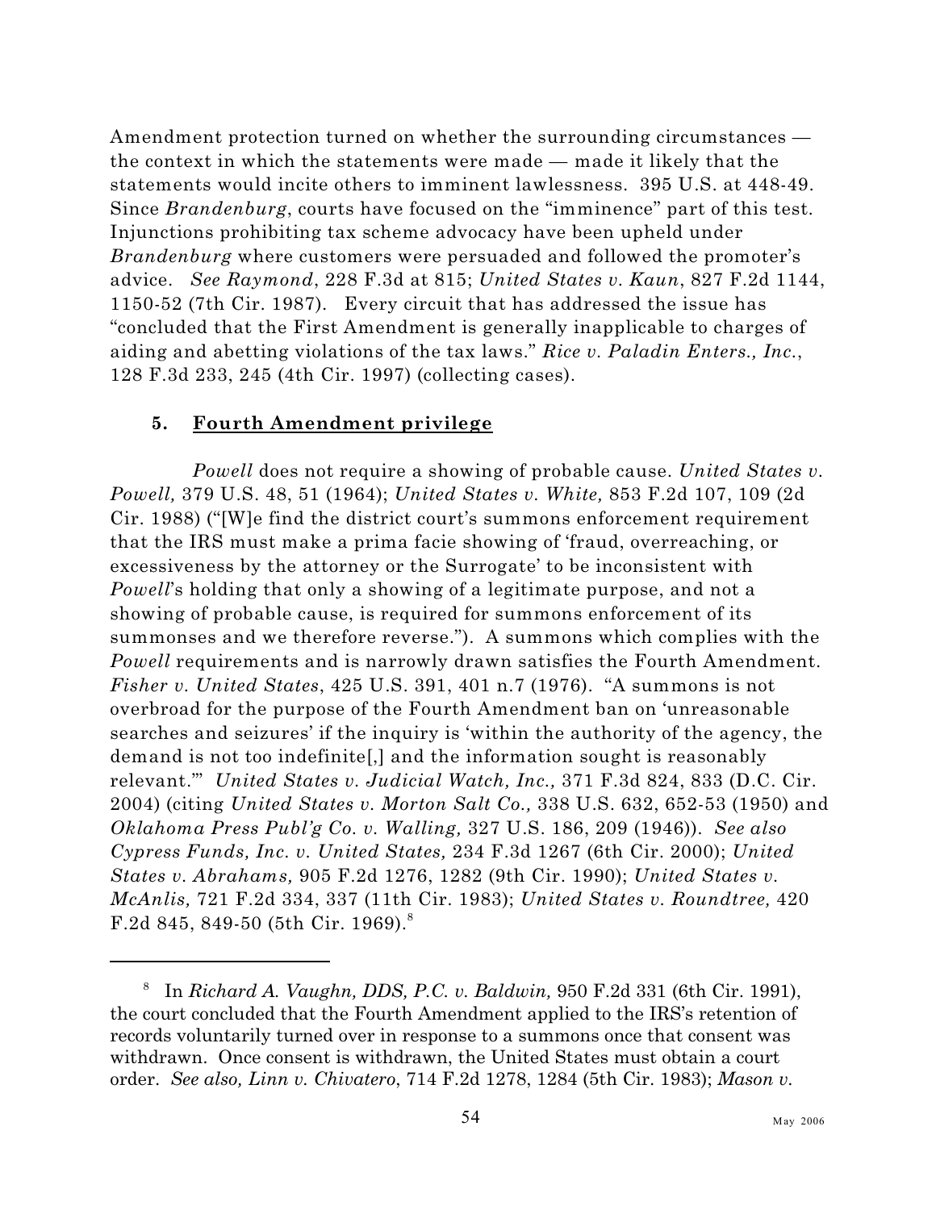Amendment protection turned on whether the surrounding circumstances — the context in which the statements were made — made it likely that the statements would incite others to imminent lawlessness. 395 U.S. at 448-49. Since *Brandenburg*, courts have focused on the "imminence" part of this test. Injunctions prohibiting tax scheme advocacy have been upheld under *Brandenburg* where customers were persuaded and followed the promoter's advice. *See Raymond*, 228 F.3d at 815; *United States v. Kaun*, 827 F.2d 1144, 1150-52 (7th Cir. 1987). Every circuit that has addressed the issue has "concluded that the First Amendment is generally inapplicable to charges of aiding and abetting violations of the tax laws." *Rice v. Paladin Enters., Inc.*, 128 F.3d 233, 245 (4th Cir. 1997) (collecting cases).

### 5. Fourth Amendment privilege

*Powell* does not require a showing of probable cause. *United States v. Powell,* 379 U.S. 48, 51 (1964); *United States v. White,* 853 F.2d 107, 109 (2d Cir. 1988) ("[W]e find the district court's summons enforcement requirement that the IRS must make a prima facie showing of 'fraud, overreaching, or excessiveness by the attorney or the Surrogate' to be inconsistent with *Powell*'s holding that only a showing of a legitimate purpose, and not a showing of probable cause, is required for summons enforcement of its summonses and we therefore reverse."). A summons which complies with the *Powell* requirements and is narrowly drawn satisfies the Fourth Amendment. *Fisher v. United States*, 425 U.S. 391, 401 n.7 (1976). "A summons is not overbroad for the purpose of the Fourth Amendment ban on 'unreasonable searches and seizures' if the inquiry is 'within the authority of the agency, the demand is not too indefinite[,] and the information sought is reasonably relevant.'" *United States v. Judicial Watch, Inc.,* 371 F.3d 824, 833 (D.C. Cir. 2004) (citing *United States v. Morton Salt Co.,* 338 U.S. 632, 652-53 (1950) and *Oklahoma Press Publ'g Co. v. Walling,* 327 U.S. 186, 209 (1946)). *See also Cypress Funds, Inc. v. United States,* 234 F.3d 1267 (6th Cir. 2000); *United States v. Abrahams,* 905 F.2d 1276, 1282 (9th Cir. 1990); *United States v. McAnlis,* 721 F.2d 334, 337 (11th Cir. 1983); *United States v. Roundtree,* 420 F.2d 845, 849-50 (5th Cir. 1969).[8]

---

[8] In *Richard A. Vaughn, DDS, P.C. v. Baldwin,* 950 F.2d 331 (6th Cir. 1991), the court concluded that the Fourth Amendment applied to the IRS's retention of records voluntarily turned over in response to a summons once that consent was withdrawn. Once consent is withdrawn, the United States must obtain a court order. *See also, Linn v. Chivatero*, 714 F.2d 1278, 1284 (5th Cir. 1983); *Mason v.*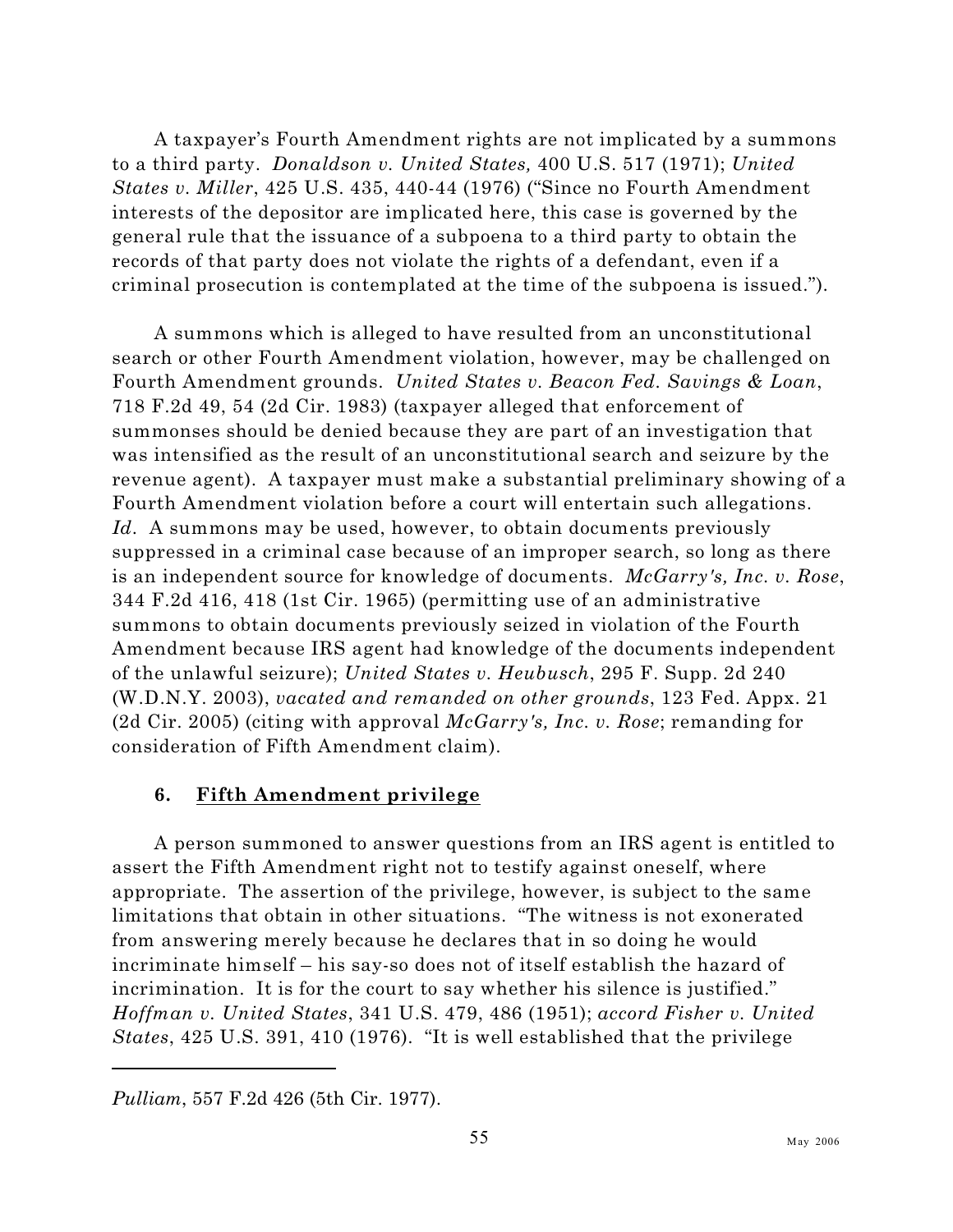A taxpayer's Fourth Amendment rights are not implicated by a summons to a third party. *Donaldson v. United States,* 400 U.S. 517 (1971); *United States v. Miller*, 425 U.S. 435, 440-44 (1976) ("Since no Fourth Amendment interests of the depositor are implicated here, this case is governed by the general rule that the issuance of a subpoena to a third party to obtain the records of that party does not violate the rights of a defendant, even if a criminal prosecution is contemplated at the time of the subpoena is issued.").

A summons which is alleged to have resulted from an unconstitutional search or other Fourth Amendment violation, however, may be challenged on Fourth Amendment grounds. *United States v. Beacon Fed. Savings & Loan*, 718 F.2d 49, 54 (2d Cir. 1983) (taxpayer alleged that enforcement of summonses should be denied because they are part of an investigation that was intensified as the result of an unconstitutional search and seizure by the revenue agent). A taxpayer must make a substantial preliminary showing of a Fourth Amendment violation before a court will entertain such allegations. *Id*. A summons may be used, however, to obtain documents previously suppressed in a criminal case because of an improper search, so long as there is an independent source for knowledge of documents. *McGarry's, Inc. v. Rose*, 344 F.2d 416, 418 (1st Cir. 1965) (permitting use of an administrative summons to obtain documents previously seized in violation of the Fourth Amendment because IRS agent had knowledge of the documents independent of the unlawful seizure); *United States v. Heubusch*, 295 F. Supp. 2d 240 (W.D.N.Y. 2003), *vacated and remanded on other grounds*, 123 Fed. Appx. 21 (2d Cir. 2005) (citing with approval *McGarry's, Inc. v. Rose*; remanding for consideration of Fifth Amendment claim).

### 6. Fifth Amendment privilege

A person summoned to answer questions from an IRS agent is entitled to assert the Fifth Amendment right not to testify against oneself, where appropriate. The assertion of the privilege, however, is subject to the same limitations that obtain in other situations. "The witness is not exonerated from answering merely because he declares that in so doing he would incriminate himself – his say-so does not of itself establish the hazard of incrimination. It is for the court to say whether his silence is justified." *Hoffman v. United States*, 341 U.S. 479, 486 (1951); *accord Fisher v. United States*, 425 U.S. 391, 410 (1976). "It is well established that the privilege

---

*Pulliam*, 557 F.2d 426 (5th Cir. 1977).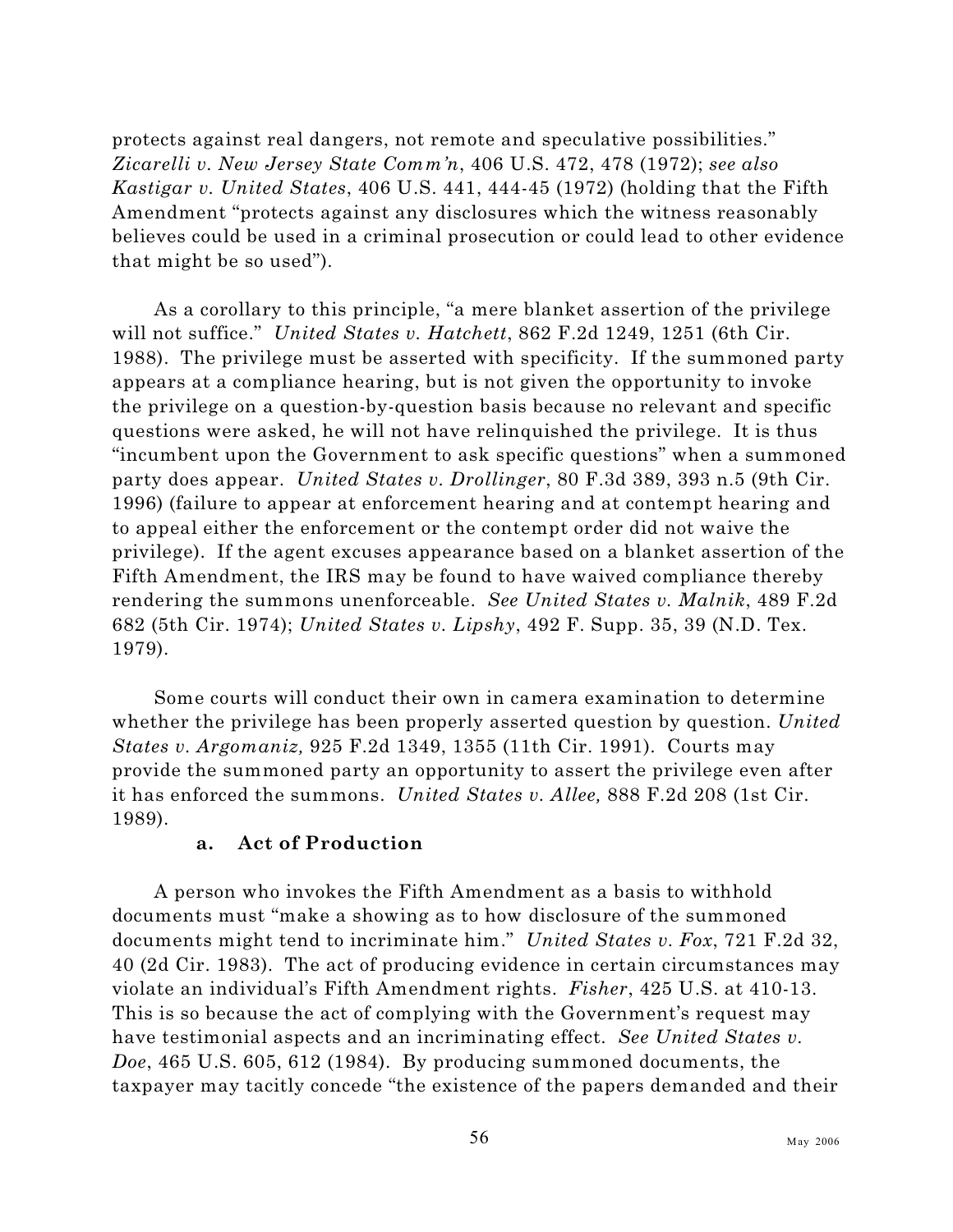protects against real dangers, not remote and speculative possibilities." *Zicarelli v. New Jersey State Comm'n*, 406 U.S. 472, 478 (1972); *see also Kastigar v. United States*, 406 U.S. 441, 444-45 (1972) (holding that the Fifth Amendment "protects against any disclosures which the witness reasonably believes could be used in a criminal prosecution or could lead to other evidence that might be so used").

As a corollary to this principle, "a mere blanket assertion of the privilege will not suffice." *United States v. Hatchett*, 862 F.2d 1249, 1251 (6th Cir. 1988). The privilege must be asserted with specificity. If the summoned party appears at a compliance hearing, but is not given the opportunity to invoke the privilege on a question-by-question basis because no relevant and specific questions were asked, he will not have relinquished the privilege. It is thus "incumbent upon the Government to ask specific questions" when a summoned party does appear. *United States v. Drollinger*, 80 F.3d 389, 393 n.5 (9th Cir. 1996) (failure to appear at enforcement hearing and at contempt hearing and to appeal either the enforcement or the contempt order did not waive the privilege). If the agent excuses appearance based on a blanket assertion of the Fifth Amendment, the IRS may be found to have waived compliance thereby rendering the summons unenforceable. *See United States v. Malnik*, 489 F.2d 682 (5th Cir. 1974); *United States v. Lipshy*, 492 F. Supp. 35, 39 (N.D. Tex. 1979).

Some courts will conduct their own in camera examination to determine whether the privilege has been properly asserted question by question. *United States v. Argomaniz,* 925 F.2d 1349, 1355 (11th Cir. 1991). Courts may provide the summoned party an opportunity to assert the privilege even after it has enforced the summons. *United States v. Allee,* 888 F.2d 208 (1st Cir. 1989).

#### a. Act of Production

A person who invokes the Fifth Amendment as a basis to withhold documents must "make a showing as to how disclosure of the summoned documents might tend to incriminate him." *United States v. Fox*, 721 F.2d 32, 40 (2d Cir. 1983). The act of producing evidence in certain circumstances may violate an individual's Fifth Amendment rights. *Fisher*, 425 U.S. at 410-13. This is so because the act of complying with the Government's request may have testimonial aspects and an incriminating effect. *See United States v. Doe*, 465 U.S. 605, 612 (1984). By producing summoned documents, the taxpayer may tacitly concede "the existence of the papers demanded and their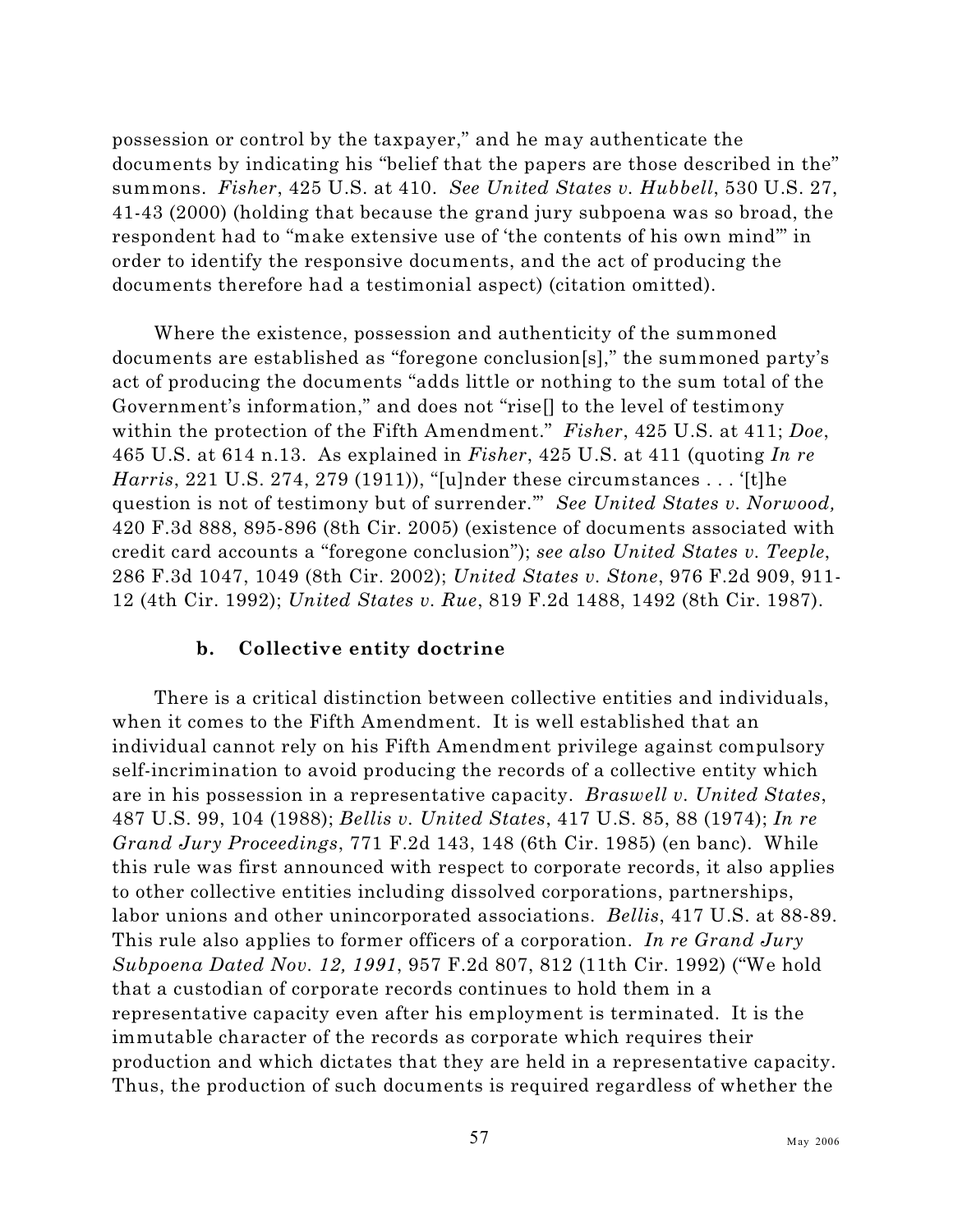possession or control by the taxpayer," and he may authenticate the documents by indicating his "belief that the papers are those described in the" summons. *Fisher*, 425 U.S. at 410. *See United States v. Hubbell*, 530 U.S. 27, 41-43 (2000) (holding that because the grand jury subpoena was so broad, the respondent had to "make extensive use of 'the contents of his own mind'" in order to identify the responsive documents, and the act of producing the documents therefore had a testimonial aspect) (citation omitted).

Where the existence, possession and authenticity of the summoned documents are established as "foregone conclusion[s]," the summoned party's act of producing the documents "adds little or nothing to the sum total of the Government's information," and does not "rise[] to the level of testimony within the protection of the Fifth Amendment." *Fisher*, 425 U.S. at 411; *Doe*, 465 U.S. at 614 n.13. As explained in *Fisher*, 425 U.S. at 411 (quoting *In re Harris*, 221 U.S. 274, 279 (1911)), "[u]nder these circumstances . . . '[t]he question is not of testimony but of surrender.'" *See United States v. Norwood,* 420 F.3d 888, 895-896 (8th Cir. 2005) (existence of documents associated with credit card accounts a "foregone conclusion"); *see also United States v. Teeple*, 286 F.3d 1047, 1049 (8th Cir. 2002); *United States v. Stone*, 976 F.2d 909, 911-12 (4th Cir. 1992); *United States v. Rue*, 819 F.2d 1488, 1492 (8th Cir. 1987).

#### b. Collective entity doctrine

There is a critical distinction between collective entities and individuals, when it comes to the Fifth Amendment. It is well established that an individual cannot rely on his Fifth Amendment privilege against compulsory self-incrimination to avoid producing the records of a collective entity which are in his possession in a representative capacity. *Braswell v. United States*, 487 U.S. 99, 104 (1988); *Bellis v. United States*, 417 U.S. 85, 88 (1974); *In re Grand Jury Proceedings*, 771 F.2d 143, 148 (6th Cir. 1985) (en banc). While this rule was first announced with respect to corporate records, it also applies to other collective entities including dissolved corporations, partnerships, labor unions and other unincorporated associations. *Bellis*, 417 U.S. at 88-89. This rule also applies to former officers of a corporation. *In re Grand Jury Subpoena Dated Nov. 12, 1991*, 957 F.2d 807, 812 (11th Cir. 1992) ("We hold that a custodian of corporate records continues to hold them in a representative capacity even after his employment is terminated. It is the immutable character of the records as corporate which requires their production and which dictates that they are held in a representative capacity. Thus, the production of such documents is required regardless of whether the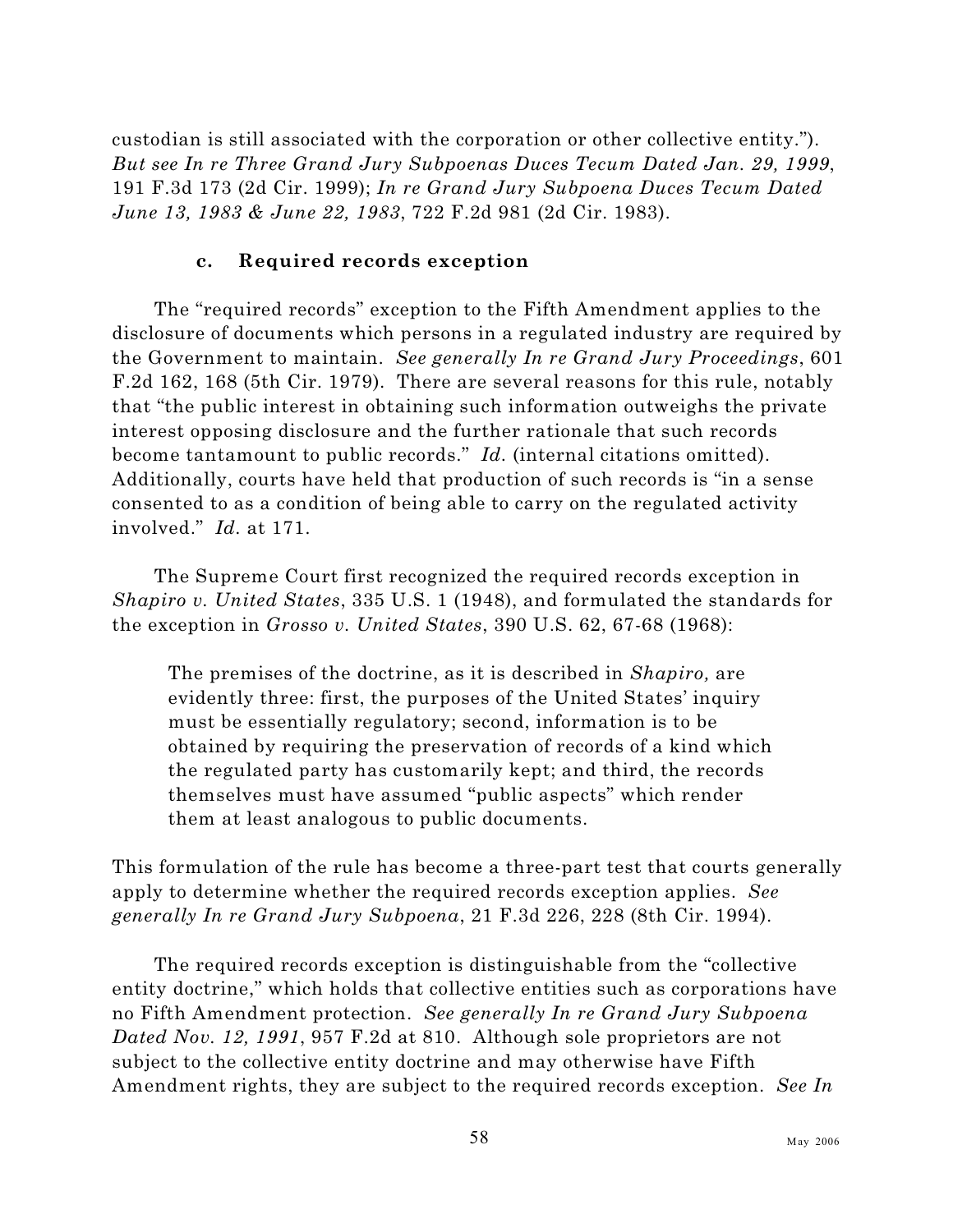custodian is still associated with the corporation or other collective entity."). *But see In re Three Grand Jury Subpoenas Duces Tecum Dated Jan. 29, 1999*, 191 F.3d 173 (2d Cir. 1999); *In re Grand Jury Subpoena Duces Tecum Dated June 13, 1983 & June 22, 1983*, 722 F.2d 981 (2d Cir. 1983).

#### c. Required records exception

The "required records" exception to the Fifth Amendment applies to the disclosure of documents which persons in a regulated industry are required by the Government to maintain. *See generally In re Grand Jury Proceedings*, 601 F.2d 162, 168 (5th Cir. 1979). There are several reasons for this rule, notably that "the public interest in obtaining such information outweighs the private interest opposing disclosure and the further rationale that such records become tantamount to public records." *Id.* (internal citations omitted). Additionally, courts have held that production of such records is "in a sense consented to as a condition of being able to carry on the regulated activity involved." *Id.* at 171.

The Supreme Court first recognized the required records exception in *Shapiro v. United States*, 335 U.S. 1 (1948), and formulated the standards for the exception in *Grosso v. United States*, 390 U.S. 62, 67-68 (1968):

> The premises of the doctrine, as it is described in *Shapiro,* are evidently three: first, the purposes of the United States' inquiry must be essentially regulatory; second, information is to be obtained by requiring the preservation of records of a kind which the regulated party has customarily kept; and third, the records themselves must have assumed "public aspects" which render them at least analogous to public documents.

This formulation of the rule has become a three-part test that courts generally apply to determine whether the required records exception applies. *See generally In re Grand Jury Subpoena*, 21 F.3d 226, 228 (8th Cir. 1994).

The required records exception is distinguishable from the "collective entity doctrine," which holds that collective entities such as corporations have no Fifth Amendment protection. *See generally In re Grand Jury Subpoena Dated Nov. 12, 1991*, 957 F.2d at 810. Although sole proprietors are not subject to the collective entity doctrine and may otherwise have Fifth Amendment rights, they are subject to the required records exception. *See In*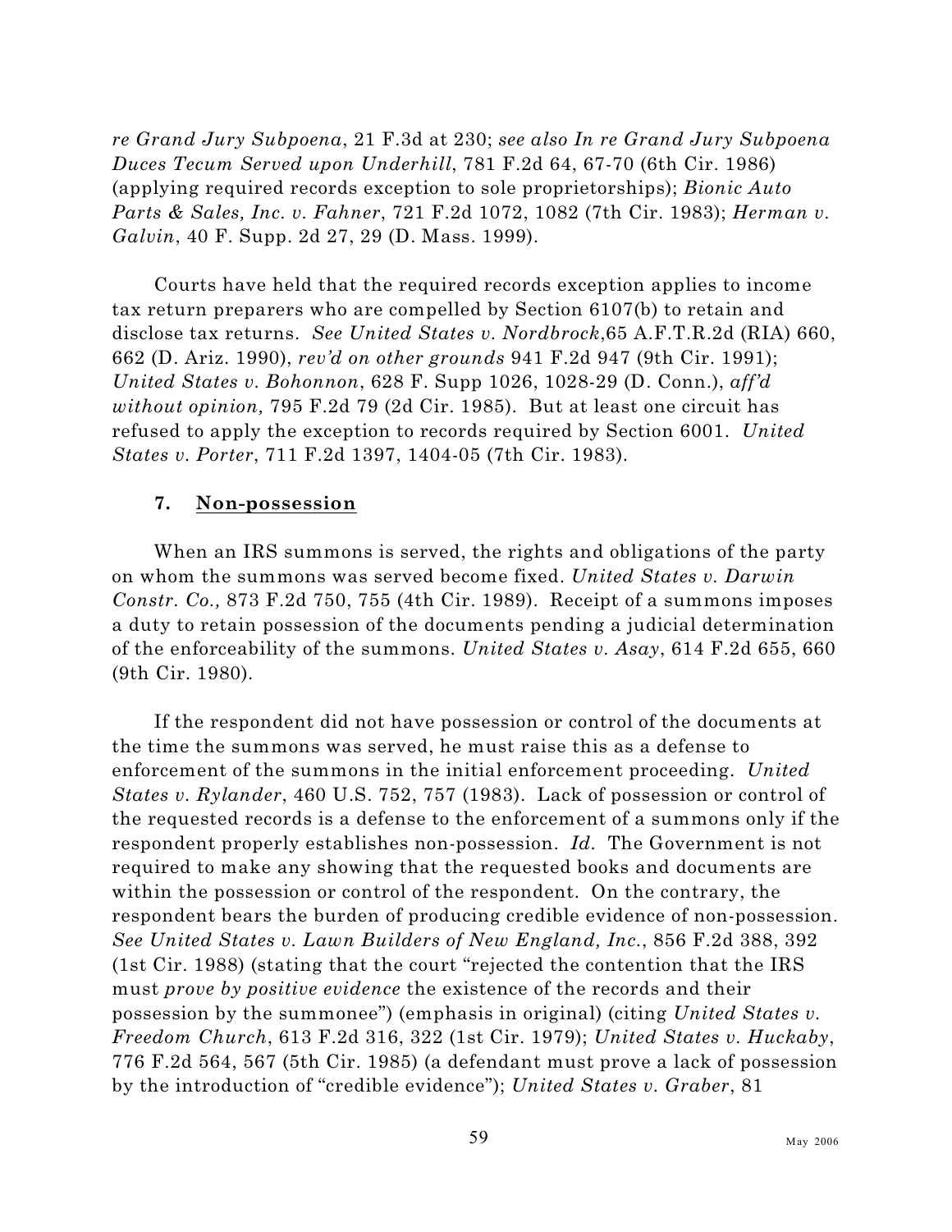*re Grand Jury Subpoena*, 21 F.3d at 230; *see also In re Grand Jury Subpoena Duces Tecum Served upon Underhill*, 781 F.2d 64, 67-70 (6th Cir. 1986) (applying required records exception to sole proprietorships); *Bionic Auto Parts & Sales, Inc. v. Fahner*, 721 F.2d 1072, 1082 (7th Cir. 1983); *Herman v. Galvin*, 40 F. Supp. 2d 27, 29 (D. Mass. 1999).

Courts have held that the required records exception applies to income tax return preparers who are compelled by Section 6107(b) to retain and disclose tax returns. *See United States v. Nordbrock*,65 A.F.T.R.2d (RIA) 660, 662 (D. Ariz. 1990), *rev'd on other grounds* 941 F.2d 947 (9th Cir. 1991); *United States v. Bohonnon*, 628 F. Supp 1026, 1028-29 (D. Conn.), *aff'd without opinion,* 795 F.2d 79 (2d Cir. 1985). But at least one circuit has refused to apply the exception to records required by Section 6001. *United States v. Porter*, 711 F.2d 1397, 1404-05 (7th Cir. 1983).

### 7. Non-possession

When an IRS summons is served, the rights and obligations of the party on whom the summons was served become fixed. *United States v. Darwin Constr. Co.,* 873 F.2d 750, 755 (4th Cir. 1989). Receipt of a summons imposes a duty to retain possession of the documents pending a judicial determination of the enforceability of the summons. *United States v. Asay*, 614 F.2d 655, 660 (9th Cir. 1980).

If the respondent did not have possession or control of the documents at the time the summons was served, he must raise this as a defense to enforcement of the summons in the initial enforcement proceeding. *United States v. Rylander*, 460 U.S. 752, 757 (1983). Lack of possession or control of the requested records is a defense to the enforcement of a summons only if the respondent properly establishes non-possession. *Id.* The Government is not required to make any showing that the requested books and documents are within the possession or control of the respondent. On the contrary, the respondent bears the burden of producing credible evidence of non-possession. *See United States v. Lawn Builders of New England, Inc.*, 856 F.2d 388, 392 (1st Cir. 1988) (stating that the court "rejected the contention that the IRS must *prove by positive evidence* the existence of the records and their possession by the summonee") (emphasis in original) (citing *United States v. Freedom Church*, 613 F.2d 316, 322 (1st Cir. 1979); *United States v. Huckaby*, 776 F.2d 564, 567 (5th Cir. 1985) (a defendant must prove a lack of possession by the introduction of "credible evidence"); *United States v. Graber*, 81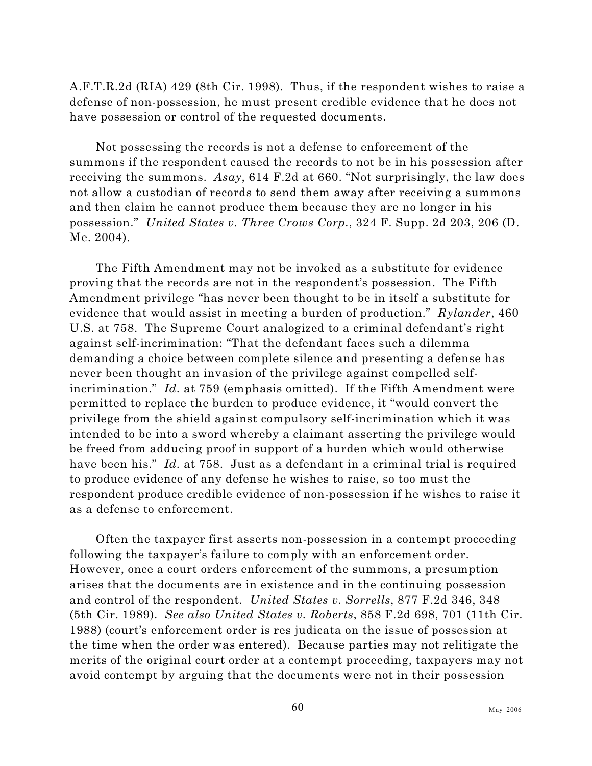A.F.T.R.2d (RIA) 429 (8th Cir. 1998). Thus, if the respondent wishes to raise a defense of non-possession, he must present credible evidence that he does not have possession or control of the requested documents.

Not possessing the records is not a defense to enforcement of the summons if the respondent caused the records to not be in his possession after receiving the summons. *Asay*, 614 F.2d at 660. "Not surprisingly, the law does not allow a custodian of records to send them away after receiving a summons and then claim he cannot produce them because they are no longer in his possession." *United States v. Three Crows Corp.*, 324 F. Supp. 2d 203, 206 (D. Me. 2004).

The Fifth Amendment may not be invoked as a substitute for evidence proving that the records are not in the respondent's possession. The Fifth Amendment privilege "has never been thought to be in itself a substitute for evidence that would assist in meeting a burden of production." *Rylander*, 460 U.S. at 758. The Supreme Court analogized to a criminal defendant's right against self-incrimination: "That the defendant faces such a dilemma demanding a choice between complete silence and presenting a defense has never been thought an invasion of the privilege against compelled self-incrimination." *Id.* at 759 (emphasis omitted). If the Fifth Amendment were permitted to replace the burden to produce evidence, it "would convert the privilege from the shield against compulsory self-incrimination which it was intended to be into a sword whereby a claimant asserting the privilege would be freed from adducing proof in support of a burden which would otherwise have been his." *Id.* at 758. Just as a defendant in a criminal trial is required to produce evidence of any defense he wishes to raise, so too must the respondent produce credible evidence of non-possession if he wishes to raise it as a defense to enforcement.

Often the taxpayer first asserts non-possession in a contempt proceeding following the taxpayer's failure to comply with an enforcement order. However, once a court orders enforcement of the summons, a presumption arises that the documents are in existence and in the continuing possession and control of the respondent. *United States v. Sorrells*, 877 F.2d 346, 348 (5th Cir. 1989). *See also United States v. Roberts*, 858 F.2d 698, 701 (11th Cir. 1988) (court's enforcement order is res judicata on the issue of possession at the time when the order was entered). Because parties may not relitigate the merits of the original court order at a contempt proceeding, taxpayers may not avoid contempt by arguing that the documents were not in their possession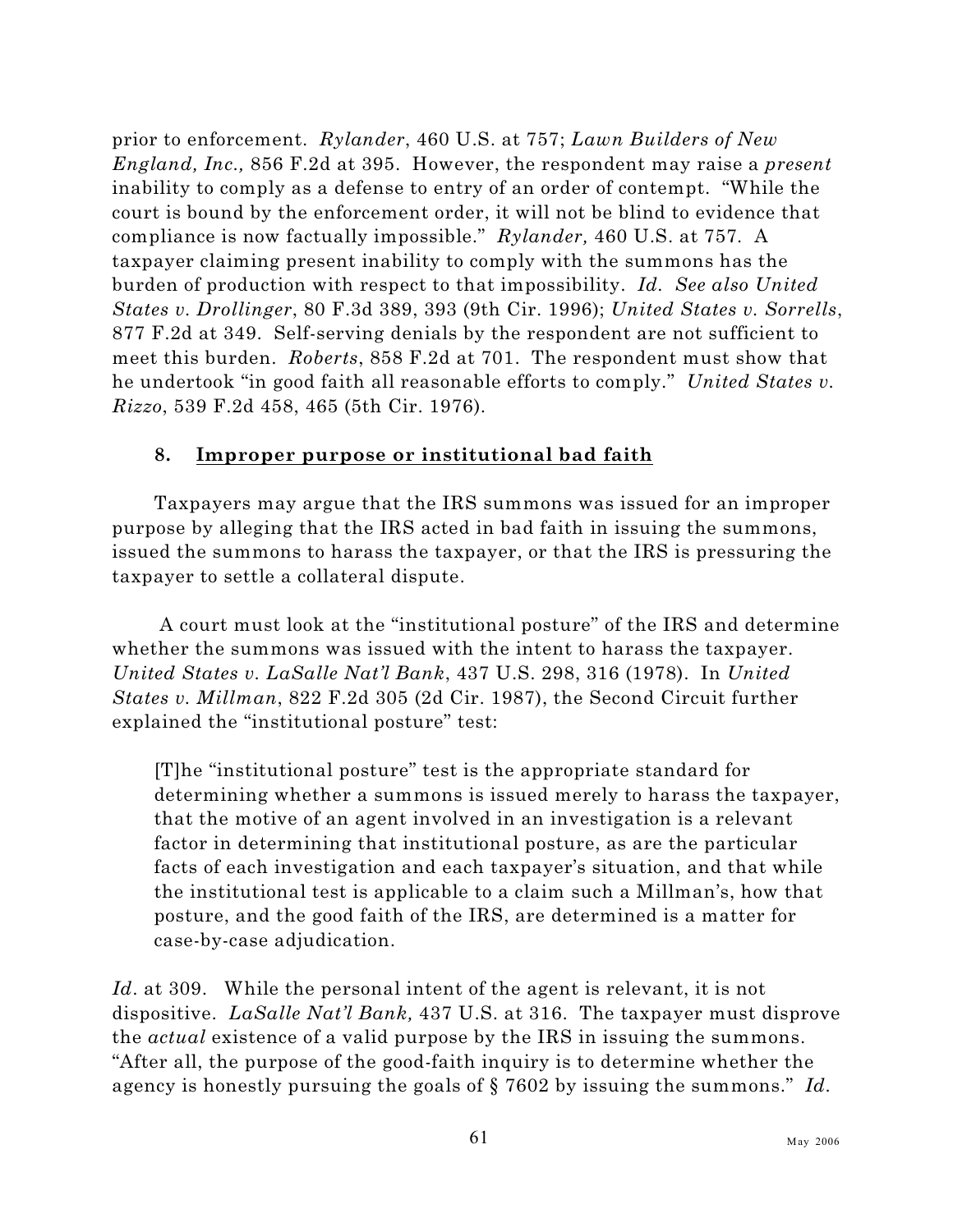prior to enforcement. *Rylander*, 460 U.S. at 757; *Lawn Builders of New England, Inc.,* 856 F.2d at 395. However, the respondent may raise a *present* inability to comply as a defense to entry of an order of contempt. "While the court is bound by the enforcement order, it will not be blind to evidence that compliance is now factually impossible." *Rylander,* 460 U.S. at 757. A taxpayer claiming present inability to comply with the summons has the burden of production with respect to that impossibility. *Id*. *See also United States v. Drollinger*, 80 F.3d 389, 393 (9th Cir. 1996); *United States v. Sorrells*, 877 F.2d at 349. Self-serving denials by the respondent are not sufficient to meet this burden. *Roberts*, 858 F.2d at 701. The respondent must show that he undertook "in good faith all reasonable efforts to comply." *United States v. Rizzo*, 539 F.2d 458, 465 (5th Cir. 1976).

#### 8. Improper purpose or institutional bad faith

Taxpayers may argue that the IRS summons was issued for an improper purpose by alleging that the IRS acted in bad faith in issuing the summons, issued the summons to harass the taxpayer, or that the IRS is pressuring the taxpayer to settle a collateral dispute.

A court must look at the "institutional posture" of the IRS and determine whether the summons was issued with the intent to harass the taxpayer. *United States v. LaSalle Nat'l Bank*, 437 U.S. 298, 316 (1978). In *United States v. Millman*, 822 F.2d 305 (2d Cir. 1987), the Second Circuit further explained the "institutional posture" test:

> [T]he "institutional posture" test is the appropriate standard for determining whether a summons is issued merely to harass the taxpayer, that the motive of an agent involved in an investigation is a relevant factor in determining that institutional posture, as are the particular facts of each investigation and each taxpayer's situation, and that while the institutional test is applicable to a claim such a Millman's, how that posture, and the good faith of the IRS, are determined is a matter for case-by-case adjudication.

*Id*. at 309. While the personal intent of the agent is relevant, it is not dispositive. *LaSalle Nat'l Bank,* 437 U.S. at 316. The taxpayer must disprove the *actual* existence of a valid purpose by the IRS in issuing the summons. "After all, the purpose of the good-faith inquiry is to determine whether the agency is honestly pursuing the goals of § 7602 by issuing the summons." *Id*.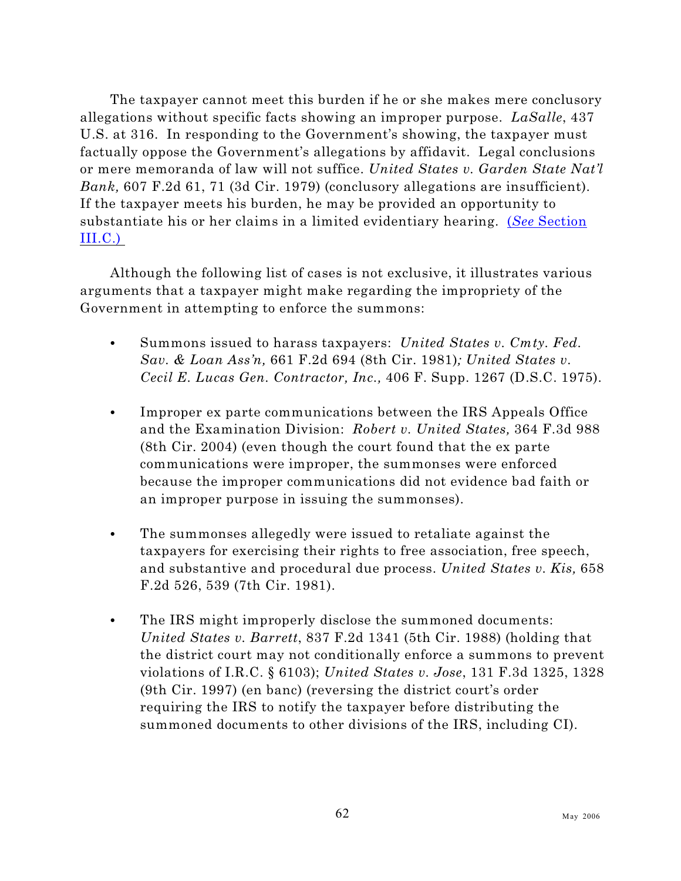The taxpayer cannot meet this burden if he or she makes mere conclusory allegations without specific facts showing an improper purpose. *LaSalle*, 437 U.S. at 316. In responding to the Government's showing, the taxpayer must factually oppose the Government's allegations by affidavit. Legal conclusions or mere memoranda of law will not suffice. *United States v. Garden State Nat'l Bank,* 607 F.2d 61, 71 (3d Cir. 1979) (conclusory allegations are insufficient). If the taxpayer meets his burden, he may be provided an opportunity to substantiate his or her claims in a limited evidentiary hearing. (*See* Section III.C.)

Although the following list of cases is not exclusive, it illustrates various arguments that a taxpayer might make regarding the impropriety of the Government in attempting to enforce the summons:

- Summons issued to harass taxpayers: *United States v. Cmty. Fed. Sav. & Loan Ass'n,* 661 F.2d 694 (8th Cir. 1981)*; United States v. Cecil E. Lucas Gen. Contractor, Inc.,* 406 F. Supp. 1267 (D.S.C. 1975).

- Improper ex parte communications between the IRS Appeals Office and the Examination Division: *Robert v. United States,* 364 F.3d 988 (8th Cir. 2004) (even though the court found that the ex parte communications were improper, the summonses were enforced because the improper communications did not evidence bad faith or an improper purpose in issuing the summonses).

- The summonses allegedly were issued to retaliate against the taxpayers for exercising their rights to free association, free speech, and substantive and procedural due process. *United States v. Kis,* 658 F.2d 526, 539 (7th Cir. 1981).

- The IRS might improperly disclose the summoned documents: *United States v. Barrett*, 837 F.2d 1341 (5th Cir. 1988) (holding that the district court may not conditionally enforce a summons to prevent violations of I.R.C. § 6103); *United States v. Jose*, 131 F.3d 1325, 1328 (9th Cir. 1997) (en banc) (reversing the district court's order requiring the IRS to notify the taxpayer before distributing the summoned documents to other divisions of the IRS, including CI).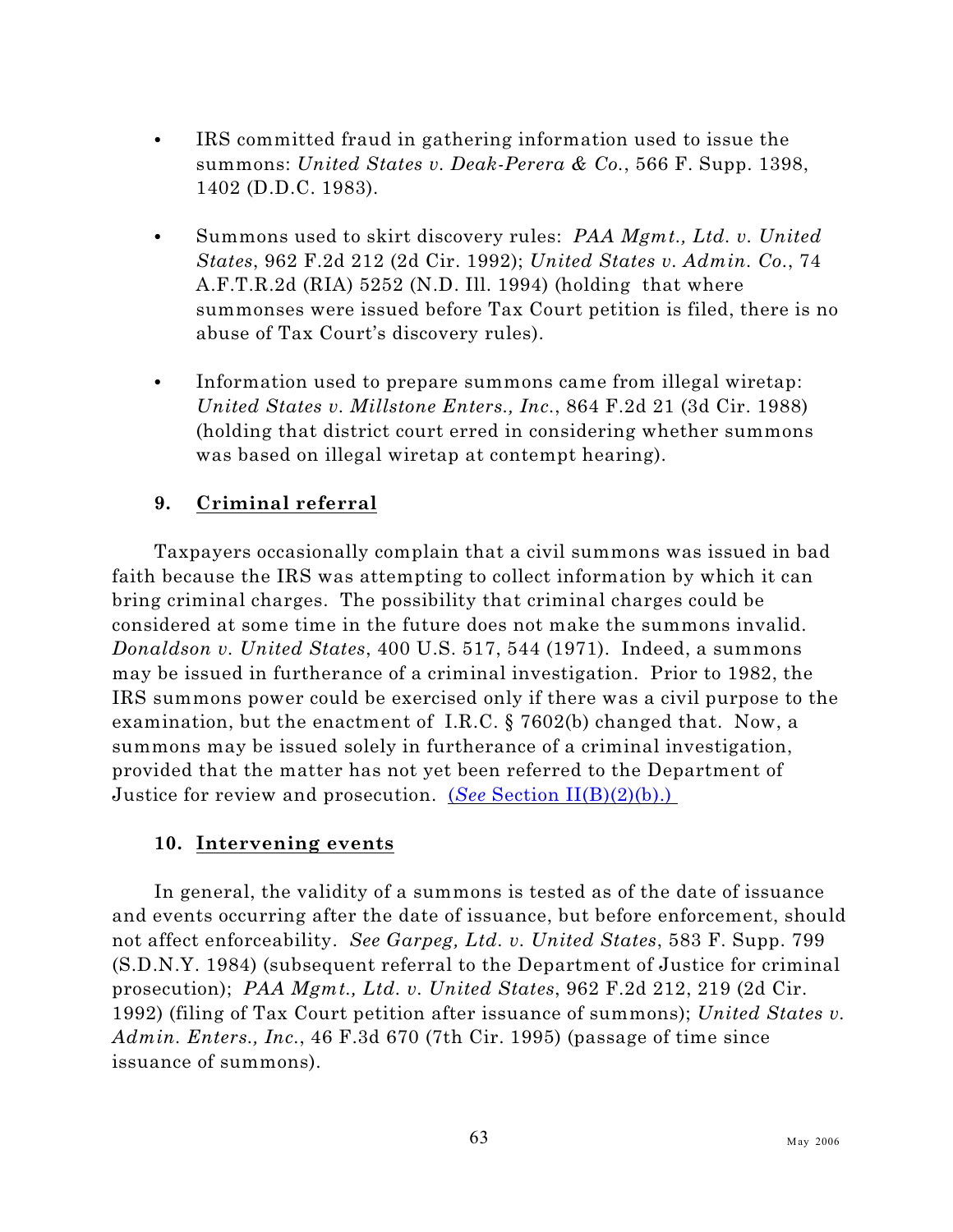- IRS committed fraud in gathering information used to issue the summons: *United States v. Deak-Perera & Co.*, 566 F. Supp. 1398, 1402 (D.D.C. 1983).

- Summons used to skirt discovery rules: *PAA Mgmt., Ltd. v. United States*, 962 F.2d 212 (2d Cir. 1992); *United States v. Admin. Co.*, 74 A.F.T.R.2d (RIA) 5252 (N.D. Ill. 1994) (holding that where summonses were issued before Tax Court petition is filed, there is no abuse of Tax Court's discovery rules).

- Information used to prepare summons came from illegal wiretap: *United States v. Millstone Enters., Inc.*, 864 F.2d 21 (3d Cir. 1988) (holding that district court erred in considering whether summons was based on illegal wiretap at contempt hearing).

### 9. Criminal referral

Taxpayers occasionally complain that a civil summons was issued in bad faith because the IRS was attempting to collect information by which it can bring criminal charges. The possibility that criminal charges could be considered at some time in the future does not make the summons invalid. *Donaldson v. United States*, 400 U.S. 517, 544 (1971). Indeed, a summons may be issued in furtherance of a criminal investigation. Prior to 1982, the IRS summons power could be exercised only if there was a civil purpose to the examination, but the enactment of I.R.C. § 7602(b) changed that. Now, a summons may be issued solely in furtherance of a criminal investigation, provided that the matter has not yet been referred to the Department of Justice for review and prosecution. (*See* Section II(B)(2)(b).)

### 10. Intervening events

In general, the validity of a summons is tested as of the date of issuance and events occurring after the date of issuance, but before enforcement, should not affect enforceability. *See Garpeg, Ltd. v. United States*, 583 F. Supp. 799 (S.D.N.Y. 1984) (subsequent referral to the Department of Justice for criminal prosecution); *PAA Mgmt., Ltd. v. United States*, 962 F.2d 212, 219 (2d Cir. 1992) (filing of Tax Court petition after issuance of summons); *United States v. Admin. Enters., Inc.*, 46 F.3d 670 (7th Cir. 1995) (passage of time since issuance of summons).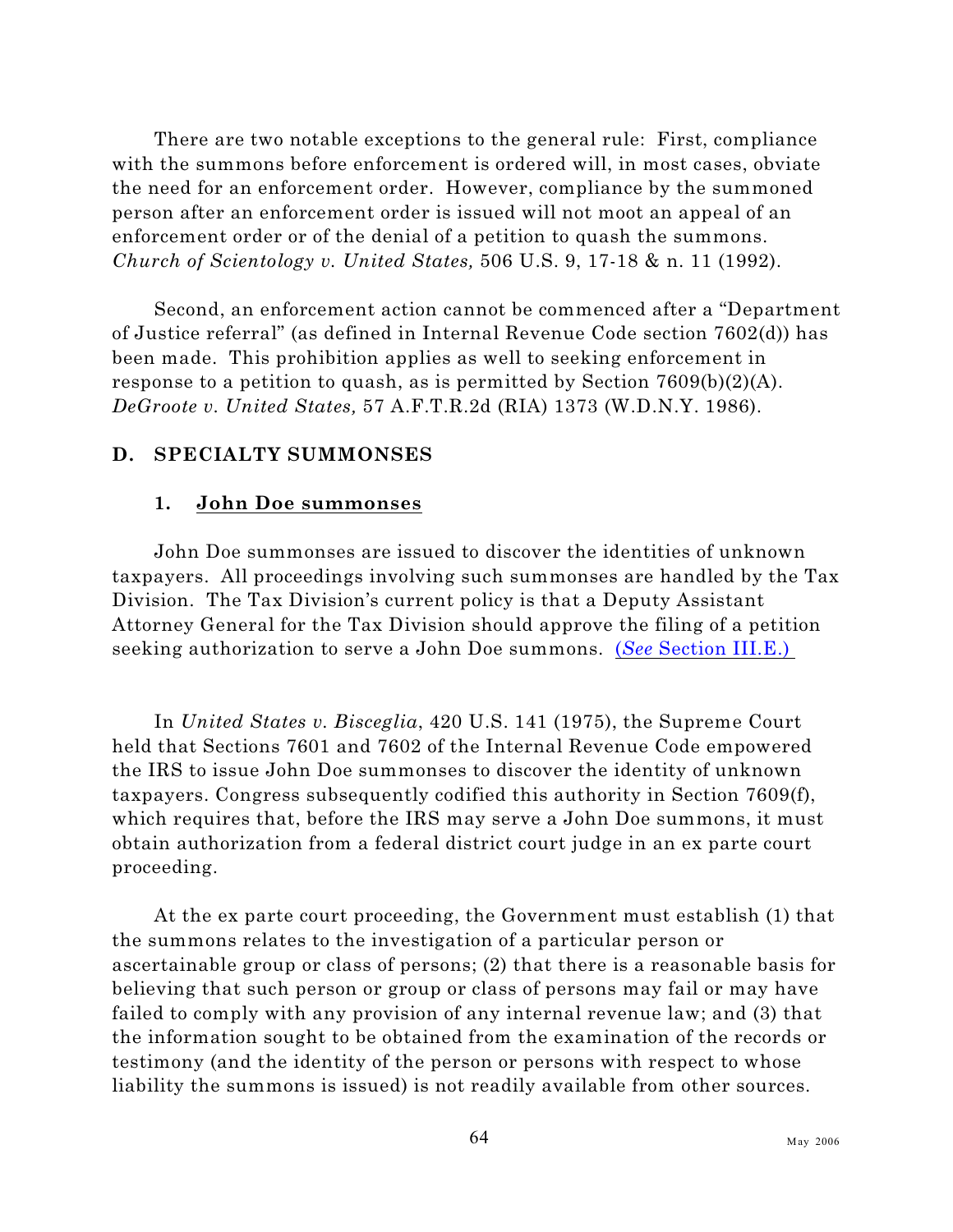There are two notable exceptions to the general rule: First, compliance with the summons before enforcement is ordered will, in most cases, obviate the need for an enforcement order. However, compliance by the summoned person after an enforcement order is issued will not moot an appeal of an enforcement order or of the denial of a petition to quash the summons. *Church of Scientology v. United States,* 506 U.S. 9, 17-18 & n. 11 (1992).

Second, an enforcement action cannot be commenced after a "Department of Justice referral" (as defined in Internal Revenue Code section 7602(d)) has been made. This prohibition applies as well to seeking enforcement in response to a petition to quash, as is permitted by Section 7609(b)(2)(A). *DeGroote v. United States,* 57 A.F.T.R.2d (RIA) 1373 (W.D.N.Y. 1986).

## D. SPECIALTY SUMMONSES

### 1. John Doe summonses

John Doe summonses are issued to discover the identities of unknown taxpayers. All proceedings involving such summonses are handled by the Tax Division. The Tax Division's current policy is that a Deputy Assistant Attorney General for the Tax Division should approve the filing of a petition seeking authorization to serve a John Doe summons. (*See* Section III.E.)

In *United States v. Bisceglia*, 420 U.S. 141 (1975), the Supreme Court held that Sections 7601 and 7602 of the Internal Revenue Code empowered the IRS to issue John Doe summonses to discover the identity of unknown taxpayers. Congress subsequently codified this authority in Section 7609(f), which requires that, before the IRS may serve a John Doe summons, it must obtain authorization from a federal district court judge in an ex parte court proceeding.

At the ex parte court proceeding, the Government must establish (1) that the summons relates to the investigation of a particular person or ascertainable group or class of persons; (2) that there is a reasonable basis for believing that such person or group or class of persons may fail or may have failed to comply with any provision of any internal revenue law; and (3) that the information sought to be obtained from the examination of the records or testimony (and the identity of the person or persons with respect to whose liability the summons is issued) is not readily available from other sources.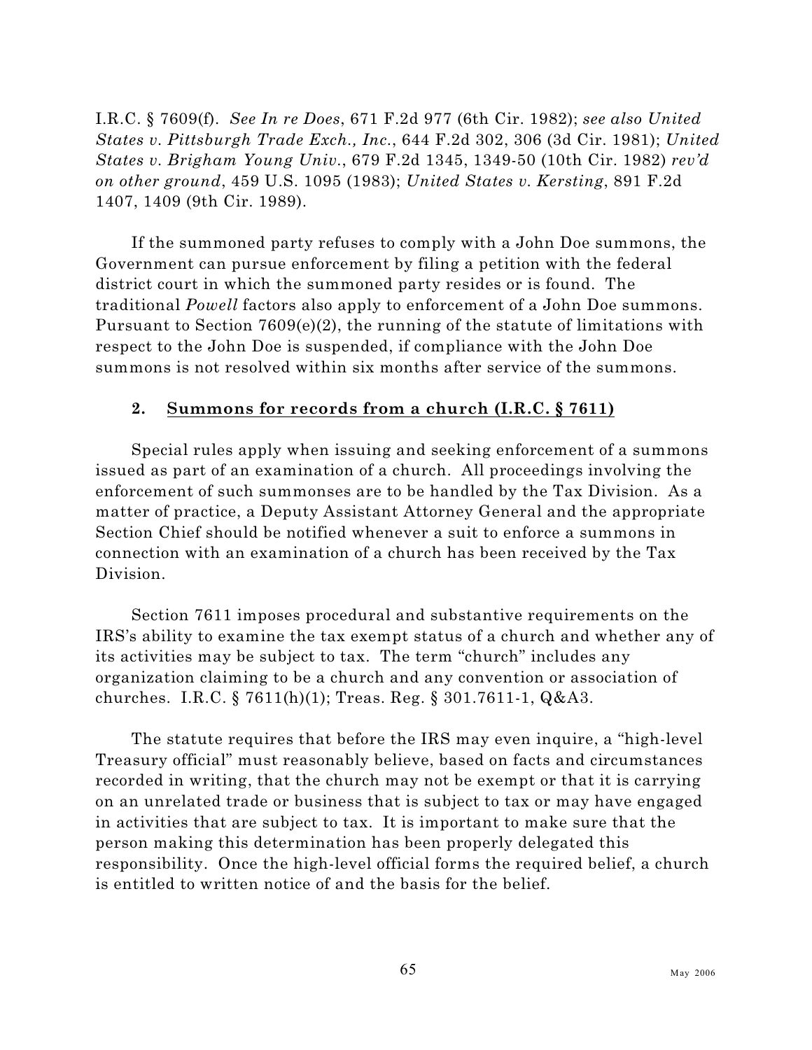I.R.C. § 7609(f). *See In re Does*, 671 F.2d 977 (6th Cir. 1982); *see also United States v. Pittsburgh Trade Exch., Inc.*, 644 F.2d 302, 306 (3d Cir. 1981); *United States v. Brigham Young Univ.*, 679 F.2d 1345, 1349-50 (10th Cir. 1982) *rev'd on other ground*, 459 U.S. 1095 (1983); *United States v. Kersting*, 891 F.2d 1407, 1409 (9th Cir. 1989).

If the summoned party refuses to comply with a John Doe summons, the Government can pursue enforcement by filing a petition with the federal district court in which the summoned party resides or is found. The traditional *Powell* factors also apply to enforcement of a John Doe summons. Pursuant to Section 7609(e)(2), the running of the statute of limitations with respect to the John Doe is suspended, if compliance with the John Doe summons is not resolved within six months after service of the summons.

### 2. Summons for records from a church (I.R.C. § 7611)

Special rules apply when issuing and seeking enforcement of a summons issued as part of an examination of a church. All proceedings involving the enforcement of such summonses are to be handled by the Tax Division. As a matter of practice, a Deputy Assistant Attorney General and the appropriate Section Chief should be notified whenever a suit to enforce a summons in connection with an examination of a church has been received by the Tax Division.

Section 7611 imposes procedural and substantive requirements on the IRS's ability to examine the tax exempt status of a church and whether any of its activities may be subject to tax. The term "church" includes any organization claiming to be a church and any convention or association of churches. I.R.C. § 7611(h)(1); Treas. Reg. § 301.7611-1, Q&A3.

The statute requires that before the IRS may even inquire, a "high-level Treasury official" must reasonably believe, based on facts and circumstances recorded in writing, that the church may not be exempt or that it is carrying on an unrelated trade or business that is subject to tax or may have engaged in activities that are subject to tax. It is important to make sure that the person making this determination has been properly delegated this responsibility. Once the high-level official forms the required belief, a church is entitled to written notice of and the basis for the belief.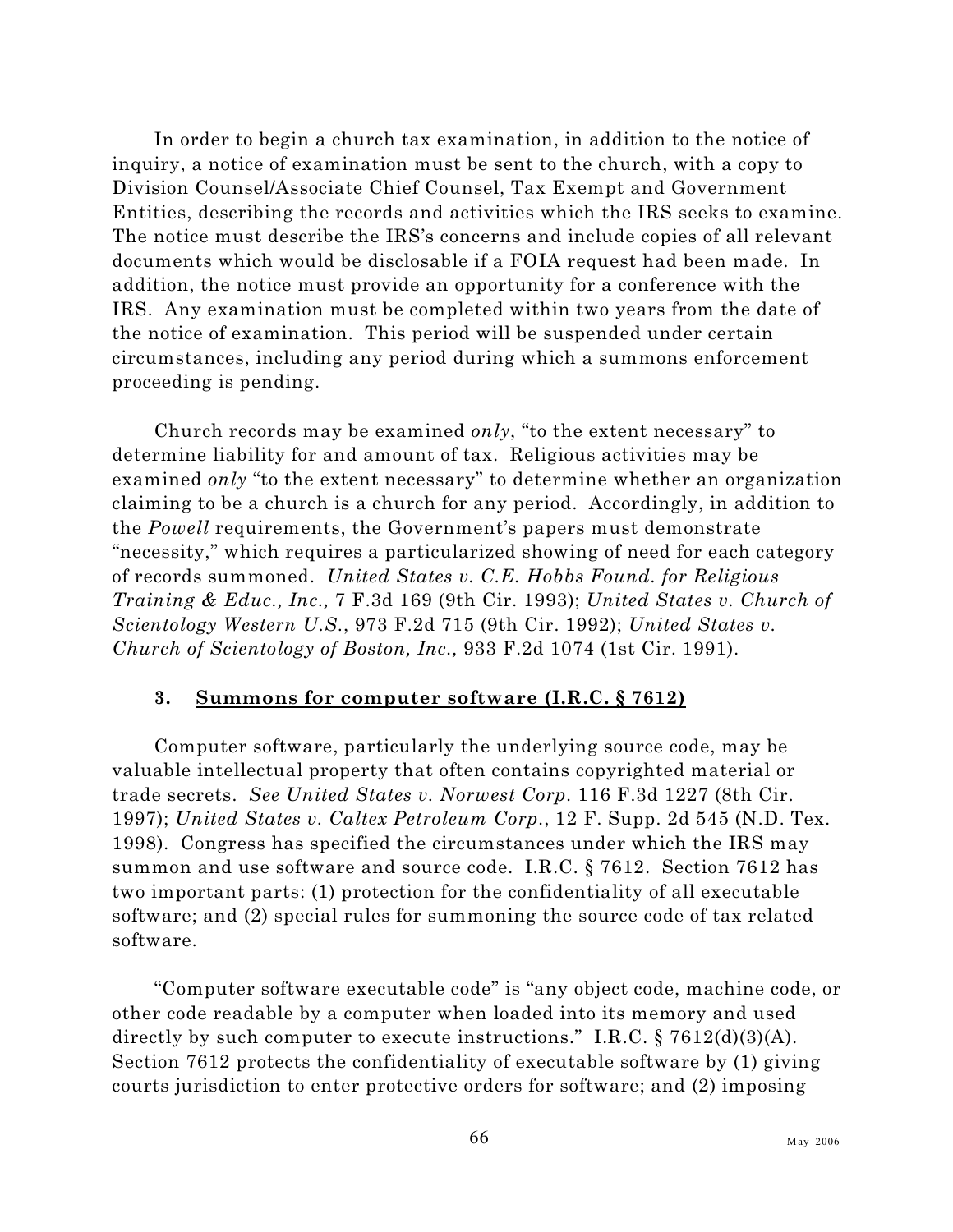In order to begin a church tax examination, in addition to the notice of inquiry, a notice of examination must be sent to the church, with a copy to Division Counsel/Associate Chief Counsel, Tax Exempt and Government Entities, describing the records and activities which the IRS seeks to examine. The notice must describe the IRS's concerns and include copies of all relevant documents which would be disclosable if a FOIA request had been made. In addition, the notice must provide an opportunity for a conference with the IRS. Any examination must be completed within two years from the date of the notice of examination. This period will be suspended under certain circumstances, including any period during which a summons enforcement proceeding is pending.

Church records may be examined *only*, "to the extent necessary" to determine liability for and amount of tax. Religious activities may be examined *only* "to the extent necessary" to determine whether an organization claiming to be a church is a church for any period. Accordingly, in addition to the *Powell* requirements, the Government's papers must demonstrate "necessity," which requires a particularized showing of need for each category of records summoned. *United States v. C.E. Hobbs Found. for Religious Training & Educ., Inc.,* 7 F.3d 169 (9th Cir. 1993); *United States v. Church of Scientology Western U.S.*, 973 F.2d 715 (9th Cir. 1992); *United States v. Church of Scientology of Boston, Inc.,* 933 F.2d 1074 (1st Cir. 1991).

### 3. <u>Summons for computer software (I.R.C. § 7612)</u>

Computer software, particularly the underlying source code, may be valuable intellectual property that often contains copyrighted material or trade secrets. *See United States v. Norwest Corp.* 116 F.3d 1227 (8th Cir. 1997); *United States v. Caltex Petroleum Corp.*, 12 F. Supp. 2d 545 (N.D. Tex. 1998). Congress has specified the circumstances under which the IRS may summon and use software and source code. I.R.C. § 7612. Section 7612 has two important parts: (1) protection for the confidentiality of all executable software; and (2) special rules for summoning the source code of tax related software.

"Computer software executable code" is "any object code, machine code, or other code readable by a computer when loaded into its memory and used directly by such computer to execute instructions." I.R.C. § 7612(d)(3)(A). Section 7612 protects the confidentiality of executable software by (1) giving courts jurisdiction to enter protective orders for software; and (2) imposing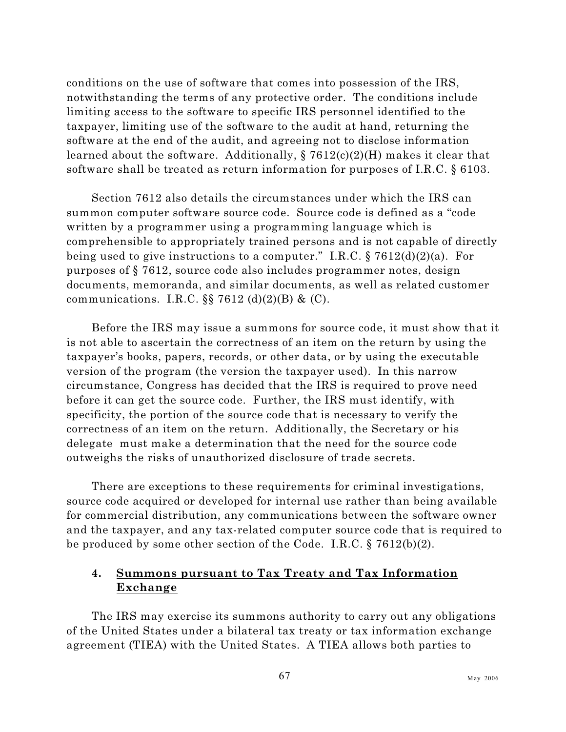conditions on the use of software that comes into possession of the IRS, notwithstanding the terms of any protective order. The conditions include limiting access to the software to specific IRS personnel identified to the taxpayer, limiting use of the software to the audit at hand, returning the software at the end of the audit, and agreeing not to disclose information learned about the software. Additionally, § 7612(c)(2)(H) makes it clear that software shall be treated as return information for purposes of I.R.C. § 6103.

Section 7612 also details the circumstances under which the IRS can summon computer software source code. Source code is defined as a "code written by a programmer using a programming language which is comprehensible to appropriately trained persons and is not capable of directly being used to give instructions to a computer." I.R.C. § 7612(d)(2)(a). For purposes of § 7612, source code also includes programmer notes, design documents, memoranda, and similar documents, as well as related customer communications. I.R.C. §§ 7612 (d)(2)(B) & (C).

Before the IRS may issue a summons for source code, it must show that it is not able to ascertain the correctness of an item on the return by using the taxpayer's books, papers, records, or other data, or by using the executable version of the program (the version the taxpayer used). In this narrow circumstance, Congress has decided that the IRS is required to prove need before it can get the source code. Further, the IRS must identify, with specificity, the portion of the source code that is necessary to verify the correctness of an item on the return. Additionally, the Secretary or his delegate must make a determination that the need for the source code outweighs the risks of unauthorized disclosure of trade secrets.

There are exceptions to these requirements for criminal investigations, source code acquired or developed for internal use rather than being available for commercial distribution, any communications between the software owner and the taxpayer, and any tax-related computer source code that is required to be produced by some other section of the Code. I.R.C. § 7612(b)(2).

### 4. Summons pursuant to Tax Treaty and Tax Information Exchange

The IRS may exercise its summons authority to carry out any obligations of the United States under a bilateral tax treaty or tax information exchange agreement (TIEA) with the United States. A TIEA allows both parties to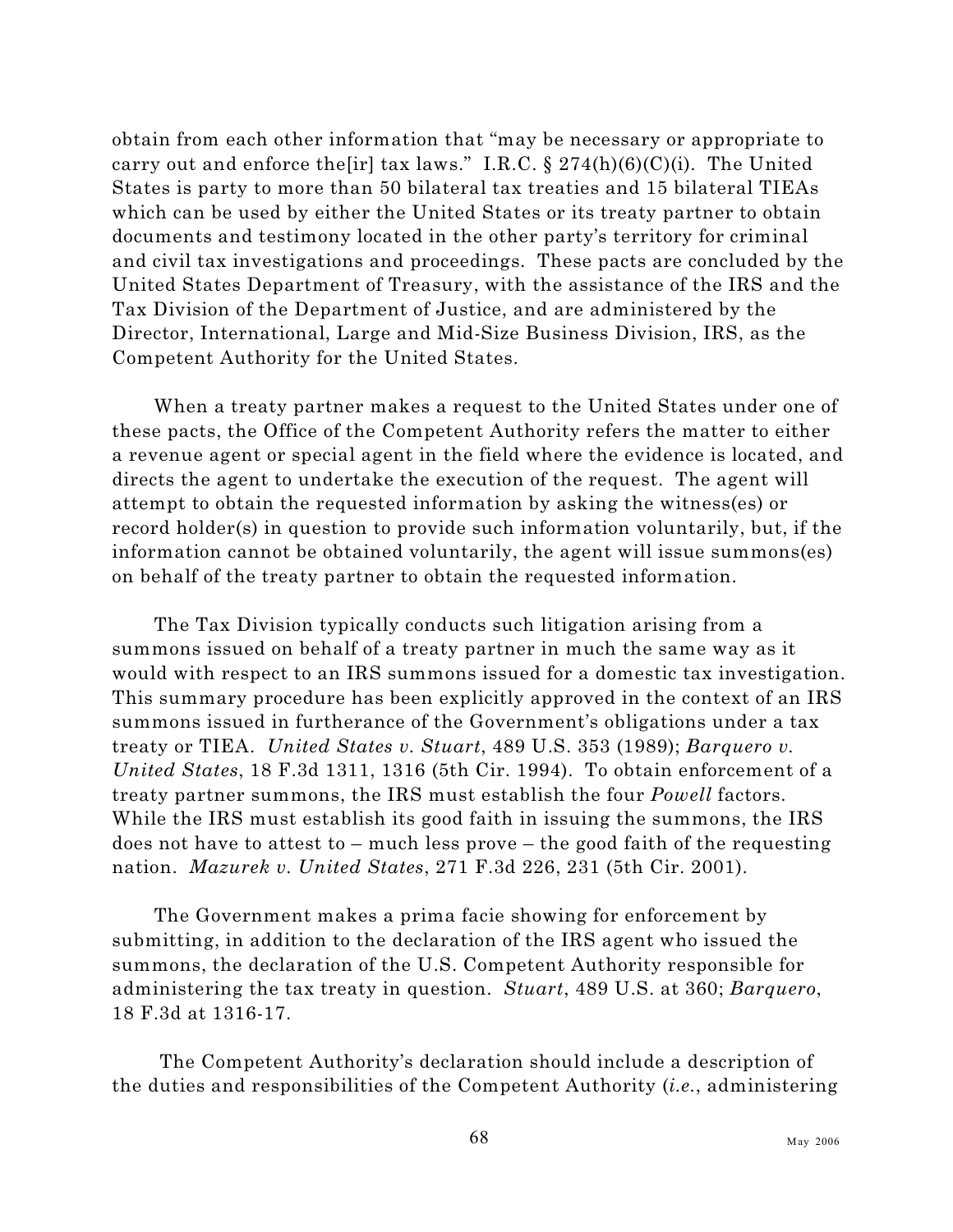obtain from each other information that "may be necessary or appropriate to carry out and enforce the[ir] tax laws." I.R.C. § 274(h)(6)(C)(i). The United States is party to more than 50 bilateral tax treaties and 15 bilateral TIEAs which can be used by either the United States or its treaty partner to obtain documents and testimony located in the other party's territory for criminal and civil tax investigations and proceedings. These pacts are concluded by the United States Department of Treasury, with the assistance of the IRS and the Tax Division of the Department of Justice, and are administered by the Director, International, Large and Mid-Size Business Division, IRS, as the Competent Authority for the United States.

When a treaty partner makes a request to the United States under one of these pacts, the Office of the Competent Authority refers the matter to either a revenue agent or special agent in the field where the evidence is located, and directs the agent to undertake the execution of the request. The agent will attempt to obtain the requested information by asking the witness(es) or record holder(s) in question to provide such information voluntarily, but, if the information cannot be obtained voluntarily, the agent will issue summons(es) on behalf of the treaty partner to obtain the requested information.

The Tax Division typically conducts such litigation arising from a summons issued on behalf of a treaty partner in much the same way as it would with respect to an IRS summons issued for a domestic tax investigation. This summary procedure has been explicitly approved in the context of an IRS summons issued in furtherance of the Government's obligations under a tax treaty or TIEA. *United States v. Stuart*, 489 U.S. 353 (1989); *Barquero v. United States*, 18 F.3d 1311, 1316 (5th Cir. 1994). To obtain enforcement of a treaty partner summons, the IRS must establish the four *Powell* factors. While the IRS must establish its good faith in issuing the summons, the IRS does not have to attest to – much less prove – the good faith of the requesting nation. *Mazurek v. United States*, 271 F.3d 226, 231 (5th Cir. 2001).

The Government makes a prima facie showing for enforcement by submitting, in addition to the declaration of the IRS agent who issued the summons, the declaration of the U.S. Competent Authority responsible for administering the tax treaty in question. *Stuart*, 489 U.S. at 360; *Barquero*, 18 F.3d at 1316-17.

The Competent Authority's declaration should include a description of the duties and responsibilities of the Competent Authority (*i.e.*, administering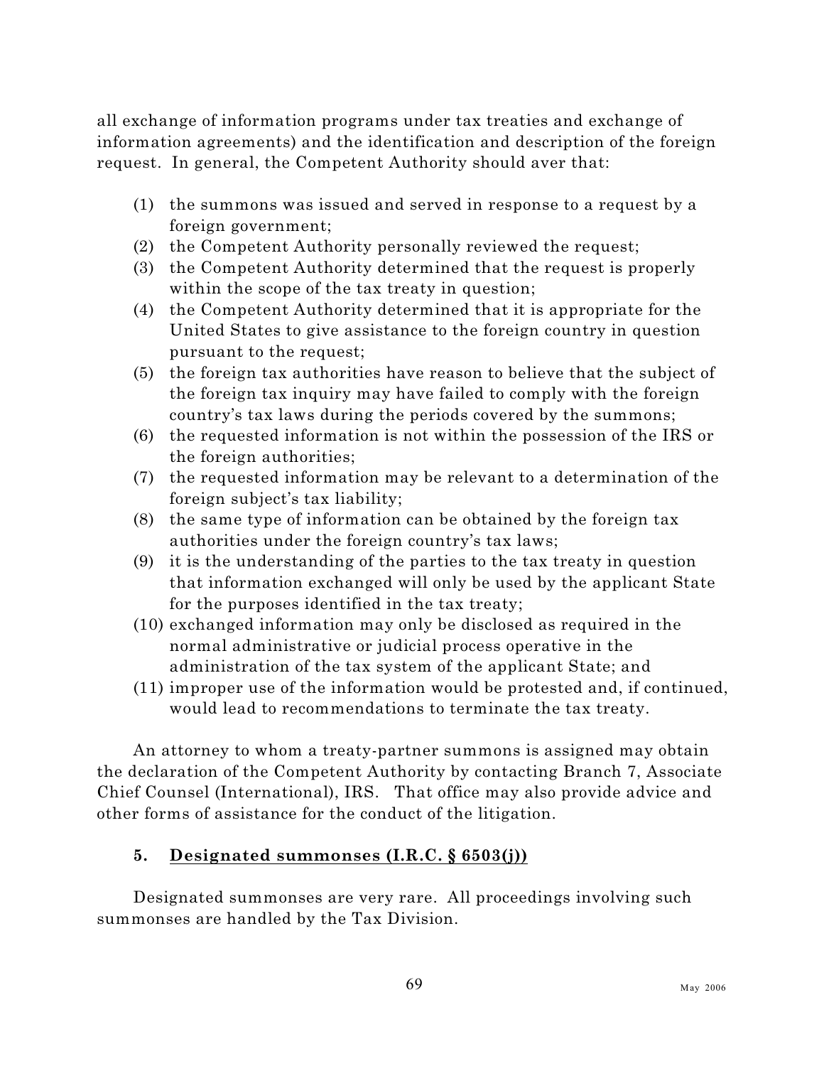all exchange of information programs under tax treaties and exchange of information agreements) and the identification and description of the foreign request. In general, the Competent Authority should aver that:

(1) the summons was issued and served in response to a request by a foreign government;
(2) the Competent Authority personally reviewed the request;
(3) the Competent Authority determined that the request is properly within the scope of the tax treaty in question;
(4) the Competent Authority determined that it is appropriate for the United States to give assistance to the foreign country in question pursuant to the request;
(5) the foreign tax authorities have reason to believe that the subject of the foreign tax inquiry may have failed to comply with the foreign country's tax laws during the periods covered by the summons;
(6) the requested information is not within the possession of the IRS or the foreign authorities;
(7) the requested information may be relevant to a determination of the foreign subject's tax liability;
(8) the same type of information can be obtained by the foreign tax authorities under the foreign country's tax laws;
(9) it is the understanding of the parties to the tax treaty in question that information exchanged will only be used by the applicant State for the purposes identified in the tax treaty;
(10) exchanged information may only be disclosed as required in the normal administrative or judicial process operative in the administration of the tax system of the applicant State; and
(11) improper use of the information would be protested and, if continued, would lead to recommendations to terminate the tax treaty.

An attorney to whom a treaty-partner summons is assigned may obtain the declaration of the Competent Authority by contacting Branch 7, Associate Chief Counsel (International), IRS. That office may also provide advice and other forms of assistance for the conduct of the litigation.

**5. <u>Designated summonses (I.R.C. § 6503(j))</u>**

Designated summonses are very rare. All proceedings involving such summonses are handled by the Tax Division.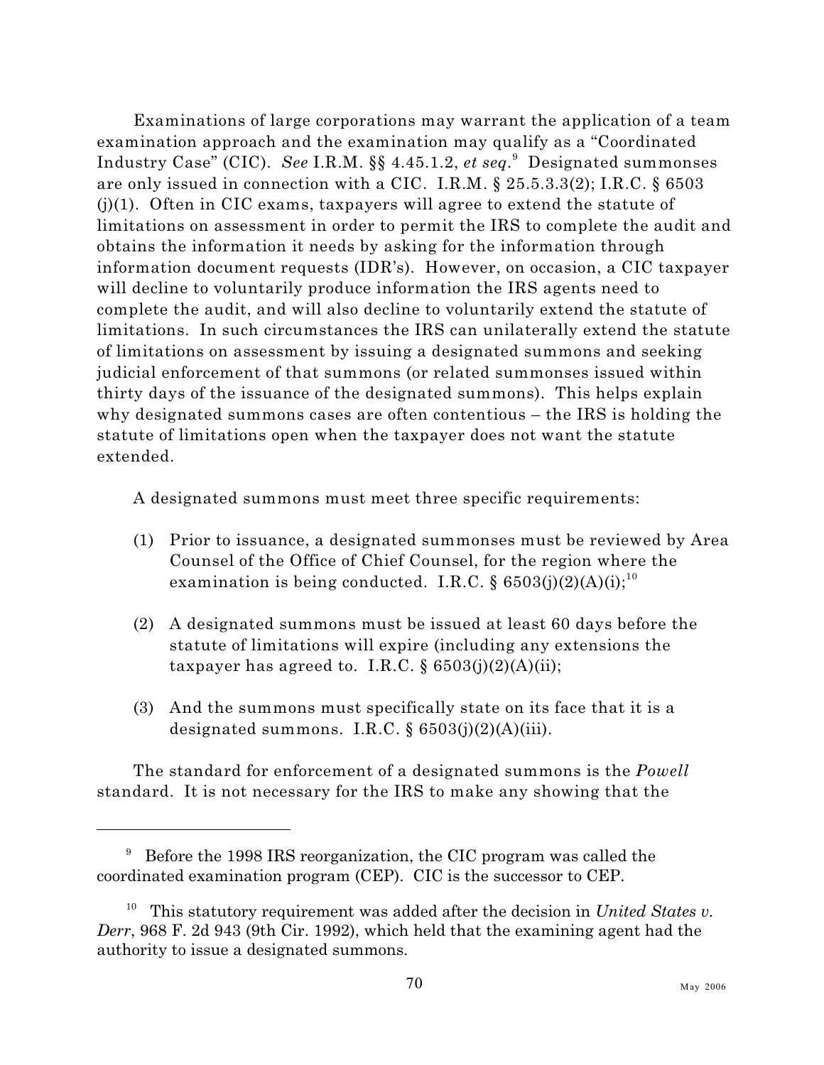Examinations of large corporations may warrant the application of a team examination approach and the examination may qualify as a "Coordinated Industry Case" (CIC). *See* I.R.M. §§ 4.45.1.2, *et seq*.[9] Designated summonses are only issued in connection with a CIC. I.R.M. § 25.5.3.3(2); I.R.C. § 6503 (j)(1). Often in CIC exams, taxpayers will agree to extend the statute of limitations on assessment in order to permit the IRS to complete the audit and obtains the information it needs by asking for the information through information document requests (IDR's). However, on occasion, a CIC taxpayer will decline to voluntarily produce information the IRS agents need to complete the audit, and will also decline to voluntarily extend the statute of limitations. In such circumstances the IRS can unilaterally extend the statute of limitations on assessment by issuing a designated summons and seeking judicial enforcement of that summons (or related summonses issued within thirty days of the issuance of the designated summons). This helps explain why designated summons cases are often contentious – the IRS is holding the statute of limitations open when the taxpayer does not want the statute extended.

A designated summons must meet three specific requirements:

(1) Prior to issuance, a designated summonses must be reviewed by Area Counsel of the Office of Chief Counsel, for the region where the examination is being conducted. I.R.C. § 6503(j)(2)(A)(i);[10]

(2) A designated summons must be issued at least 60 days before the statute of limitations will expire (including any extensions the taxpayer has agreed to. I.R.C. § 6503(j)(2)(A)(ii);

(3) And the summons must specifically state on its face that it is a designated summons. I.R.C. § 6503(j)(2)(A)(iii).

The standard for enforcement of a designated summons is the *Powell* standard. It is not necessary for the IRS to make any showing that the

---

[9] Before the 1998 IRS reorganization, the CIC program was called the coordinated examination program (CEP). CIC is the successor to CEP.

[10] This statutory requirement was added after the decision in *United States v. Derr*, 968 F. 2d 943 (9th Cir. 1992), which held that the examining agent had the authority to issue a designated summons.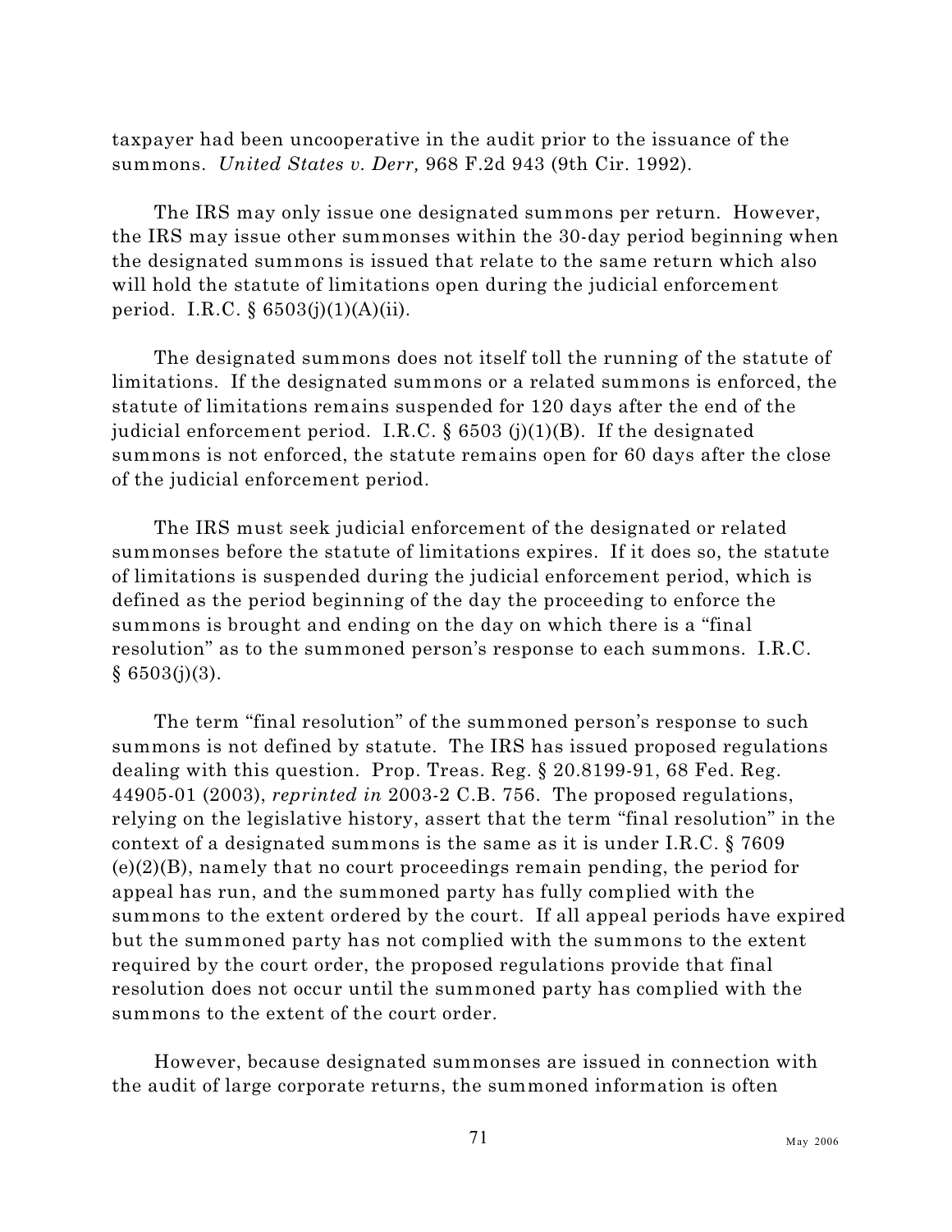taxpayer had been uncooperative in the audit prior to the issuance of the summons. *United States v. Derr,* 968 F.2d 943 (9th Cir. 1992).

The IRS may only issue one designated summons per return. However, the IRS may issue other summonses within the 30-day period beginning when the designated summons is issued that relate to the same return which also will hold the statute of limitations open during the judicial enforcement period. I.R.C. § 6503(j)(1)(A)(ii).

The designated summons does not itself toll the running of the statute of limitations. If the designated summons or a related summons is enforced, the statute of limitations remains suspended for 120 days after the end of the judicial enforcement period. I.R.C. § 6503 (j)(1)(B). If the designated summons is not enforced, the statute remains open for 60 days after the close of the judicial enforcement period.

The IRS must seek judicial enforcement of the designated or related summonses before the statute of limitations expires. If it does so, the statute of limitations is suspended during the judicial enforcement period, which is defined as the period beginning of the day the proceeding to enforce the summons is brought and ending on the day on which there is a "final resolution" as to the summoned person's response to each summons. I.R.C. § 6503(j)(3).

The term "final resolution" of the summoned person's response to such summons is not defined by statute. The IRS has issued proposed regulations dealing with this question. Prop. Treas. Reg. § 20.8199-91, 68 Fed. Reg. 44905-01 (2003), *reprinted in* 2003-2 C.B. 756. The proposed regulations, relying on the legislative history, assert that the term "final resolution" in the context of a designated summons is the same as it is under I.R.C. § 7609 (e)(2)(B), namely that no court proceedings remain pending, the period for appeal has run, and the summoned party has fully complied with the summons to the extent ordered by the court. If all appeal periods have expired but the summoned party has not complied with the summons to the extent required by the court order, the proposed regulations provide that final resolution does not occur until the summoned party has complied with the summons to the extent of the court order.

However, because designated summonses are issued in connection with the audit of large corporate returns, the summoned information is often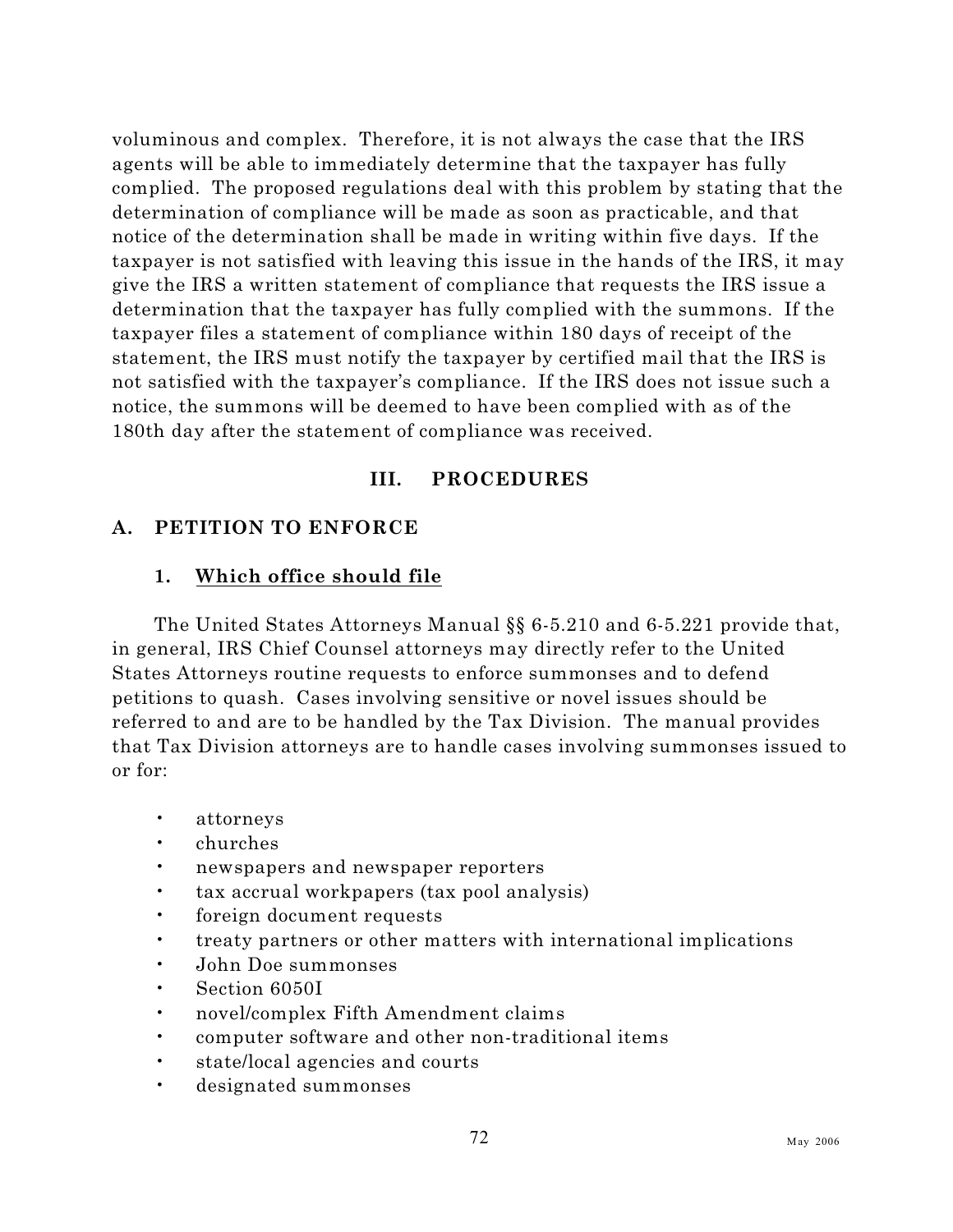voluminous and complex. Therefore, it is not always the case that the IRS agents will be able to immediately determine that the taxpayer has fully complied. The proposed regulations deal with this problem by stating that the determination of compliance will be made as soon as practicable, and that notice of the determination shall be made in writing within five days. If the taxpayer is not satisfied with leaving this issue in the hands of the IRS, it may give the IRS a written statement of compliance that requests the IRS issue a determination that the taxpayer has fully complied with the summons. If the taxpayer files a statement of compliance within 180 days of receipt of the statement, the IRS must notify the taxpayer by certified mail that the IRS is not satisfied with the taxpayer's compliance. If the IRS does not issue such a notice, the summons will be deemed to have been complied with as of the 180th day after the statement of compliance was received.

## III. PROCEDURES

### A. PETITION TO ENFORCE

#### 1. Which office should file

The United States Attorneys Manual §§ 6-5.210 and 6-5.221 provide that, in general, IRS Chief Counsel attorneys may directly refer to the United States Attorneys routine requests to enforce summonses and to defend petitions to quash. Cases involving sensitive or novel issues should be referred to and are to be handled by the Tax Division. The manual provides that Tax Division attorneys are to handle cases involving summonses issued to or for:

- attorneys
- churches
- newspapers and newspaper reporters
- tax accrual workpapers (tax pool analysis)
- foreign document requests
- treaty partners or other matters with international implications
- John Doe summonses
- Section 6050I
- novel/complex Fifth Amendment claims
- computer software and other non-traditional items
- state/local agencies and courts
- designated summonses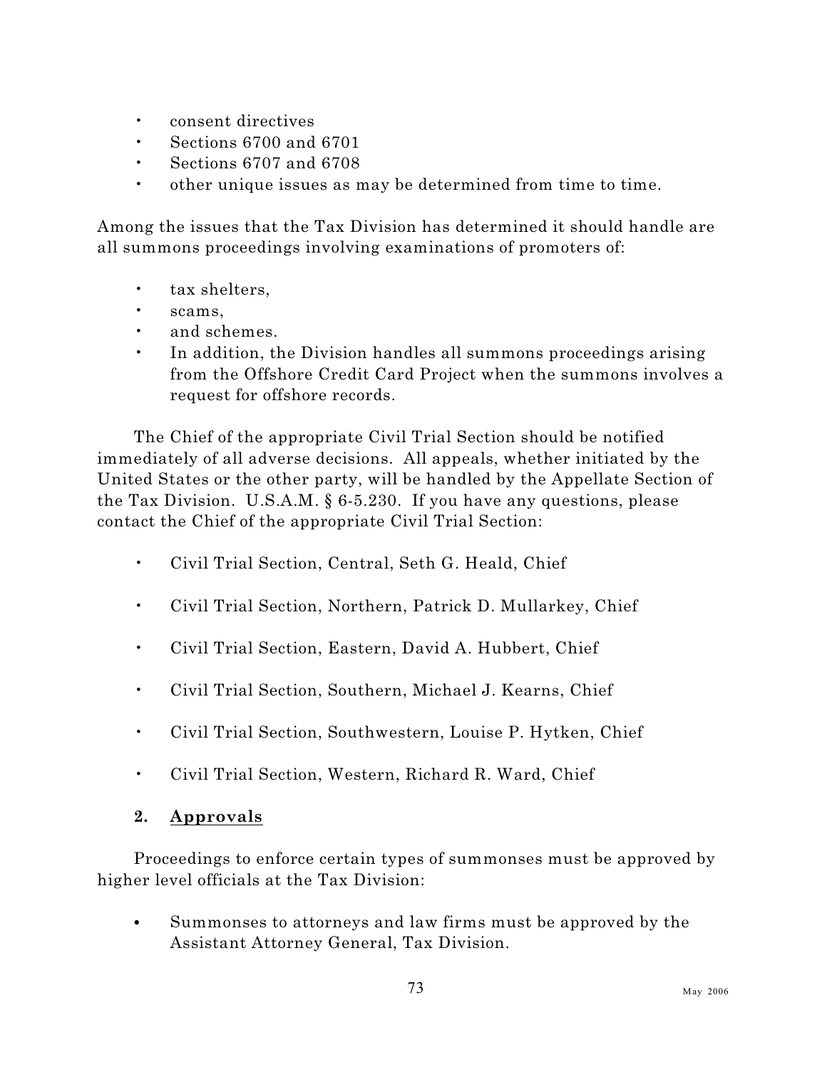- consent directives
- Sections 6700 and 6701
- Sections 6707 and 6708
- other unique issues as may be determined from time to time.

Among the issues that the Tax Division has determined it should handle are all summons proceedings involving examinations of promoters of:

- tax shelters,
- scams,
- and schemes.
- In addition, the Division handles all summons proceedings arising from the Offshore Credit Card Project when the summons involves a request for offshore records.

The Chief of the appropriate Civil Trial Section should be notified immediately of all adverse decisions. All appeals, whether initiated by the United States or the other party, will be handled by the Appellate Section of the Tax Division. U.S.A.M. § 6-5.230. If you have any questions, please contact the Chief of the appropriate Civil Trial Section:

- Civil Trial Section, Central, Seth G. Heald, Chief
- Civil Trial Section, Northern, Patrick D. Mullarkey, Chief
- Civil Trial Section, Eastern, David A. Hubbert, Chief
- Civil Trial Section, Southern, Michael J. Kearns, Chief
- Civil Trial Section, Southwestern, Louise P. Hytken, Chief
- Civil Trial Section, Western, Richard R. Ward, Chief

### 2. Approvals

Proceedings to enforce certain types of summonses must be approved by higher level officials at the Tax Division:

- Summonses to attorneys and law firms must be approved by the Assistant Attorney General, Tax Division.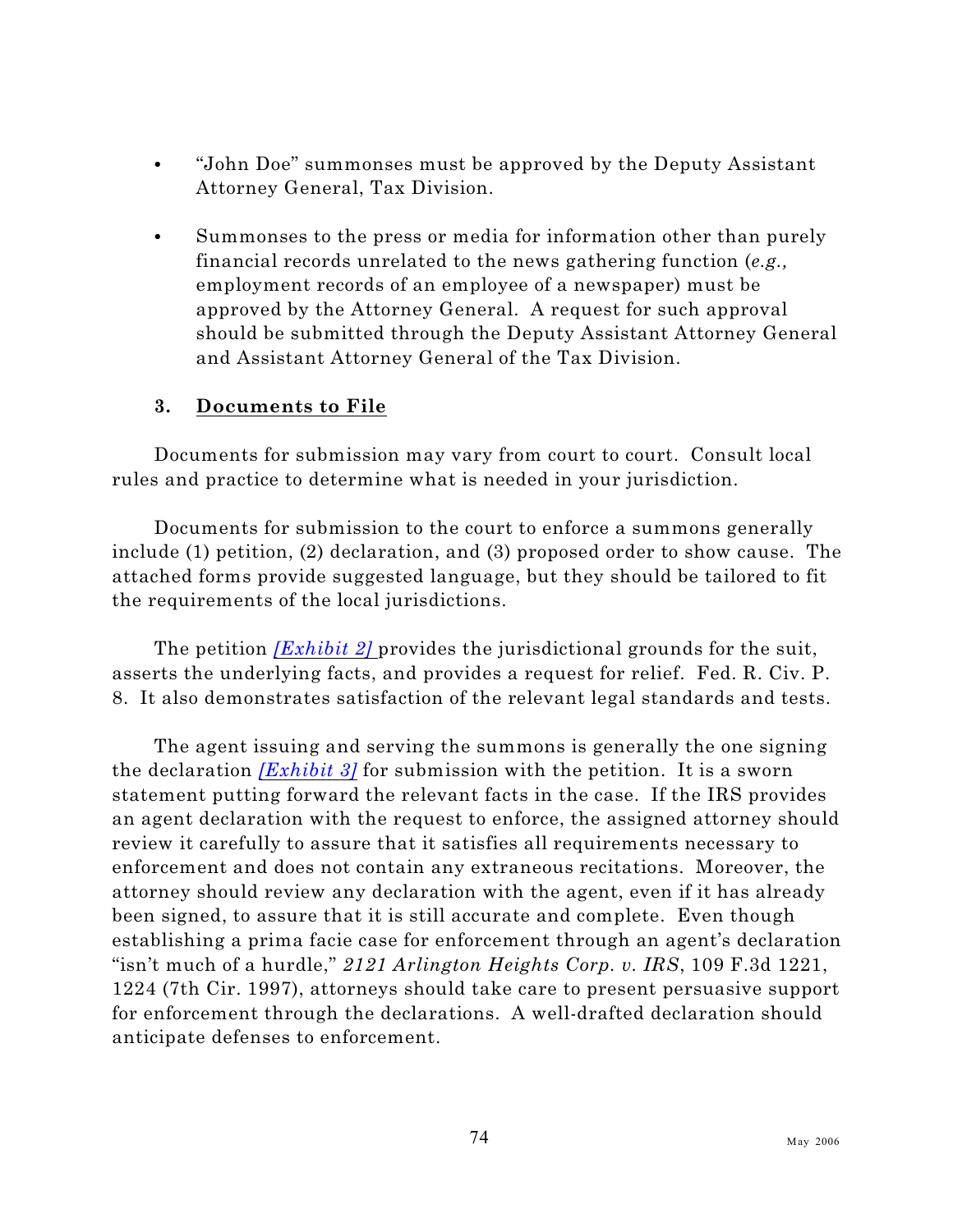- "John Doe" summonses must be approved by the Deputy Assistant Attorney General, Tax Division.

- Summonses to the press or media for information other than purely financial records unrelated to the news gathering function (*e.g.,* employment records of an employee of a newspaper) must be approved by the Attorney General. A request for such approval should be submitted through the Deputy Assistant Attorney General and Assistant Attorney General of the Tax Division.

### 3. Documents to File

Documents for submission may vary from court to court. Consult local rules and practice to determine what is needed in your jurisdiction.

Documents for submission to the court to enforce a summons generally include (1) petition, (2) declaration, and (3) proposed order to show cause. The attached forms provide suggested language, but they should be tailored to fit the requirements of the local jurisdictions.

The petition *[Exhibit 2]* provides the jurisdictional grounds for the suit, asserts the underlying facts, and provides a request for relief. Fed. R. Civ. P. 8. It also demonstrates satisfaction of the relevant legal standards and tests.

The agent issuing and serving the summons is generally the one signing the declaration *[Exhibit 3]* for submission with the petition. It is a sworn statement putting forward the relevant facts in the case. If the IRS provides an agent declaration with the request to enforce, the assigned attorney should review it carefully to assure that it satisfies all requirements necessary to enforcement and does not contain any extraneous recitations. Moreover, the attorney should review any declaration with the agent, even if it has already been signed, to assure that it is still accurate and complete. Even though establishing a prima facie case for enforcement through an agent's declaration "isn't much of a hurdle," *2121 Arlington Heights Corp. v. IRS*, 109 F.3d 1221, 1224 (7th Cir. 1997), attorneys should take care to present persuasive support for enforcement through the declarations. A well-drafted declaration should anticipate defenses to enforcement.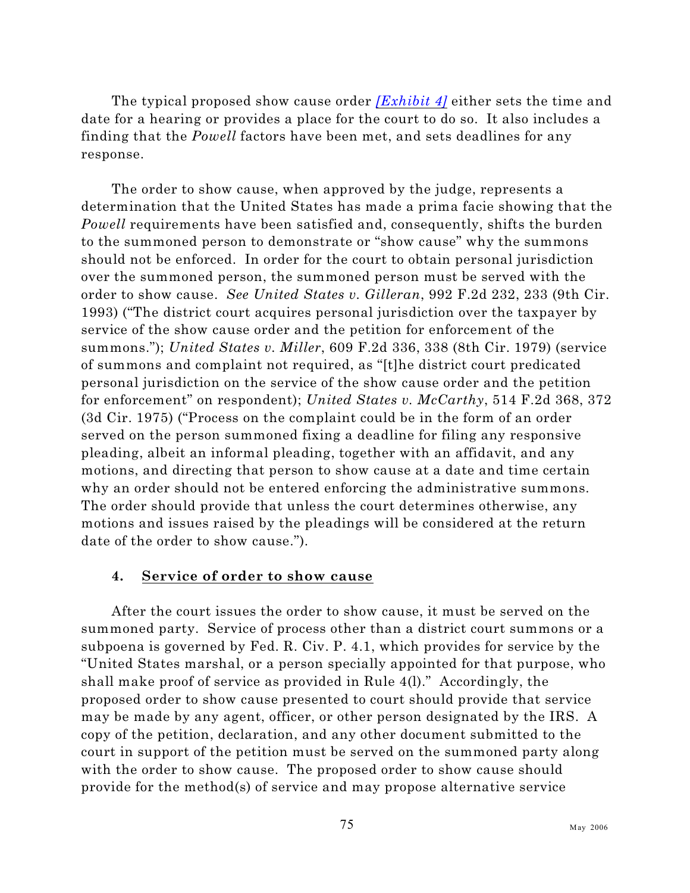The typical proposed show cause order *[Exhibit 4]* either sets the time and date for a hearing or provides a place for the court to do so. It also includes a finding that the *Powell* factors have been met, and sets deadlines for any response.

The order to show cause, when approved by the judge, represents a determination that the United States has made a prima facie showing that the *Powell* requirements have been satisfied and, consequently, shifts the burden to the summoned person to demonstrate or "show cause" why the summons should not be enforced. In order for the court to obtain personal jurisdiction over the summoned person, the summoned person must be served with the order to show cause. *See United States v. Gilleran*, 992 F.2d 232, 233 (9th Cir. 1993) ("The district court acquires personal jurisdiction over the taxpayer by service of the show cause order and the petition for enforcement of the summons."); *United States v. Miller*, 609 F.2d 336, 338 (8th Cir. 1979) (service of summons and complaint not required, as "[t]he district court predicated personal jurisdiction on the service of the show cause order and the petition for enforcement" on respondent); *United States v. McCarthy*, 514 F.2d 368, 372 (3d Cir. 1975) ("Process on the complaint could be in the form of an order served on the person summoned fixing a deadline for filing any responsive pleading, albeit an informal pleading, together with an affidavit, and any motions, and directing that person to show cause at a date and time certain why an order should not be entered enforcing the administrative summons. The order should provide that unless the court determines otherwise, any motions and issues raised by the pleadings will be considered at the return date of the order to show cause.").

#### 4. Service of order to show cause

After the court issues the order to show cause, it must be served on the summoned party. Service of process other than a district court summons or a subpoena is governed by Fed. R. Civ. P. 4.1, which provides for service by the "United States marshal, or a person specially appointed for that purpose, who shall make proof of service as provided in Rule 4(l)." Accordingly, the proposed order to show cause presented to court should provide that service may be made by any agent, officer, or other person designated by the IRS. A copy of the petition, declaration, and any other document submitted to the court in support of the petition must be served on the summoned party along with the order to show cause. The proposed order to show cause should provide for the method(s) of service and may propose alternative service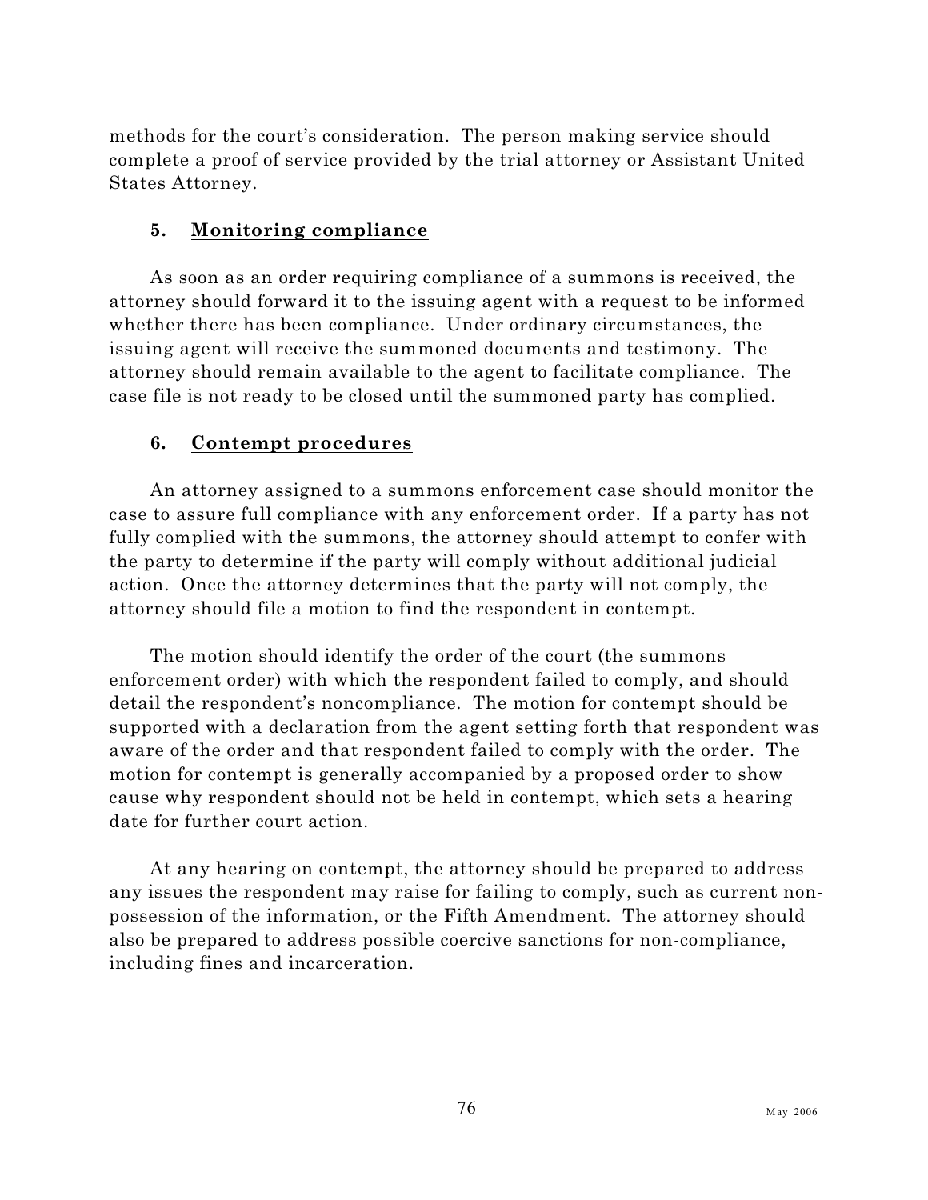methods for the court's consideration. The person making service should complete a proof of service provided by the trial attorney or Assistant United States Attorney.

### 5. Monitoring compliance

As soon as an order requiring compliance of a summons is received, the attorney should forward it to the issuing agent with a request to be informed whether there has been compliance. Under ordinary circumstances, the issuing agent will receive the summoned documents and testimony. The attorney should remain available to the agent to facilitate compliance. The case file is not ready to be closed until the summoned party has complied.

### 6. Contempt procedures

An attorney assigned to a summons enforcement case should monitor the case to assure full compliance with any enforcement order. If a party has not fully complied with the summons, the attorney should attempt to confer with the party to determine if the party will comply without additional judicial action. Once the attorney determines that the party will not comply, the attorney should file a motion to find the respondent in contempt.

The motion should identify the order of the court (the summons enforcement order) with which the respondent failed to comply, and should detail the respondent's noncompliance. The motion for contempt should be supported with a declaration from the agent setting forth that respondent was aware of the order and that respondent failed to comply with the order. The motion for contempt is generally accompanied by a proposed order to show cause why respondent should not be held in contempt, which sets a hearing date for further court action.

At any hearing on contempt, the attorney should be prepared to address any issues the respondent may raise for failing to comply, such as current non-possession of the information, or the Fifth Amendment. The attorney should also be prepared to address possible coercive sanctions for non-compliance, including fines and incarceration.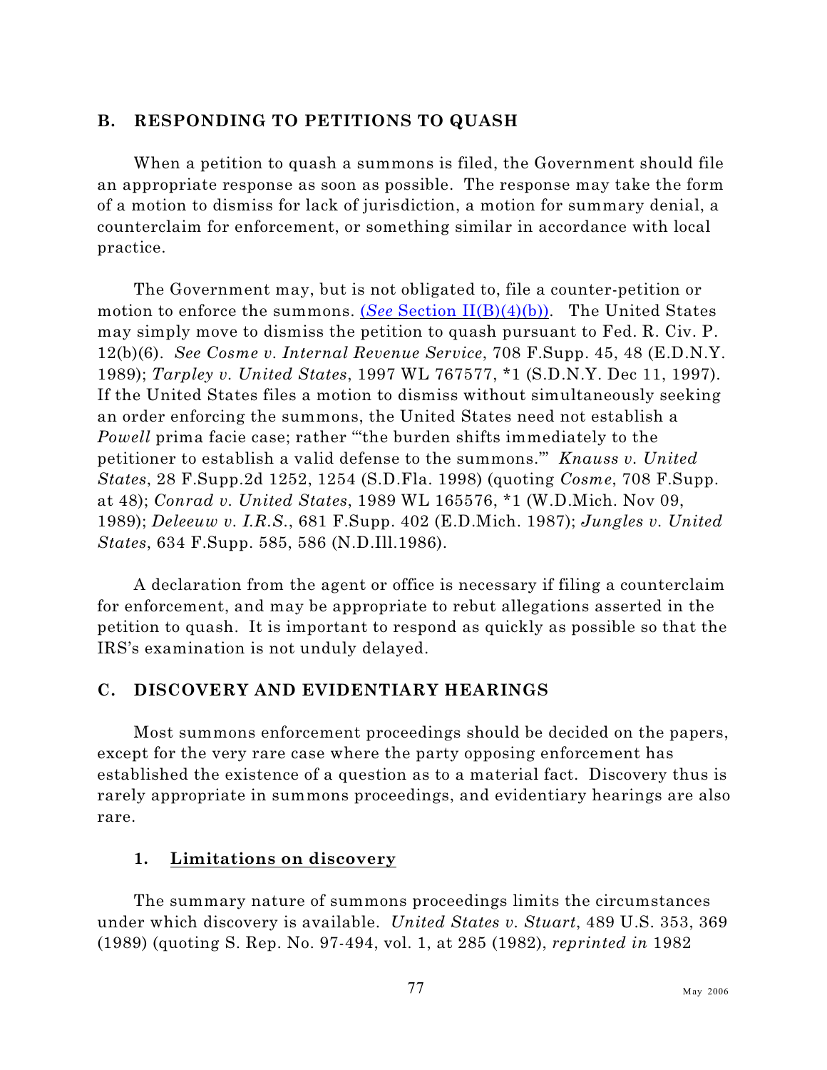## B. RESPONDING TO PETITIONS TO QUASH

When a petition to quash a summons is filed, the Government should file an appropriate response as soon as possible. The response may take the form of a motion to dismiss for lack of jurisdiction, a motion for summary denial, a counterclaim for enforcement, or something similar in accordance with local practice.

The Government may, but is not obligated to, file a counter-petition or motion to enforce the summons. (*See* Section II(B)(4)(b)). The United States may simply move to dismiss the petition to quash pursuant to Fed. R. Civ. P. 12(b)(6). *See Cosme v. Internal Revenue Service*, 708 F.Supp. 45, 48 (E.D.N.Y. 1989); *Tarpley v. United States*, 1997 WL 767577, *1 (S.D.N.Y. Dec 11, 1997). If the United States files a motion to dismiss without simultaneously seeking an order enforcing the summons, the United States need not establish a *Powell* prima facie case; rather "'the burden shifts immediately to the petitioner to establish a valid defense to the summons.'" *Knauss v. United States*, 28 F.Supp.2d 1252, 1254 (S.D.Fla. 1998) (quoting *Cosme*, 708 F.Supp. at 48); *Conrad v. United States*, 1989 WL 165576, *1 (W.D.Mich. Nov 09, 1989); *Deleeuw v. I.R.S.*, 681 F.Supp. 402 (E.D.Mich. 1987); *Jungles v. United States*, 634 F.Supp. 585, 586 (N.D.Ill.1986).

A declaration from the agent or office is necessary if filing a counterclaim for enforcement, and may be appropriate to rebut allegations asserted in the petition to quash. It is important to respond as quickly as possible so that the IRS's examination is not unduly delayed.

## C. DISCOVERY AND EVIDENTIARY HEARINGS

Most summons enforcement proceedings should be decided on the papers, except for the very rare case where the party opposing enforcement has established the existence of a question as to a material fact. Discovery thus is rarely appropriate in summons proceedings, and evidentiary hearings are also rare.

### 1. Limitations on discovery

The summary nature of summons proceedings limits the circumstances under which discovery is available. *United States v. Stuart*, 489 U.S. 353, 369 (1989) (quoting S. Rep. No. 97-494, vol. 1, at 285 (1982), *reprinted in* 1982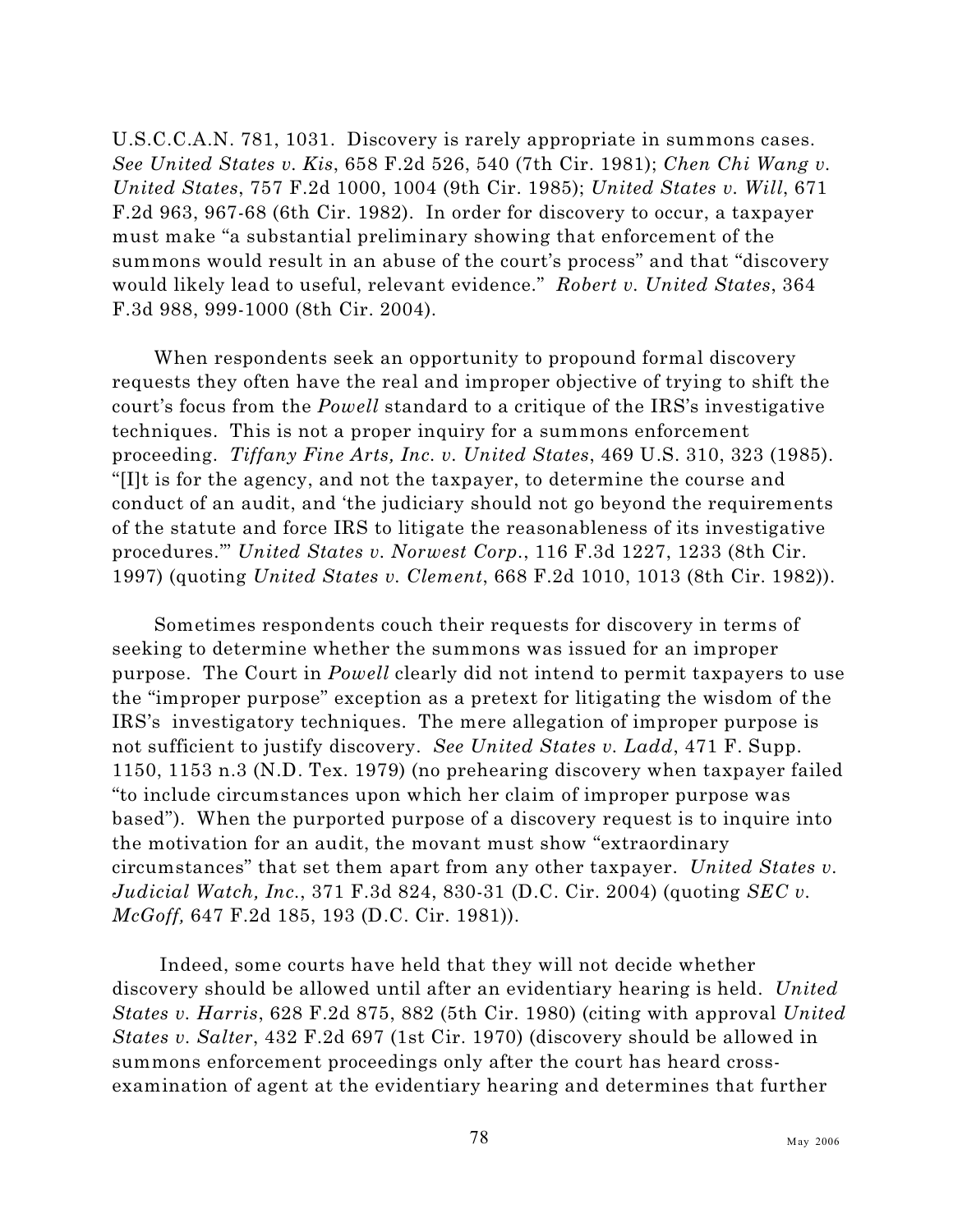U.S.C.C.A.N. 781, 1031. Discovery is rarely appropriate in summons cases. *See United States v. Kis*, 658 F.2d 526, 540 (7th Cir. 1981); *Chen Chi Wang v. United States*, 757 F.2d 1000, 1004 (9th Cir. 1985); *United States v. Will*, 671 F.2d 963, 967-68 (6th Cir. 1982). In order for discovery to occur, a taxpayer must make "a substantial preliminary showing that enforcement of the summons would result in an abuse of the court's process" and that "discovery would likely lead to useful, relevant evidence." *Robert v. United States*, 364 F.3d 988, 999-1000 (8th Cir. 2004).

When respondents seek an opportunity to propound formal discovery requests they often have the real and improper objective of trying to shift the court's focus from the *Powell* standard to a critique of the IRS's investigative techniques. This is not a proper inquiry for a summons enforcement proceeding. *Tiffany Fine Arts, Inc. v. United States*, 469 U.S. 310, 323 (1985). "[I]t is for the agency, and not the taxpayer, to determine the course and conduct of an audit, and 'the judiciary should not go beyond the requirements of the statute and force IRS to litigate the reasonableness of its investigative procedures.'" *United States v. Norwest Corp.*, 116 F.3d 1227, 1233 (8th Cir. 1997) (quoting *United States v. Clement*, 668 F.2d 1010, 1013 (8th Cir. 1982)).

Sometimes respondents couch their requests for discovery in terms of seeking to determine whether the summons was issued for an improper purpose. The Court in *Powell* clearly did not intend to permit taxpayers to use the "improper purpose" exception as a pretext for litigating the wisdom of the IRS's investigatory techniques. The mere allegation of improper purpose is not sufficient to justify discovery. *See United States v. Ladd*, 471 F. Supp. 1150, 1153 n.3 (N.D. Tex. 1979) (no prehearing discovery when taxpayer failed "to include circumstances upon which her claim of improper purpose was based"). When the purported purpose of a discovery request is to inquire into the motivation for an audit, the movant must show "extraordinary circumstances" that set them apart from any other taxpayer. *United States v. Judicial Watch, Inc.*, 371 F.3d 824, 830-31 (D.C. Cir. 2004) (quoting *SEC v. McGoff,* 647 F.2d 185, 193 (D.C. Cir. 1981)).

Indeed, some courts have held that they will not decide whether discovery should be allowed until after an evidentiary hearing is held. *United States v. Harris*, 628 F.2d 875, 882 (5th Cir. 1980) (citing with approval *United States v. Salter*, 432 F.2d 697 (1st Cir. 1970) (discovery should be allowed in summons enforcement proceedings only after the court has heard cross-examination of agent at the evidentiary hearing and determines that further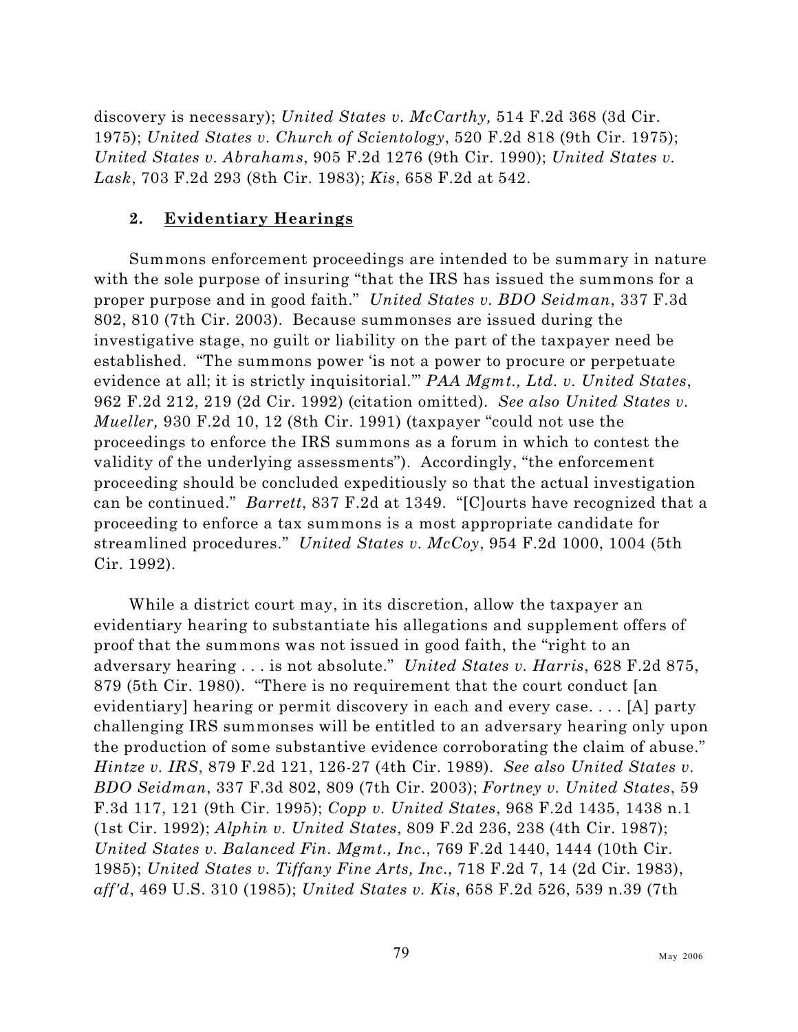discovery is necessary); *United States v. McCarthy,* 514 F.2d 368 (3d Cir. 1975); *United States v. Church of Scientology*, 520 F.2d 818 (9th Cir. 1975); *United States v. Abrahams*, 905 F.2d 1276 (9th Cir. 1990); *United States v. Lask*, 703 F.2d 293 (8th Cir. 1983); *Kis*, 658 F.2d at 542.

### 2. Evidentiary Hearings

Summons enforcement proceedings are intended to be summary in nature with the sole purpose of insuring "that the IRS has issued the summons for a proper purpose and in good faith." *United States v. BDO Seidman*, 337 F.3d 802, 810 (7th Cir. 2003). Because summonses are issued during the investigative stage, no guilt or liability on the part of the taxpayer need be established. "The summons power 'is not a power to procure or perpetuate evidence at all; it is strictly inquisitorial.'" *PAA Mgmt., Ltd. v. United States*, 962 F.2d 212, 219 (2d Cir. 1992) (citation omitted). *See also United States v. Mueller,* 930 F.2d 10, 12 (8th Cir. 1991) (taxpayer "could not use the proceedings to enforce the IRS summons as a forum in which to contest the validity of the underlying assessments"). Accordingly, "the enforcement proceeding should be concluded expeditiously so that the actual investigation can be continued." *Barrett*, 837 F.2d at 1349. "[C]ourts have recognized that a proceeding to enforce a tax summons is a most appropriate candidate for streamlined procedures." *United States v. McCoy*, 954 F.2d 1000, 1004 (5th Cir. 1992).

While a district court may, in its discretion, allow the taxpayer an evidentiary hearing to substantiate his allegations and supplement offers of proof that the summons was not issued in good faith, the "right to an adversary hearing . . . is not absolute." *United States v. Harris*, 628 F.2d 875, 879 (5th Cir. 1980). "There is no requirement that the court conduct [an evidentiary] hearing or permit discovery in each and every case. . . . [A] party challenging IRS summonses will be entitled to an adversary hearing only upon the production of some substantive evidence corroborating the claim of abuse." *Hintze v. IRS*, 879 F.2d 121, 126-27 (4th Cir. 1989). *See also United States v. BDO Seidman*, 337 F.3d 802, 809 (7th Cir. 2003); *Fortney v. United States*, 59 F.3d 117, 121 (9th Cir. 1995); *Copp v. United States*, 968 F.2d 1435, 1438 n.1 (1st Cir. 1992); *Alphin v. United States*, 809 F.2d 236, 238 (4th Cir. 1987); *United States v. Balanced Fin. Mgmt., Inc.*, 769 F.2d 1440, 1444 (10th Cir. 1985); *United States v. Tiffany Fine Arts, Inc.*, 718 F.2d 7, 14 (2d Cir. 1983), *aff'd*, 469 U.S. 310 (1985); *United States v. Kis*, 658 F.2d 526, 539 n.39 (7th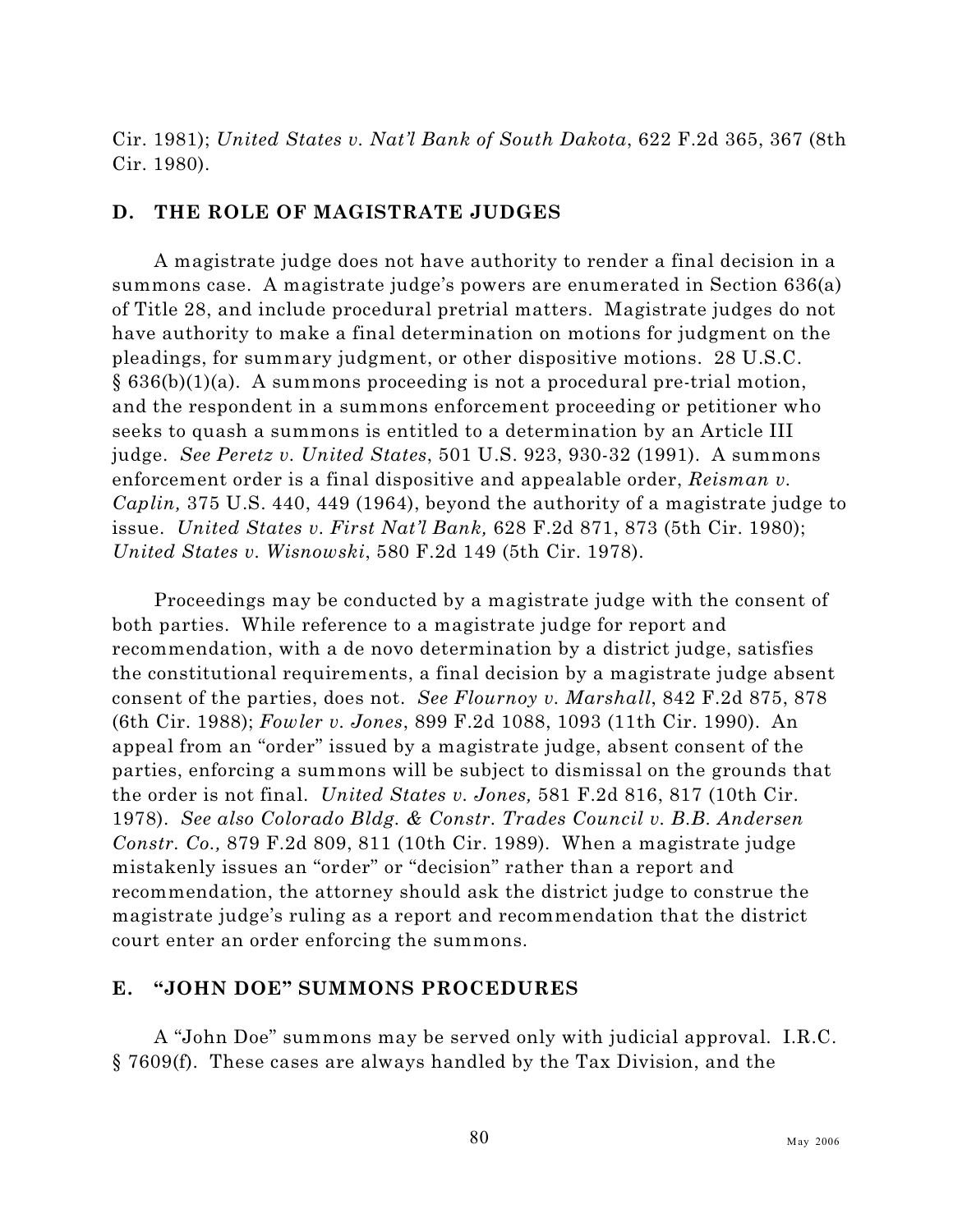Cir. 1981); *United States v. Nat'l Bank of South Dakota*, 622 F.2d 365, 367 (8th Cir. 1980).

## D. THE ROLE OF MAGISTRATE JUDGES

A magistrate judge does not have authority to render a final decision in a summons case. A magistrate judge's powers are enumerated in Section 636(a) of Title 28, and include procedural pretrial matters. Magistrate judges do not have authority to make a final determination on motions for judgment on the pleadings, for summary judgment, or other dispositive motions. 28 U.S.C. § 636(b)(1)(a). A summons proceeding is not a procedural pre-trial motion, and the respondent in a summons enforcement proceeding or petitioner who seeks to quash a summons is entitled to a determination by an Article III judge. *See Peretz v. United States*, 501 U.S. 923, 930-32 (1991). A summons enforcement order is a final dispositive and appealable order, *Reisman v. Caplin,* 375 U.S. 440, 449 (1964), beyond the authority of a magistrate judge to issue. *United States v. First Nat'l Bank,* 628 F.2d 871, 873 (5th Cir. 1980); *United States v. Wisnowski*, 580 F.2d 149 (5th Cir. 1978).

Proceedings may be conducted by a magistrate judge with the consent of both parties. While reference to a magistrate judge for report and recommendation, with a de novo determination by a district judge, satisfies the constitutional requirements, a final decision by a magistrate judge absent consent of the parties, does not. *See Flournoy v. Marshall*, 842 F.2d 875, 878 (6th Cir. 1988); *Fowler v. Jones*, 899 F.2d 1088, 1093 (11th Cir. 1990). An appeal from an "order" issued by a magistrate judge, absent consent of the parties, enforcing a summons will be subject to dismissal on the grounds that the order is not final. *United States v. Jones,* 581 F.2d 816, 817 (10th Cir. 1978). *See also Colorado Bldg. & Constr. Trades Council v. B.B. Andersen Constr. Co.,* 879 F.2d 809, 811 (10th Cir. 1989). When a magistrate judge mistakenly issues an "order" or "decision" rather than a report and recommendation, the attorney should ask the district judge to construe the magistrate judge's ruling as a report and recommendation that the district court enter an order enforcing the summons.

## E. "JOHN DOE" SUMMONS PROCEDURES

A "John Doe" summons may be served only with judicial approval. I.R.C. § 7609(f). These cases are always handled by the Tax Division, and the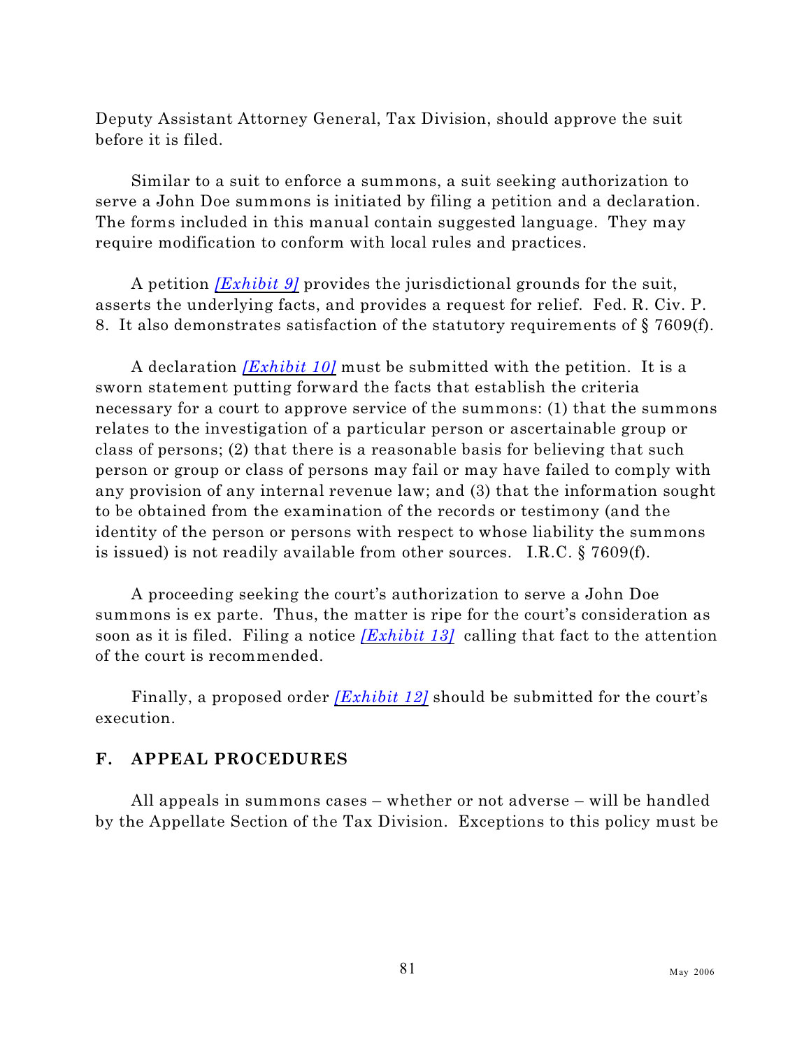Deputy Assistant Attorney General, Tax Division, should approve the suit before it is filed.

Similar to a suit to enforce a summons, a suit seeking authorization to serve a John Doe summons is initiated by filing a petition and a declaration. The forms included in this manual contain suggested language. They may require modification to conform with local rules and practices.

A petition *[Exhibit 9]* provides the jurisdictional grounds for the suit, asserts the underlying facts, and provides a request for relief. Fed. R. Civ. P. 8. It also demonstrates satisfaction of the statutory requirements of § 7609(f).

A declaration *[Exhibit 10]* must be submitted with the petition. It is a sworn statement putting forward the facts that establish the criteria necessary for a court to approve service of the summons: (1) that the summons relates to the investigation of a particular person or ascertainable group or class of persons; (2) that there is a reasonable basis for believing that such person or group or class of persons may fail or may have failed to comply with any provision of any internal revenue law; and (3) that the information sought to be obtained from the examination of the records or testimony (and the identity of the person or persons with respect to whose liability the summons is issued) is not readily available from other sources. I.R.C. § 7609(f).

A proceeding seeking the court's authorization to serve a John Doe summons is ex parte. Thus, the matter is ripe for the court's consideration as soon as it is filed. Filing a notice *[Exhibit 13]* calling that fact to the attention of the court is recommended.

Finally, a proposed order *[Exhibit 12]* should be submitted for the court's execution.

## F. APPEAL PROCEDURES

All appeals in summons cases – whether or not adverse – will be handled by the Appellate Section of the Tax Division. Exceptions to this policy must be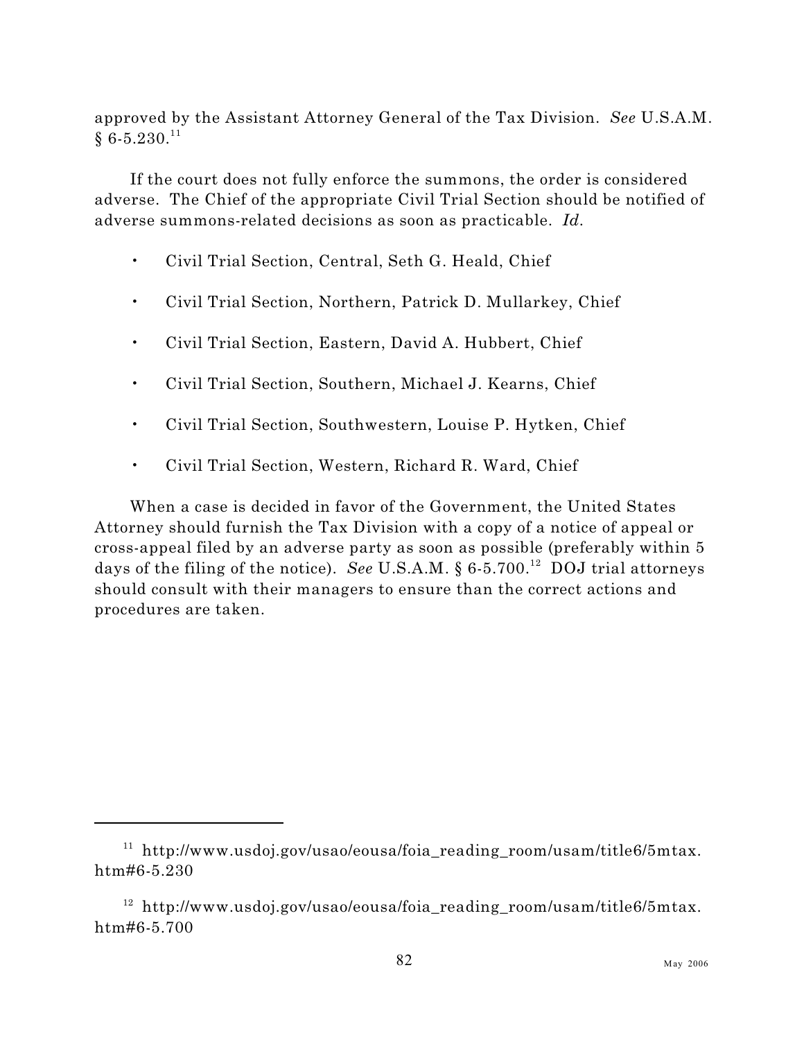approved by the Assistant Attorney General of the Tax Division. *See* U.S.A.M. § 6-5.230.[11]

If the court does not fully enforce the summons, the order is considered adverse. The Chief of the appropriate Civil Trial Section should be notified of adverse summons-related decisions as soon as practicable. *Id.*

- Civil Trial Section, Central, Seth G. Heald, Chief
- Civil Trial Section, Northern, Patrick D. Mullarkey, Chief
- Civil Trial Section, Eastern, David A. Hubbert, Chief
- Civil Trial Section, Southern, Michael J. Kearns, Chief
- Civil Trial Section, Southwestern, Louise P. Hytken, Chief
- Civil Trial Section, Western, Richard R. Ward, Chief

When a case is decided in favor of the Government, the United States Attorney should furnish the Tax Division with a copy of a notice of appeal or cross-appeal filed by an adverse party as soon as possible (preferably within 5 days of the filing of the notice). *See* U.S.A.M. § 6-5.700.[12] DOJ trial attorneys should consult with their managers to ensure than the correct actions and procedures are taken.

---

[11] http://www.usdoj.gov/usao/eousa/foia_reading_room/usam/title6/5mtax.htm#6-5.230

[12] http://www.usdoj.gov/usao/eousa/foia_reading_room/usam/title6/5mtax.htm#6-5.700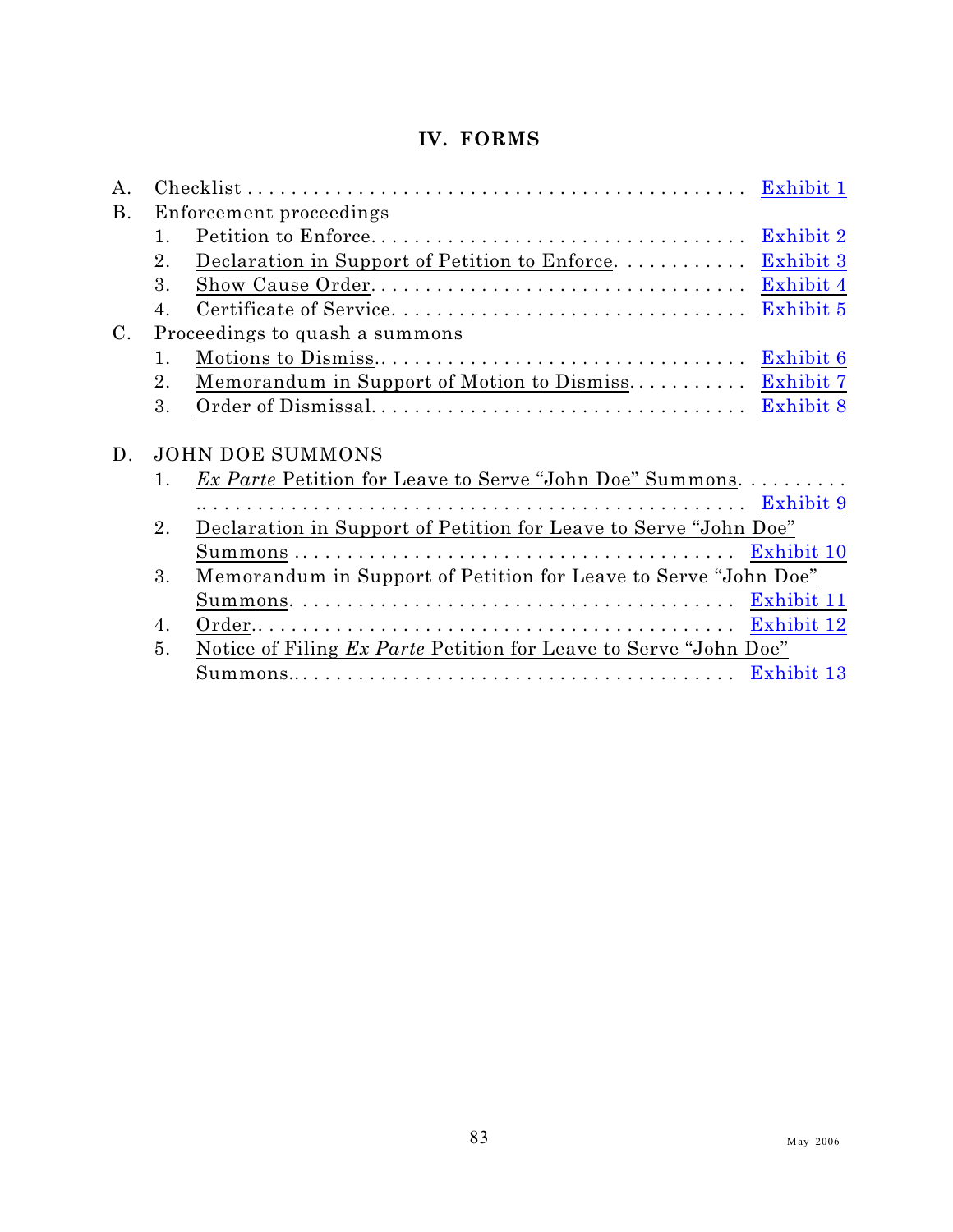# IV. FORMS

A. Checklist . . . . . . . . . . . . . . . . . . . . . . . . . . . . . . . . . . . . . . . . . . . . . Exhibit 1

B. Enforcement proceedings
   1. Petition to Enforce. . . . . . . . . . . . . . . . . . . . . . . . . . . . . . . . . . Exhibit 2
   2. Declaration in Support of Petition to Enforce. . . . . . . . . . . . Exhibit 3
   3. Show Cause Order. . . . . . . . . . . . . . . . . . . . . . . . . . . . . . . . . Exhibit 4
   4. Certificate of Service. . . . . . . . . . . . . . . . . . . . . . . . . . . . . . . Exhibit 5

C. Proceedings to quash a summons
   1. Motions to Dismiss.. . . . . . . . . . . . . . . . . . . . . . . . . . . . . . . . Exhibit 6
   2. Memorandum in Support of Motion to Dismiss. . . . . . . . . . . Exhibit 7
   3. Order of Dismissal. . . . . . . . . . . . . . . . . . . . . . . . . . . . . . . . . Exhibit 8

D. JOHN DOE SUMMONS
   1. *Ex Parte* Petition for Leave to Serve "John Doe" Summons. . . . . . . . . . . . . . . . . . . . . . . . . . . . . . . . . . . . . . . . . . . . . . . . . . . . . . . . . . . . . Exhibit 9
   2. Declaration in Support of Petition for Leave to Serve "John Doe" Summons . . . . . . . . . . . . . . . . . . . . . . . . . . . . . . . . . . . . . . . . . Exhibit 10
   3. Memorandum in Support of Petition for Leave to Serve "John Doe" Summons. . . . . . . . . . . . . . . . . . . . . . . . . . . . . . . . . . . . . . . . Exhibit 11
   4. Order.. . . . . . . . . . . . . . . . . . . . . . . . . . . . . . . . . . . . . . . . . . . . . Exhibit 12
   5. Notice of Filing *Ex Parte* Petition for Leave to Serve "John Doe" Summons.. . . . . . . . . . . . . . . . . . . . . . . . . . . . . . . . . . . . . . . Exhibit 13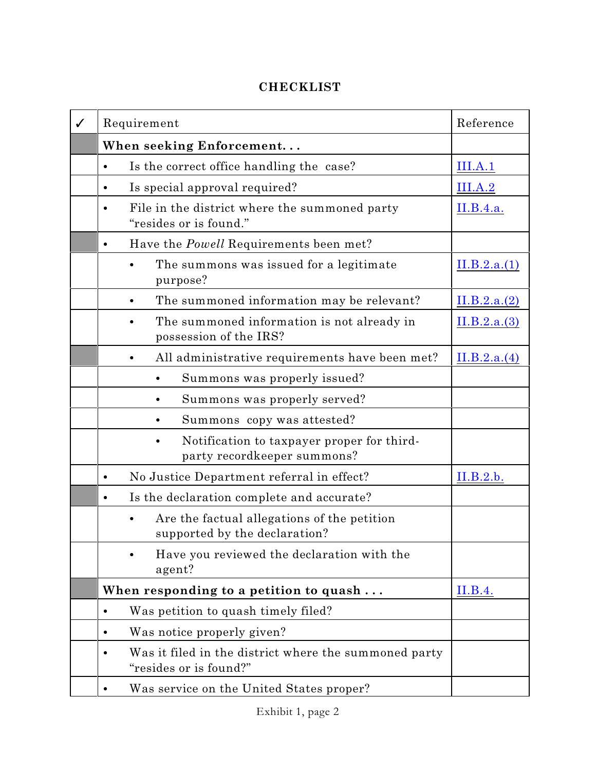# CHECKLIST

| ✓ | Requirement | Reference |
|---|---|---|
| | **When seeking Enforcement. . .** | |
| | • Is the correct office handling the case? | III.A.1 |
| | • Is special approval required? | III.A.2 |
| | • File in the district where the summoned party "resides or is found." | II.B.4.a. |
| | • Have the *Powell* Requirements been met? | |
| | &nbsp;&nbsp;&nbsp;&nbsp;• The summons was issued for a legitimate purpose? | II.B.2.a.(1) |
| | &nbsp;&nbsp;&nbsp;&nbsp;• The summoned information may be relevant? | II.B.2.a.(2) |
| | &nbsp;&nbsp;&nbsp;&nbsp;• The summoned information is not already in possession of the IRS? | II.B.2.a.(3) |
| | &nbsp;&nbsp;&nbsp;&nbsp;• All administrative requirements have been met? | II.B.2.a.(4) |
| | &nbsp;&nbsp;&nbsp;&nbsp;&nbsp;&nbsp;&nbsp;&nbsp;• Summons was properly issued? | |
| | &nbsp;&nbsp;&nbsp;&nbsp;&nbsp;&nbsp;&nbsp;&nbsp;• Summons was properly served? | |
| | &nbsp;&nbsp;&nbsp;&nbsp;&nbsp;&nbsp;&nbsp;&nbsp;• Summons copy was attested? | |
| | &nbsp;&nbsp;&nbsp;&nbsp;&nbsp;&nbsp;&nbsp;&nbsp;• Notification to taxpayer proper for third-party recordkeeper summons? | |
| | • No Justice Department referral in effect? | II.B.2.b. |
| | • Is the declaration complete and accurate? | |
| | &nbsp;&nbsp;&nbsp;&nbsp;• Are the factual allegations of the petition supported by the declaration? | |
| | &nbsp;&nbsp;&nbsp;&nbsp;• Have you reviewed the declaration with the agent? | |
| | **When responding to a petition to quash . . .** | II.B.4. |
| | • Was petition to quash timely filed? | |
| | • Was notice properly given? | |
| | • Was it filed in the district where the summoned party "resides or is found?" | |
| | • Was service on the United States proper? | |

Exhibit 1, page 2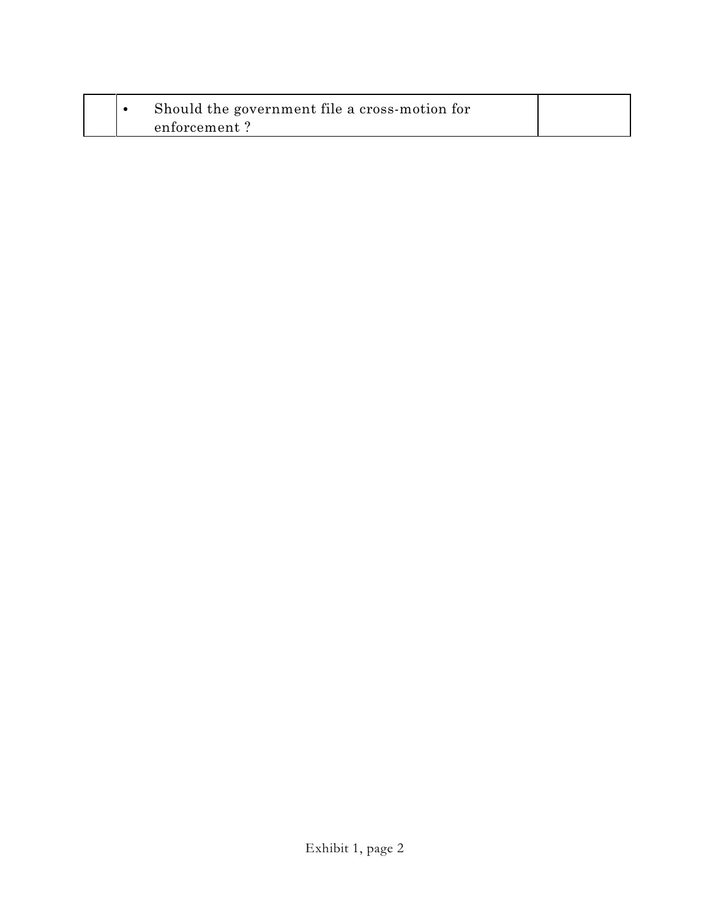|  |  |  |
|---|---|---|
|  | • Should the government file a cross-motion for enforcement ? |  |

Exhibit 1, page 2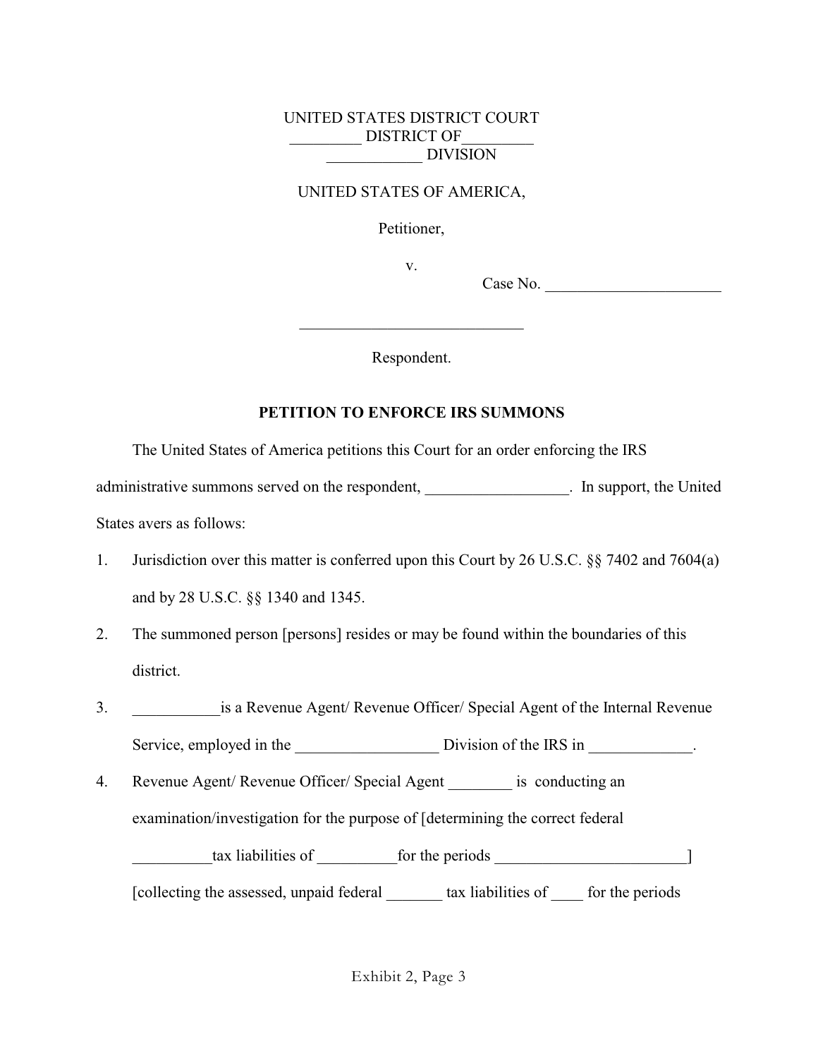UNITED STATES DISTRICT COURT
_________ DISTRICT OF_________
____________ DIVISION

UNITED STATES OF AMERICA,

Petitioner,

v.

Case No. ______________________

____________________________

Respondent.

**PETITION TO ENFORCE IRS SUMMONS**

The United States of America petitions this Court for an order enforcing the IRS administrative summons served on the respondent, __________________. In support, the United States avers as follows:

1. Jurisdiction over this matter is conferred upon this Court by 26 U.S.C. §§ 7402 and 7604(a) and by 28 U.S.C. §§ 1340 and 1345.
2. The summoned person [persons] resides or may be found within the boundaries of this district.
3. ___________is a Revenue Agent/ Revenue Officer/ Special Agent of the Internal Revenue Service, employed in the __________________ Division of the IRS in _____________.
4. Revenue Agent/ Revenue Officer/ Special Agent ________ is conducting an examination/investigation for the purpose of [determining the correct federal __________tax liabilities of __________for the periods ________________________] [collecting the assessed, unpaid federal _______ tax liabilities of ____ for the periods

Exhibit 2, Page 3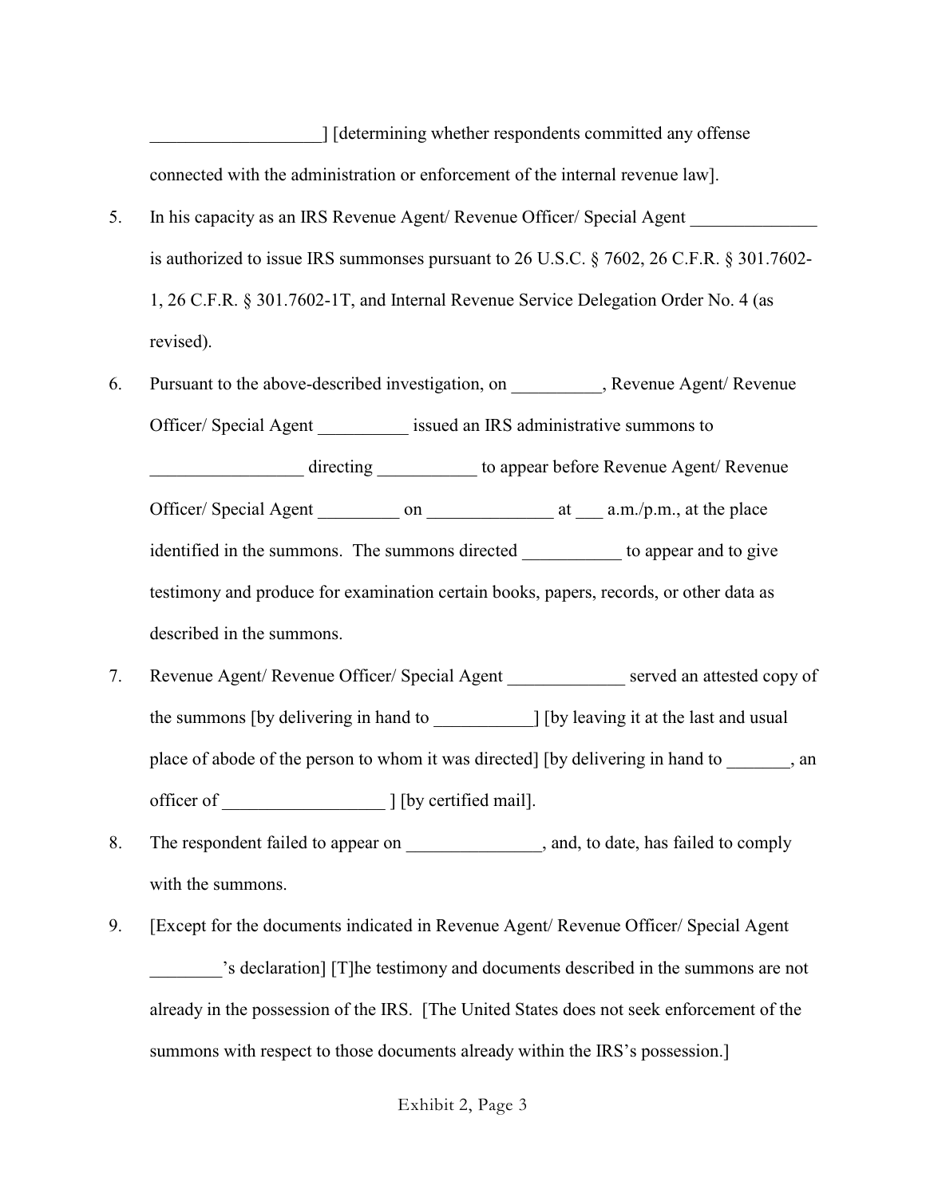___________________] [determining whether respondents committed any offense connected with the administration or enforcement of the internal revenue law].

5. In his capacity as an IRS Revenue Agent/ Revenue Officer/ Special Agent ______________ is authorized to issue IRS summonses pursuant to 26 U.S.C. § 7602, 26 C.F.R. § 301.7602-1, 26 C.F.R. § 301.7602-1T, and Internal Revenue Service Delegation Order No. 4 (as revised).

6. Pursuant to the above-described investigation, on __________, Revenue Agent/ Revenue Officer/ Special Agent __________ issued an IRS administrative summons to _________________ directing ___________ to appear before Revenue Agent/ Revenue Officer/ Special Agent _________ on ______________ at ___ a.m./p.m., at the place identified in the summons. The summons directed ___________ to appear and to give testimony and produce for examination certain books, papers, records, or other data as described in the summons.

7. Revenue Agent/ Revenue Officer/ Special Agent _____________ served an attested copy of the summons [by delivering in hand to ___________] [by leaving it at the last and usual place of abode of the person to whom it was directed] [by delivering in hand to _______, an officer of __________________ ] [by certified mail].

8. The respondent failed to appear on _______________, and, to date, has failed to comply with the summons.

9. [Except for the documents indicated in Revenue Agent/ Revenue Officer/ Special Agent ________'s declaration] [T]he testimony and documents described in the summons are not already in the possession of the IRS. [The United States does not seek enforcement of the summons with respect to those documents already within the IRS's possession.]

Exhibit 2, Page 3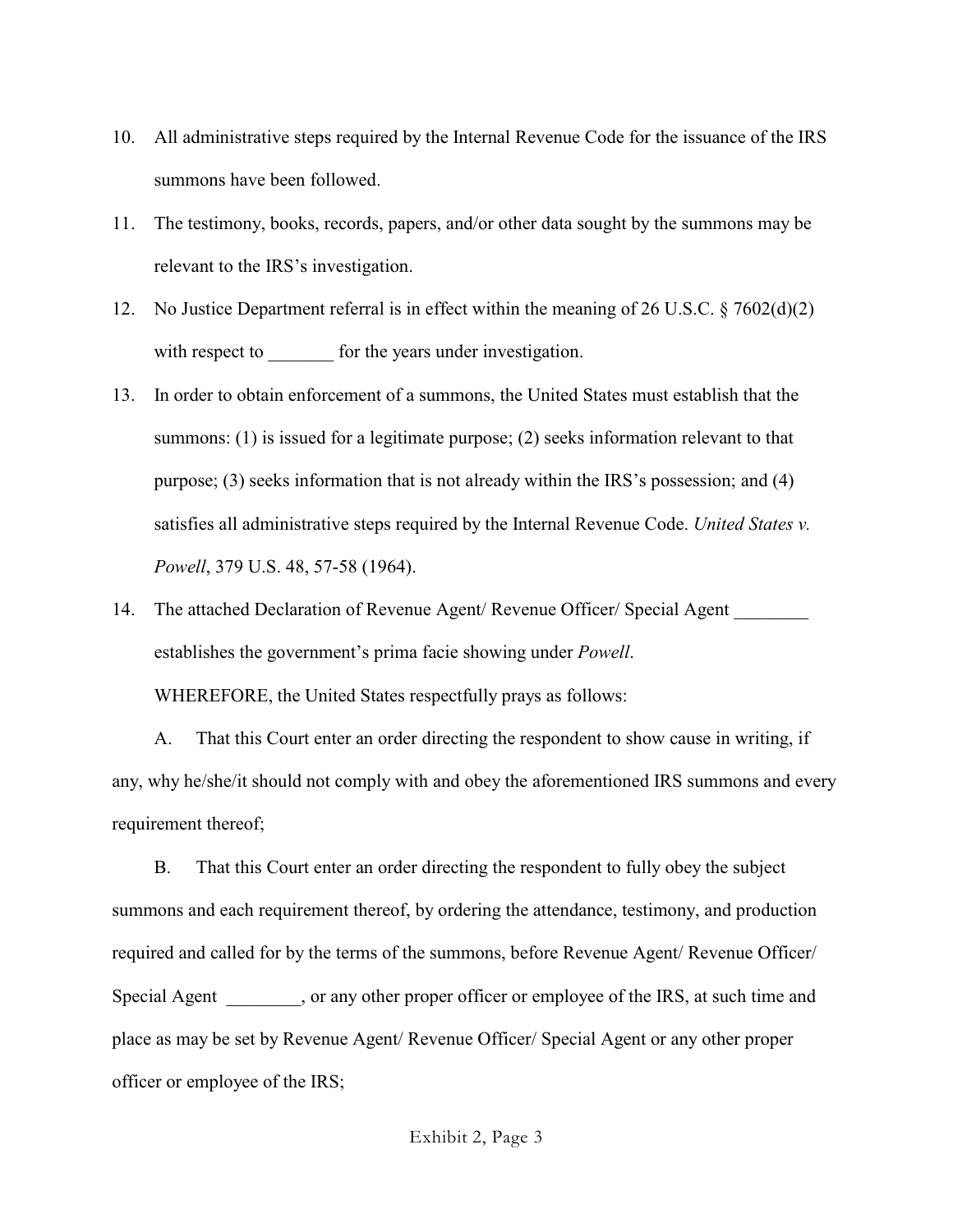10. All administrative steps required by the Internal Revenue Code for the issuance of the IRS summons have been followed.
11. The testimony, books, records, papers, and/or other data sought by the summons may be relevant to the IRS's investigation.
12. No Justice Department referral is in effect within the meaning of 26 U.S.C. § 7602(d)(2) with respect to _______ for the years under investigation.
13. In order to obtain enforcement of a summons, the United States must establish that the summons: (1) is issued for a legitimate purpose; (2) seeks information relevant to that purpose; (3) seeks information that is not already within the IRS's possession; and (4) satisfies all administrative steps required by the Internal Revenue Code. *United States v. Powell*, 379 U.S. 48, 57-58 (1964).
14. The attached Declaration of Revenue Agent/ Revenue Officer/ Special Agent ________ establishes the government's prima facie showing under *Powell*.

WHEREFORE, the United States respectfully prays as follows:

A. That this Court enter an order directing the respondent to show cause in writing, if any, why he/she/it should not comply with and obey the aforementioned IRS summons and every requirement thereof;

B. That this Court enter an order directing the respondent to fully obey the subject summons and each requirement thereof, by ordering the attendance, testimony, and production required and called for by the terms of the summons, before Revenue Agent/ Revenue Officer/ Special Agent ________, or any other proper officer or employee of the IRS, at such time and place as may be set by Revenue Agent/ Revenue Officer/ Special Agent or any other proper officer or employee of the IRS;

Exhibit 2, Page 3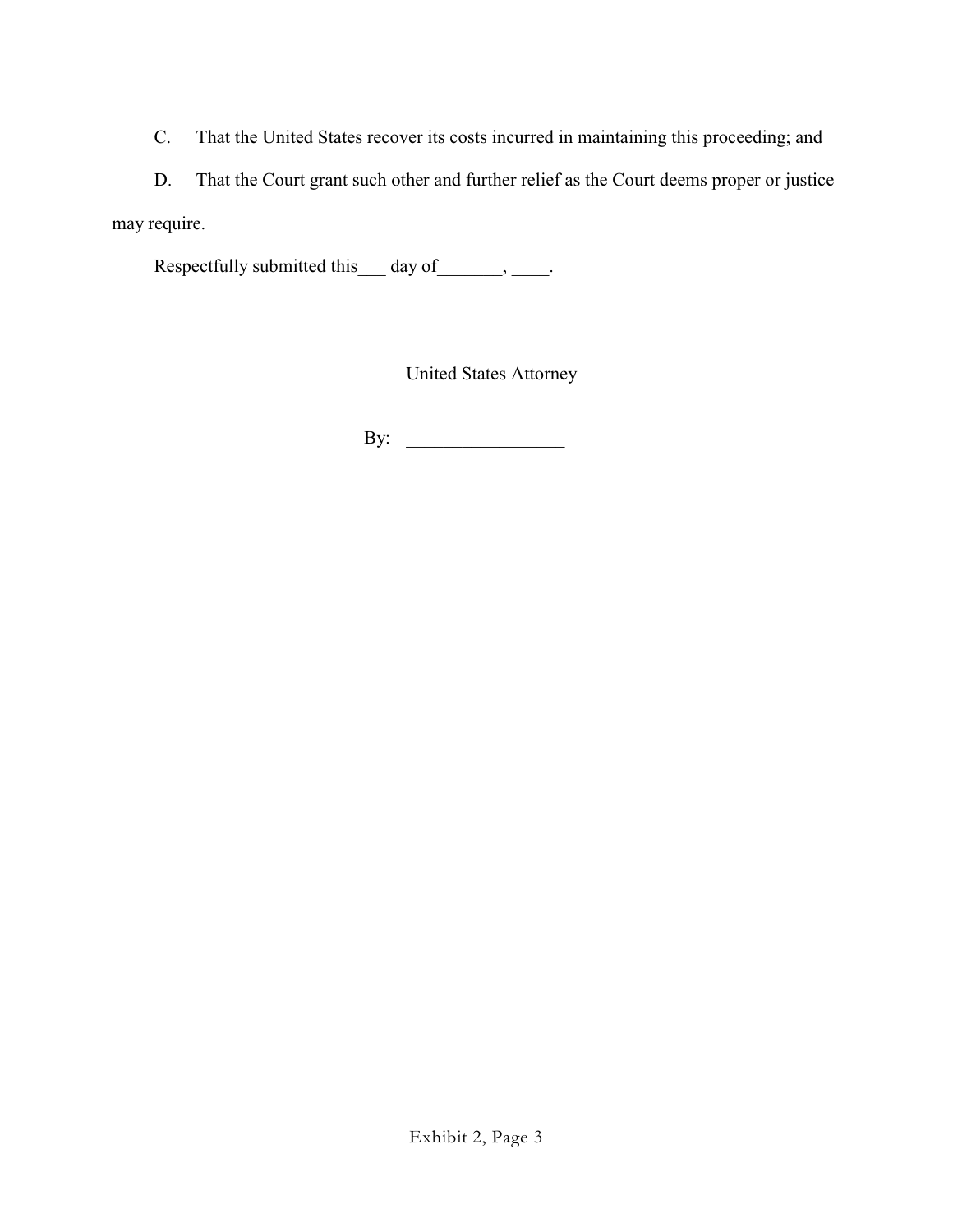C. That the United States recover its costs incurred in maintaining this proceeding; and

D. That the Court grant such other and further relief as the Court deems proper or justice may require.

Respectfully submitted this___ day of_______, ____.

___________________
United States Attorney

By: _________________

Exhibit 2, Page 3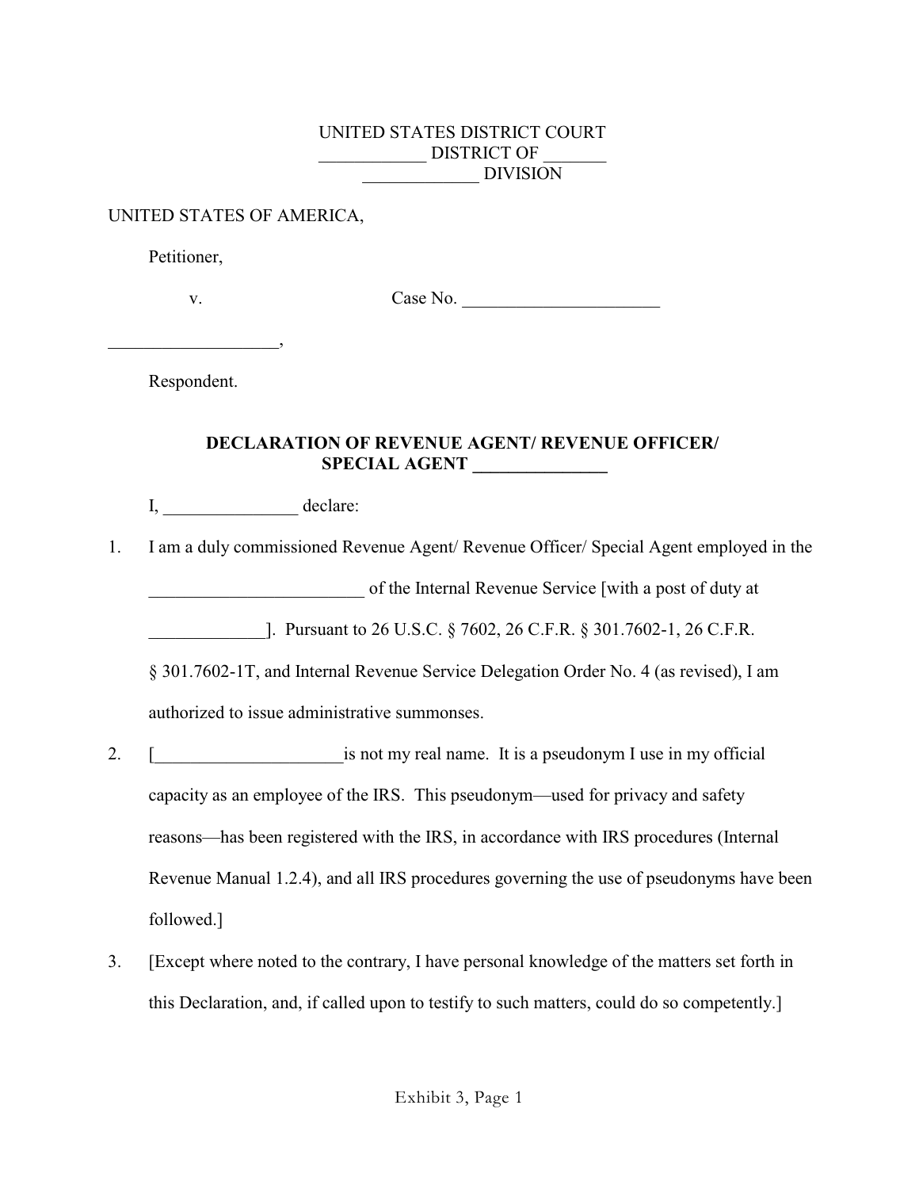UNITED STATES DISTRICT COURT
____________ DISTRICT OF _______
_____________ DIVISION

UNITED STATES OF AMERICA,

Petitioner,

v. Case No. ______________________

___________________,

Respondent.

**DECLARATION OF REVENUE AGENT/ REVENUE OFFICER/ SPECIAL AGENT _______________**

I, _______________ declare:

1. I am a duly commissioned Revenue Agent/ Revenue Officer/ Special Agent employed in the ________________________ of the Internal Revenue Service [with a post of duty at _____________]. Pursuant to 26 U.S.C. § 7602, 26 C.F.R. § 301.7602-1, 26 C.F.R. § 301.7602-1T, and Internal Revenue Service Delegation Order No. 4 (as revised), I am authorized to issue administrative summonses.

2. [_____________________is not my real name. It is a pseudonym I use in my official capacity as an employee of the IRS. This pseudonym—used for privacy and safety reasons—has been registered with the IRS, in accordance with IRS procedures (Internal Revenue Manual 1.2.4), and all IRS procedures governing the use of pseudonyms have been followed.]

3. [Except where noted to the contrary, I have personal knowledge of the matters set forth in this Declaration, and, if called upon to testify to such matters, could do so competently.]

Exhibit 3, Page 1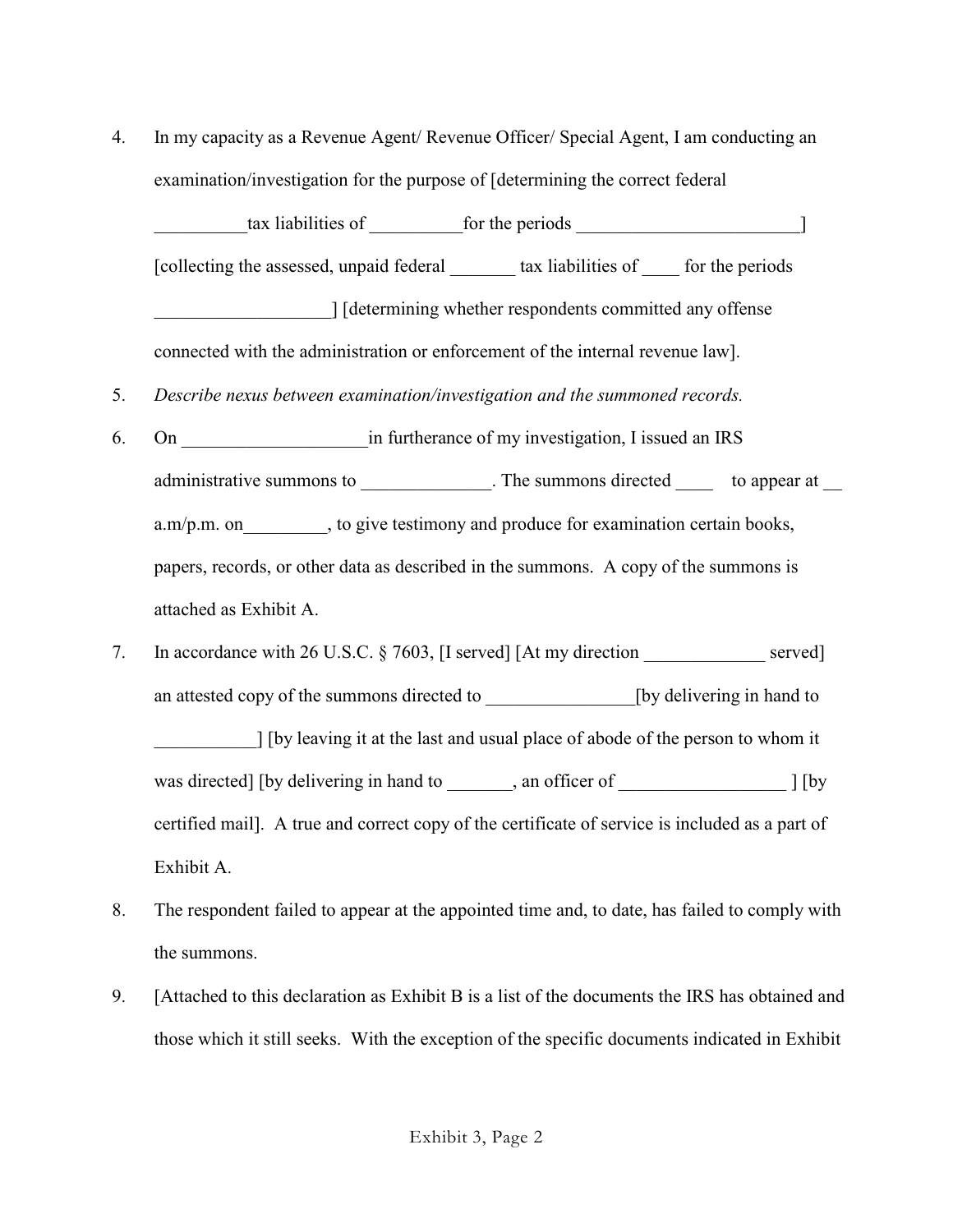4. In my capacity as a Revenue Agent/ Revenue Officer/ Special Agent, I am conducting an examination/investigation for the purpose of [determining the correct federal __________tax liabilities of __________for the periods ________________________] [collecting the assessed, unpaid federal _______ tax liabilities of ____ for the periods __________________] [determining whether respondents committed any offense connected with the administration or enforcement of the internal revenue law].

5. *Describe nexus between examination/investigation and the summoned records.*

6. On ____________________in furtherance of my investigation, I issued an IRS administrative summons to ______________. The summons directed ____ to appear at __ a.m/p.m. on_________, to give testimony and produce for examination certain books, papers, records, or other data as described in the summons. A copy of the summons is attached as Exhibit A.

7. In accordance with 26 U.S.C. § 7603, [I served] [At my direction _____________ served] an attested copy of the summons directed to ________________[by delivering in hand to ___________] [by leaving it at the last and usual place of abode of the person to whom it was directed] [by delivering in hand to _______, an officer of _________________ ] [by certified mail]. A true and correct copy of the certificate of service is included as a part of Exhibit A.

8. The respondent failed to appear at the appointed time and, to date, has failed to comply with the summons.

9. [Attached to this declaration as Exhibit B is a list of the documents the IRS has obtained and those which it still seeks. With the exception of the specific documents indicated in Exhibit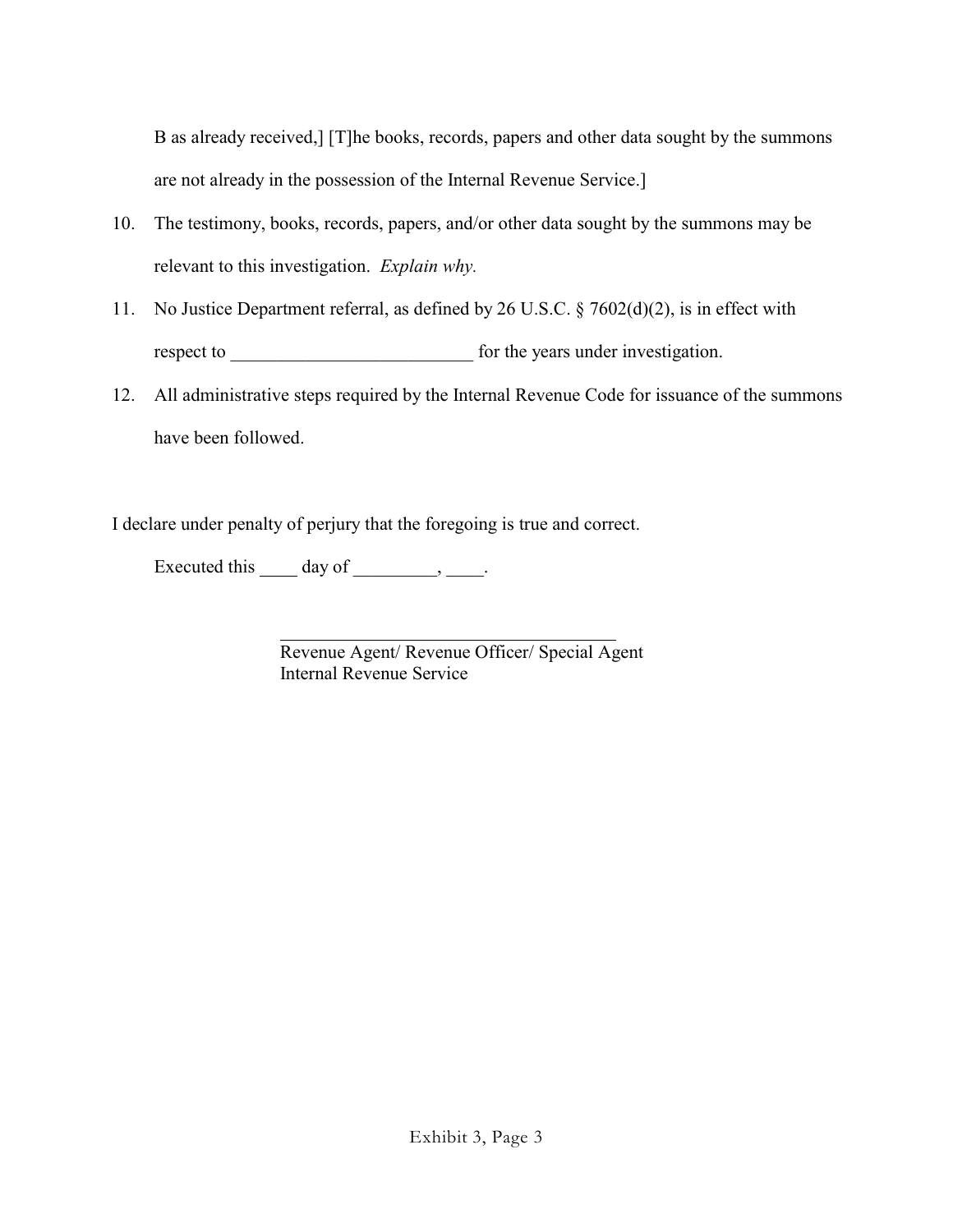B as already received,] [T]he books, records, papers and other data sought by the summons are not already in the possession of the Internal Revenue Service.]

10. The testimony, books, records, papers, and/or other data sought by the summons may be relevant to this investigation. *Explain why.*

11. No Justice Department referral, as defined by 26 U.S.C. § 7602(d)(2), is in effect with respect to __________________________ for the years under investigation.

12. All administrative steps required by the Internal Revenue Code for issuance of the summons have been followed.

I declare under penalty of perjury that the foregoing is true and correct.

Executed this ____ day of _________, ____.

_____________________________________
Revenue Agent/ Revenue Officer/ Special Agent
Internal Revenue Service

Exhibit 3, Page 3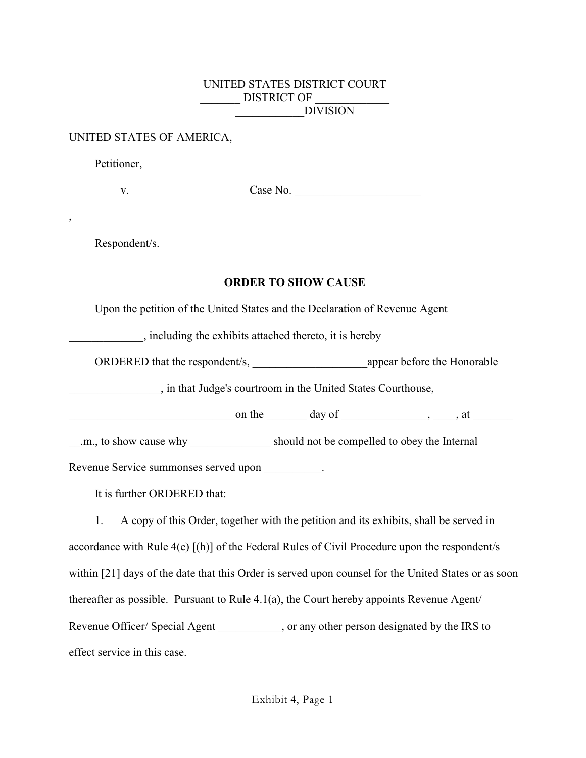UNITED STATES DISTRICT COURT
_______ DISTRICT OF _____________
____________DIVISION

UNITED STATES OF AMERICA,

Petitioner,

v. Case No. ______________________

,

Respondent/s.

**ORDER TO SHOW CAUSE**

Upon the petition of the United States and the Declaration of Revenue Agent _____________, including the exhibits attached thereto, it is hereby

ORDERED that the respondent/s, ____________________appear before the Honorable ________________, in that Judge's courtroom in the United States Courthouse, _____________________________on the _______ day of _______________, ____, at _______ __.m., to show cause why ______________ should not be compelled to obey the Internal Revenue Service summonses served upon __________.

It is further ORDERED that:

1. A copy of this Order, together with the petition and its exhibits, shall be served in accordance with Rule 4(e) [(h)] of the Federal Rules of Civil Procedure upon the respondent/s within [21] days of the date that this Order is served upon counsel for the United States or as soon thereafter as possible. Pursuant to Rule 4.1(a), the Court hereby appoints Revenue Agent/ Revenue Officer/ Special Agent ___________, or any other person designated by the IRS to effect service in this case.

Exhibit 4, Page 1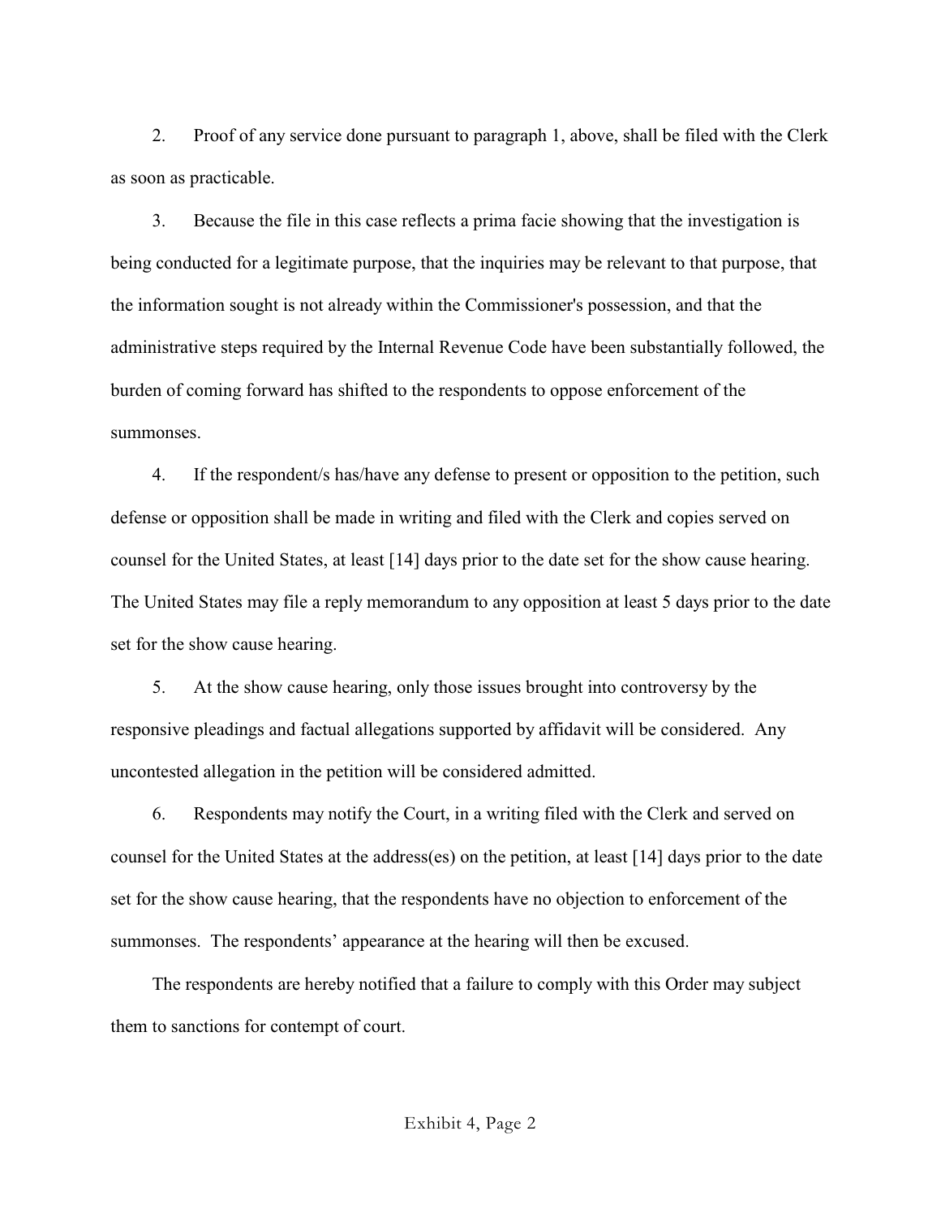2. Proof of any service done pursuant to paragraph 1, above, shall be filed with the Clerk as soon as practicable.

3. Because the file in this case reflects a prima facie showing that the investigation is being conducted for a legitimate purpose, that the inquiries may be relevant to that purpose, that the information sought is not already within the Commissioner's possession, and that the administrative steps required by the Internal Revenue Code have been substantially followed, the burden of coming forward has shifted to the respondents to oppose enforcement of the summonses.

4. If the respondent/s has/have any defense to present or opposition to the petition, such defense or opposition shall be made in writing and filed with the Clerk and copies served on counsel for the United States, at least [14] days prior to the date set for the show cause hearing. The United States may file a reply memorandum to any opposition at least 5 days prior to the date set for the show cause hearing.

5. At the show cause hearing, only those issues brought into controversy by the responsive pleadings and factual allegations supported by affidavit will be considered. Any uncontested allegation in the petition will be considered admitted.

6. Respondents may notify the Court, in a writing filed with the Clerk and served on counsel for the United States at the address(es) on the petition, at least [14] days prior to the date set for the show cause hearing, that the respondents have no objection to enforcement of the summonses. The respondents' appearance at the hearing will then be excused.

The respondents are hereby notified that a failure to comply with this Order may subject them to sanctions for contempt of court.

Exhibit 4, Page 2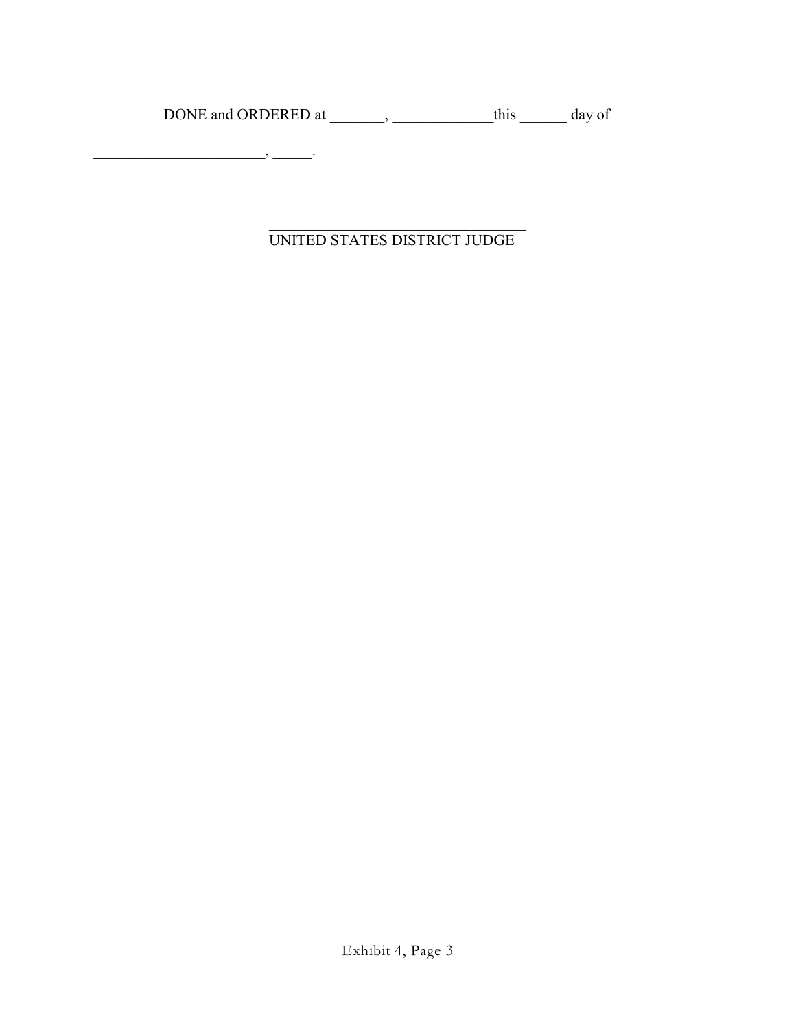DONE and ORDERED at _______, _____________this ______ day of

______________________, _____.

___________________________________
UNITED STATES DISTRICT JUDGE

Exhibit 4, Page 3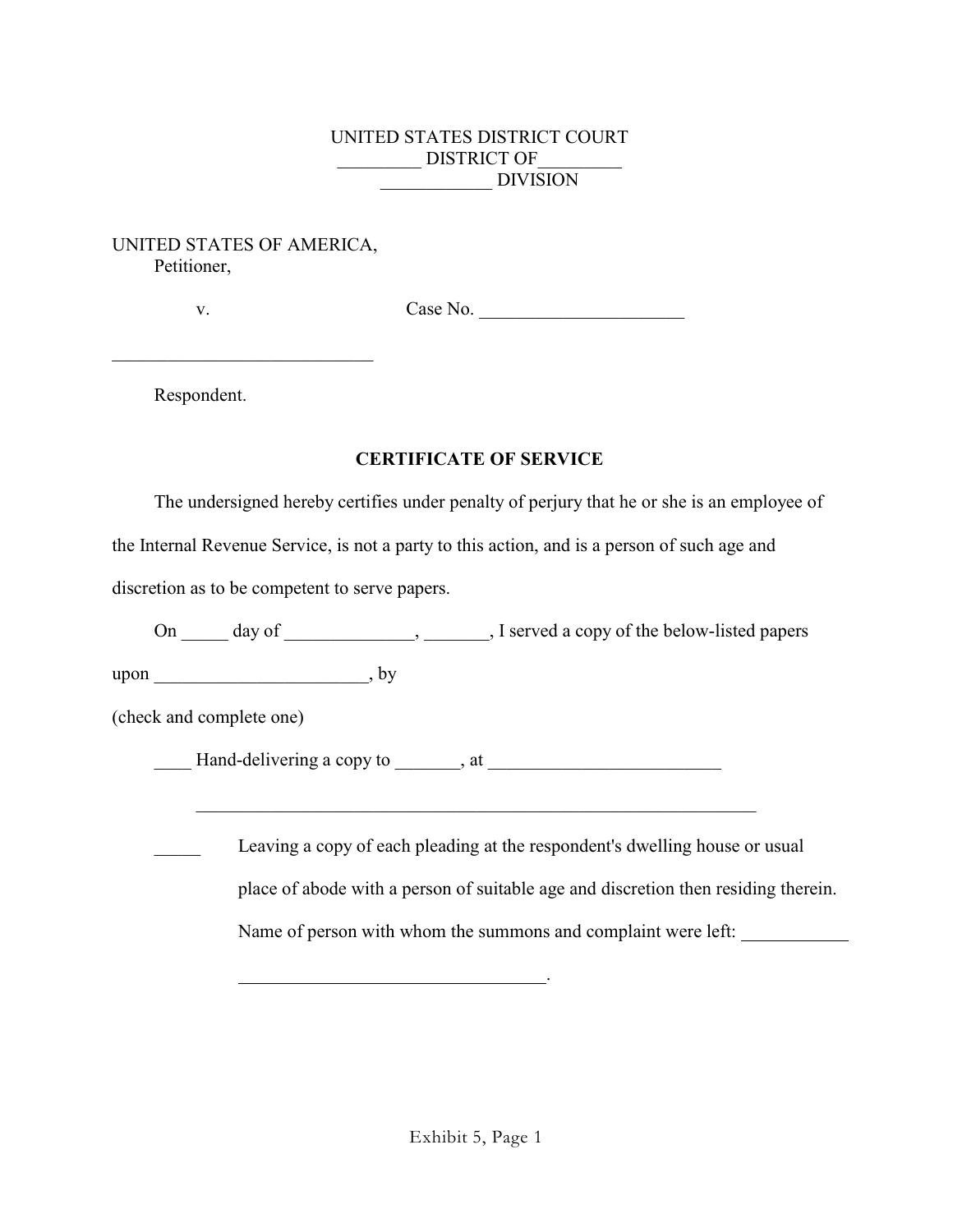UNITED STATES DISTRICT COURT
_________ DISTRICT OF_________
____________ DIVISION

UNITED STATES OF AMERICA,
Petitioner,

v. Case No. ______________________

____________________________

Respondent.

**CERTIFICATE OF SERVICE**

The undersigned hereby certifies under penalty of perjury that he or she is an employee of the Internal Revenue Service, is not a party to this action, and is a person of such age and discretion as to be competent to serve papers.

On _____ day of ______________, _______, I served a copy of the below-listed papers upon _______________________, by

(check and complete one)

____ Hand-delivering a copy to _______, at _________________________

_______________________________________________________________

_____ Leaving a copy of each pleading at the respondent's dwelling house or usual place of abode with a person of suitable age and discretion then residing therein. Name of person with whom the summons and complaint were left: ___________ _________________________________.

Exhibit 5, Page 1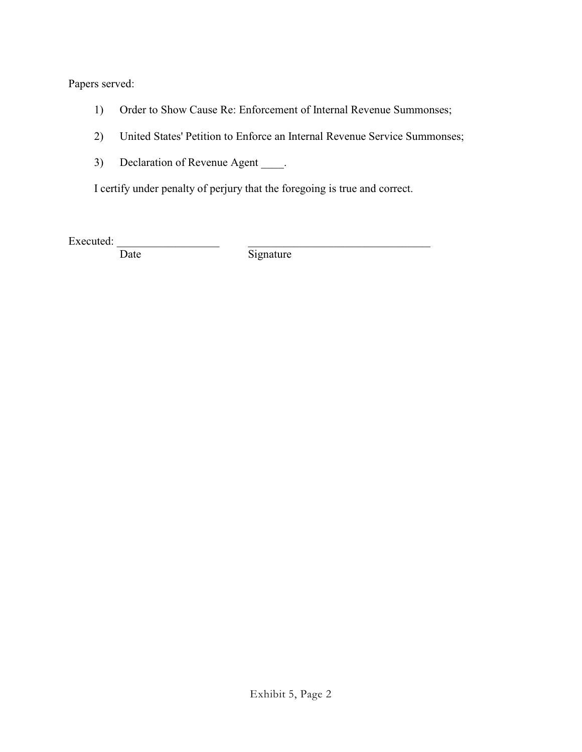Papers served:

1) Order to Show Cause Re: Enforcement of Internal Revenue Summonses;

2) United States' Petition to Enforce an Internal Revenue Service Summonses;

3) Declaration of Revenue Agent ____.

I certify under penalty of perjury that the foregoing is true and correct.

Executed: __________________ ________________________________

Date Signature

Exhibit 5, Page 2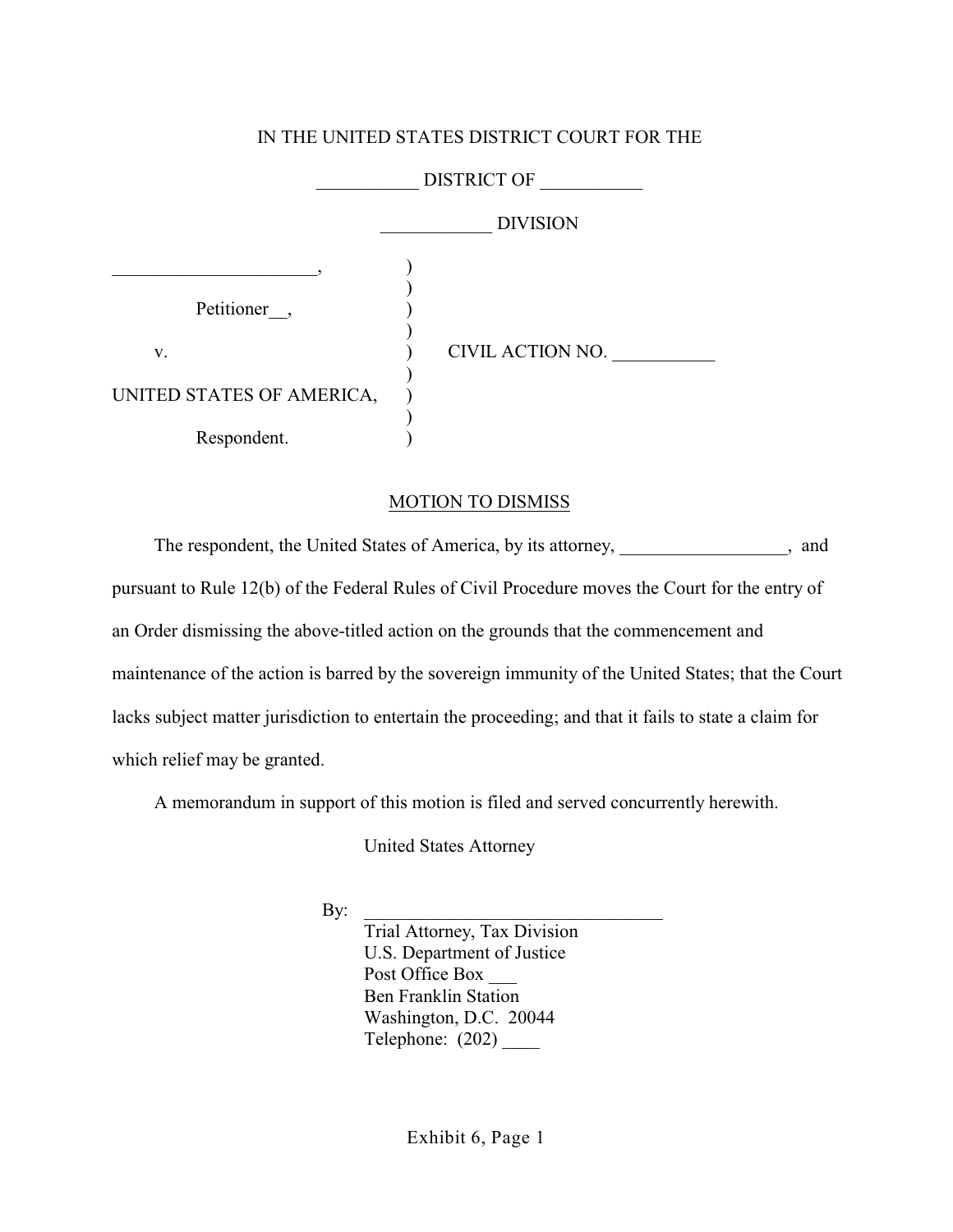IN THE UNITED STATES DISTRICT COURT FOR THE

___________ DISTRICT OF ___________

____________ DIVISION

| | | |
|---|---|---|
| ______________________, | ) | |
| | ) | |
| Petitioner__, | ) | |
| | ) | |
| v. | ) | CIVIL ACTION NO. ___________ |
| | ) | |
| UNITED STATES OF AMERICA, | ) | |
| | ) | |
| Respondent. | ) | |

MOTION TO DISMISS

The respondent, the United States of America, by its attorney, __________________, and pursuant to Rule 12(b) of the Federal Rules of Civil Procedure moves the Court for the entry of an Order dismissing the above-titled action on the grounds that the commencement and maintenance of the action is barred by the sovereign immunity of the United States; that the Court lacks subject matter jurisdiction to entertain the proceeding; and that it fails to state a claim for which relief may be granted.

A memorandum in support of this motion is filed and served concurrently herewith.

United States Attorney

By: ________________________________
Trial Attorney, Tax Division
U.S. Department of Justice
Post Office Box ___
Ben Franklin Station
Washington, D.C. 20044
Telephone: (202) ____

Exhibit 6, Page 1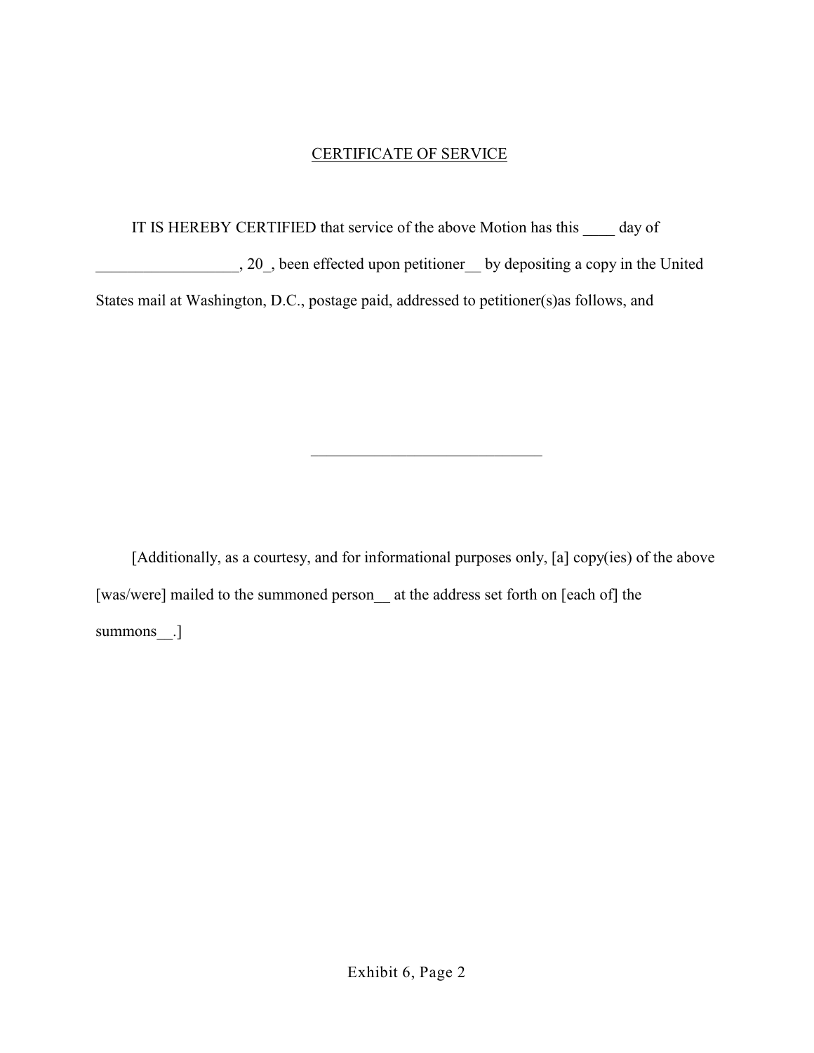<u>CERTIFICATE OF SERVICE</u>

IT IS HEREBY CERTIFIED that service of the above Motion has this ____ day of __________________, 20_, been effected upon petitioner__ by depositing a copy in the United States mail at Washington, D.C., postage paid, addressed to petitioner(s)as follows, and

_____________________________

[Additionally, as a courtesy, and for informational purposes only, [a] copy(ies) of the above [was/were] mailed to the summoned person__ at the address set forth on [each of] the summons__.]

Exhibit 6, Page 2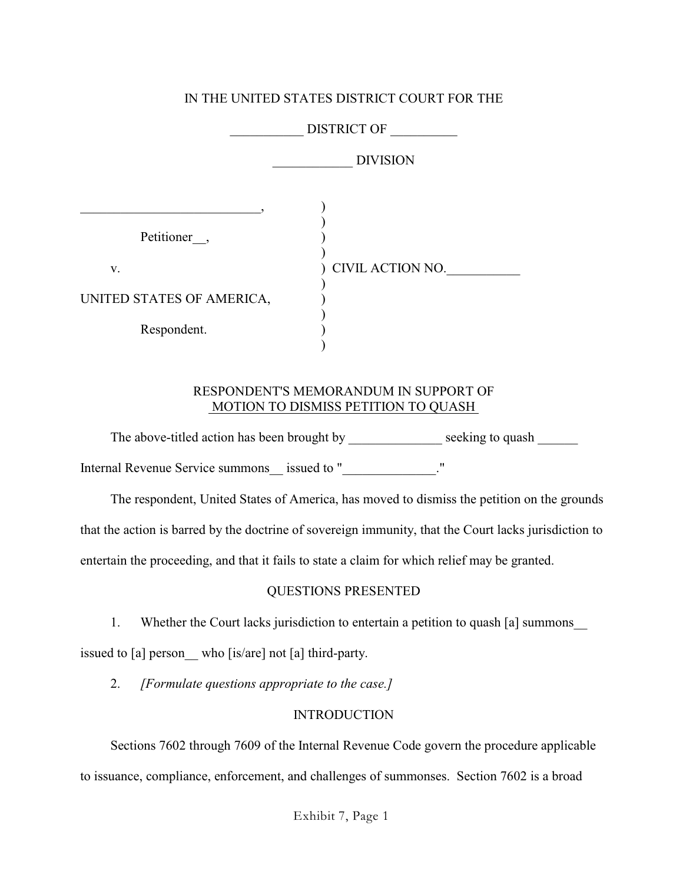IN THE UNITED STATES DISTRICT COURT FOR THE

___________ DISTRICT OF __________

____________ DIVISION

___________________________,
Petitioner__,

v.

UNITED STATES OF AMERICA,
Respondent.

CIVIL ACTION NO.___________

RESPONDENT'S MEMORANDUM IN SUPPORT OF
MOTION TO DISMISS PETITION TO QUASH

The above-titled action has been brought by ______________ seeking to quash ______ Internal Revenue Service summons__ issued to "______________."

The respondent, United States of America, has moved to dismiss the petition on the grounds that the action is barred by the doctrine of sovereign immunity, that the Court lacks jurisdiction to entertain the proceeding, and that it fails to state a claim for which relief may be granted.

QUESTIONS PRESENTED

1. Whether the Court lacks jurisdiction to entertain a petition to quash [a] summons__ issued to [a] person__ who [is/are] not [a] third-party.

2. *[Formulate questions appropriate to the case.]*

INTRODUCTION

Sections 7602 through 7609 of the Internal Revenue Code govern the procedure applicable to issuance, compliance, enforcement, and challenges of summonses. Section 7602 is a broad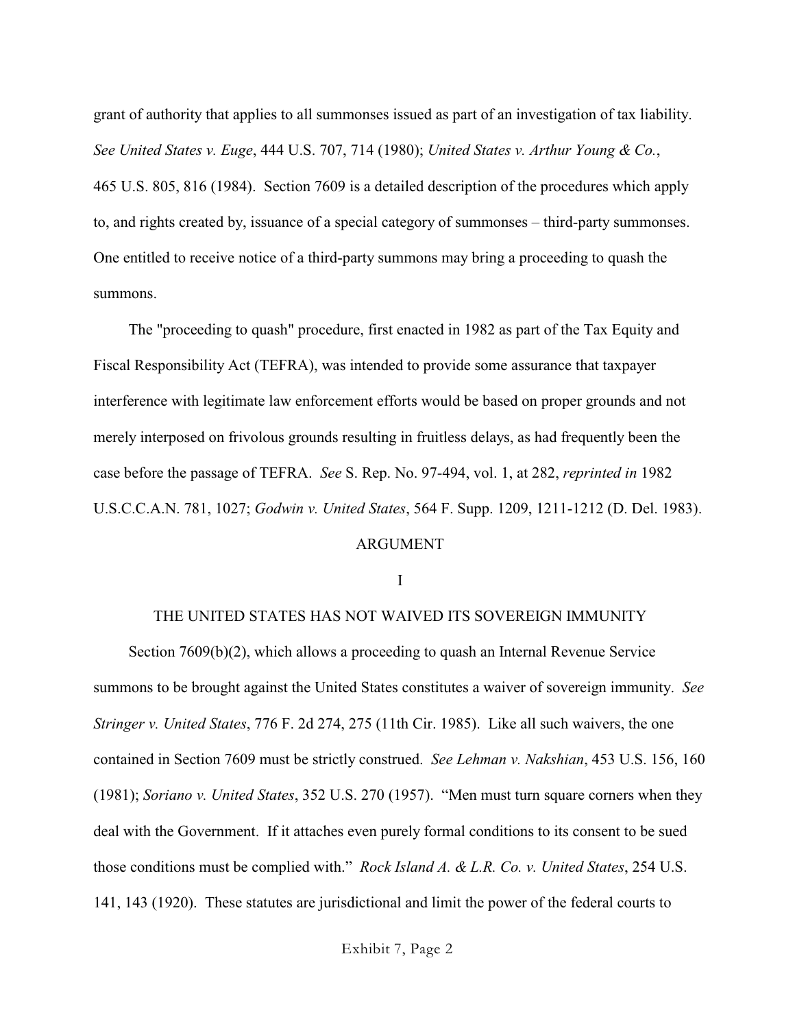grant of authority that applies to all summonses issued as part of an investigation of tax liability. *See United States v. Euge*, 444 U.S. 707, 714 (1980); *United States v. Arthur Young & Co.*, 465 U.S. 805, 816 (1984). Section 7609 is a detailed description of the procedures which apply to, and rights created by, issuance of a special category of summonses – third-party summonses. One entitled to receive notice of a third-party summons may bring a proceeding to quash the summons.

The "proceeding to quash" procedure, first enacted in 1982 as part of the Tax Equity and Fiscal Responsibility Act (TEFRA), was intended to provide some assurance that taxpayer interference with legitimate law enforcement efforts would be based on proper grounds and not merely interposed on frivolous grounds resulting in fruitless delays, as had frequently been the case before the passage of TEFRA. *See* S. Rep. No. 97-494, vol. 1, at 282, *reprinted in* 1982 U.S.C.C.A.N. 781, 1027; *Godwin v. United States*, 564 F. Supp. 1209, 1211-1212 (D. Del. 1983).

## ARGUMENT

### I

### THE UNITED STATES HAS NOT WAIVED ITS SOVEREIGN IMMUNITY

Section 7609(b)(2), which allows a proceeding to quash an Internal Revenue Service summons to be brought against the United States constitutes a waiver of sovereign immunity. *See Stringer v. United States*, 776 F. 2d 274, 275 (11th Cir. 1985). Like all such waivers, the one contained in Section 7609 must be strictly construed. *See Lehman v. Nakshian*, 453 U.S. 156, 160 (1981); *Soriano v. United States*, 352 U.S. 270 (1957). "Men must turn square corners when they deal with the Government. If it attaches even purely formal conditions to its consent to be sued those conditions must be complied with." *Rock Island A. & L.R. Co. v. United States*, 254 U.S. 141, 143 (1920). These statutes are jurisdictional and limit the power of the federal courts to

Exhibit 7, Page 2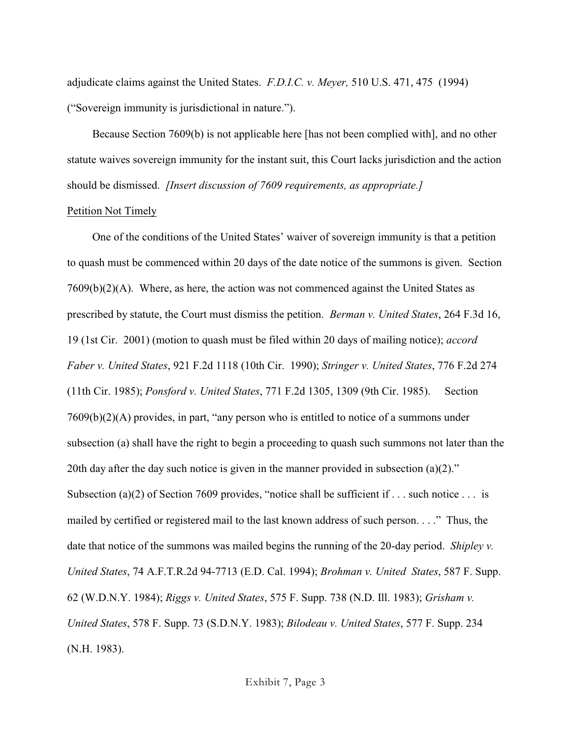adjudicate claims against the United States. *F.D.I.C. v. Meyer,* 510 U.S. 471, 475 (1994) ("Sovereign immunity is jurisdictional in nature.").

Because Section 7609(b) is not applicable here [has not been complied with], and no other statute waives sovereign immunity for the instant suit, this Court lacks jurisdiction and the action should be dismissed. *[Insert discussion of 7609 requirements, as appropriate.]*

<u>Petition Not Timely</u>

One of the conditions of the United States' waiver of sovereign immunity is that a petition to quash must be commenced within 20 days of the date notice of the summons is given. Section 7609(b)(2)(A). Where, as here, the action was not commenced against the United States as prescribed by statute, the Court must dismiss the petition. *Berman v. United States*, 264 F.3d 16, 19 (1st Cir. 2001) (motion to quash must be filed within 20 days of mailing notice); *accord Faber v. United States*, 921 F.2d 1118 (10th Cir. 1990); *Stringer v. United States*, 776 F.2d 274 (11th Cir. 1985); *Ponsford v. United States*, 771 F.2d 1305, 1309 (9th Cir. 1985). Section 7609(b)(2)(A) provides, in part, "any person who is entitled to notice of a summons under subsection (a) shall have the right to begin a proceeding to quash such summons not later than the 20th day after the day such notice is given in the manner provided in subsection (a)(2)." Subsection (a)(2) of Section 7609 provides, "notice shall be sufficient if . . . such notice . . . is mailed by certified or registered mail to the last known address of such person. . . ." Thus, the date that notice of the summons was mailed begins the running of the 20-day period. *Shipley v. United States*, 74 A.F.T.R.2d 94-7713 (E.D. Cal. 1994); *Brohman v. United States*, 587 F. Supp. 62 (W.D.N.Y. 1984); *Riggs v. United States*, 575 F. Supp. 738 (N.D. Ill. 1983); *Grisham v. United States*, 578 F. Supp. 73 (S.D.N.Y. 1983); *Bilodeau v. United States*, 577 F. Supp. 234 (N.H. 1983).

Exhibit 7, Page 3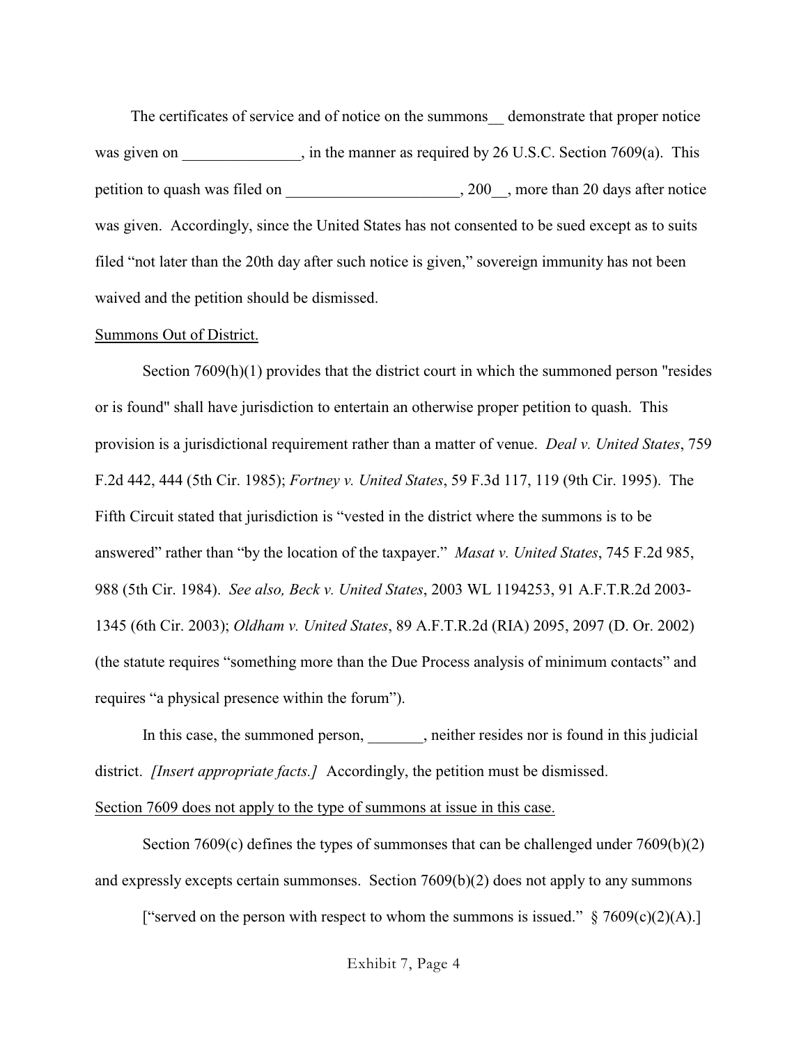The certificates of service and of notice on the summons__ demonstrate that proper notice was given on _______________, in the manner as required by 26 U.S.C. Section 7609(a). This petition to quash was filed on ______________________, 200__, more than 20 days after notice was given. Accordingly, since the United States has not consented to be sued except as to suits filed "not later than the 20th day after such notice is given," sovereign immunity has not been waived and the petition should be dismissed.

<u>Summons Out of District.</u>

Section 7609(h)(1) provides that the district court in which the summoned person "resides or is found" shall have jurisdiction to entertain an otherwise proper petition to quash. This provision is a jurisdictional requirement rather than a matter of venue. *Deal v. United States*, 759 F.2d 442, 444 (5th Cir. 1985); *Fortney v. United States*, 59 F.3d 117, 119 (9th Cir. 1995). The Fifth Circuit stated that jurisdiction is "vested in the district where the summons is to be answered" rather than "by the location of the taxpayer." *Masat v. United States*, 745 F.2d 985, 988 (5th Cir. 1984). *See also, Beck v. United States*, 2003 WL 1194253, 91 A.F.T.R.2d 2003-1345 (6th Cir. 2003); *Oldham v. United States*, 89 A.F.T.R.2d (RIA) 2095, 2097 (D. Or. 2002) (the statute requires "something more than the Due Process analysis of minimum contacts" and requires "a physical presence within the forum").

In this case, the summoned person, _______, neither resides nor is found in this judicial district. *[Insert appropriate facts.]* Accordingly, the petition must be dismissed.

<u>Section 7609 does not apply to the type of summons at issue in this case.</u>

Section 7609(c) defines the types of summonses that can be challenged under 7609(b)(2) and expressly excepts certain summonses. Section 7609(b)(2) does not apply to any summons

["served on the person with respect to whom the summons is issued." § 7609(c)(2)(A).]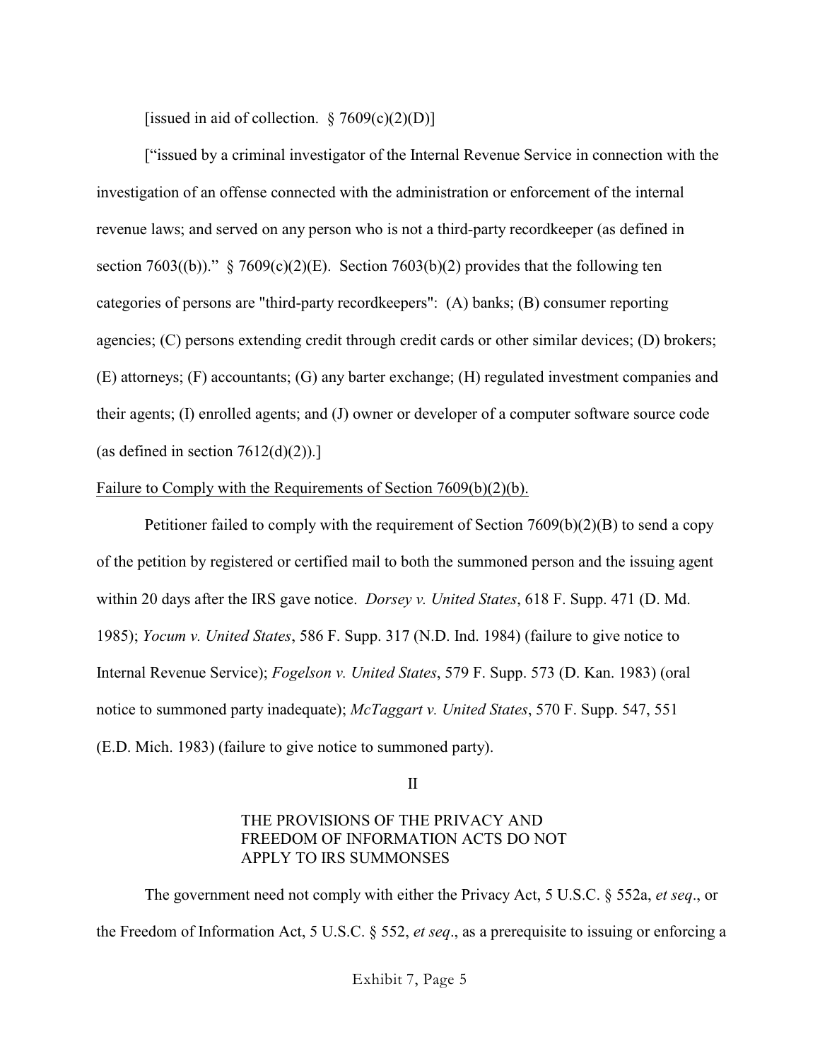[issued in aid of collection. § 7609(c)(2)(D)]

["issued by a criminal investigator of the Internal Revenue Service in connection with the investigation of an offense connected with the administration or enforcement of the internal revenue laws; and served on any person who is not a third-party recordkeeper (as defined in section 7603((b))." § 7609(c)(2)(E). Section 7603(b)(2) provides that the following ten categories of persons are "third-party recordkeepers": (A) banks; (B) consumer reporting agencies; (C) persons extending credit through credit cards or other similar devices; (D) brokers; (E) attorneys; (F) accountants; (G) any barter exchange; (H) regulated investment companies and their agents; (I) enrolled agents; and (J) owner or developer of a computer software source code (as defined in section 7612(d)(2)).]

Failure to Comply with the Requirements of Section 7609(b)(2)(b).

Petitioner failed to comply with the requirement of Section 7609(b)(2)(B) to send a copy of the petition by registered or certified mail to both the summoned person and the issuing agent within 20 days after the IRS gave notice. *Dorsey v. United States*, 618 F. Supp. 471 (D. Md. 1985); *Yocum v. United States*, 586 F. Supp. 317 (N.D. Ind. 1984) (failure to give notice to Internal Revenue Service); *Fogelson v. United States*, 579 F. Supp. 573 (D. Kan. 1983) (oral notice to summoned party inadequate); *McTaggart v. United States*, 570 F. Supp. 547, 551 (E.D. Mich. 1983) (failure to give notice to summoned party).

## II

## THE PROVISIONS OF THE PRIVACY AND FREEDOM OF INFORMATION ACTS DO NOT APPLY TO IRS SUMMONSES

The government need not comply with either the Privacy Act, 5 U.S.C. § 552a, *et seq*., or the Freedom of Information Act, 5 U.S.C. § 552, *et seq*., as a prerequisite to issuing or enforcing a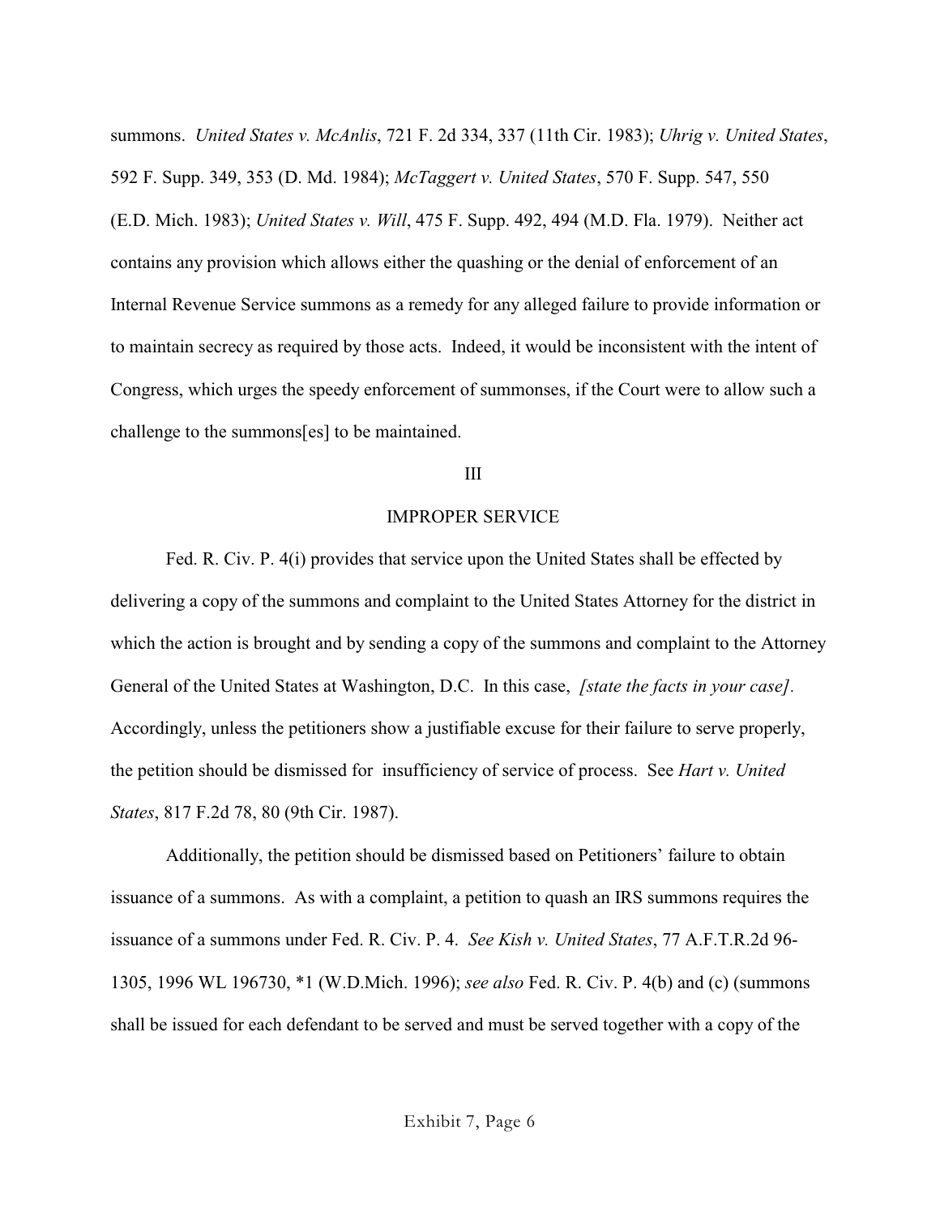summons. *United States v. McAnlis*, 721 F. 2d 334, 337 (11th Cir. 1983); *Uhrig v. United States*, 592 F. Supp. 349, 353 (D. Md. 1984); *McTaggert v. United States*, 570 F. Supp. 547, 550 (E.D. Mich. 1983); *United States v. Will*, 475 F. Supp. 492, 494 (M.D. Fla. 1979). Neither act contains any provision which allows either the quashing or the denial of enforcement of an Internal Revenue Service summons as a remedy for any alleged failure to provide information or to maintain secrecy as required by those acts. Indeed, it would be inconsistent with the intent of Congress, which urges the speedy enforcement of summonses, if the Court were to allow such a challenge to the summons[es] to be maintained.

## III

## IMPROPER SERVICE

Fed. R. Civ. P. 4(i) provides that service upon the United States shall be effected by delivering a copy of the summons and complaint to the United States Attorney for the district in which the action is brought and by sending a copy of the summons and complaint to the Attorney General of the United States at Washington, D.C. In this case, *[state the facts in your case]*. Accordingly, unless the petitioners show a justifiable excuse for their failure to serve properly, the petition should be dismissed for insufficiency of service of process. See *Hart v. United States*, 817 F.2d 78, 80 (9th Cir. 1987).

Additionally, the petition should be dismissed based on Petitioners' failure to obtain issuance of a summons. As with a complaint, a petition to quash an IRS summons requires the issuance of a summons under Fed. R. Civ. P. 4. *See Kish v. United States*, 77 A.F.T.R.2d 96-1305, 1996 WL 196730, *1 (W.D.Mich. 1996); *see also* Fed. R. Civ. P. 4(b) and (c) (summons shall be issued for each defendant to be served and must be served together with a copy of the

Exhibit 7, Page 6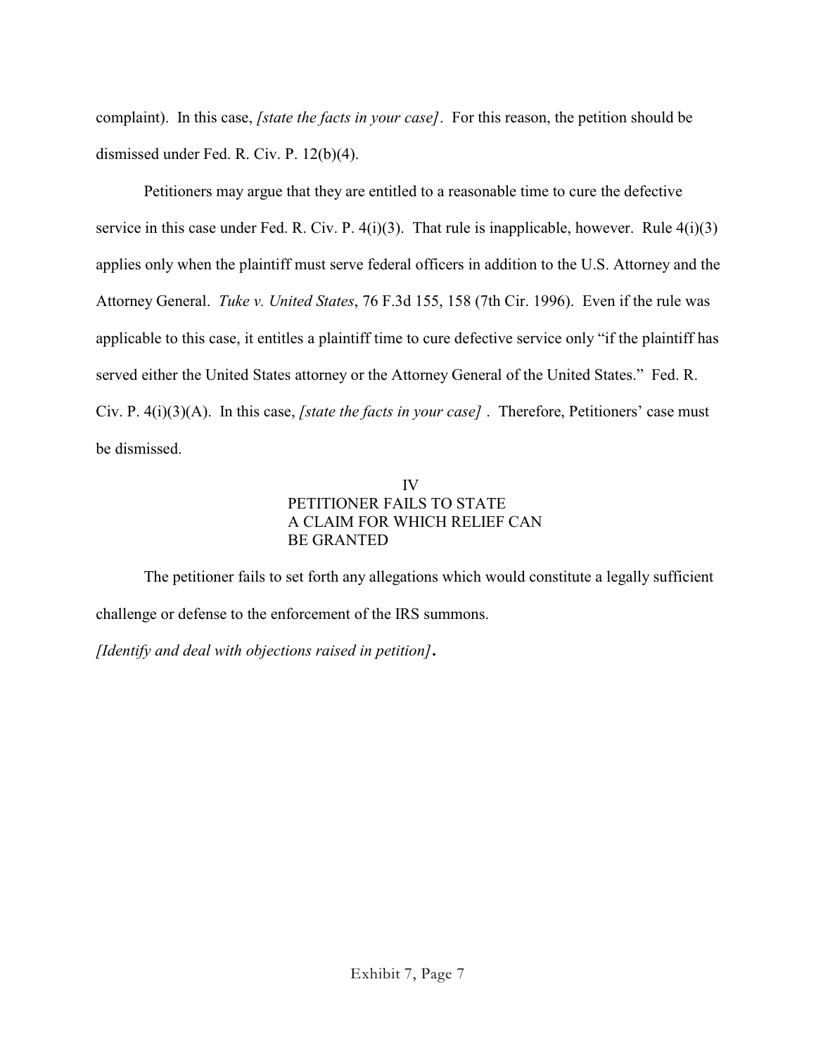complaint). In this case, *[state the facts in your case]*. For this reason, the petition should be dismissed under Fed. R. Civ. P. 12(b)(4).

Petitioners may argue that they are entitled to a reasonable time to cure the defective service in this case under Fed. R. Civ. P. 4(i)(3). That rule is inapplicable, however. Rule 4(i)(3) applies only when the plaintiff must serve federal officers in addition to the U.S. Attorney and the Attorney General. *Tuke v. United States*, 76 F.3d 155, 158 (7th Cir. 1996). Even if the rule was applicable to this case, it entitles a plaintiff time to cure defective service only "if the plaintiff has served either the United States attorney or the Attorney General of the United States." Fed. R. Civ. P. 4(i)(3)(A). In this case, *[state the facts in your case]* . Therefore, Petitioners' case must be dismissed.

## IV
## PETITIONER FAILS TO STATE A CLAIM FOR WHICH RELIEF CAN BE GRANTED

The petitioner fails to set forth any allegations which would constitute a legally sufficient challenge or defense to the enforcement of the IRS summons.

*[Identify and deal with objections raised in petition]*.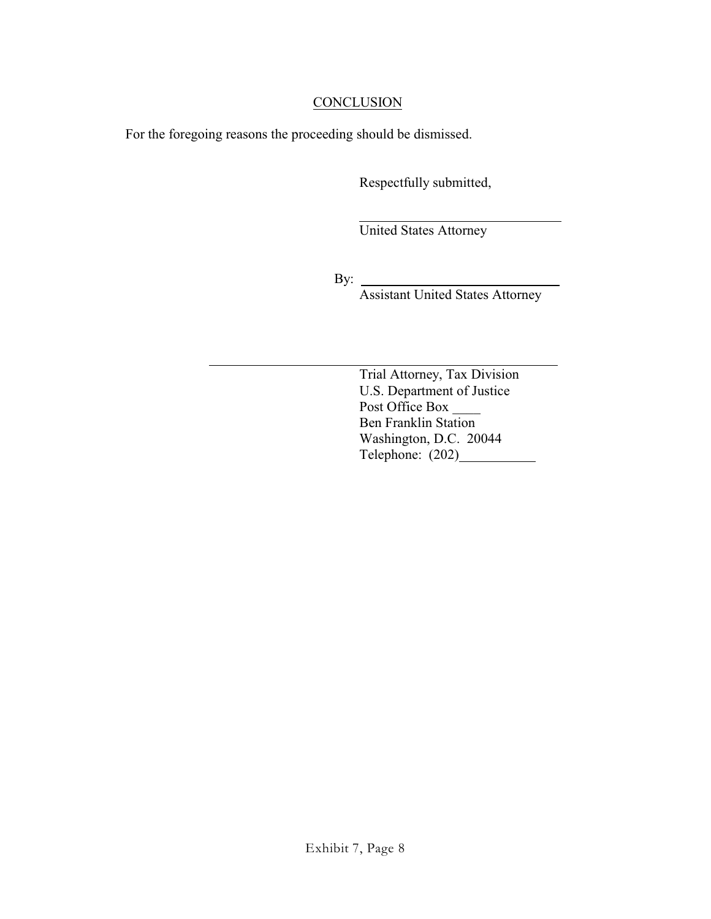<u>CONCLUSION</u>

For the foregoing reasons the proceeding should be dismissed.

Respectfully submitted,

\_\_\_\_\_\_\_\_\_\_\_\_\_\_\_\_\_\_\_\_\_\_\_\_\_\_\_\_\_\_
United States Attorney

By: \_\_\_\_\_\_\_\_\_\_\_\_\_\_\_\_\_\_\_\_\_\_\_\_\_\_\_\_\_\_
Assistant United States Attorney

\_\_\_\_\_\_\_\_\_\_\_\_\_\_\_\_\_\_\_\_\_\_\_\_\_\_\_\_\_\_\_\_\_\_\_\_\_\_\_\_\_\_\_\_\_\_
Trial Attorney, Tax Division
U.S. Department of Justice
Post Office Box \_\_\_\_
Ben Franklin Station
Washington, D.C. 20044
Telephone: (202)\_\_\_\_\_\_\_\_\_\_\_

Exhibit 7, Page 8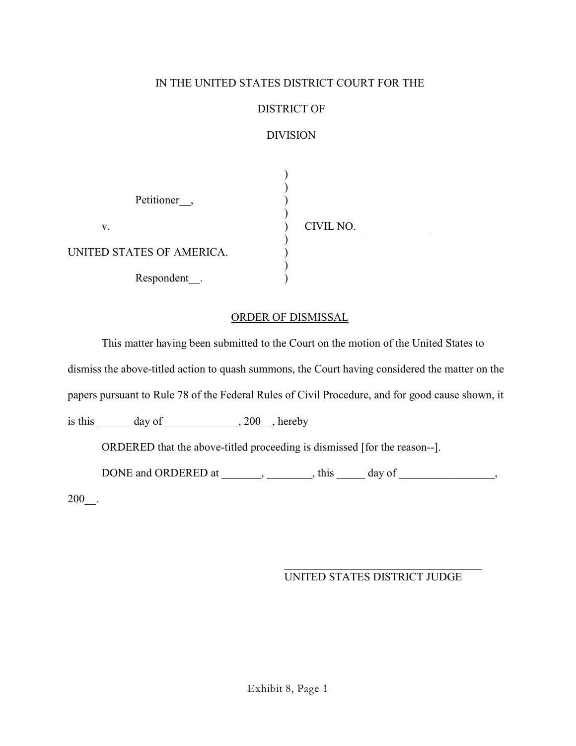IN THE UNITED STATES DISTRICT COURT FOR THE

DISTRICT OF

DIVISION

| | | |
|---|---|---|
| Petitioner__, | ) | |
| v. | ) | CIVIL NO. _____________ |
| UNITED STATES OF AMERICA. | ) | |
| Respondent__. | ) | |

ORDER OF DISMISSAL

This matter having been submitted to the Court on the motion of the United States to dismiss the above-titled action to quash summons, the Court having considered the matter on the papers pursuant to Rule 78 of the Federal Rules of Civil Procedure, and for good cause shown, it is this ______ day of _____________, 200__, hereby

ORDERED that the above-titled proceeding is dismissed [for the reason--].

DONE and ORDERED at _______, ________, this _____ day of _________________, 200__.

_____________________________________
UNITED STATES DISTRICT JUDGE

Exhibit 8, Page 1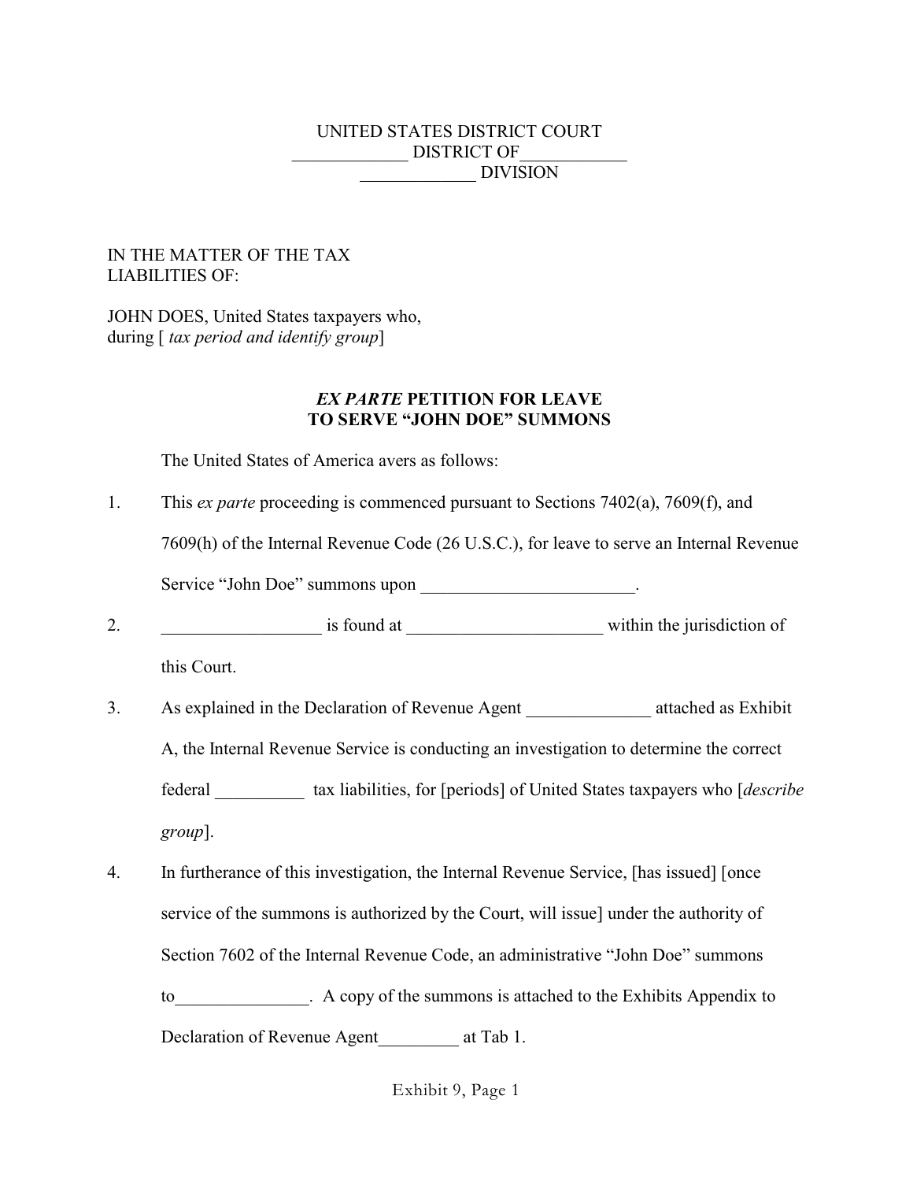UNITED STATES DISTRICT COURT
_____________ DISTRICT OF____________
_____________ DIVISION

IN THE MATTER OF THE TAX
LIABILITIES OF:

JOHN DOES, United States taxpayers who,
during [ *tax period and identify group*]

**_EX PARTE_ PETITION FOR LEAVE
TO SERVE "JOHN DOE" SUMMONS**

The United States of America avers as follows:

1. This *ex parte* proceeding is commenced pursuant to Sections 7402(a), 7609(f), and 7609(h) of the Internal Revenue Code (26 U.S.C.), for leave to serve an Internal Revenue Service "John Doe" summons upon ________________________.

2. __________________ is found at ______________________ within the jurisdiction of this Court.

3. As explained in the Declaration of Revenue Agent ______________ attached as Exhibit A, the Internal Revenue Service is conducting an investigation to determine the correct federal __________ tax liabilities, for [periods] of United States taxpayers who [*describe group*].

4. In furtherance of this investigation, the Internal Revenue Service, [has issued] [once service of the summons is authorized by the Court, will issue] under the authority of Section 7602 of the Internal Revenue Code, an administrative "John Doe" summons to_______________. A copy of the summons is attached to the Exhibits Appendix to Declaration of Revenue Agent_________ at Tab 1.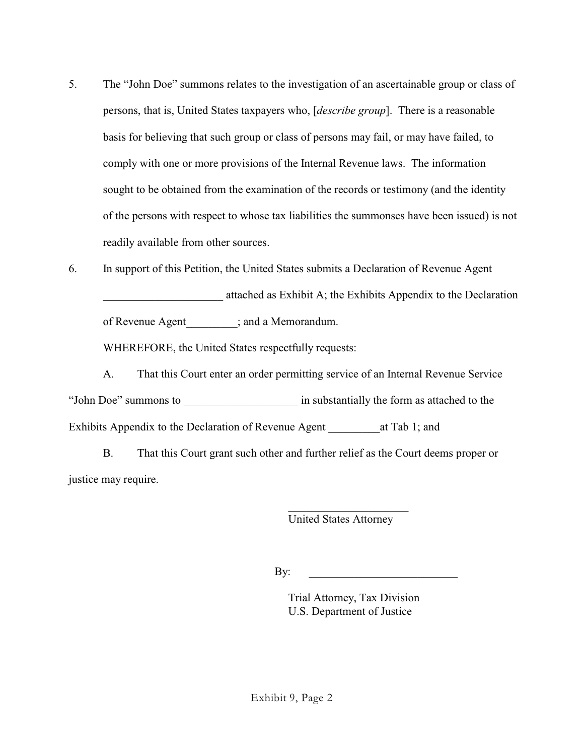5. The "John Doe" summons relates to the investigation of an ascertainable group or class of persons, that is, United States taxpayers who, [*describe group*]. There is a reasonable basis for believing that such group or class of persons may fail, or may have failed, to comply with one or more provisions of the Internal Revenue laws. The information sought to be obtained from the examination of the records or testimony (and the identity of the persons with respect to whose tax liabilities the summonses have been issued) is not readily available from other sources.

6. In support of this Petition, the United States submits a Declaration of Revenue Agent _____________________ attached as Exhibit A; the Exhibits Appendix to the Declaration of Revenue Agent_________; and a Memorandum.

WHEREFORE, the United States respectfully requests:

A. That this Court enter an order permitting service of an Internal Revenue Service "John Doe" summons to ____________________ in substantially the form as attached to the Exhibits Appendix to the Declaration of Revenue Agent _________at Tab 1; and

B. That this Court grant such other and further relief as the Court deems proper or justice may require.

_____________________
United States Attorney

By: __________________________

Trial Attorney, Tax Division
U.S. Department of Justice

Exhibit 9, Page 2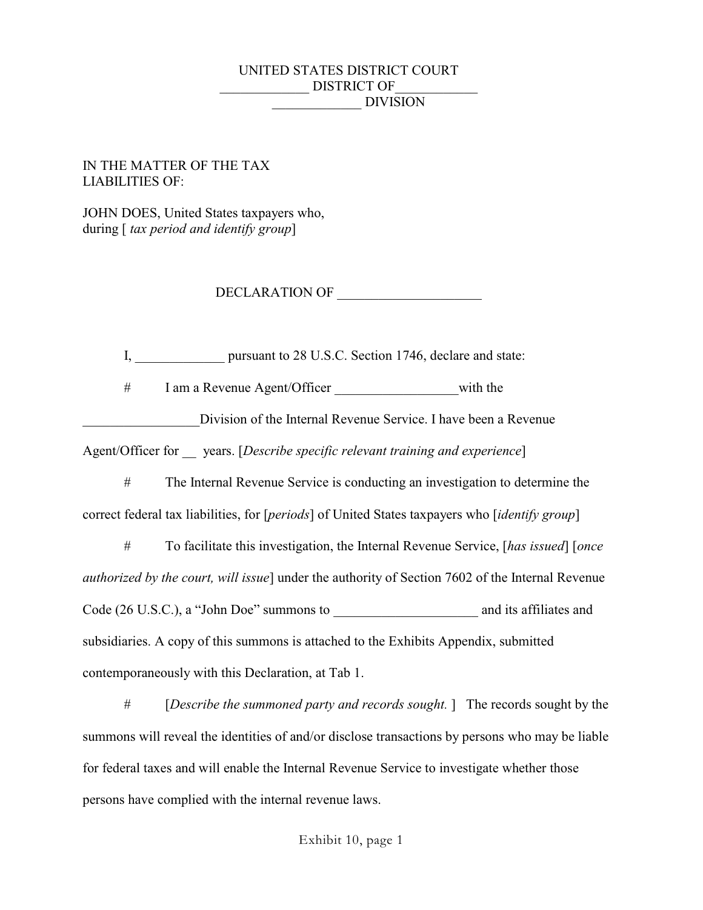UNITED STATES DISTRICT COURT
_____________ DISTRICT OF____________
_____________ DIVISION

IN THE MATTER OF THE TAX LIABILITIES OF:

JOHN DOES, United States taxpayers who, during [ *tax period and identify group*]

DECLARATION OF _____________________

I, _____________ pursuant to 28 U.S.C. Section 1746, declare and state:

# I am a Revenue Agent/Officer __________________with the _________________Division of the Internal Revenue Service. I have been a Revenue Agent/Officer for __ years. [*Describe specific relevant training and experience*]

# The Internal Revenue Service is conducting an investigation to determine the correct federal tax liabilities, for [*periods*] of United States taxpayers who [*identify group*]

# To facilitate this investigation, the Internal Revenue Service, [*has issued*] [*once authorized by the court, will issue*] under the authority of Section 7602 of the Internal Revenue Code (26 U.S.C.), a "John Doe" summons to _____________________ and its affiliates and subsidiaries. A copy of this summons is attached to the Exhibits Appendix, submitted contemporaneously with this Declaration, at Tab 1.

# [*Describe the summoned party and records sought.* ] The records sought by the summons will reveal the identities of and/or disclose transactions by persons who may be liable for federal taxes and will enable the Internal Revenue Service to investigate whether those persons have complied with the internal revenue laws.

Exhibit 10, page 1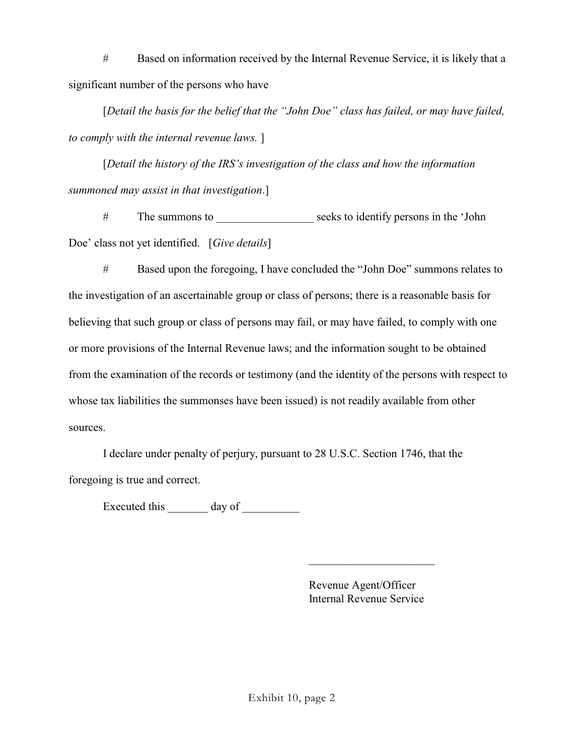# Based on information received by the Internal Revenue Service, it is likely that a significant number of the persons who have

[*Detail the basis for the belief that the "John Doe" class has failed, or may have failed, to comply with the internal revenue laws.* ]

[*Detail the history of the IRS's investigation of the class and how the information summoned may assist in that investigation*.]

# The summons to _________________ seeks to identify persons in the 'John Doe' class not yet identified. [*Give details*]

# Based upon the foregoing, I have concluded the "John Doe" summons relates to the investigation of an ascertainable group or class of persons; there is a reasonable basis for believing that such group or class of persons may fail, or may have failed, to comply with one or more provisions of the Internal Revenue laws; and the information sought to be obtained from the examination of the records or testimony (and the identity of the persons with respect to whose tax liabilities the summonses have been issued) is not readily available from other sources.

I declare under penalty of perjury, pursuant to 28 U.S.C. Section 1746, that the foregoing is true and correct.

Executed this _______ day of __________

______________________

Revenue Agent/Officer
Internal Revenue Service

Exhibit 10, page 2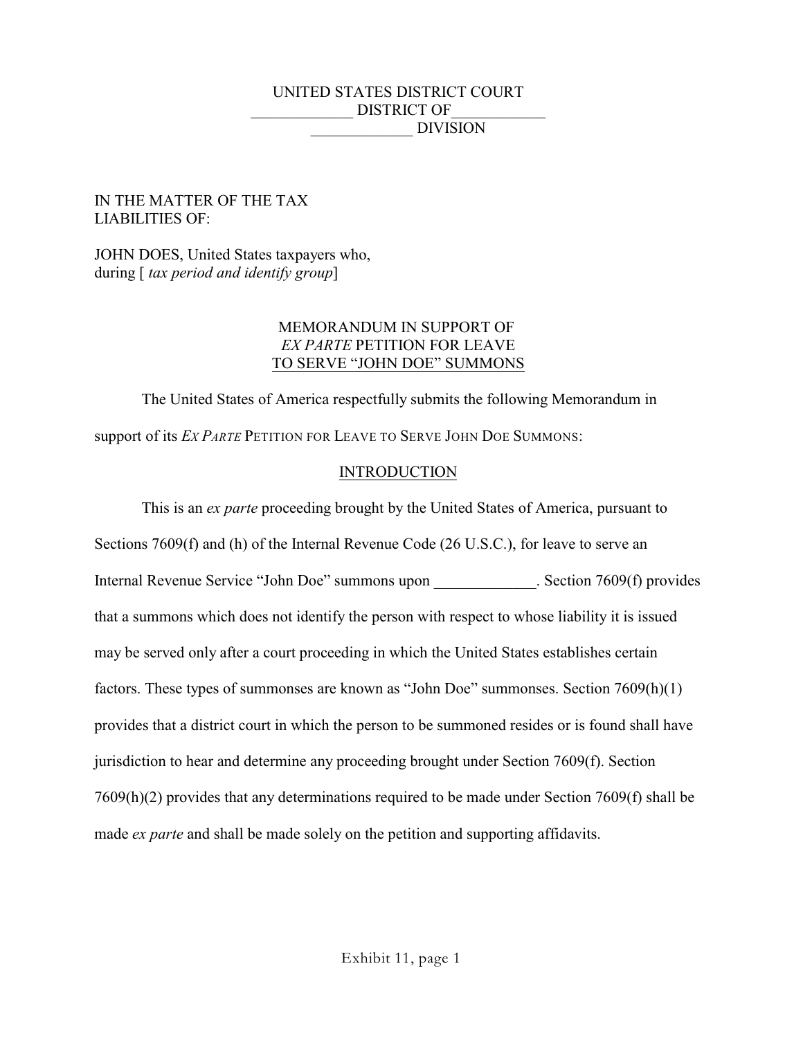UNITED STATES DISTRICT COURT
_____________ DISTRICT OF___________
_____________ DIVISION

IN THE MATTER OF THE TAX LIABILITIES OF:

JOHN DOES, United States taxpayers who, during [ *tax period and identify group*]

MEMORANDUM IN SUPPORT OF
*EX PARTE* PETITION FOR LEAVE
TO SERVE "JOHN DOE" SUMMONS

The United States of America respectfully submits the following Memorandum in support of its *EX PARTE* PETITION FOR LEAVE TO SERVE JOHN DOE SUMMONS:

## INTRODUCTION

This is an *ex parte* proceeding brought by the United States of America, pursuant to Sections 7609(f) and (h) of the Internal Revenue Code (26 U.S.C.), for leave to serve an Internal Revenue Service "John Doe" summons upon _____________. Section 7609(f) provides that a summons which does not identify the person with respect to whose liability it is issued may be served only after a court proceeding in which the United States establishes certain factors. These types of summonses are known as "John Doe" summonses. Section 7609(h)(1) provides that a district court in which the person to be summoned resides or is found shall have jurisdiction to hear and determine any proceeding brought under Section 7609(f). Section 7609(h)(2) provides that any determinations required to be made under Section 7609(f) shall be made *ex parte* and shall be made solely on the petition and supporting affidavits.

Exhibit 11, page 1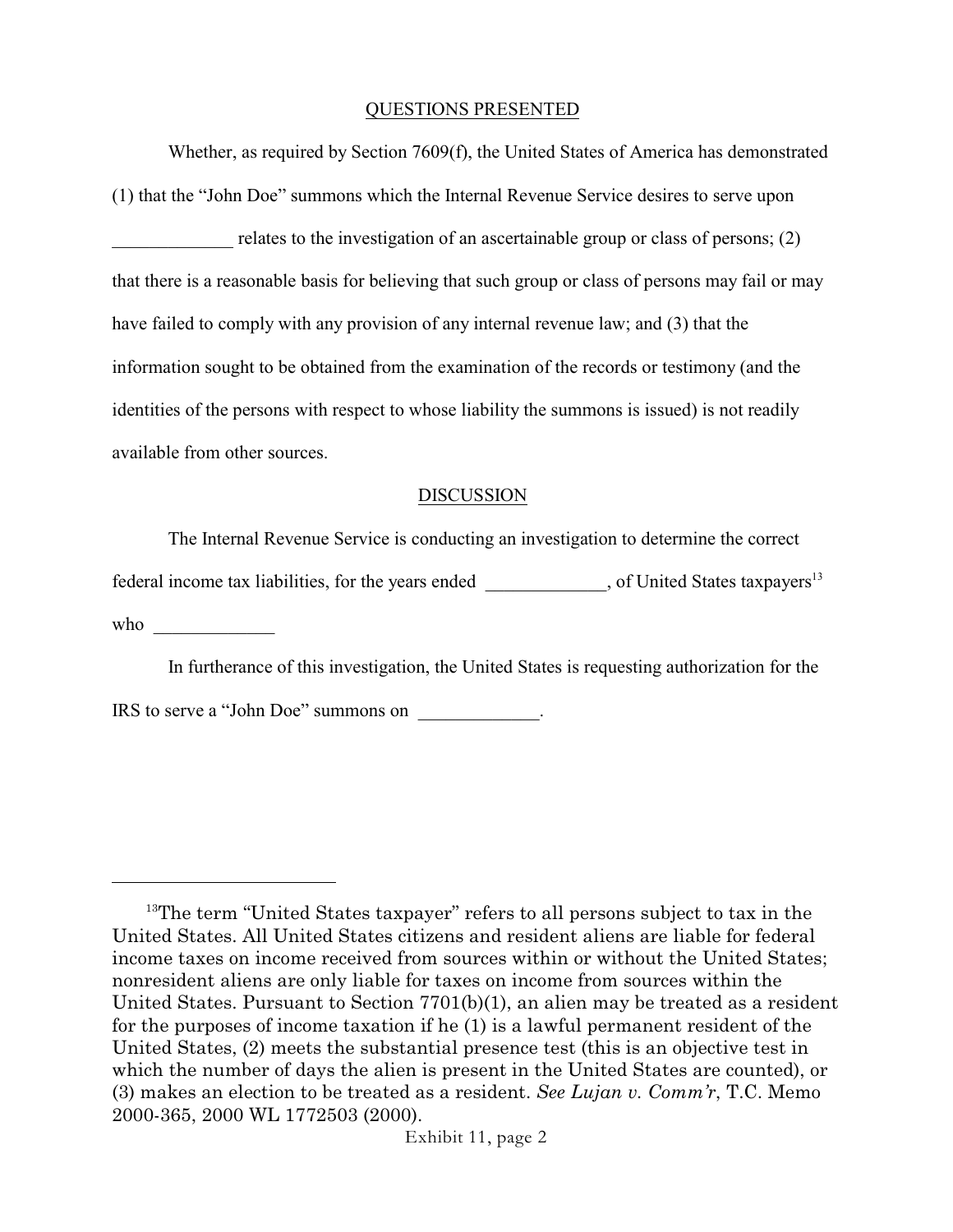## QUESTIONS PRESENTED

Whether, as required by Section 7609(f), the United States of America has demonstrated (1) that the "John Doe" summons which the Internal Revenue Service desires to serve upon _____________ relates to the investigation of an ascertainable group or class of persons; (2) that there is a reasonable basis for believing that such group or class of persons may fail or may have failed to comply with any provision of any internal revenue law; and (3) that the information sought to be obtained from the examination of the records or testimony (and the identities of the persons with respect to whose liability the summons is issued) is not readily available from other sources.

## DISCUSSION

The Internal Revenue Service is conducting an investigation to determine the correct federal income tax liabilities, for the years ended _____________, of United States taxpayers[13] who _____________

In furtherance of this investigation, the United States is requesting authorization for the IRS to serve a "John Doe" summons on _____________.

---

[13] The term "United States taxpayer" refers to all persons subject to tax in the United States. All United States citizens and resident aliens are liable for federal income taxes on income received from sources within or without the United States; nonresident aliens are only liable for taxes on income from sources within the United States. Pursuant to Section 7701(b)(1), an alien may be treated as a resident for the purposes of income taxation if he (1) is a lawful permanent resident of the United States, (2) meets the substantial presence test (this is an objective test in which the number of days the alien is present in the United States are counted), or (3) makes an election to be treated as a resident. *See Lujan v. Comm'r*, T.C. Memo 2000-365, 2000 WL 1772503 (2000).

Exhibit 11, page 2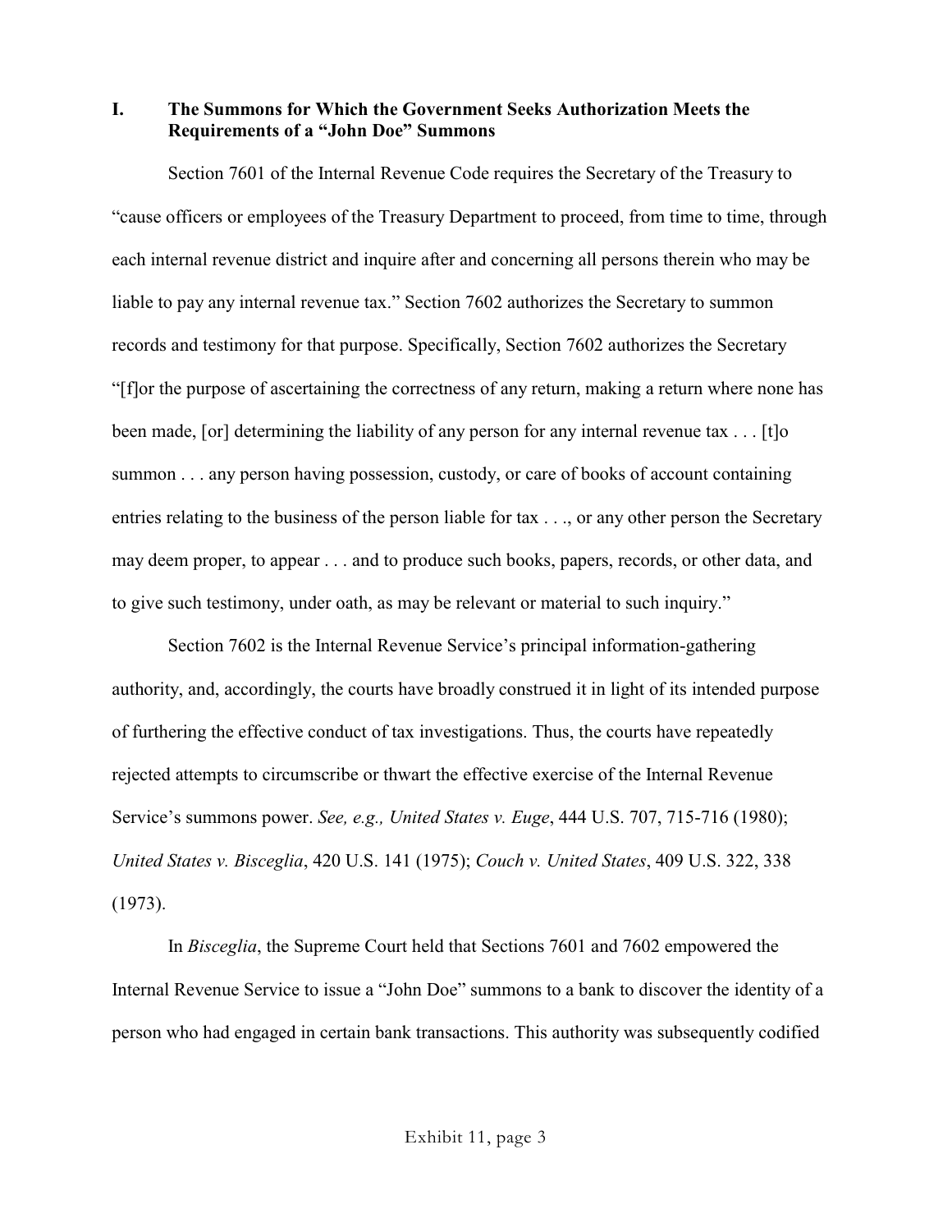## I. The Summons for Which the Government Seeks Authorization Meets the Requirements of a "John Doe" Summons

Section 7601 of the Internal Revenue Code requires the Secretary of the Treasury to "cause officers or employees of the Treasury Department to proceed, from time to time, through each internal revenue district and inquire after and concerning all persons therein who may be liable to pay any internal revenue tax." Section 7602 authorizes the Secretary to summon records and testimony for that purpose. Specifically, Section 7602 authorizes the Secretary "[f]or the purpose of ascertaining the correctness of any return, making a return where none has been made, [or] determining the liability of any person for any internal revenue tax . . . [t]o summon . . . any person having possession, custody, or care of books of account containing entries relating to the business of the person liable for tax . . ., or any other person the Secretary may deem proper, to appear . . . and to produce such books, papers, records, or other data, and to give such testimony, under oath, as may be relevant or material to such inquiry."

Section 7602 is the Internal Revenue Service's principal information-gathering authority, and, accordingly, the courts have broadly construed it in light of its intended purpose of furthering the effective conduct of tax investigations. Thus, the courts have repeatedly rejected attempts to circumscribe or thwart the effective exercise of the Internal Revenue Service's summons power. *See, e.g., United States v. Euge*, 444 U.S. 707, 715-716 (1980); *United States v. Bisceglia*, 420 U.S. 141 (1975); *Couch v. United States*, 409 U.S. 322, 338 (1973).

In *Bisceglia*, the Supreme Court held that Sections 7601 and 7602 empowered the Internal Revenue Service to issue a "John Doe" summons to a bank to discover the identity of a person who had engaged in certain bank transactions. This authority was subsequently codified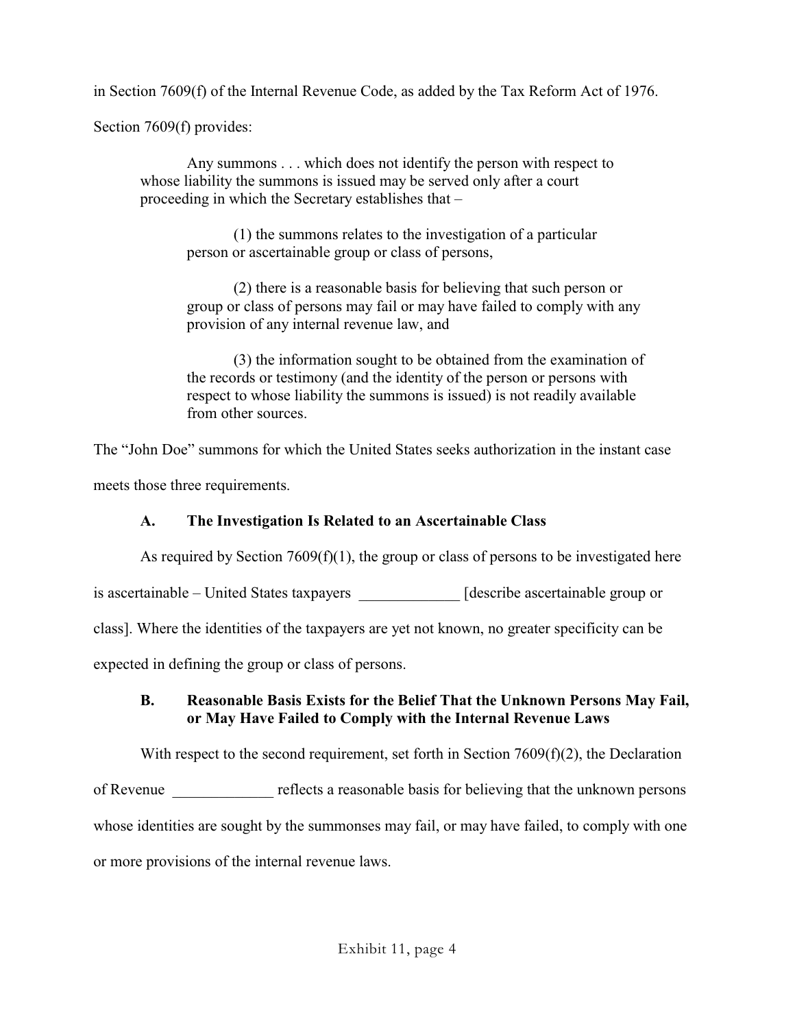in Section 7609(f) of the Internal Revenue Code, as added by the Tax Reform Act of 1976.

Section 7609(f) provides:

> Any summons . . . which does not identify the person with respect to whose liability the summons is issued may be served only after a court proceeding in which the Secretary establishes that –
>
> (1) the summons relates to the investigation of a particular person or ascertainable group or class of persons,
>
> (2) there is a reasonable basis for believing that such person or group or class of persons may fail or may have failed to comply with any provision of any internal revenue law, and
>
> (3) the information sought to be obtained from the examination of the records or testimony (and the identity of the person or persons with respect to whose liability the summons is issued) is not readily available from other sources.

The "John Doe" summons for which the United States seeks authorization in the instant case meets those three requirements.

### A. The Investigation Is Related to an Ascertainable Class

As required by Section 7609(f)(1), the group or class of persons to be investigated here is ascertainable – United States taxpayers _____________ [describe ascertainable group or class]. Where the identities of the taxpayers are yet not known, no greater specificity can be expected in defining the group or class of persons.

### B. Reasonable Basis Exists for the Belief That the Unknown Persons May Fail, or May Have Failed to Comply with the Internal Revenue Laws

With respect to the second requirement, set forth in Section 7609(f)(2), the Declaration of Revenue _____________ reflects a reasonable basis for believing that the unknown persons whose identities are sought by the summonses may fail, or may have failed, to comply with one or more provisions of the internal revenue laws.

Exhibit 11, page 4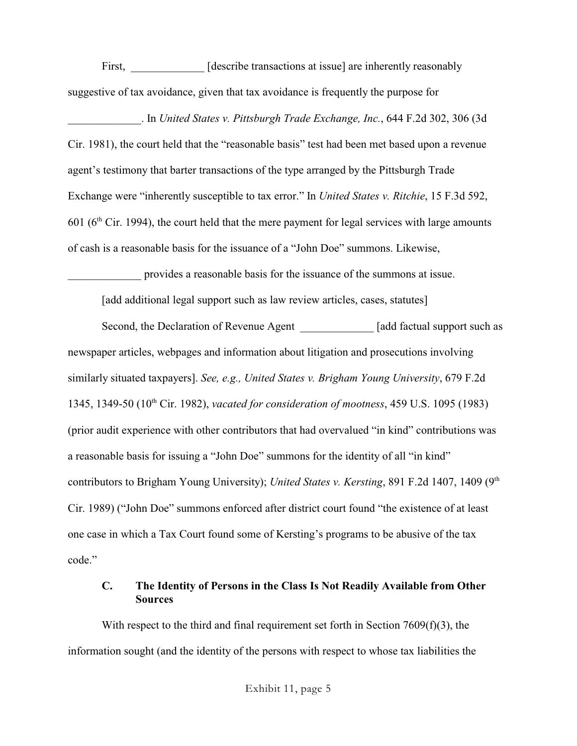First, _____________ [describe transactions at issue] are inherently reasonably suggestive of tax avoidance, given that tax avoidance is frequently the purpose for _____________. In *United States v. Pittsburgh Trade Exchange, Inc.*, 644 F.2d 302, 306 (3d Cir. 1981), the court held that the "reasonable basis" test had been met based upon a revenue agent's testimony that barter transactions of the type arranged by the Pittsburgh Trade Exchange were "inherently susceptible to tax error." In *United States v. Ritchie*, 15 F.3d 592, 601 (6th Cir. 1994), the court held that the mere payment for legal services with large amounts of cash is a reasonable basis for the issuance of a "John Doe" summons. Likewise, _____________ provides a reasonable basis for the issuance of the summons at issue.

[add additional legal support such as law review articles, cases, statutes]

Second, the Declaration of Revenue Agent _____________ [add factual support such as newspaper articles, webpages and information about litigation and prosecutions involving similarly situated taxpayers]. *See, e.g., United States v. Brigham Young University*, 679 F.2d 1345, 1349-50 (10th Cir. 1982), *vacated for consideration of mootness*, 459 U.S. 1095 (1983) (prior audit experience with other contributors that had overvalued "in kind" contributions was a reasonable basis for issuing a "John Doe" summons for the identity of all "in kind" contributors to Brigham Young University); *United States v. Kersting*, 891 F.2d 1407, 1409 (9th Cir. 1989) ("John Doe" summons enforced after district court found "the existence of at least one case in which a Tax Court found some of Kersting's programs to be abusive of the tax code."

### C. The Identity of Persons in the Class Is Not Readily Available from Other Sources

With respect to the third and final requirement set forth in Section 7609(f)(3), the information sought (and the identity of the persons with respect to whose tax liabilities the

Exhibit 11, page 5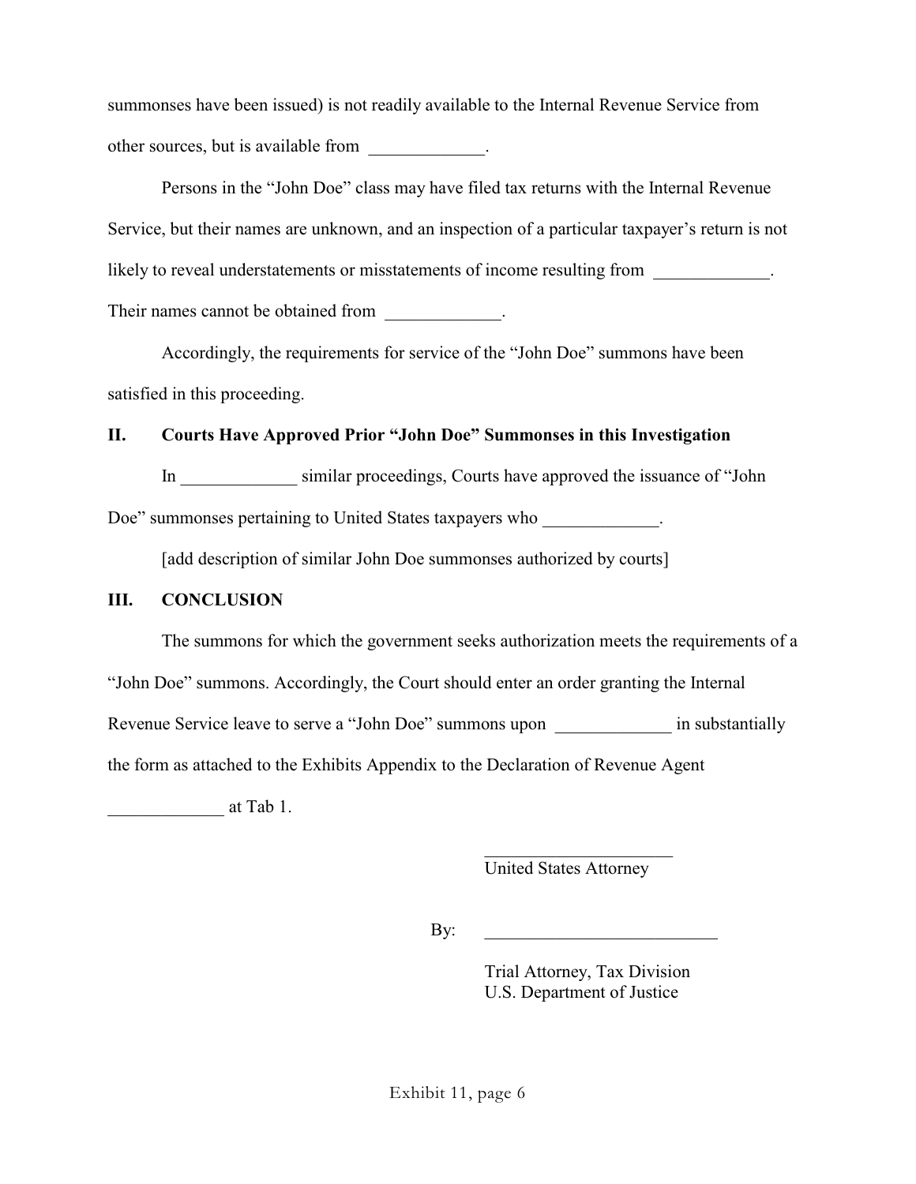summonses have been issued) is not readily available to the Internal Revenue Service from other sources, but is available from _____________.

Persons in the "John Doe" class may have filed tax returns with the Internal Revenue Service, but their names are unknown, and an inspection of a particular taxpayer's return is not likely to reveal understatements or misstatements of income resulting from _____________. Their names cannot be obtained from _____________.

Accordingly, the requirements for service of the "John Doe" summons have been satisfied in this proceeding.

## II. Courts Have Approved Prior "John Doe" Summonses in this Investigation

In _____________ similar proceedings, Courts have approved the issuance of "John Doe" summonses pertaining to United States taxpayers who _____________.

[add description of similar John Doe summonses authorized by courts]

## III. CONCLUSION

The summons for which the government seeks authorization meets the requirements of a "John Doe" summons. Accordingly, the Court should enter an order granting the Internal Revenue Service leave to serve a "John Doe" summons upon _____________ in substantially the form as attached to the Exhibits Appendix to the Declaration of Revenue Agent _____________ at Tab 1.

______________________
United States Attorney

By: __________________________

Trial Attorney, Tax Division
U.S. Department of Justice

Exhibit 11, page 6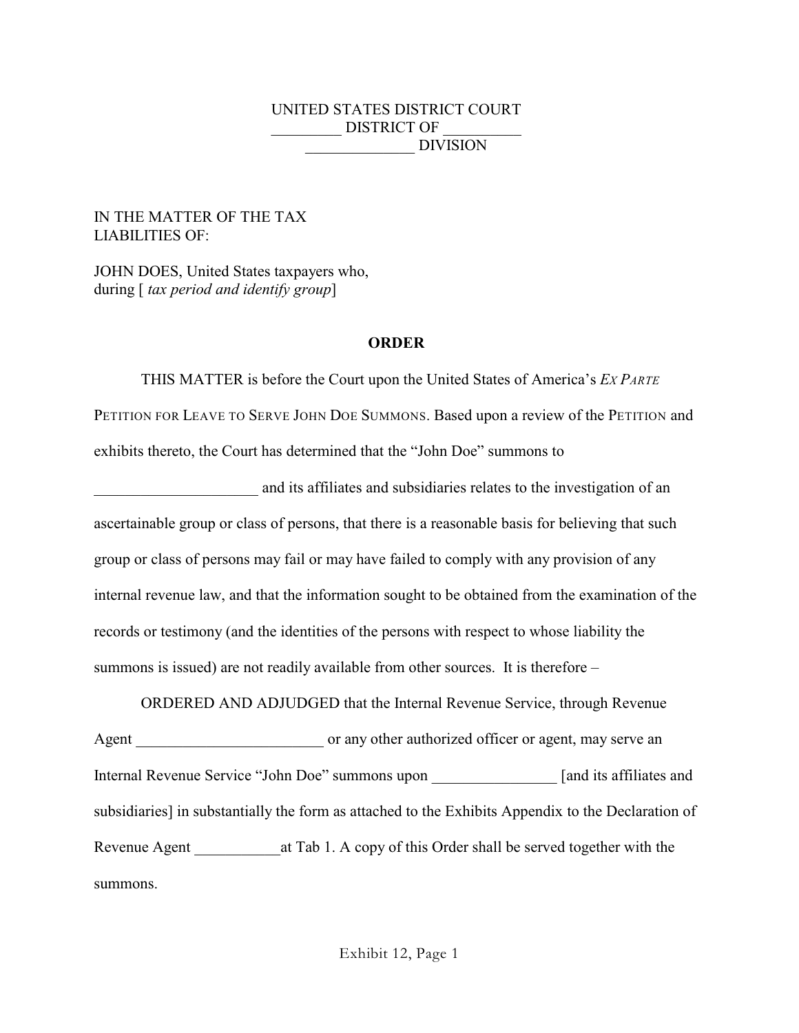UNITED STATES DISTRICT COURT
_________ DISTRICT OF __________
______________ DIVISION

IN THE MATTER OF THE TAX LIABILITIES OF:

JOHN DOES, United States taxpayers who, during [ *tax period and identify group*]

**ORDER**

THIS MATTER is before the Court upon the United States of America's *EX PARTE* PETITION FOR LEAVE TO SERVE JOHN DOE SUMMONS. Based upon a review of the PETITION and exhibits thereto, the Court has determined that the "John Doe" summons to _____________________ and its affiliates and subsidiaries relates to the investigation of an ascertainable group or class of persons, that there is a reasonable basis for believing that such group or class of persons may fail or may have failed to comply with any provision of any internal revenue law, and that the information sought to be obtained from the examination of the records or testimony (and the identities of the persons with respect to whose liability the summons is issued) are not readily available from other sources. It is therefore –

ORDERED AND ADJUDGED that the Internal Revenue Service, through Revenue Agent ________________________ or any other authorized officer or agent, may serve an Internal Revenue Service "John Doe" summons upon ________________ [and its affiliates and subsidiaries] in substantially the form as attached to the Exhibits Appendix to the Declaration of Revenue Agent ___________at Tab 1. A copy of this Order shall be served together with the summons.

Exhibit 12, Page 1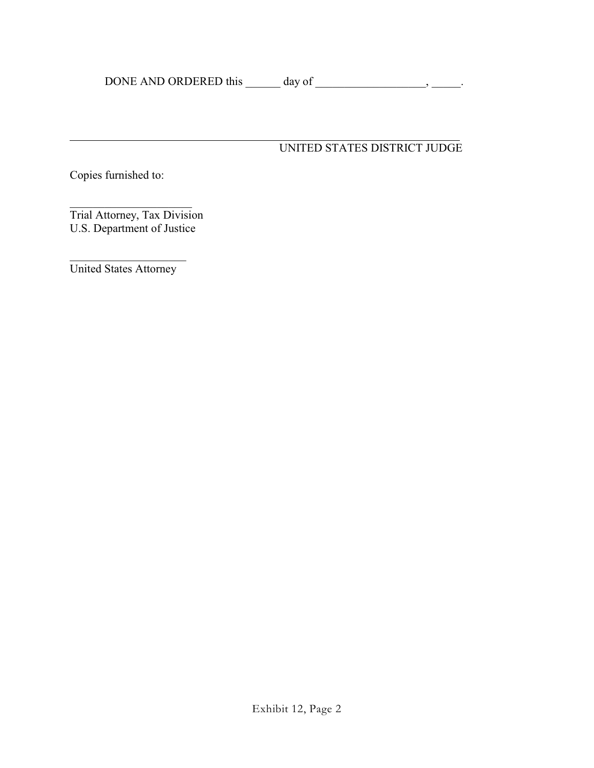DONE AND ORDERED this ______ day of ___________________, _____.

_______________________________________________________________
UNITED STATES DISTRICT JUDGE

Copies furnished to:

______________________
Trial Attorney, Tax Division
U.S. Department of Justice

_____________________
United States Attorney

Exhibit 12, Page 2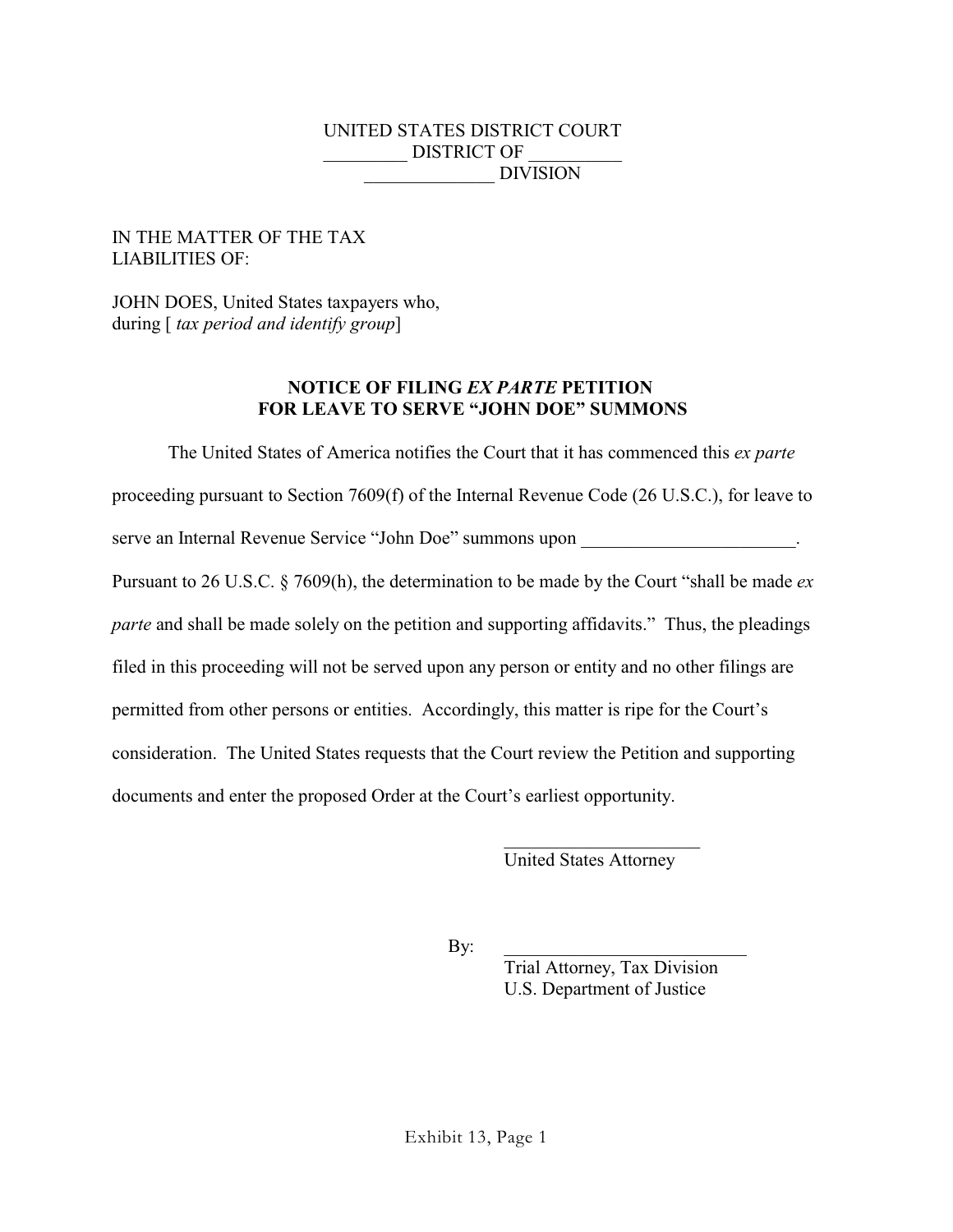UNITED STATES DISTRICT COURT
_________ DISTRICT OF __________
______________ DIVISION

IN THE MATTER OF THE TAX
LIABILITIES OF:

JOHN DOES, United States taxpayers who,
during [ *tax period and identify group*]

**NOTICE OF FILING *EX PARTE* PETITION
FOR LEAVE TO SERVE "JOHN DOE" SUMMONS**

The United States of America notifies the Court that it has commenced this *ex parte* proceeding pursuant to Section 7609(f) of the Internal Revenue Code (26 U.S.C.), for leave to serve an Internal Revenue Service "John Doe" summons upon _______________________. Pursuant to 26 U.S.C. § 7609(h), the determination to be made by the Court "shall be made *ex parte* and shall be made solely on the petition and supporting affidavits." Thus, the pleadings filed in this proceeding will not be served upon any person or entity and no other filings are permitted from other persons or entities. Accordingly, this matter is ripe for the Court's consideration. The United States requests that the Court review the Petition and supporting documents and enter the proposed Order at the Court's earliest opportunity.

_____________________
United States Attorney

By: __________________________
Trial Attorney, Tax Division
U.S. Department of Justice

Exhibit 13, Page 1